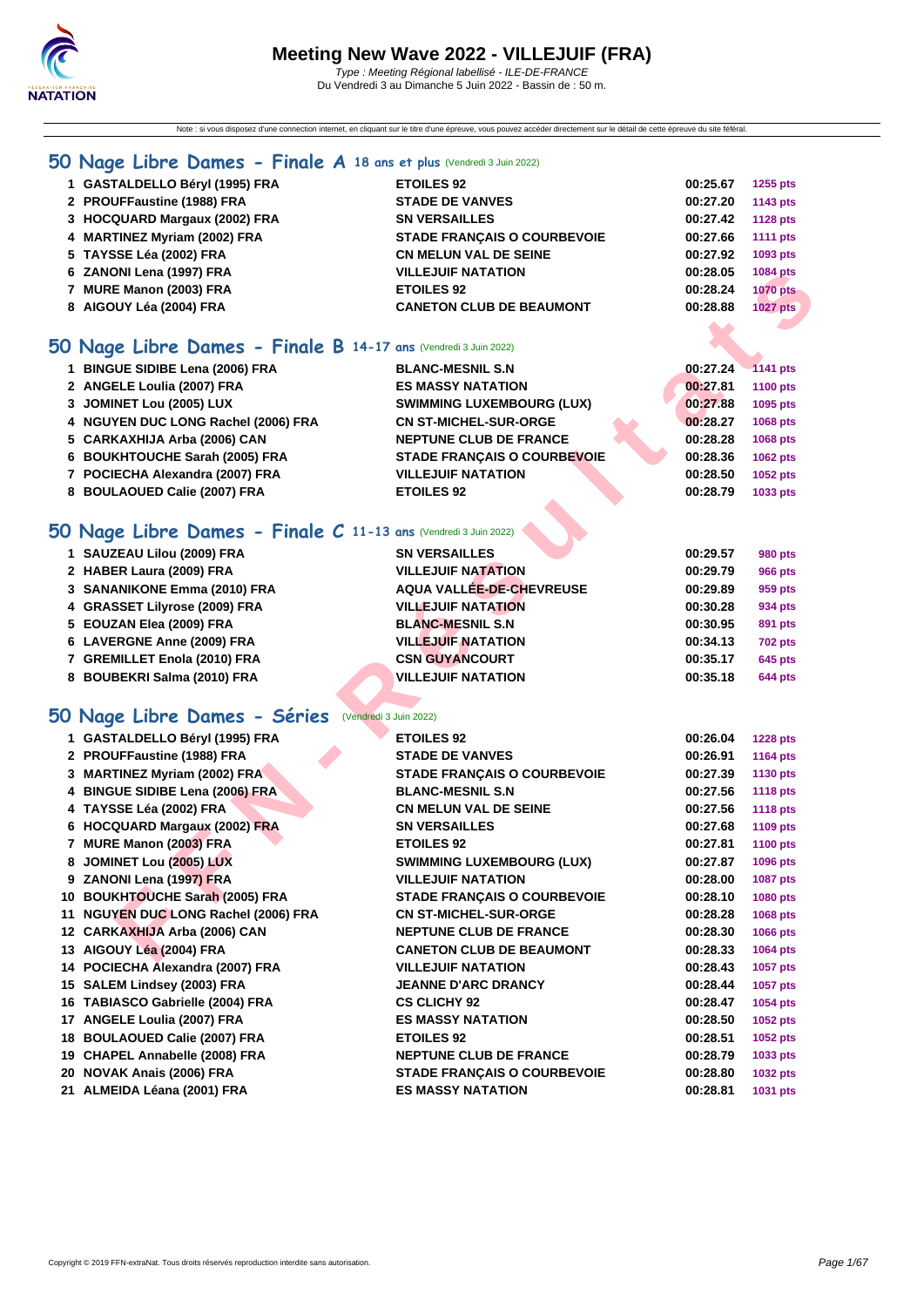# Meeting New Wave 2022 - VILLEJUIF (FRA)

*Type : Meeting Régional labellisé - ILE-DE-FRANCE*
Du Vendredi 3 au Dimanche 5 Juin 2022 - Bassin de : 50 m.

Note : si vous disposez d'une connection internet, en cliquant sur le titre d'une épreuve, vous pouvez accéder directement sur le détail de cette épreuve du site féféral.

## 50 Nage Libre Dames - Finale A 18 ans et plus (Vendredi 3 Juin 2022)

| | | | | |
|---|---|---|---|---|
| 1 | GASTALDELLO Béryl (1995) FRA | ETOILES 92 | 00:25.67 | 1255 pts |
| 2 | PROUFFaustine (1988) FRA | STADE DE VANVES | 00:27.20 | 1143 pts |
| 3 | HOCQUARD Margaux (2002) FRA | SN VERSAILLES | 00:27.42 | 1128 pts |
| 4 | MARTINEZ Myriam (2002) FRA | STADE FRANÇAIS O COURBEVOIE | 00:27.66 | 1111 pts |
| 5 | TAYSSE Léa (2002) FRA | CN MELUN VAL DE SEINE | 00:27.92 | 1093 pts |
| 6 | ZANONI Lena (1997) FRA | VILLEJUIF NATATION | 00:28.05 | 1084 pts |
| 7 | MURE Manon (2003) FRA | ETOILES 92 | 00:28.24 | 1070 pts |
| 8 | AIGOUY Léa (2004) FRA | CANETON CLUB DE BEAUMONT | 00:28.88 | 1027 pts |

## 50 Nage Libre Dames - Finale B 14-17 ans (Vendredi 3 Juin 2022)

| | | | | |
|---|---|---|---|---|
| 1 | BINGUE SIDIBE Lena (2006) FRA | BLANC-MESNIL S.N | 00:27.24 | 1141 pts |
| 2 | ANGELE Loulia (2007) FRA | ES MASSY NATATION | 00:27.81 | 1100 pts |
| 3 | JOMINET Lou (2005) LUX | SWIMMING LUXEMBOURG (LUX) | 00:27.88 | 1095 pts |
| 4 | NGUYEN DUC LONG Rachel (2006) FRA | CN ST-MICHEL-SUR-ORGE | 00:28.27 | 1068 pts |
| 5 | CARKAXHIJA Arba (2006) CAN | NEPTUNE CLUB DE FRANCE | 00:28.28 | 1068 pts |
| 6 | BOUKHTOUCHE Sarah (2005) FRA | STADE FRANÇAIS O COURBEVOIE | 00:28.36 | 1062 pts |
| 7 | POCIECHA Alexandra (2007) FRA | VILLEJUIF NATATION | 00:28.50 | 1052 pts |
| 8 | BOULAOUED Calie (2007) FRA | ETOILES 92 | 00:28.79 | 1033 pts |

## 50 Nage Libre Dames - Finale C 11-13 ans (Vendredi 3 Juin 2022)

| | | | | |
|---|---|---|---|---|
| 1 | SAUZEAU Lilou (2009) FRA | SN VERSAILLES | 00:29.57 | 980 pts |
| 2 | HABER Laura (2009) FRA | VILLEJUIF NATATION | 00:29.79 | 966 pts |
| 3 | SANANIKONE Emma (2010) FRA | AQUA VALLÉE-DE-CHEVREUSE | 00:29.89 | 959 pts |
| 4 | GRASSET Lilyrose (2009) FRA | VILLEJUIF NATATION | 00:30.28 | 934 pts |
| 5 | EOUZAN Elea (2009) FRA | BLANC-MESNIL S.N | 00:30.95 | 891 pts |
| 6 | LAVERGNE Anne (2009) FRA | VILLEJUIF NATATION | 00:34.13 | 702 pts |
| 7 | GREMILLET Enola (2010) FRA | CSN GUYANCOURT | 00:35.17 | 645 pts |
| 8 | BOUBEKRI Salma (2010) FRA | VILLEJUIF NATATION | 00:35.18 | 644 pts |

## 50 Nage Libre Dames - Séries (Vendredi 3 Juin 2022)

| | | | | |
|---|---|---|---|---|
| 1 | GASTALDELLO Béryl (1995) FRA | ETOILES 92 | 00:26.04 | 1228 pts |
| 2 | PROUFFaustine (1988) FRA | STADE DE VANVES | 00:26.91 | 1164 pts |
| 3 | MARTINEZ Myriam (2002) FRA | STADE FRANÇAIS O COURBEVOIE | 00:27.39 | 1130 pts |
| 4 | BINGUE SIDIBE Lena (2006) FRA | BLANC-MESNIL S.N | 00:27.56 | 1118 pts |
| 4 | TAYSSE Léa (2002) FRA | CN MELUN VAL DE SEINE | 00:27.56 | 1118 pts |
| 6 | HOCQUARD Margaux (2002) FRA | SN VERSAILLES | 00:27.68 | 1109 pts |
| 7 | MURE Manon (2003) FRA | ETOILES 92 | 00:27.81 | 1100 pts |
| 8 | JOMINET Lou (2005) LUX | SWIMMING LUXEMBOURG (LUX) | 00:27.87 | 1096 pts |
| 9 | ZANONI Lena (1997) FRA | VILLEJUIF NATATION | 00:28.00 | 1087 pts |
| 10 | BOUKHTOUCHE Sarah (2005) FRA | STADE FRANÇAIS O COURBEVOIE | 00:28.10 | 1080 pts |
| 11 | NGUYEN DUC LONG Rachel (2006) FRA | CN ST-MICHEL-SUR-ORGE | 00:28.28 | 1068 pts |
| 12 | CARKAXHIJA Arba (2006) CAN | NEPTUNE CLUB DE FRANCE | 00:28.30 | 1066 pts |
| 13 | AIGOUY Léa (2004) FRA | CANETON CLUB DE BEAUMONT | 00:28.33 | 1064 pts |
| 14 | POCIECHA Alexandra (2007) FRA | VILLEJUIF NATATION | 00:28.43 | 1057 pts |
| 15 | SALEM Lindsey (2003) FRA | JEANNE D'ARC DRANCY | 00:28.44 | 1057 pts |
| 16 | TABIASCO Gabrielle (2004) FRA | CS CLICHY 92 | 00:28.47 | 1054 pts |
| 17 | ANGELE Loulia (2007) FRA | ES MASSY NATATION | 00:28.50 | 1052 pts |
| 18 | BOULAOUED Calie (2007) FRA | ETOILES 92 | 00:28.51 | 1052 pts |
| 19 | CHAPEL Annabelle (2008) FRA | NEPTUNE CLUB DE FRANCE | 00:28.79 | 1033 pts |
| 20 | NOVAK Anais (2006) FRA | STADE FRANÇAIS O COURBEVOIE | 00:28.80 | 1032 pts |
| 21 | ALMEIDA Léana (2001) FRA | ES MASSY NATATION | 00:28.81 | 1031 pts |

Copyright © 2019 FFN-extraNat. Tous droits réservés reproduction interdite sans autorisation.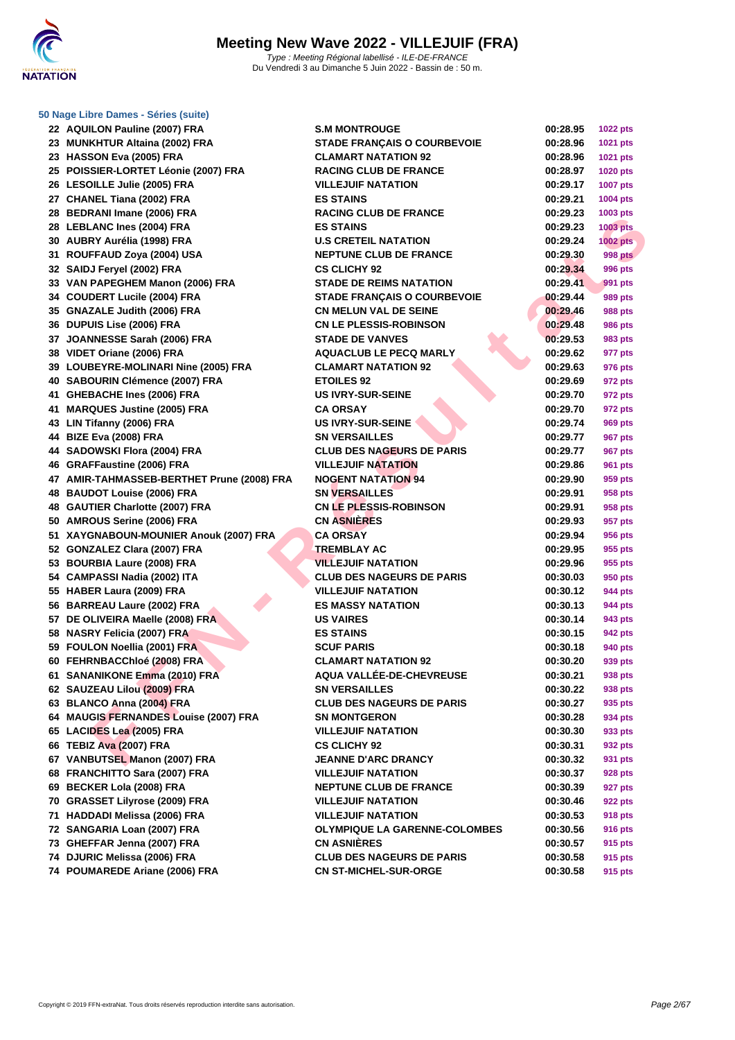# Meeting New Wave 2022 - VILLEJUIF (FRA)

*Type : Meeting Régional labellisé - ILE-DE-FRANCE*
Du Vendredi 3 au Dimanche 5 Juin 2022 - Bassin de : 50 m.

### 50 Nage Libre Dames - Séries (suite)

| Rang | Nom | Club | Temps | Points |
|---|---|---|---|---|
| 22 | AQUILON Pauline (2007) FRA | S.M MONTROUGE | 00:28.95 | 1022 pts |
| 23 | MUNKHTUR Altaina (2002) FRA | STADE FRANÇAIS O COURBEVOIE | 00:28.96 | 1021 pts |
| 23 | HASSON Eva (2005) FRA | CLAMART NATATION 92 | 00:28.96 | 1021 pts |
| 25 | POISSIER-LORTET Léonie (2007) FRA | RACING CLUB DE FRANCE | 00:28.97 | 1020 pts |
| 26 | LESOILLE Julie (2005) FRA | VILLEJUIF NATATION | 00:29.17 | 1007 pts |
| 27 | CHANEL Tiana (2002) FRA | ES STAINS | 00:29.21 | 1004 pts |
| 28 | BEDRANI Imane (2006) FRA | RACING CLUB DE FRANCE | 00:29.23 | 1003 pts |
| 28 | LEBLANC Ines (2004) FRA | ES STAINS | 00:29.23 | 1003 pts |
| 30 | AUBRY Aurélia (1998) FRA | U.S CRETEIL NATATION | 00:29.24 | 1002 pts |
| 31 | ROUFFAUD Zoya (2004) USA | NEPTUNE CLUB DE FRANCE | 00:29.30 | 998 pts |
| 32 | SAIDJ Feryel (2002) FRA | CS CLICHY 92 | 00:29.34 | 996 pts |
| 33 | VAN PAPEGHEM Manon (2006) FRA | STADE DE REIMS NATATION | 00:29.41 | 991 pts |
| 34 | COUDERT Lucile (2004) FRA | STADE FRANÇAIS O COURBEVOIE | 00:29.44 | 989 pts |
| 35 | GNAZALE Judith (2006) FRA | CN MELUN VAL DE SEINE | 00:29.46 | 988 pts |
| 36 | DUPUIS Lise (2006) FRA | CN LE PLESSIS-ROBINSON | 00:29.48 | 986 pts |
| 37 | JOANNESSE Sarah (2006) FRA | STADE DE VANVES | 00:29.53 | 983 pts |
| 38 | VIDET Oriane (2006) FRA | AQUACLUB LE PECQ MARLY | 00:29.62 | 977 pts |
| 39 | LOUBEYRE-MOLINARI Nine (2005) FRA | CLAMART NATATION 92 | 00:29.63 | 976 pts |
| 40 | SABOURIN Clémence (2007) FRA | ETOILES 92 | 00:29.69 | 972 pts |
| 41 | GHEBACHE Ines (2006) FRA | US IVRY-SUR-SEINE | 00:29.70 | 972 pts |
| 41 | MARQUES Justine (2005) FRA | CA ORSAY | 00:29.70 | 972 pts |
| 43 | LIN Tifanny (2006) FRA | US IVRY-SUR-SEINE | 00:29.74 | 969 pts |
| 44 | BIZE Eva (2008) FRA | SN VERSAILLES | 00:29.77 | 967 pts |
| 44 | SADOWSKI Flora (2004) FRA | CLUB DES NAGEURS DE PARIS | 00:29.77 | 967 pts |
| 46 | GRAFFaustine (2006) FRA | VILLEJUIF NATATION | 00:29.86 | 961 pts |
| 47 | AMIR-TAHMASSEB-BERTHET Prune (2008) FRA | NOGENT NATATION 94 | 00:29.90 | 959 pts |
| 48 | BAUDOT Louise (2006) FRA | SN VERSAILLES | 00:29.91 | 958 pts |
| 48 | GAUTIER Charlotte (2007) FRA | CN LE PLESSIS-ROBINSON | 00:29.91 | 958 pts |
| 50 | AMROUS Serine (2006) FRA | CN ASNIÈRES | 00:29.93 | 957 pts |
| 51 | XAYGNABOUN-MOUNIER Anouk (2007) FRA | CA ORSAY | 00:29.94 | 956 pts |
| 52 | GONZALEZ Clara (2007) FRA | TREMBLAY AC | 00:29.95 | 955 pts |
| 53 | BOURBIA Laure (2008) FRA | VILLEJUIF NATATION | 00:29.96 | 955 pts |
| 54 | CAMPASSI Nadia (2002) ITA | CLUB DES NAGEURS DE PARIS | 00:30.03 | 950 pts |
| 55 | HABER Laura (2009) FRA | VILLEJUIF NATATION | 00:30.12 | 944 pts |
| 56 | BARREAU Laure (2002) FRA | ES MASSY NATATION | 00:30.13 | 944 pts |
| 57 | DE OLIVEIRA Maelle (2008) FRA | US VAIRES | 00:30.14 | 943 pts |
| 58 | NASRY Felicia (2007) FRA | ES STAINS | 00:30.15 | 942 pts |
| 59 | FOULON Noellia (2001) FRA | SCUF PARIS | 00:30.18 | 940 pts |
| 60 | FEHRNBACChloé (2008) FRA | CLAMART NATATION 92 | 00:30.20 | 939 pts |
| 61 | SANANIKONE Emma (2010) FRA | AQUA VALLÉE-DE-CHEVREUSE | 00:30.21 | 938 pts |
| 62 | SAUZEAU Lilou (2009) FRA | SN VERSAILLES | 00:30.22 | 938 pts |
| 63 | BLANCO Anna (2004) FRA | CLUB DES NAGEURS DE PARIS | 00:30.27 | 935 pts |
| 64 | MAUGIS FERNANDES Louise (2007) FRA | SN MONTGERON | 00:30.28 | 934 pts |
| 65 | LACIDES Lea (2005) FRA | VILLEJUIF NATATION | 00:30.30 | 933 pts |
| 66 | TEBIZ Ava (2007) FRA | CS CLICHY 92 | 00:30.31 | 932 pts |
| 67 | VANBUTSEL Manon (2007) FRA | JEANNE D'ARC DRANCY | 00:30.32 | 931 pts |
| 68 | FRANCHITTO Sara (2007) FRA | VILLEJUIF NATATION | 00:30.37 | 928 pts |
| 69 | BECKER Lola (2008) FRA | NEPTUNE CLUB DE FRANCE | 00:30.39 | 927 pts |
| 70 | GRASSET Lilyrose (2009) FRA | VILLEJUIF NATATION | 00:30.46 | 922 pts |
| 71 | HADDADI Melissa (2006) FRA | VILLEJUIF NATATION | 00:30.53 | 918 pts |
| 72 | SANGARIA Loan (2007) FRA | OLYMPIQUE LA GARENNE-COLOMBES | 00:30.56 | 916 pts |
| 73 | GHEFFAR Jenna (2007) FRA | CN ASNIÈRES | 00:30.57 | 915 pts |
| 74 | DJURIC Melissa (2006) FRA | CLUB DES NAGEURS DE PARIS | 00:30.58 | 915 pts |
| 74 | POUMAREDE Ariane (2006) FRA | CN ST-MICHEL-SUR-ORGE | 00:30.58 | 915 pts |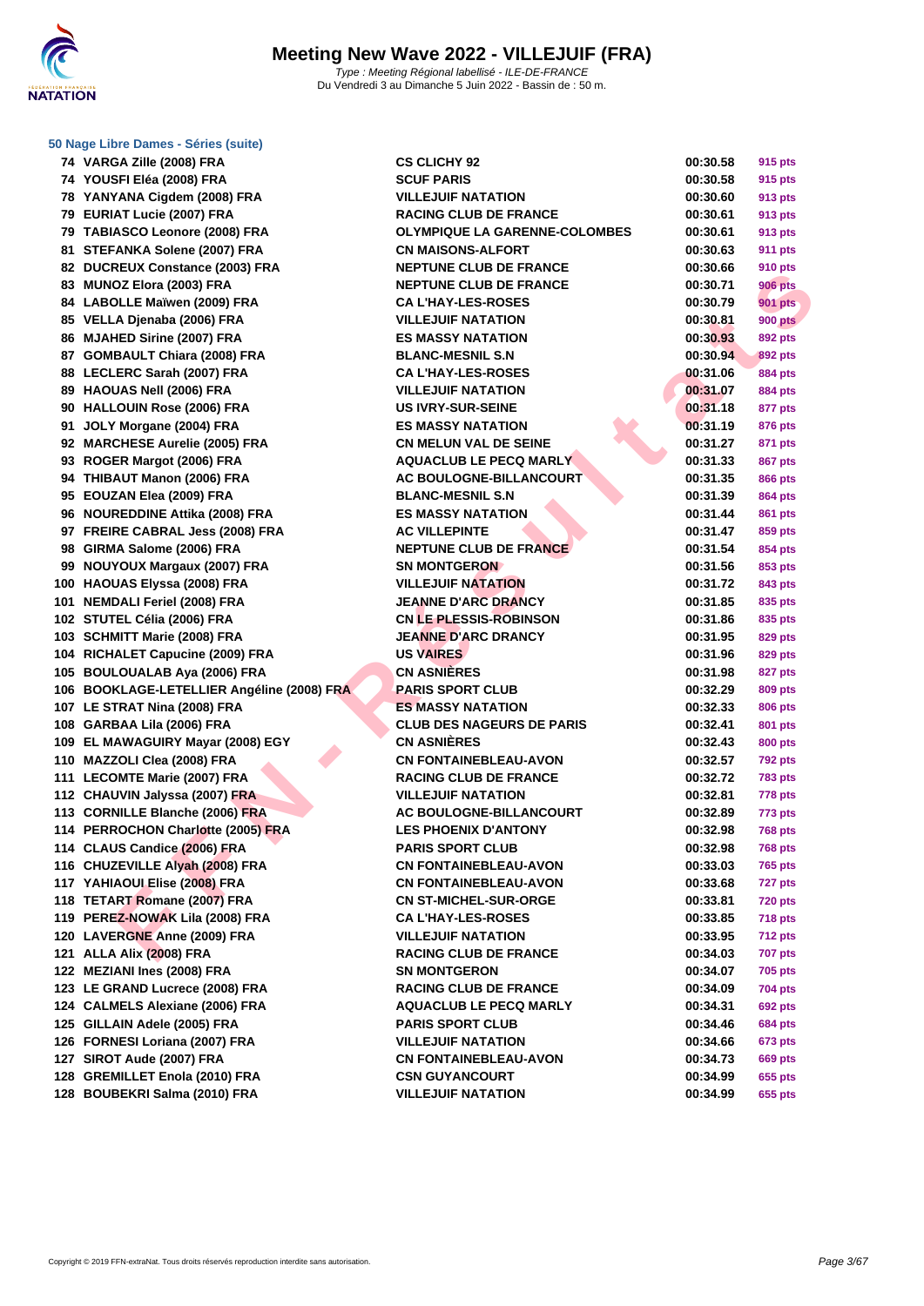# Meeting New Wave 2022 - VILLEJUIF (FRA)

*Type : Meeting Régional labellisé - ILE-DE-FRANCE*
Du Vendredi 3 au Dimanche 5 Juin 2022 - Bassin de : 50 m.

### 50 Nage Libre Dames - Séries (suite)

| Place | Nom | Club | Temps | Points |
|---|---|---|---|---|
| 74 | VARGA Zille (2008) FRA | CS CLICHY 92 | 00:30.58 | 915 pts |
| 74 | YOUSFI Eléa (2008) FRA | SCUF PARIS | 00:30.58 | 915 pts |
| 78 | YANYANA Cigdem (2008) FRA | VILLEJUIF NATATION | 00:30.60 | 913 pts |
| 79 | EURIAT Lucie (2007) FRA | RACING CLUB DE FRANCE | 00:30.61 | 913 pts |
| 79 | TABIASCO Leonore (2008) FRA | OLYMPIQUE LA GARENNE-COLOMBES | 00:30.61 | 913 pts |
| 81 | STEFANKA Solene (2007) FRA | CN MAISONS-ALFORT | 00:30.63 | 911 pts |
| 82 | DUCREUX Constance (2003) FRA | NEPTUNE CLUB DE FRANCE | 00:30.66 | 910 pts |
| 83 | MUNOZ Elora (2003) FRA | NEPTUNE CLUB DE FRANCE | 00:30.71 | 906 pts |
| 84 | LABOLLE Maïwen (2009) FRA | CA L'HAY-LES-ROSES | 00:30.79 | 901 pts |
| 85 | VELLA Djenaba (2006) FRA | VILLEJUIF NATATION | 00:30.81 | 900 pts |
| 86 | MJAHED Sirine (2007) FRA | ES MASSY NATATION | 00:30.93 | 892 pts |
| 87 | GOMBAULT Chiara (2008) FRA | BLANC-MESNIL S.N | 00:30.94 | 892 pts |
| 88 | LECLERC Sarah (2007) FRA | CA L'HAY-LES-ROSES | 00:31.06 | 884 pts |
| 89 | HAOUAS Nell (2006) FRA | VILLEJUIF NATATION | 00:31.07 | 884 pts |
| 90 | HALLOUIN Rose (2006) FRA | US IVRY-SUR-SEINE | 00:31.18 | 877 pts |
| 91 | JOLY Morgane (2004) FRA | ES MASSY NATATION | 00:31.19 | 876 pts |
| 92 | MARCHESE Aurelie (2005) FRA | CN MELUN VAL DE SEINE | 00:31.27 | 871 pts |
| 93 | ROGER Margot (2006) FRA | AQUACLUB LE PECQ MARLY | 00:31.33 | 867 pts |
| 94 | THIBAUT Manon (2006) FRA | AC BOULOGNE-BILLANCOURT | 00:31.35 | 866 pts |
| 95 | EOUZAN Elea (2009) FRA | BLANC-MESNIL S.N | 00:31.39 | 864 pts |
| 96 | NOUREDDINE Attika (2008) FRA | ES MASSY NATATION | 00:31.44 | 861 pts |
| 97 | FREIRE CABRAL Jess (2008) FRA | AC VILLEPINTE | 00:31.47 | 859 pts |
| 98 | GIRMA Salome (2006) FRA | NEPTUNE CLUB DE FRANCE | 00:31.54 | 854 pts |
| 99 | NOUYOUX Margaux (2007) FRA | SN MONTGERON | 00:31.56 | 853 pts |
| 100 | HAOUAS Elyssa (2008) FRA | VILLEJUIF NATATION | 00:31.72 | 843 pts |
| 101 | NEMDALI Feriel (2008) FRA | JEANNE D'ARC DRANCY | 00:31.85 | 835 pts |
| 102 | STUTEL Célia (2006) FRA | CN LE PLESSIS-ROBINSON | 00:31.86 | 835 pts |
| 103 | SCHMITT Marie (2008) FRA | JEANNE D'ARC DRANCY | 00:31.95 | 829 pts |
| 104 | RICHALET Capucine (2009) FRA | US VAIRES | 00:31.96 | 829 pts |
| 105 | BOULOUALAB Aya (2006) FRA | CN ASNIÈRES | 00:31.98 | 827 pts |
| 106 | BOOKLAGE-LETELLIER Angéline (2008) FRA | PARIS SPORT CLUB | 00:32.29 | 809 pts |
| 107 | LE STRAT Nina (2008) FRA | ES MASSY NATATION | 00:32.33 | 806 pts |
| 108 | GARBAA Lila (2006) FRA | CLUB DES NAGEURS DE PARIS | 00:32.41 | 801 pts |
| 109 | EL MAWAGUIRY Mayar (2008) EGY | CN ASNIÈRES | 00:32.43 | 800 pts |
| 110 | MAZZOLI Clea (2008) FRA | CN FONTAINEBLEAU-AVON | 00:32.57 | 792 pts |
| 111 | LECOMTE Marie (2007) FRA | RACING CLUB DE FRANCE | 00:32.72 | 783 pts |
| 112 | CHAUVIN Jalyssa (2007) FRA | VILLEJUIF NATATION | 00:32.81 | 778 pts |
| 113 | CORNILLE Blanche (2006) FRA | AC BOULOGNE-BILLANCOURT | 00:32.89 | 773 pts |
| 114 | PERROCHON Charlotte (2005) FRA | LES PHOENIX D'ANTONY | 00:32.98 | 768 pts |
| 114 | CLAUS Candice (2006) FRA | PARIS SPORT CLUB | 00:32.98 | 768 pts |
| 116 | CHUZEVILLE Alyah (2008) FRA | CN FONTAINEBLEAU-AVON | 00:33.03 | 765 pts |
| 117 | YAHIAOUI Elise (2008) FRA | CN FONTAINEBLEAU-AVON | 00:33.68 | 727 pts |
| 118 | TETART Romane (2007) FRA | CN ST-MICHEL-SUR-ORGE | 00:33.81 | 720 pts |
| 119 | PEREZ-NOWAK Lila (2008) FRA | CA L'HAY-LES-ROSES | 00:33.85 | 718 pts |
| 120 | LAVERGNE Anne (2009) FRA | VILLEJUIF NATATION | 00:33.95 | 712 pts |
| 121 | ALLA Alix (2008) FRA | RACING CLUB DE FRANCE | 00:34.03 | 707 pts |
| 122 | MEZIANI Ines (2008) FRA | SN MONTGERON | 00:34.07 | 705 pts |
| 123 | LE GRAND Lucrece (2008) FRA | RACING CLUB DE FRANCE | 00:34.09 | 704 pts |
| 124 | CALMELS Alexiane (2006) FRA | AQUACLUB LE PECQ MARLY | 00:34.31 | 692 pts |
| 125 | GILLAIN Adele (2005) FRA | PARIS SPORT CLUB | 00:34.46 | 684 pts |
| 126 | FORNESI Loriana (2007) FRA | VILLEJUIF NATATION | 00:34.66 | 673 pts |
| 127 | SIROT Aude (2007) FRA | CN FONTAINEBLEAU-AVON | 00:34.73 | 669 pts |
| 128 | GREMILLET Enola (2010) FRA | CSN GUYANCOURT | 00:34.99 | 655 pts |
| 128 | BOUBEKRI Salma (2010) FRA | VILLEJUIF NATATION | 00:34.99 | 655 pts |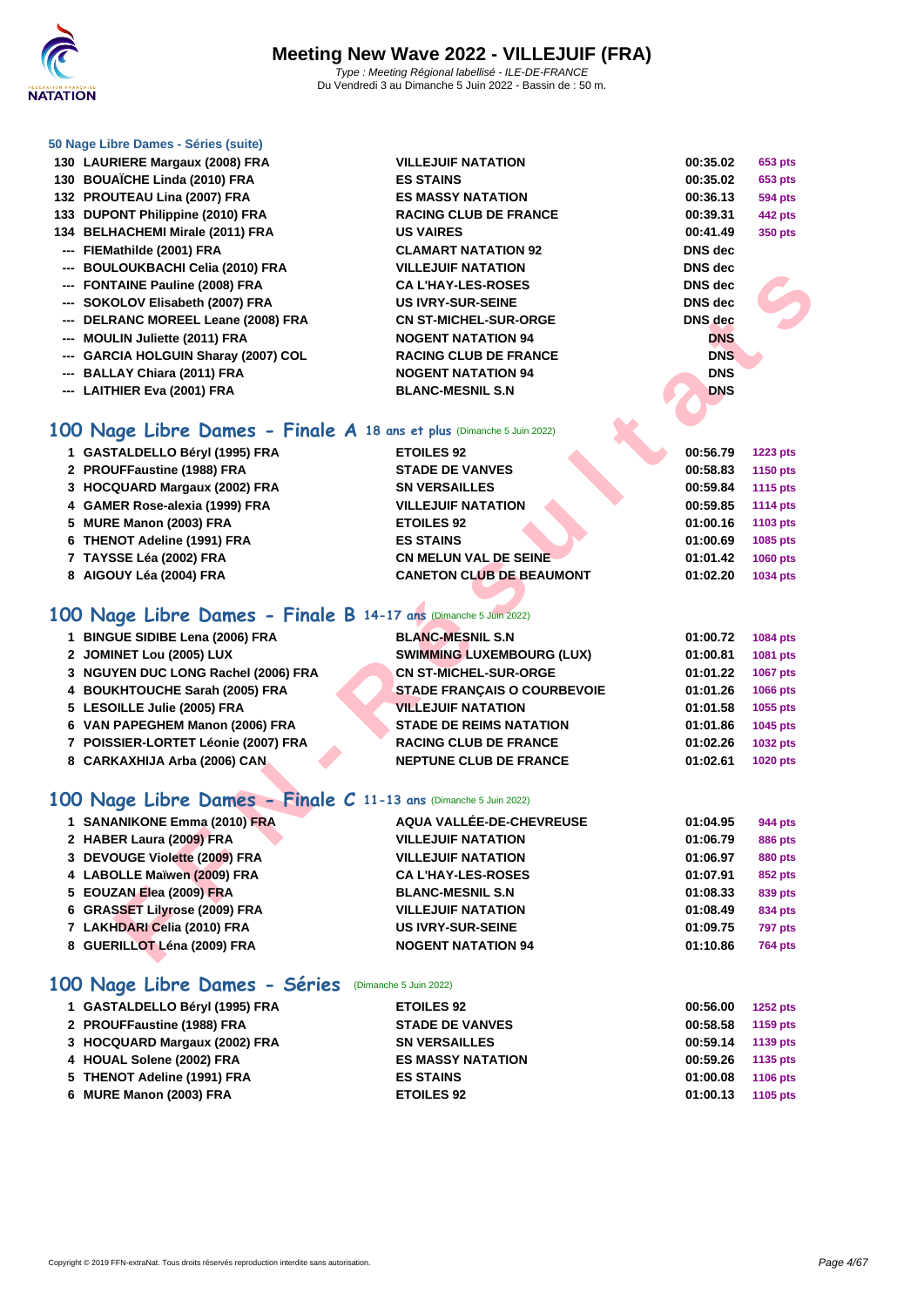# Meeting New Wave 2022 - VILLEJUIF (FRA)

*Type : Meeting Régional labellisé - ILE-DE-FRANCE*
Du Vendredi 3 au Dimanche 5 Juin 2022 - Bassin de : 50 m.

### 50 Nage Libre Dames - Séries (suite)

| | | | | |
|---|---|---|---|---|
| 130 | LAURIERE Margaux (2008) FRA | VILLEJUIF NATATION | 00:35.02 | 653 pts |
| 130 | BOUAÏCHE Linda (2010) FRA | ES STAINS | 00:35.02 | 653 pts |
| 132 | PROUTEAU Lina (2007) FRA | ES MASSY NATATION | 00:36.13 | 594 pts |
| 133 | DUPONT Philippine (2010) FRA | RACING CLUB DE FRANCE | 00:39.31 | 442 pts |
| 134 | BELHACHEMI Mirale (2011) FRA | US VAIRES | 00:41.49 | 350 pts |
| --- | FIEMathilde (2001) FRA | CLAMART NATATION 92 | DNS dec | |
| --- | BOULOUKBACHI Celia (2010) FRA | VILLEJUIF NATATION | DNS dec | |
| --- | FONTAINE Pauline (2008) FRA | CA L'HAY-LES-ROSES | DNS dec | |
| --- | SOKOLOV Elisabeth (2007) FRA | US IVRY-SUR-SEINE | DNS dec | |
| --- | DELRANC MOREEL Leane (2008) FRA | CN ST-MICHEL-SUR-ORGE | DNS dec | |
| --- | MOULIN Juliette (2011) FRA | NOGENT NATATION 94 | DNS | |
| --- | GARCIA HOLGUIN Sharay (2007) COL | RACING CLUB DE FRANCE | DNS | |
| --- | BALLAY Chiara (2011) FRA | NOGENT NATATION 94 | DNS | |
| --- | LAITHIER Eva (2001) FRA | BLANC-MESNIL S.N | DNS | |

## 100 Nage Libre Dames - Finale A 18 ans et plus (Dimanche 5 Juin 2022)

| | | | | |
|---|---|---|---|---|
| 1 | GASTALDELLO Béryl (1995) FRA | ETOILES 92 | 00:56.79 | 1223 pts |
| 2 | PROUFFaustine (1988) FRA | STADE DE VANVES | 00:58.83 | 1150 pts |
| 3 | HOCQUARD Margaux (2002) FRA | SN VERSAILLES | 00:59.84 | 1115 pts |
| 4 | GAMER Rose-alexia (1999) FRA | VILLEJUIF NATATION | 00:59.85 | 1114 pts |
| 5 | MURE Manon (2003) FRA | ETOILES 92 | 01:00.16 | 1103 pts |
| 6 | THENOT Adeline (1991) FRA | ES STAINS | 01:00.69 | 1085 pts |
| 7 | TAYSSE Léa (2002) FRA | CN MELUN VAL DE SEINE | 01:01.42 | 1060 pts |
| 8 | AIGOUY Léa (2004) FRA | CANETON CLUB DE BEAUMONT | 01:02.20 | 1034 pts |

## 100 Nage Libre Dames - Finale B 14-17 ans (Dimanche 5 Juin 2022)

| | | | | |
|---|---|---|---|---|
| 1 | BINGUE SIDIBE Lena (2006) FRA | BLANC-MESNIL S.N | 01:00.72 | 1084 pts |
| 2 | JOMINET Lou (2005) LUX | SWIMMING LUXEMBOURG (LUX) | 01:00.81 | 1081 pts |
| 3 | NGUYEN DUC LONG Rachel (2006) FRA | CN ST-MICHEL-SUR-ORGE | 01:01.22 | 1067 pts |
| 4 | BOUKHTOUCHE Sarah (2005) FRA | STADE FRANÇAIS O COURBEVOIE | 01:01.26 | 1066 pts |
| 5 | LESOILLE Julie (2005) FRA | VILLEJUIF NATATION | 01:01.58 | 1055 pts |
| 6 | VAN PAPEGHEM Manon (2006) FRA | STADE DE REIMS NATATION | 01:01.86 | 1045 pts |
| 7 | POISSIER-LORTET Léonie (2007) FRA | RACING CLUB DE FRANCE | 01:02.26 | 1032 pts |
| 8 | CARKAXHIJA Arba (2006) CAN | NEPTUNE CLUB DE FRANCE | 01:02.61 | 1020 pts |

## 100 Nage Libre Dames - Finale C 11-13 ans (Dimanche 5 Juin 2022)

| | | | | |
|---|---|---|---|---|
| 1 | SANANIKONE Emma (2010) FRA | AQUA VALLÉE-DE-CHEVREUSE | 01:04.95 | 944 pts |
| 2 | HABER Laura (2009) FRA | VILLEJUIF NATATION | 01:06.79 | 886 pts |
| 3 | DEVOUGE Violette (2009) FRA | VILLEJUIF NATATION | 01:06.97 | 880 pts |
| 4 | LABOLLE Maïwen (2009) FRA | CA L'HAY-LES-ROSES | 01:07.91 | 852 pts |
| 5 | EOUZAN Elea (2009) FRA | BLANC-MESNIL S.N | 01:08.33 | 839 pts |
| 6 | GRASSET Lilyrose (2009) FRA | VILLEJUIF NATATION | 01:08.49 | 834 pts |
| 7 | LAKHDARI Celia (2010) FRA | US IVRY-SUR-SEINE | 01:09.75 | 797 pts |
| 8 | GUERILLOT Léna (2009) FRA | NOGENT NATATION 94 | 01:10.86 | 764 pts |

## 100 Nage Libre Dames - Séries (Dimanche 5 Juin 2022)

| | | | | |
|---|---|---|---|---|
| 1 | GASTALDELLO Béryl (1995) FRA | ETOILES 92 | 00:56.00 | 1252 pts |
| 2 | PROUFFaustine (1988) FRA | STADE DE VANVES | 00:58.58 | 1159 pts |
| 3 | HOCQUARD Margaux (2002) FRA | SN VERSAILLES | 00:59.14 | 1139 pts |
| 4 | HOUAL Solene (2002) FRA | ES MASSY NATATION | 00:59.26 | 1135 pts |
| 5 | THENOT Adeline (1991) FRA | ES STAINS | 01:00.08 | 1106 pts |
| 6 | MURE Manon (2003) FRA | ETOILES 92 | 01:00.13 | 1105 pts |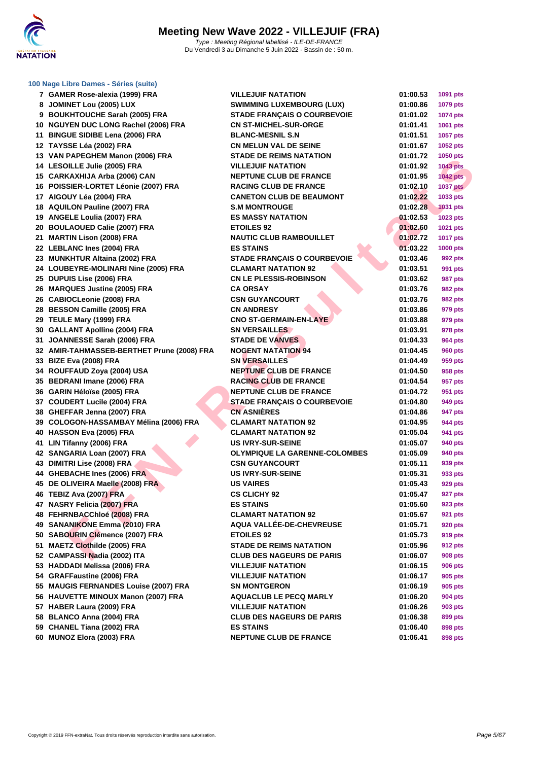# Meeting New Wave 2022 - VILLEJUIF (FRA)

*Type : Meeting Régional labellisé - ILE-DE-FRANCE*
Du Vendredi 3 au Dimanche 5 Juin 2022 - Bassin de : 50 m.

### 100 Nage Libre Dames - Séries (suite)

| | | | | |
|---|---|---|---|---|
| 7 | GAMER Rose-alexia (1999) FRA | VILLEJUIF NATATION | 01:00.53 | 1091 pts |
| 8 | JOMINET Lou (2005) LUX | SWIMMING LUXEMBOURG (LUX) | 01:00.86 | 1079 pts |
| 9 | BOUKHTOUCHE Sarah (2005) FRA | STADE FRANÇAIS O COURBEVOIE | 01:01.02 | 1074 pts |
| 10 | NGUYEN DUC LONG Rachel (2006) FRA | CN ST-MICHEL-SUR-ORGE | 01:01.41 | 1061 pts |
| 11 | BINGUE SIDIBE Lena (2006) FRA | BLANC-MESNIL S.N | 01:01.51 | 1057 pts |
| 12 | TAYSSE Léa (2002) FRA | CN MELUN VAL DE SEINE | 01:01.67 | 1052 pts |
| 13 | VAN PAPEGHEM Manon (2006) FRA | STADE DE REIMS NATATION | 01:01.72 | 1050 pts |
| 14 | LESOILLE Julie (2005) FRA | VILLEJUIF NATATION | 01:01.92 | 1043 pts |
| 15 | CARKAXHIJA Arba (2006) CAN | NEPTUNE CLUB DE FRANCE | 01:01.95 | 1042 pts |
| 16 | POISSIER-LORTET Léonie (2007) FRA | RACING CLUB DE FRANCE | 01:02.10 | 1037 pts |
| 17 | AIGOUY Léa (2004) FRA | CANETON CLUB DE BEAUMONT | 01:02.22 | 1033 pts |
| 18 | AQUILON Pauline (2007) FRA | S.M MONTROUGE | 01:02.28 | 1031 pts |
| 19 | ANGELE Loulia (2007) FRA | ES MASSY NATATION | 01:02.53 | 1023 pts |
| 20 | BOULAOUED Calie (2007) FRA | ETOILES 92 | 01:02.60 | 1021 pts |
| 21 | MARTIN Lison (2008) FRA | NAUTIC CLUB RAMBOUILLET | 01:02.72 | 1017 pts |
| 22 | LEBLANC Ines (2004) FRA | ES STAINS | 01:03.22 | 1000 pts |
| 23 | MUNKHTUR Altaina (2002) FRA | STADE FRANÇAIS O COURBEVOIE | 01:03.46 | 992 pts |
| 24 | LOUBEYRE-MOLINARI Nine (2005) FRA | CLAMART NATATION 92 | 01:03.51 | 991 pts |
| 25 | DUPUIS Lise (2006) FRA | CN LE PLESSIS-ROBINSON | 01:03.62 | 987 pts |
| 26 | MARQUES Justine (2005) FRA | CA ORSAY | 01:03.76 | 982 pts |
| 26 | CABIOCLeonie (2008) FRA | CSN GUYANCOURT | 01:03.76 | 982 pts |
| 28 | BESSON Camille (2005) FRA | CN ANDRESY | 01:03.86 | 979 pts |
| 29 | TEULE Mary (1999) FRA | CNO ST-GERMAIN-EN-LAYE | 01:03.88 | 979 pts |
| 30 | GALLANT Apolline (2004) FRA | SN VERSAILLES | 01:03.91 | 978 pts |
| 31 | JOANNESSE Sarah (2006) FRA | STADE DE VANVES | 01:04.33 | 964 pts |
| 32 | AMIR-TAHMASSEB-BERTHET Prune (2008) FRA | NOGENT NATATION 94 | 01:04.45 | 960 pts |
| 33 | BIZE Eva (2008) FRA | SN VERSAILLES | 01:04.49 | 959 pts |
| 34 | ROUFFAUD Zoya (2004) USA | NEPTUNE CLUB DE FRANCE | 01:04.50 | 958 pts |
| 35 | BEDRANI Imane (2006) FRA | RACING CLUB DE FRANCE | 01:04.54 | 957 pts |
| 36 | GARIN Héloïse (2005) FRA | NEPTUNE CLUB DE FRANCE | 01:04.72 | 951 pts |
| 37 | COUDERT Lucile (2004) FRA | STADE FRANÇAIS O COURBEVOIE | 01:04.80 | 949 pts |
| 38 | GHEFFAR Jenna (2007) FRA | CN ASNIÈRES | 01:04.86 | 947 pts |
| 39 | COLOGON-HASSAMBAY Mélina (2006) FRA | CLAMART NATATION 92 | 01:04.95 | 944 pts |
| 40 | HASSON Eva (2005) FRA | CLAMART NATATION 92 | 01:05.04 | 941 pts |
| 41 | LIN Tifanny (2006) FRA | US IVRY-SUR-SEINE | 01:05.07 | 940 pts |
| 42 | SANGARIA Loan (2007) FRA | OLYMPIQUE LA GARENNE-COLOMBES | 01:05.09 | 940 pts |
| 43 | DIMITRI Lise (2008) FRA | CSN GUYANCOURT | 01:05.11 | 939 pts |
| 44 | GHEBACHE Ines (2006) FRA | US IVRY-SUR-SEINE | 01:05.31 | 933 pts |
| 45 | DE OLIVEIRA Maelle (2008) FRA | US VAIRES | 01:05.43 | 929 pts |
| 46 | TEBIZ Ava (2007) FRA | CS CLICHY 92 | 01:05.47 | 927 pts |
| 47 | NASRY Felicia (2007) FRA | ES STAINS | 01:05.60 | 923 pts |
| 48 | FEHRNBACChloé (2008) FRA | CLAMART NATATION 92 | 01:05.67 | 921 pts |
| 49 | SANANIKONE Emma (2010) FRA | AQUA VALLÉE-DE-CHEVREUSE | 01:05.71 | 920 pts |
| 50 | SABOURIN Clémence (2007) FRA | ETOILES 92 | 01:05.73 | 919 pts |
| 51 | MAETZ Clothilde (2005) FRA | STADE DE REIMS NATATION | 01:05.96 | 912 pts |
| 52 | CAMPASSI Nadia (2002) ITA | CLUB DES NAGEURS DE PARIS | 01:06.07 | 908 pts |
| 53 | HADDADI Melissa (2006) FRA | VILLEJUIF NATATION | 01:06.15 | 906 pts |
| 54 | GRAFFaustine (2006) FRA | VILLEJUIF NATATION | 01:06.17 | 905 pts |
| 55 | MAUGIS FERNANDES Louise (2007) FRA | SN MONTGERON | 01:06.19 | 905 pts |
| 56 | HAUVETTE MINOUX Manon (2007) FRA | AQUACLUB LE PECQ MARLY | 01:06.20 | 904 pts |
| 57 | HABER Laura (2009) FRA | VILLEJUIF NATATION | 01:06.26 | 903 pts |
| 58 | BLANCO Anna (2004) FRA | CLUB DES NAGEURS DE PARIS | 01:06.38 | 899 pts |
| 59 | CHANEL Tiana (2002) FRA | ES STAINS | 01:06.40 | 898 pts |
| 60 | MUNOZ Elora (2003) FRA | NEPTUNE CLUB DE FRANCE | 01:06.41 | 898 pts |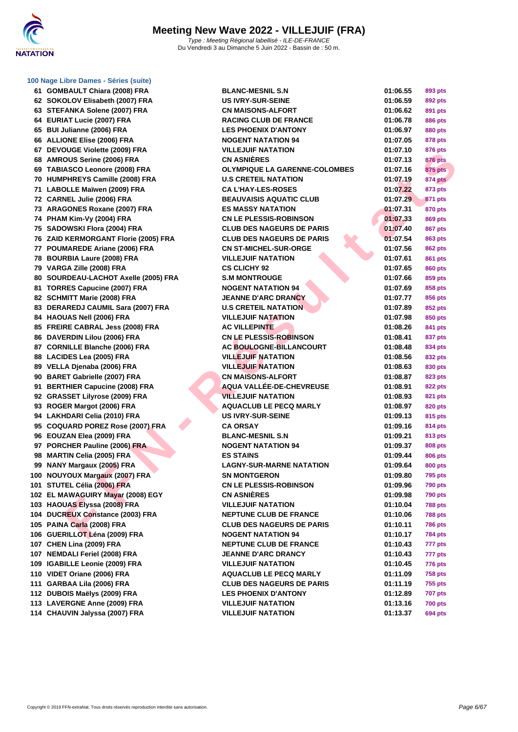# Meeting New Wave 2022 - VILLEJUIF (FRA)

*Type : Meeting Régional labellisé - ILE-DE-FRANCE*
Du Vendredi 3 au Dimanche 5 Juin 2022 - Bassin de : 50 m.

### 100 Nage Libre Dames - Séries (suite)

| | | | | |
|---|---|---|---|---|
| 61 | GOMBAULT Chiara (2008) FRA | BLANC-MESNIL S.N | 01:06.55 | 893 pts |
| 62 | SOKOLOV Elisabeth (2007) FRA | US IVRY-SUR-SEINE | 01:06.59 | 892 pts |
| 63 | STEFANKA Solene (2007) FRA | CN MAISONS-ALFORT | 01:06.62 | 891 pts |
| 64 | EURIAT Lucie (2007) FRA | RACING CLUB DE FRANCE | 01:06.78 | 886 pts |
| 65 | BUI Julianne (2006) FRA | LES PHOENIX D'ANTONY | 01:06.97 | 880 pts |
| 66 | ALLIONE Elise (2006) FRA | NOGENT NATATION 94 | 01:07.05 | 878 pts |
| 67 | DEVOUGE Violette (2009) FRA | VILLEJUIF NATATION | 01:07.10 | 876 pts |
| 68 | AMROUS Serine (2006) FRA | CN ASNIÈRES | 01:07.13 | 876 pts |
| 69 | TABIASCO Leonore (2008) FRA | OLYMPIQUE LA GARENNE-COLOMBES | 01:07.16 | 875 pts |
| 70 | HUMPHREYS Camille (2008) FRA | U.S CRETEIL NATATION | 01:07.19 | 874 pts |
| 71 | LABOLLE Maïwen (2009) FRA | CA L'HAY-LES-ROSES | 01:07.22 | 873 pts |
| 72 | CARNEL Julie (2006) FRA | BEAUVAISIS AQUATIC CLUB | 01:07.29 | 871 pts |
| 73 | ARAGONES Roxane (2007) FRA | ES MASSY NATATION | 01:07.31 | 870 pts |
| 74 | PHAM Kim-Vy (2004) FRA | CN LE PLESSIS-ROBINSON | 01:07.33 | 869 pts |
| 75 | SADOWSKI Flora (2004) FRA | CLUB DES NAGEURS DE PARIS | 01:07.40 | 867 pts |
| 76 | ZAID KERMORGANT Florie (2005) FRA | CLUB DES NAGEURS DE PARIS | 01:07.54 | 863 pts |
| 77 | POUMAREDE Ariane (2006) FRA | CN ST-MICHEL-SUR-ORGE | 01:07.56 | 862 pts |
| 78 | BOURBIA Laure (2008) FRA | VILLEJUIF NATATION | 01:07.61 | 861 pts |
| 79 | VARGA Zille (2008) FRA | CS CLICHY 92 | 01:07.65 | 860 pts |
| 80 | SOURDEAU-LACHOT Axelle (2005) FRA | S.M MONTROUGE | 01:07.66 | 859 pts |
| 81 | TORRES Capucine (2007) FRA | NOGENT NATATION 94 | 01:07.69 | 858 pts |
| 82 | SCHMITT Marie (2008) FRA | JEANNE D'ARC DRANCY | 01:07.77 | 856 pts |
| 83 | DERAREDJ CAUMIL Sara (2007) FRA | U.S CRETEIL NATATION | 01:07.89 | 852 pts |
| 84 | HAOUAS Nell (2006) FRA | VILLEJUIF NATATION | 01:07.98 | 850 pts |
| 85 | FREIRE CABRAL Jess (2008) FRA | AC VILLEPINTE | 01:08.26 | 841 pts |
| 86 | DAVERDIN Lilou (2006) FRA | CN LE PLESSIS-ROBINSON | 01:08.41 | 837 pts |
| 87 | CORNILLE Blanche (2006) FRA | AC BOULOGNE-BILLANCOURT | 01:08.48 | 834 pts |
| 88 | LACIDES Lea (2005) FRA | VILLEJUIF NATATION | 01:08.56 | 832 pts |
| 89 | VELLA Djenaba (2006) FRA | VILLEJUIF NATATION | 01:08.63 | 830 pts |
| 90 | BARET Gabrielle (2007) FRA | CN MAISONS-ALFORT | 01:08.87 | 823 pts |
| 91 | BERTHIER Capucine (2008) FRA | AQUA VALLÉE-DE-CHEVREUSE | 01:08.91 | 822 pts |
| 92 | GRASSET Lilyrose (2009) FRA | VILLEJUIF NATATION | 01:08.93 | 821 pts |
| 93 | ROGER Margot (2006) FRA | AQUACLUB LE PECQ MARLY | 01:08.97 | 820 pts |
| 94 | LAKHDARI Celia (2010) FRA | US IVRY-SUR-SEINE | 01:09.13 | 815 pts |
| 95 | COQUARD POREZ Rose (2007) FRA | CA ORSAY | 01:09.16 | 814 pts |
| 96 | EOUZAN Elea (2009) FRA | BLANC-MESNIL S.N | 01:09.21 | 813 pts |
| 97 | PORCHER Pauline (2006) FRA | NOGENT NATATION 94 | 01:09.37 | 808 pts |
| 98 | MARTIN Celia (2005) FRA | ES STAINS | 01:09.44 | 806 pts |
| 99 | NANY Margaux (2005) FRA | LAGNY-SUR-MARNE NATATION | 01:09.64 | 800 pts |
| 100 | NOUYOUX Margaux (2007) FRA | SN MONTGERON | 01:09.80 | 795 pts |
| 101 | STUTEL Célia (2006) FRA | CN LE PLESSIS-ROBINSON | 01:09.96 | 790 pts |
| 102 | EL MAWAGUIRY Mayar (2008) EGY | CN ASNIÈRES | 01:09.98 | 790 pts |
| 103 | HAOUAS Elyssa (2008) FRA | VILLEJUIF NATATION | 01:10.04 | 788 pts |
| 104 | DUCREUX Constance (2003) FRA | NEPTUNE CLUB DE FRANCE | 01:10.06 | 788 pts |
| 105 | PAINA Carla (2008) FRA | CLUB DES NAGEURS DE PARIS | 01:10.11 | 786 pts |
| 106 | GUERILLOT Léna (2009) FRA | NOGENT NATATION 94 | 01:10.17 | 784 pts |
| 107 | CHEN Lina (2009) FRA | NEPTUNE CLUB DE FRANCE | 01:10.43 | 777 pts |
| 107 | NEMDALI Feriel (2008) FRA | JEANNE D'ARC DRANCY | 01:10.43 | 777 pts |
| 109 | IGABILLE Leonie (2009) FRA | VILLEJUIF NATATION | 01:10.45 | 776 pts |
| 110 | VIDET Oriane (2006) FRA | AQUACLUB LE PECQ MARLY | 01:11.09 | 758 pts |
| 111 | GARBAA Lila (2006) FRA | CLUB DES NAGEURS DE PARIS | 01:11.19 | 755 pts |
| 112 | DUBOIS Maëlys (2009) FRA | LES PHOENIX D'ANTONY | 01:12.89 | 707 pts |
| 113 | LAVERGNE Anne (2009) FRA | VILLEJUIF NATATION | 01:13.16 | 700 pts |
| 114 | CHAUVIN Jalyssa (2007) FRA | VILLEJUIF NATATION | 01:13.37 | 694 pts |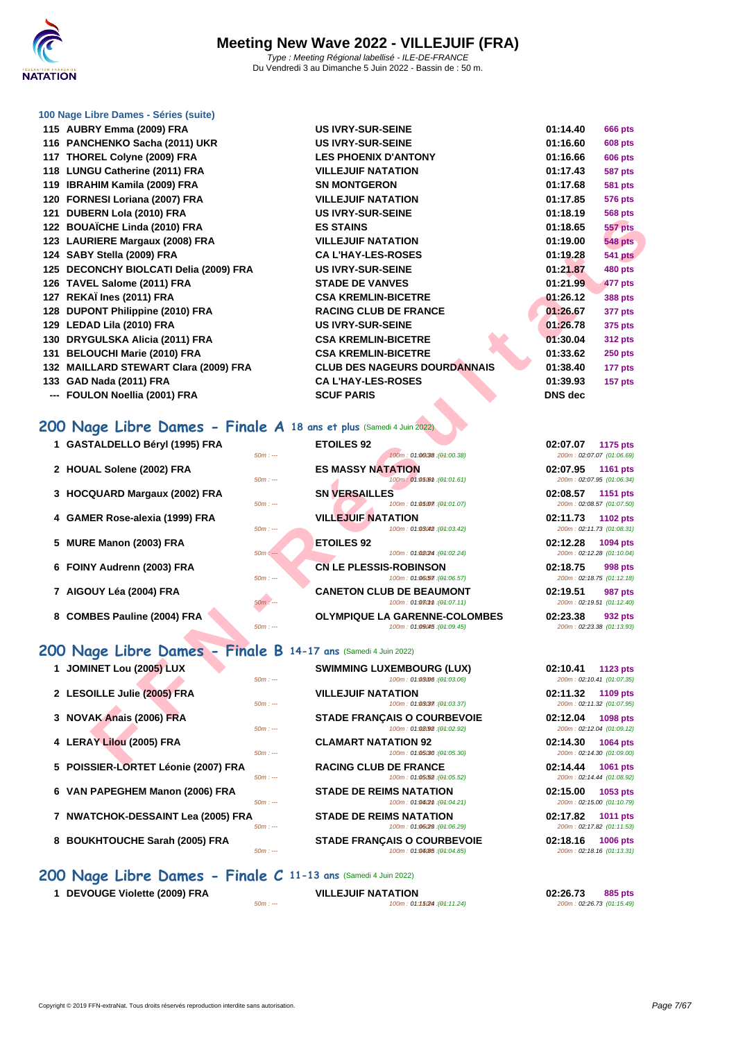# Meeting New Wave 2022 - VILLEJUIF (FRA)

*Type : Meeting Régional labellisé - ILE-DE-FRANCE*
Du Vendredi 3 au Dimanche 5 Juin 2022 - Bassin de : 50 m.

### 100 Nage Libre Dames - Séries (suite)

| | | | | |
|---|---|---|---|---|
| 115 | AUBRY Emma (2009) FRA | US IVRY-SUR-SEINE | 01:14.40 | 666 pts |
| 116 | PANCHENKO Sacha (2011) UKR | US IVRY-SUR-SEINE | 01:16.60 | 608 pts |
| 117 | THOREL Colyne (2009) FRA | LES PHOENIX D'ANTONY | 01:16.66 | 606 pts |
| 118 | LUNGU Catherine (2011) FRA | VILLEJUIF NATATION | 01:17.43 | 587 pts |
| 119 | IBRAHIM Kamila (2009) FRA | SN MONTGERON | 01:17.68 | 581 pts |
| 120 | FORNESI Loriana (2007) FRA | VILLEJUIF NATATION | 01:17.85 | 576 pts |
| 121 | DUBERN Lola (2010) FRA | US IVRY-SUR-SEINE | 01:18.19 | 568 pts |
| 122 | BOUAÏCHE Linda (2010) FRA | ES STAINS | 01:18.65 | 557 pts |
| 123 | LAURIERE Margaux (2008) FRA | VILLEJUIF NATATION | 01:19.00 | 548 pts |
| 124 | SABY Stella (2009) FRA | CA L'HAY-LES-ROSES | 01:19.28 | 541 pts |
| 125 | DECONCHY BIOLCATI Delia (2009) FRA | US IVRY-SUR-SEINE | 01:21.87 | 480 pts |
| 126 | TAVEL Salome (2011) FRA | STADE DE VANVES | 01:21.99 | 477 pts |
| 127 | REKAÏ Ines (2011) FRA | CSA KREMLIN-BICETRE | 01:26.12 | 388 pts |
| 128 | DUPONT Philippine (2010) FRA | RACING CLUB DE FRANCE | 01:26.67 | 377 pts |
| 129 | LEDAD Lila (2010) FRA | US IVRY-SUR-SEINE | 01:26.78 | 375 pts |
| 130 | DRYGULSKA Alicia (2011) FRA | CSA KREMLIN-BICETRE | 01:30.04 | 312 pts |
| 131 | BELOUCHI Marie (2010) FRA | CSA KREMLIN-BICETRE | 01:33.62 | 250 pts |
| 132 | MAILLARD STEWART Clara (2009) FRA | CLUB DES NAGEURS DOURDANNAIS | 01:38.40 | 177 pts |
| 133 | GAD Nada (2011) FRA | CA L'HAY-LES-ROSES | 01:39.93 | 157 pts |
| --- | FOULON Noellia (2001) FRA | SCUF PARIS | DNS dec | |

## 200 Nage Libre Dames - Finale A 18 ans et plus (Samedi 4 Juin 2022)

| | | | | | |
|---|---|---|---|---|---|
| 1 | GASTALDELLO Béryl (1995) FRA | ETOILES 92 | 02:07.07 | 1175 pts | 50m : --- · 100m : 01:00.38 (01:00.38) · 200m : 02:07.07 (01:06.69) |
| 2 | HOUAL Solene (2002) FRA | ES MASSY NATATION | 02:07.95 | 1161 pts | 50m : --- · 100m : 01:01.61 (01:01.61) · 200m : 02:07.95 (01:06.34) |
| 3 | HOCQUARD Margaux (2002) FRA | SN VERSAILLES | 02:08.57 | 1151 pts | 50m : --- · 100m : 01:01.07 (01:01.07) · 200m : 02:08.57 (01:07.50) |
| 4 | GAMER Rose-alexia (1999) FRA | VILLEJUIF NATATION | 02:11.73 | 1102 pts | 50m : --- · 100m : 01:03.42 (01:03.42) · 200m : 02:11.73 (01:08.31) |
| 5 | MURE Manon (2003) FRA | ETOILES 92 | 02:12.28 | 1094 pts | 50m : --- · 100m : 01:02.24 (01:02.24) · 200m : 02:12.28 (01:10.04) |
| 6 | FOINY Audrenn (2003) FRA | CN LE PLESSIS-ROBINSON | 02:18.75 | 998 pts | 50m : --- · 100m : 01:06.57 (01:06.57) · 200m : 02:18.75 (01:12.18) |
| 7 | AIGOUY Léa (2004) FRA | CANETON CLUB DE BEAUMONT | 02:19.51 | 987 pts | 50m : --- · 100m : 01:07.11 (01:07.11) · 200m : 02:19.51 (01:12.40) |
| 8 | COMBES Pauline (2004) FRA | OLYMPIQUE LA GARENNE-COLOMBES | 02:23.38 | 932 pts | 50m : --- · 100m : 01:09.45 (01:09.45) · 200m : 02:23.38 (01:13.93) |

## 200 Nage Libre Dames - Finale B 14-17 ans (Samedi 4 Juin 2022)

| | | | | | |
|---|---|---|---|---|---|
| 1 | JOMINET Lou (2005) LUX | SWIMMING LUXEMBOURG (LUX) | 02:10.41 | 1123 pts | 50m : --- · 100m : 01:03.06 (01:03.06) · 200m : 02:10.41 (01:07.35) |
| 2 | LESOILLE Julie (2005) FRA | VILLEJUIF NATATION | 02:11.32 | 1109 pts | 50m : --- · 100m : 01:03.37 (01:03.37) · 200m : 02:11.32 (01:07.95) |
| 3 | NOVAK Anaïs (2006) FRA | STADE FRANÇAIS O COURBEVOIE | 02:12.04 | 1098 pts | 50m : --- · 100m : 01:02.92 (01:02.92) · 200m : 02:12.04 (01:09.12) |
| 4 | LERAY Lilou (2005) FRA | CLAMART NATATION 92 | 02:14.30 | 1064 pts | 50m : --- · 100m : 01:05.30 (01:05.30) · 200m : 02:14.30 (01:09.00) |
| 5 | POISSIER-LORTET Léonie (2007) FRA | RACING CLUB DE FRANCE | 02:14.44 | 1061 pts | 50m : --- · 100m : 01:05.52 (01:05.52) · 200m : 02:14.44 (01:08.92) |
| 6 | VAN PAPEGHEM Manon (2006) FRA | STADE DE REIMS NATATION | 02:15.00 | 1053 pts | 50m : --- · 100m : 01:04.21 (01:04.21) · 200m : 02:15.00 (01:10.79) |
| 7 | NWATCHOK-DESSAINT Lea (2005) FRA | STADE DE REIMS NATATION | 02:17.82 | 1011 pts | 50m : --- · 100m : 01:06.29 (01:06.29) · 200m : 02:17.82 (01:11.53) |
| 8 | BOUKHTOUCHE Sarah (2005) FRA | STADE FRANÇAIS O COURBEVOIE | 02:18.16 | 1006 pts | 50m : --- · 100m : 01:04.85 (01:04.85) · 200m : 02:18.16 (01:13.31) |

## 200 Nage Libre Dames - Finale C 11-13 ans (Samedi 4 Juin 2022)

| | | | | | |
|---|---|---|---|---|---|
| 1 | DEVOUGE Violette (2009) FRA | VILLEJUIF NATATION | 02:26.73 | 885 pts | 50m : --- · 100m : 01:11.24 (01:11.24) · 200m : 02:26.73 (01:15.49) |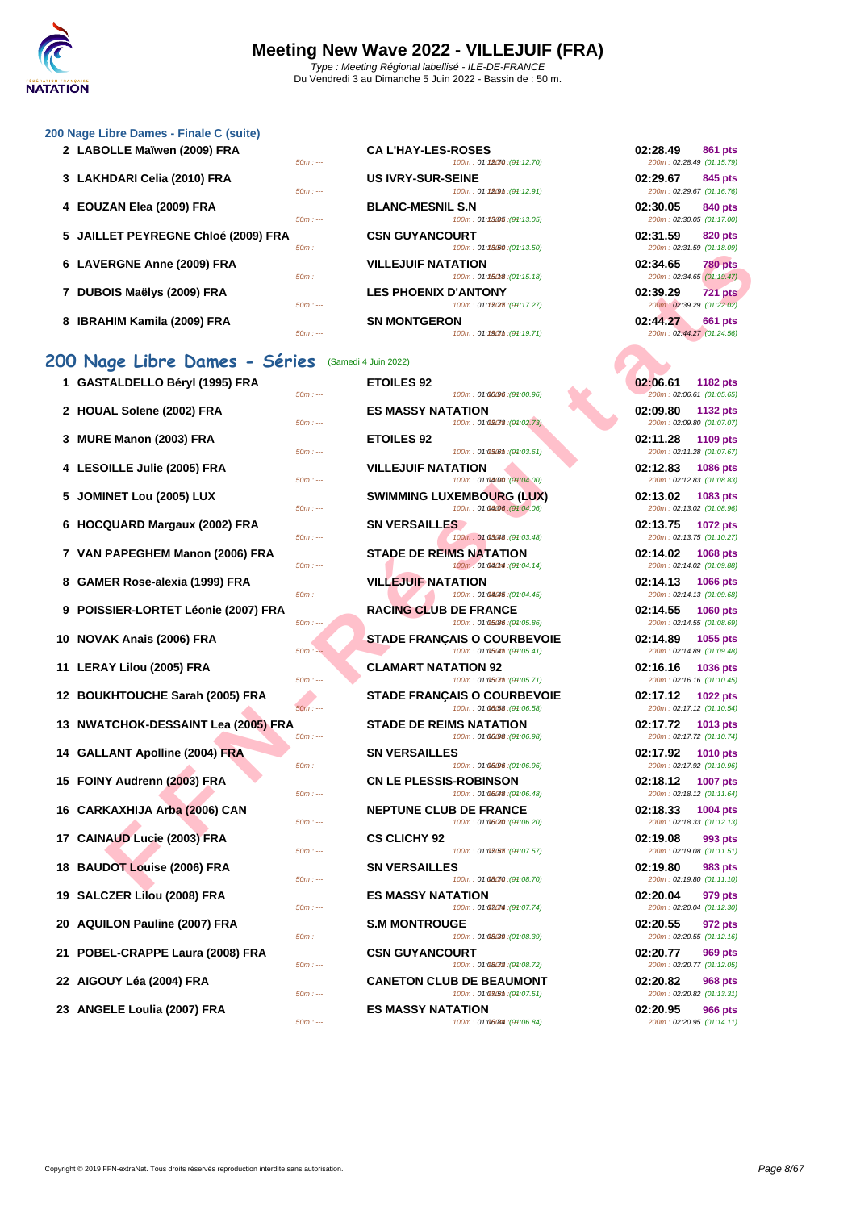# Meeting New Wave 2022 - VILLEJUIF (FRA)

*Type : Meeting Régional labellisé - ILE-DE-FRANCE*
Du Vendredi 3 au Dimanche 5 Juin 2022 - Bassin de : 50 m.

### 200 Nage Libre Dames - Finale C (suite)

| Pl. | Nom | 50m | Club | 100m | Temps | Pts | 200m |
|---|---|---|---|---|---|---|---|
| 2 | LABOLLE Maïwen (2009) FRA | 50m : --- | CA L'HAY-LES-ROSES | 100m : 01:12.70 (01:12.70) | 02:28.49 | 861 pts | 200m : 02:28.49 (01:15.79) |
| 3 | LAKHDARI Celia (2010) FRA | 50m : --- | US IVRY-SUR-SEINE | 100m : 01:12.91 (01:12.91) | 02:29.67 | 845 pts | 200m : 02:29.67 (01:16.76) |
| 4 | EOUZAN Elea (2009) FRA | 50m : --- | BLANC-MESNIL S.N | 100m : 01:13.05 (01:13.05) | 02:30.05 | 840 pts | 200m : 02:30.05 (01:17.00) |
| 5 | JAILLET PEYREGNE Chloé (2009) FRA | 50m : --- | CSN GUYANCOURT | 100m : 01:13.50 (01:13.50) | 02:31.59 | 820 pts | 200m : 02:31.59 (01:18.09) |
| 6 | LAVERGNE Anne (2009) FRA | 50m : --- | VILLEJUIF NATATION | 100m : 01:15.18 (01:15.18) | 02:34.65 | 780 pts | 200m : 02:34.65 (01:19.47) |
| 7 | DUBOIS Maëlys (2009) FRA | 50m : --- | LES PHOENIX D'ANTONY | 100m : 01:17.27 (01:17.27) | 02:39.29 | 721 pts | 200m : 02:39.29 (01:22.02) |
| 8 | IBRAHIM Kamila (2009) FRA | 50m : --- | SN MONTGERON | 100m : 01:19.71 (01:19.71) | 02:44.27 | 661 pts | 200m : 02:44.27 (01:24.56) |

## 200 Nage Libre Dames - Séries (Samedi 4 Juin 2022)

| Pl. | Nom | 50m | Club | 100m | Temps | Pts | 200m |
|---|---|---|---|---|---|---|---|
| 1 | GASTALDELLO Béryl (1995) FRA | 50m : --- | ETOILES 92 | 100m : 01:00.96 (01:00.96) | 02:06.61 | 1182 pts | 200m : 02:06.61 (01:05.65) |
| 2 | HOUAL Solene (2002) FRA | 50m : --- | ES MASSY NATATION | 100m : 01:02.73 (01:02.73) | 02:09.80 | 1132 pts | 200m : 02:09.80 (01:07.07) |
| 3 | MURE Manon (2003) FRA | 50m : --- | ETOILES 92 | 100m : 01:03.61 (01:03.61) | 02:11.28 | 1109 pts | 200m : 02:11.28 (01:07.67) |
| 4 | LESOILLE Julie (2005) FRA | 50m : --- | VILLEJUIF NATATION | 100m : 01:04.00 (01:04.00) | 02:12.83 | 1086 pts | 200m : 02:12.83 (01:08.83) |
| 5 | JOMINET Lou (2005) LUX | 50m : --- | SWIMMING LUXEMBOURG (LUX) | 100m : 01:04.06 (01:04.06) | 02:13.02 | 1083 pts | 200m : 02:13.02 (01:08.96) |
| 6 | HOCQUARD Margaux (2002) FRA | 50m : --- | SN VERSAILLES | 100m : 01:03.48 (01:03.48) | 02:13.75 | 1072 pts | 200m : 02:13.75 (01:10.27) |
| 7 | VAN PAPEGHEM Manon (2006) FRA | 50m : --- | STADE DE REIMS NATATION | 100m : 01:04.14 (01:04.14) | 02:14.02 | 1068 pts | 200m : 02:14.02 (01:09.88) |
| 8 | GAMER Rose-alexia (1999) FRA | 50m : --- | VILLEJUIF NATATION | 100m : 01:04.45 (01:04.45) | 02:14.13 | 1066 pts | 200m : 02:14.13 (01:09.68) |
| 9 | POISSIER-LORTET Léonie (2007) FRA | 50m : --- | RACING CLUB DE FRANCE | 100m : 01:05.86 (01:05.86) | 02:14.55 | 1060 pts | 200m : 02:14.55 (01:08.69) |
| 10 | NOVAK Anais (2006) FRA | 50m : --- | STADE FRANÇAIS O COURBEVOIE | 100m : 01:05.41 (01:05.41) | 02:14.89 | 1055 pts | 200m : 02:14.89 (01:09.48) |
| 11 | LERAY Lilou (2005) FRA | 50m : --- | CLAMART NATATION 92 | 100m : 01:05.71 (01:05.71) | 02:16.16 | 1036 pts | 200m : 02:16.16 (01:10.45) |
| 12 | BOUKHTOUCHE Sarah (2005) FRA | 50m : --- | STADE FRANÇAIS O COURBEVOIE | 100m : 01:06.58 (01:06.58) | 02:17.12 | 1022 pts | 200m : 02:17.12 (01:10.54) |
| 13 | NWATCHOK-DESSAINT Lea (2005) FRA | 50m : --- | STADE DE REIMS NATATION | 100m : 01:06.98 (01:06.98) | 02:17.72 | 1013 pts | 200m : 02:17.72 (01:10.74) |
| 14 | GALLANT Apolline (2004) FRA | 50m : --- | SN VERSAILLES | 100m : 01:06.96 (01:06.96) | 02:17.92 | 1010 pts | 200m : 02:17.92 (01:10.96) |
| 15 | FOINY Audrenn (2003) FRA | 50m : --- | CN LE PLESSIS-ROBINSON | 100m : 01:06.48 (01:06.48) | 02:18.12 | 1007 pts | 200m : 02:18.12 (01:11.64) |
| 16 | CARKAXHIJA Arba (2006) CAN | 50m : --- | NEPTUNE CLUB DE FRANCE | 100m : 01:06.20 (01:06.20) | 02:18.33 | 1004 pts | 200m : 02:18.33 (01:12.13) |
| 17 | CAINAUD Lucie (2003) FRA | 50m : --- | CS CLICHY 92 | 100m : 01:07.57 (01:07.57) | 02:19.08 | 993 pts | 200m : 02:19.08 (01:11.51) |
| 18 | BAUDOT Louise (2006) FRA | 50m : --- | SN VERSAILLES | 100m : 01:08.70 (01:08.70) | 02:19.80 | 983 pts | 200m : 02:19.80 (01:11.10) |
| 19 | SALCZER Lilou (2008) FRA | 50m : --- | ES MASSY NATATION | 100m : 01:07.74 (01:07.74) | 02:20.04 | 979 pts | 200m : 02:20.04 (01:12.30) |
| 20 | AQUILON Pauline (2007) FRA | 50m : --- | S.M MONTROUGE | 100m : 01:08.39 (01:08.39) | 02:20.55 | 972 pts | 200m : 02:20.55 (01:12.16) |
| 21 | POBEL-CRAPPE Laura (2008) FRA | 50m : --- | CSN GUYANCOURT | 100m : 01:08.72 (01:08.72) | 02:20.77 | 969 pts | 200m : 02:20.77 (01:12.05) |
| 22 | AIGOUY Léa (2004) FRA | 50m : --- | CANETON CLUB DE BEAUMONT | 100m : 01:07.51 (01:07.51) | 02:20.82 | 968 pts | 200m : 02:20.82 (01:13.31) |
| 23 | ANGELE Loulia (2007) FRA | 50m : --- | ES MASSY NATATION | 100m : 01:06.84 (01:06.84) | 02:20.95 | 966 pts | 200m : 02:20.95 (01:14.11) |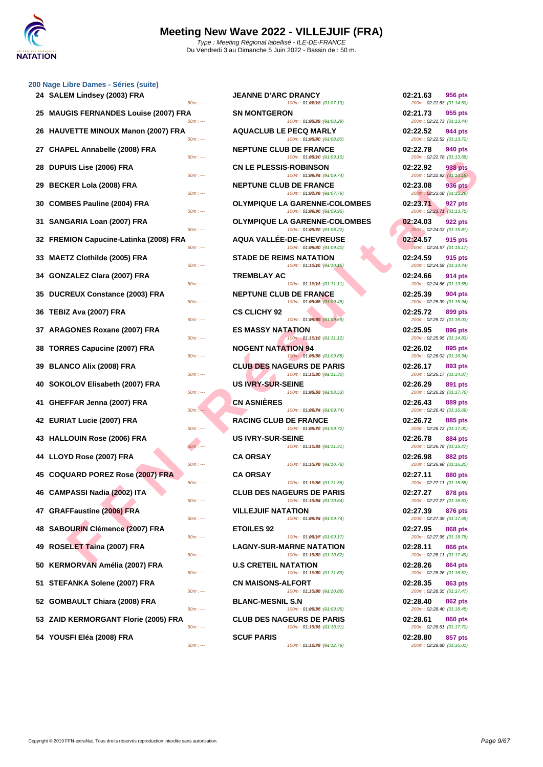# Meeting New Wave 2022 - VILLEJUIF (FRA)

Type : Meeting Régional labellisé - ILE-DE-FRANCE
Du Vendredi 3 au Dimanche 5 Juin 2022 - Bassin de : 50 m.

## 200 Nage Libre Dames - Séries (suite)

| Place | Nom | 50m | Club | 100m | Temps | Pts | 200m |
|---|---|---|---|---|---|---|---|
| 24 | SALEM Lindsey (2003) FRA | 50m : --- | JEANNE D'ARC DRANCY | 100m : 01:07.13 (01:07.13) | 02:21.63 | 956 pts | 200m : 02:21.63 (01:14.50) |
| 25 | MAUGIS FERNANDES Louise (2007) FRA | 50m : --- | SN MONTGERON | 100m : 01:08.29 (01:08.29) | 02:21.73 | 955 pts | 200m : 02:21.73 (01:13.44) |
| 26 | HAUVETTE MINOUX Manon (2007) FRA | 50m : --- | AQUACLUB LE PECQ MARLY | 100m : 01:08.80 (01:08.80) | 02:22.52 | 944 pts | 200m : 02:22.52 (01:13.72) |
| 27 | CHAPEL Annabelle (2008) FRA | 50m : --- | NEPTUNE CLUB DE FRANCE | 100m : 01:09.10 (01:09.10) | 02:22.78 | 940 pts | 200m : 02:22.78 (01:13.68) |
| 28 | DUPUIS Lise (2006) FRA | 50m : --- | CN LE PLESSIS-ROBINSON | 100m : 01:09.74 (01:09.74) | 02:22.92 | 938 pts | 200m : 02:22.92 (01:13.18) |
| 29 | BECKER Lola (2008) FRA | 50m : --- | NEPTUNE CLUB DE FRANCE | 100m : 01:07.79 (01:07.79) | 02:23.08 | 936 pts | 200m : 02:23.08 (01:15.29) |
| 30 | COMBES Pauline (2004) FRA | 50m : --- | OLYMPIQUE LA GARENNE-COLOMBES | 100m : 01:09.96 (01:09.96) | 02:23.71 | 927 pts | 200m : 02:23.71 (01:13.75) |
| 31 | SANGARIA Loan (2007) FRA | 50m : --- | OLYMPIQUE LA GARENNE-COLOMBES | 100m : 01:08.22 (01:08.22) | 02:24.03 | 922 pts | 200m : 02:24.03 (01:15.81) |
| 32 | FREMION Capucine-Latinka (2008) FRA | 50m : --- | AQUA VALLÉE-DE-CHEVREUSE | 100m : 01:09.40 (01:09.40) | 02:24.57 | 915 pts | 200m : 02:24.57 (01:15.17) |
| 33 | MAETZ Clothilde (2005) FRA | 50m : --- | STADE DE REIMS NATATION | 100m : 01:10.15 (01:10.15) | 02:24.59 | 915 pts | 200m : 02:24.59 (01:14.44) |
| 34 | GONZALEZ Clara (2007) FRA | 50m : --- | TREMBLAY AC | 100m : 01:11.11 (01:11.11) | 02:24.66 | 914 pts | 200m : 02:24.66 (01:13.55) |
| 35 | DUCREUX Constance (2003) FRA | 50m : --- | NEPTUNE CLUB DE FRANCE | 100m : 01:09.45 (01:09.45) | 02:25.39 | 904 pts | 200m : 02:25.39 (01:15.94) |
| 36 | TEBIZ Ava (2007) FRA | 50m : --- | CS CLICHY 92 | 100m : 01:09.69 (01:09.69) | 02:25.72 | 899 pts | 200m : 02:25.72 (01:16.03) |
| 37 | ARAGONES Roxane (2007) FRA | 50m : --- | ES MASSY NATATION | 100m : 01:11.12 (01:11.12) | 02:25.95 | 896 pts | 200m : 02:25.95 (01:14.83) |
| 38 | TORRES Capucine (2007) FRA | 50m : --- | NOGENT NATATION 94 | 100m : 01:09.68 (01:09.68) | 02:26.02 | 895 pts | 200m : 02:26.02 (01:16.34) |
| 39 | BLANCO Alix (2008) FRA | 50m : --- | CLUB DES NAGEURS DE PARIS | 100m : 01:11.30 (01:11.30) | 02:26.17 | 893 pts | 200m : 02:26.17 (01:14.87) |
| 40 | SOKOLOV Elisabeth (2007) FRA | 50m : --- | US IVRY-SUR-SEINE | 100m : 01:08.53 (01:08.53) | 02:26.29 | 891 pts | 200m : 02:26.29 (01:17.76) |
| 41 | GHEFFAR Jenna (2007) FRA | 50m : --- | CN ASNIÈRES | 100m : 01:09.74 (01:09.74) | 02:26.43 | 889 pts | 200m : 02:26.43 (01:16.69) |
| 42 | EURIAT Lucie (2007) FRA | 50m : --- | RACING CLUB DE FRANCE | 100m : 01:09.72 (01:09.72) | 02:26.72 | 885 pts | 200m : 02:26.72 (01:17.00) |
| 43 | HALLOUIN Rose (2006) FRA | 50m : --- | US IVRY-SUR-SEINE | 100m : 01:11.31 (01:11.31) | 02:26.78 | 884 pts | 200m : 02:26.78 (01:15.47) |
| 44 | LLOYD Rose (2007) FRA | 50m : --- | CA ORSAY | 100m : 01:10.78 (01:10.78) | 02:26.98 | 882 pts | 200m : 02:26.98 (01:16.20) |
| 45 | COQUARD POREZ Rose (2007) FRA | 50m : --- | CA ORSAY | 100m : 01:11.56 (01:11.56) | 02:27.11 | 880 pts | 200m : 02:27.11 (01:15.55) |
| 46 | CAMPASSI Nadia (2002) ITA | 50m : --- | CLUB DES NAGEURS DE PARIS | 100m : 01:10.64 (01:10.64) | 02:27.27 | 878 pts | 200m : 02:27.27 (01:16.63) |
| 47 | GRAFFaustine (2006) FRA | 50m : --- | VILLEJUIF NATATION | 100m : 01:09.74 (01:09.74) | 02:27.39 | 876 pts | 200m : 02:27.39 (01:17.65) |
| 48 | SABOURIN Clémence (2007) FRA | 50m : --- | ETOILES 92 | 100m : 01:09.17 (01:09.17) | 02:27.95 | 868 pts | 200m : 02:27.95 (01:18.78) |
| 49 | ROSELET Taina (2007) FRA | 50m : --- | LAGNY-SUR-MARNE NATATION | 100m : 01:10.62 (01:10.62) | 02:28.11 | 866 pts | 200m : 02:28.11 (01:17.49) |
| 50 | KERMORVAN Amélia (2007) FRA | 50m : --- | U.S CRETEIL NATATION | 100m : 01:11.69 (01:11.69) | 02:28.26 | 864 pts | 200m : 02:28.26 (01:16.57) |
| 51 | STEFANKA Solene (2007) FRA | 50m : --- | CN MAISONS-ALFORT | 100m : 01:10.88 (01:10.88) | 02:28.35 | 863 pts | 200m : 02:28.35 (01:17.47) |
| 52 | GOMBAULT Chiara (2008) FRA | 50m : --- | BLANC-MESNIL S.N | 100m : 01:09.95 (01:09.95) | 02:28.40 | 862 pts | 200m : 02:28.40 (01:18.45) |
| 53 | ZAID KERMORGANT Florie (2005) FRA | 50m : --- | CLUB DES NAGEURS DE PARIS | 100m : 01:10.91 (01:10.91) | 02:28.61 | 860 pts | 200m : 02:28.61 (01:17.70) |
| 54 | YOUSFI Eléa (2008) FRA | 50m : --- | SCUF PARIS | 100m : 01:12.79 (01:12.79) | 02:28.80 | 857 pts | 200m : 02:28.80 (01:16.01) |

Copyright © 2019 FFN-extraNat. Tous droits réservés reproduction interdite sans autorisation.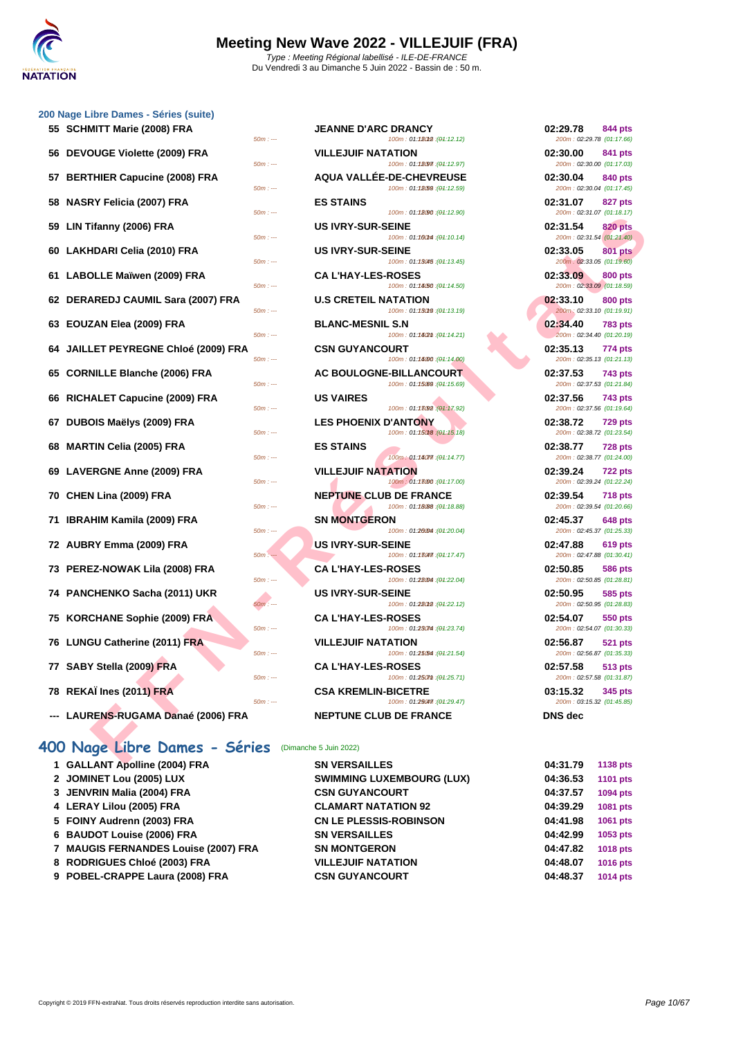# Meeting New Wave 2022 - VILLEJUIF (FRA)

*Type : Meeting Régional labellisé - ILE-DE-FRANCE*
Du Vendredi 3 au Dimanche 5 Juin 2022 - Bassin de : 50 m.

## 200 Nage Libre Dames - Séries (suite)

| Rang | Nom | Club | Temps | Points |
|---|---|---|---|---|
| 55 | SCHMITT Marie (2008) FRA | JEANNE D'ARC DRANCY | 02:29.78 | 844 pts |
| | 50m : --- | 100m : 01:12.12 (01:12.12) | 200m : 02:29.78 (01:17.66) | |
| 56 | DEVOUGE Violette (2009) FRA | VILLEJUIF NATATION | 02:30.00 | 841 pts |
| | 50m : --- | 100m : 01:12.97 (01:12.97) | 200m : 02:30.00 (01:17.03) | |
| 57 | BERTHIER Capucine (2008) FRA | AQUA VALLÉE-DE-CHEVREUSE | 02:30.04 | 840 pts |
| | 50m : --- | 100m : 01:12.59 (01:12.59) | 200m : 02:30.04 (01:17.45) | |
| 58 | NASRY Felicia (2007) FRA | ES STAINS | 02:31.07 | 827 pts |
| | 50m : --- | 100m : 01:12.90 (01:12.90) | 200m : 02:31.07 (01:18.17) | |
| 59 | LIN Tifanny (2006) FRA | US IVRY-SUR-SEINE | 02:31.54 | 820 pts |
| | 50m : --- | 100m : 01:10.14 (01:10.14) | 200m : 02:31.54 (01:21.40) | |
| 60 | LAKHDARI Celia (2010) FRA | US IVRY-SUR-SEINE | 02:33.05 | 801 pts |
| | 50m : --- | 100m : 01:13.45 (01:13.45) | 200m : 02:33.05 (01:19.60) | |
| 61 | LABOLLE Maïwen (2009) FRA | CA L'HAY-LES-ROSES | 02:33.09 | 800 pts |
| | 50m : --- | 100m : 01:14.50 (01:14.50) | 200m : 02:33.09 (01:18.59) | |
| 62 | DERAREDJ CAUMIL Sara (2007) FRA | U.S CRETEIL NATATION | 02:33.10 | 800 pts |
| | 50m : --- | 100m : 01:13.19 (01:13.19) | 200m : 02:33.10 (01:19.91) | |
| 63 | EOUZAN Elea (2009) FRA | BLANC-MESNIL S.N | 02:34.40 | 783 pts |
| | 50m : --- | 100m : 01:14.21 (01:14.21) | 200m : 02:34.40 (01:20.19) | |
| 64 | JAILLET PEYREGNE Chloé (2009) FRA | CSN GUYANCOURT | 02:35.13 | 774 pts |
| | 50m : --- | 100m : 01:14.00 (01:14.00) | 200m : 02:35.13 (01:21.13) | |
| 65 | CORNILLE Blanche (2006) FRA | AC BOULOGNE-BILLANCOURT | 02:37.53 | 743 pts |
| | 50m : --- | 100m : 01:15.69 (01:15.69) | 200m : 02:37.53 (01:21.84) | |
| 66 | RICHALET Capucine (2009) FRA | US VAIRES | 02:37.56 | 743 pts |
| | 50m : --- | 100m : 01:17.92 (01:17.92) | 200m : 02:37.56 (01:19.64) | |
| 67 | DUBOIS Maëlys (2009) FRA | LES PHOENIX D'ANTONY | 02:38.72 | 729 pts |
| | 50m : --- | 100m : 01:15.18 (01:15.18) | 200m : 02:38.72 (01:23.54) | |
| 68 | MARTIN Celia (2005) FRA | ES STAINS | 02:38.77 | 728 pts |
| | 50m : --- | 100m : 01:14.77 (01:14.77) | 200m : 02:38.77 (01:24.00) | |
| 69 | LAVERGNE Anne (2009) FRA | VILLEJUIF NATATION | 02:39.24 | 722 pts |
| | 50m : --- | 100m : 01:17.00 (01:17.00) | 200m : 02:39.24 (01:22.24) | |
| 70 | CHEN Lina (2009) FRA | NEPTUNE CLUB DE FRANCE | 02:39.54 | 718 pts |
| | 50m : --- | 100m : 01:18.88 (01:18.88) | 200m : 02:39.54 (01:20.66) | |
| 71 | IBRAHIM Kamila (2009) FRA | SN MONTGERON | 02:45.37 | 648 pts |
| | 50m : --- | 100m : 01:20.04 (01:20.04) | 200m : 02:45.37 (01:25.33) | |
| 72 | AUBRY Emma (2009) FRA | US IVRY-SUR-SEINE | 02:47.88 | 619 pts |
| | 50m : --- | 100m : 01:17.47 (01:17.47) | 200m : 02:47.88 (01:30.41) | |
| 73 | PEREZ-NOWAK Lila (2008) FRA | CA L'HAY-LES-ROSES | 02:50.85 | 586 pts |
| | 50m : --- | 100m : 01:22.04 (01:22.04) | 200m : 02:50.85 (01:28.81) | |
| 74 | PANCHENKO Sacha (2011) UKR | US IVRY-SUR-SEINE | 02:50.95 | 585 pts |
| | 50m : --- | 100m : 01:22.12 (01:22.12) | 200m : 02:50.95 (01:28.83) | |
| 75 | KORCHANE Sophie (2009) FRA | CA L'HAY-LES-ROSES | 02:54.07 | 550 pts |
| | 50m : --- | 100m : 01:23.74 (01:23.74) | 200m : 02:54.07 (01:30.33) | |
| 76 | LUNGU Catherine (2011) FRA | VILLEJUIF NATATION | 02:56.87 | 521 pts |
| | 50m : --- | 100m : 01:21.54 (01:21.54) | 200m : 02:56.87 (01:35.33) | |
| 77 | SABY Stella (2009) FRA | CA L'HAY-LES-ROSES | 02:57.58 | 513 pts |
| | 50m : --- | 100m : 01:25.71 (01:25.71) | 200m : 02:57.58 (01:31.87) | |
| 78 | REKAÏ Ines (2011) FRA | CSA KREMLIN-BICETRE | 03:15.32 | 345 pts |
| | 50m : --- | 100m : 01:29.47 (01:29.47) | 200m : 03:15.32 (01:45.85) | |
| --- | LAURENS-RUGAMA Danaé (2006) FRA | NEPTUNE CLUB DE FRANCE | DNS dec | |

## 400 Nage Libre Dames - Séries (Dimanche 5 Juin 2022)

| Rang | Nom | Club | Temps | Points |
|---|---|---|---|---|
| 1 | GALLANT Apolline (2004) FRA | SN VERSAILLES | 04:31.79 | 1138 pts |
| 2 | JOMINET Lou (2005) LUX | SWIMMING LUXEMBOURG (LUX) | 04:36.53 | 1101 pts |
| 3 | JENVRIN Malia (2004) FRA | CSN GUYANCOURT | 04:37.57 | 1094 pts |
| 4 | LERAY Lilou (2005) FRA | CLAMART NATATION 92 | 04:39.29 | 1081 pts |
| 5 | FOINY Audrenn (2003) FRA | CN LE PLESSIS-ROBINSON | 04:41.98 | 1061 pts |
| 6 | BAUDOT Louise (2006) FRA | SN VERSAILLES | 04:42.99 | 1053 pts |
| 7 | MAUGIS FERNANDES Louise (2007) FRA | SN MONTGERON | 04:47.82 | 1018 pts |
| 8 | RODRIGUES Chloé (2003) FRA | VILLEJUIF NATATION | 04:48.07 | 1016 pts |
| 9 | POBEL-CRAPPE Laura (2008) FRA | CSN GUYANCOURT | 04:48.37 | 1014 pts |

Copyright © 2019 FFN-extraNat. Tous droits réservés reproduction interdite sans autorisation.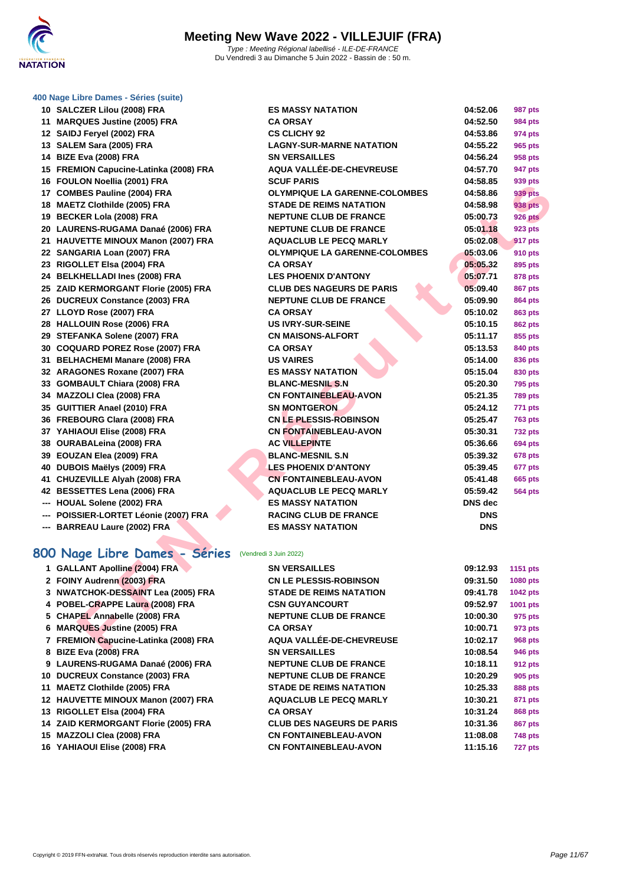# Meeting New Wave 2022 - VILLEJUIF (FRA)

*Type : Meeting Régional labellisé - ILE-DE-FRANCE*
Du Vendredi 3 au Dimanche 5 Juin 2022 - Bassin de : 50 m.

### 400 Nage Libre Dames - Séries (suite)

| | | | | |
|---|---|---|---|---|
| 10 | SALCZER Lilou (2008) FRA | ES MASSY NATATION | 04:52.06 | 987 pts |
| 11 | MARQUES Justine (2005) FRA | CA ORSAY | 04:52.50 | 984 pts |
| 12 | SAIDJ Feryel (2002) FRA | CS CLICHY 92 | 04:53.86 | 974 pts |
| 13 | SALEM Sara (2005) FRA | LAGNY-SUR-MARNE NATATION | 04:55.22 | 965 pts |
| 14 | BIZE Eva (2008) FRA | SN VERSAILLES | 04:56.24 | 958 pts |
| 15 | FREMION Capucine-Latinka (2008) FRA | AQUA VALLÉE-DE-CHEVREUSE | 04:57.70 | 947 pts |
| 16 | FOULON Noellia (2001) FRA | SCUF PARIS | 04:58.85 | 939 pts |
| 17 | COMBES Pauline (2004) FRA | OLYMPIQUE LA GARENNE-COLOMBES | 04:58.86 | 939 pts |
| 18 | MAETZ Clothilde (2005) FRA | STADE DE REIMS NATATION | 04:58.98 | 938 pts |
| 19 | BECKER Lola (2008) FRA | NEPTUNE CLUB DE FRANCE | 05:00.73 | 926 pts |
| 20 | LAURENS-RUGAMA Danaé (2006) FRA | NEPTUNE CLUB DE FRANCE | 05:01.18 | 923 pts |
| 21 | HAUVETTE MINOUX Manon (2007) FRA | AQUACLUB LE PECQ MARLY | 05:02.08 | 917 pts |
| 22 | SANGARIA Loan (2007) FRA | OLYMPIQUE LA GARENNE-COLOMBES | 05:03.06 | 910 pts |
| 23 | RIGOLLET Elsa (2004) FRA | CA ORSAY | 05:05.32 | 895 pts |
| 24 | BELKHELLADI Ines (2008) FRA | LES PHOENIX D'ANTONY | 05:07.71 | 878 pts |
| 25 | ZAID KERMORGANT Florie (2005) FRA | CLUB DES NAGEURS DE PARIS | 05:09.40 | 867 pts |
| 26 | DUCREUX Constance (2003) FRA | NEPTUNE CLUB DE FRANCE | 05:09.90 | 864 pts |
| 27 | LLOYD Rose (2007) FRA | CA ORSAY | 05:10.02 | 863 pts |
| 28 | HALLOUIN Rose (2006) FRA | US IVRY-SUR-SEINE | 05:10.15 | 862 pts |
| 29 | STEFANKA Solene (2007) FRA | CN MAISONS-ALFORT | 05:11.17 | 855 pts |
| 30 | COQUARD POREZ Rose (2007) FRA | CA ORSAY | 05:13.53 | 840 pts |
| 31 | BELHACHEMI Manare (2008) FRA | US VAIRES | 05:14.00 | 836 pts |
| 32 | ARAGONES Roxane (2007) FRA | ES MASSY NATATION | 05:15.04 | 830 pts |
| 33 | GOMBAULT Chiara (2008) FRA | BLANC-MESNIL S.N | 05:20.30 | 795 pts |
| 34 | MAZZOLI Clea (2008) FRA | CN FONTAINEBLEAU-AVON | 05:21.35 | 789 pts |
| 35 | GUITTIER Anael (2010) FRA | SN MONTGERON | 05:24.12 | 771 pts |
| 36 | FREBOURG Clara (2008) FRA | CN LE PLESSIS-ROBINSON | 05:25.47 | 763 pts |
| 37 | YAHIAOUI Elise (2008) FRA | CN FONTAINEBLEAU-AVON | 05:30.31 | 732 pts |
| 38 | OURABALeina (2008) FRA | AC VILLEPINTE | 05:36.66 | 694 pts |
| 39 | EOUZAN Elea (2009) FRA | BLANC-MESNIL S.N | 05:39.32 | 678 pts |
| 40 | DUBOIS Maëlys (2009) FRA | LES PHOENIX D'ANTONY | 05:39.45 | 677 pts |
| 41 | CHUZEVILLE Alyah (2008) FRA | CN FONTAINEBLEAU-AVON | 05:41.48 | 665 pts |
| 42 | BESSETTES Lena (2006) FRA | AQUACLUB LE PECQ MARLY | 05:59.42 | 564 pts |
| --- | HOUAL Solene (2002) FRA | ES MASSY NATATION | DNS dec | |
| --- | POISSIER-LORTET Léonie (2007) FRA | RACING CLUB DE FRANCE | DNS | |
| --- | BARREAU Laure (2002) FRA | ES MASSY NATATION | DNS | |

## 800 Nage Libre Dames - Séries (Vendredi 3 Juin 2022)

| | | | | |
|---|---|---|---|---|
| 1 | GALLANT Apolline (2004) FRA | SN VERSAILLES | 09:12.93 | 1151 pts |
| 2 | FOINY Audrenn (2003) FRA | CN LE PLESSIS-ROBINSON | 09:31.50 | 1080 pts |
| 3 | NWATCHOK-DESSAINT Lea (2005) FRA | STADE DE REIMS NATATION | 09:41.78 | 1042 pts |
| 4 | POBEL-CRAPPE Laura (2008) FRA | CSN GUYANCOURT | 09:52.97 | 1001 pts |
| 5 | CHAPEL Annabelle (2008) FRA | NEPTUNE CLUB DE FRANCE | 10:00.30 | 975 pts |
| 6 | MARQUES Justine (2005) FRA | CA ORSAY | 10:00.71 | 973 pts |
| 7 | FREMION Capucine-Latinka (2008) FRA | AQUA VALLÉE-DE-CHEVREUSE | 10:02.17 | 968 pts |
| 8 | BIZE Eva (2008) FRA | SN VERSAILLES | 10:08.54 | 946 pts |
| 9 | LAURENS-RUGAMA Danaé (2006) FRA | NEPTUNE CLUB DE FRANCE | 10:18.11 | 912 pts |
| 10 | DUCREUX Constance (2003) FRA | NEPTUNE CLUB DE FRANCE | 10:20.29 | 905 pts |
| 11 | MAETZ Clothilde (2005) FRA | STADE DE REIMS NATATION | 10:25.33 | 888 pts |
| 12 | HAUVETTE MINOUX Manon (2007) FRA | AQUACLUB LE PECQ MARLY | 10:30.21 | 871 pts |
| 13 | RIGOLLET Elsa (2004) FRA | CA ORSAY | 10:31.24 | 868 pts |
| 14 | ZAID KERMORGANT Florie (2005) FRA | CLUB DES NAGEURS DE PARIS | 10:31.36 | 867 pts |
| 15 | MAZZOLI Clea (2008) FRA | CN FONTAINEBLEAU-AVON | 11:08.08 | 748 pts |
| 16 | YAHIAOUI Elise (2008) FRA | CN FONTAINEBLEAU-AVON | 11:15.16 | 727 pts |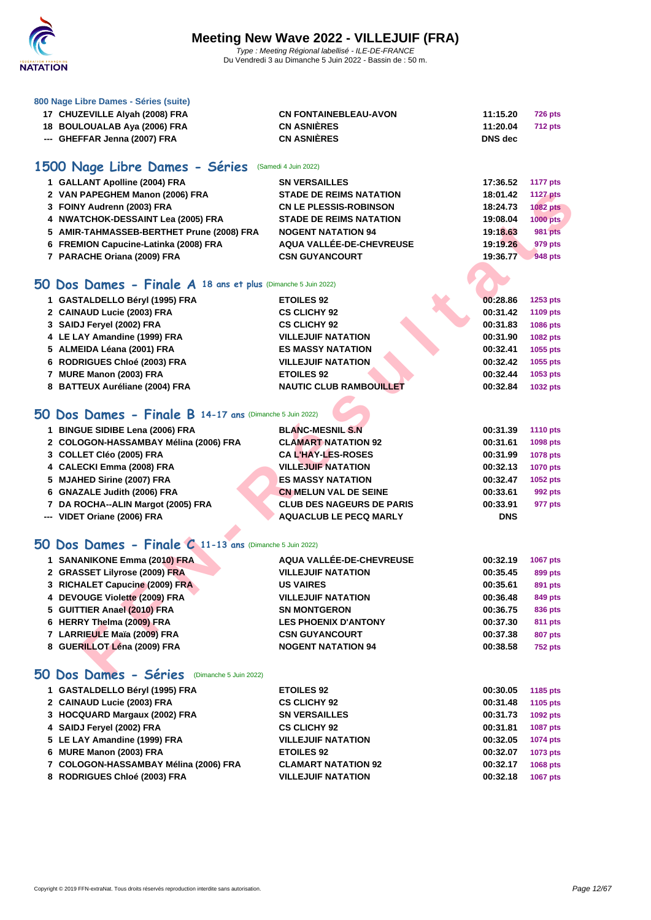### 800 Nage Libre Dames - Séries (suite)

| | | | | |
|---|---|---|---|---|
| 17 | CHUZEVILLE Alyah (2008) FRA | CN FONTAINEBLEAU-AVON | 11:15.20 | 726 pts |
| 18 | BOULOUALAB Aya (2006) FRA | CN ASNIÈRES | 11:20.04 | 712 pts |
| --- | GHEFFAR Jenna (2007) FRA | CN ASNIÈRES | DNS dec | |

## 1500 Nage Libre Dames - Séries (Samedi 4 Juin 2022)

| | | | | |
|---|---|---|---|---|
| 1 | GALLANT Apolline (2004) FRA | SN VERSAILLES | 17:36.52 | 1177 pts |
| 2 | VAN PAPEGHEM Manon (2006) FRA | STADE DE REIMS NATATION | 18:01.42 | 1127 pts |
| 3 | FOINY Audrenn (2003) FRA | CN LE PLESSIS-ROBINSON | 18:24.73 | 1082 pts |
| 4 | NWATCHOK-DESSAINT Lea (2005) FRA | STADE DE REIMS NATATION | 19:08.04 | 1000 pts |
| 5 | AMIR-TAHMASSEB-BERTHET Prune (2008) FRA | NOGENT NATATION 94 | 19:18.63 | 981 pts |
| 6 | FREMION Capucine-Latinka (2008) FRA | AQUA VALLÉE-DE-CHEVREUSE | 19:19.26 | 979 pts |
| 7 | PARACHE Oriana (2009) FRA | CSN GUYANCOURT | 19:36.77 | 948 pts |

## 50 Dos Dames - Finale A 18 ans et plus (Dimanche 5 Juin 2022)

| | | | | |
|---|---|---|---|---|
| 1 | GASTALDELLO Béryl (1995) FRA | ETOILES 92 | 00:28.86 | 1253 pts |
| 2 | CAINAUD Lucie (2003) FRA | CS CLICHY 92 | 00:31.42 | 1109 pts |
| 3 | SAIDJ Feryel (2002) FRA | CS CLICHY 92 | 00:31.83 | 1086 pts |
| 4 | LE LAY Amandine (1999) FRA | VILLEJUIF NATATION | 00:31.90 | 1082 pts |
| 5 | ALMEIDA Léana (2001) FRA | ES MASSY NATATION | 00:32.41 | 1055 pts |
| 6 | RODRIGUES Chloé (2003) FRA | VILLEJUIF NATATION | 00:32.42 | 1055 pts |
| 7 | MURE Manon (2003) FRA | ETOILES 92 | 00:32.44 | 1053 pts |
| 8 | BATTEUX Auréliane (2004) FRA | NAUTIC CLUB RAMBOUILLET | 00:32.84 | 1032 pts |

## 50 Dos Dames - Finale B 14-17 ans (Dimanche 5 Juin 2022)

| | | | | |
|---|---|---|---|---|
| 1 | BINGUE SIDIBE Lena (2006) FRA | BLANC-MESNIL S.N | 00:31.39 | 1110 pts |
| 2 | COLOGON-HASSAMBAY Mélina (2006) FRA | CLAMART NATATION 92 | 00:31.61 | 1098 pts |
| 3 | COLLET Cléo (2005) FRA | CA L'HAY-LES-ROSES | 00:31.99 | 1078 pts |
| 4 | CALECKI Emma (2008) FRA | VILLEJUIF NATATION | 00:32.13 | 1070 pts |
| 5 | MJAHED Sirine (2007) FRA | ES MASSY NATATION | 00:32.47 | 1052 pts |
| 6 | GNAZALE Judith (2006) FRA | CN MELUN VAL DE SEINE | 00:33.61 | 992 pts |
| 7 | DA ROCHA--ALIN Margot (2005) FRA | CLUB DES NAGEURS DE PARIS | 00:33.91 | 977 pts |
| --- | VIDET Oriane (2006) FRA | AQUACLUB LE PECQ MARLY | DNS | |

## 50 Dos Dames - Finale C 11-13 ans (Dimanche 5 Juin 2022)

| | | | | |
|---|---|---|---|---|
| 1 | SANANIKONE Emma (2010) FRA | AQUA VALLÉE-DE-CHEVREUSE | 00:32.19 | 1067 pts |
| 2 | GRASSET Lilyrose (2009) FRA | VILLEJUIF NATATION | 00:35.45 | 899 pts |
| 3 | RICHALET Capucine (2009) FRA | US VAIRES | 00:35.61 | 891 pts |
| 4 | DEVOUGE Violette (2009) FRA | VILLEJUIF NATATION | 00:36.48 | 849 pts |
| 5 | GUITTIER Anael (2010) FRA | SN MONTGERON | 00:36.75 | 836 pts |
| 6 | HERRY Thelma (2009) FRA | LES PHOENIX D'ANTONY | 00:37.30 | 811 pts |
| 7 | LARRIEULE Maïa (2009) FRA | CSN GUYANCOURT | 00:37.38 | 807 pts |
| 8 | GUERILLOT Léna (2009) FRA | NOGENT NATATION 94 | 00:38.58 | 752 pts |

## 50 Dos Dames - Séries (Dimanche 5 Juin 2022)

| | | | | |
|---|---|---|---|---|
| 1 | GASTALDELLO Béryl (1995) FRA | ETOILES 92 | 00:30.05 | 1185 pts |
| 2 | CAINAUD Lucie (2003) FRA | CS CLICHY 92 | 00:31.48 | 1105 pts |
| 3 | HOCQUARD Margaux (2002) FRA | SN VERSAILLES | 00:31.73 | 1092 pts |
| 4 | SAIDJ Feryel (2002) FRA | CS CLICHY 92 | 00:31.81 | 1087 pts |
| 5 | LE LAY Amandine (1999) FRA | VILLEJUIF NATATION | 00:32.05 | 1074 pts |
| 6 | MURE Manon (2003) FRA | ETOILES 92 | 00:32.07 | 1073 pts |
| 7 | COLOGON-HASSAMBAY Mélina (2006) FRA | CLAMART NATATION 92 | 00:32.17 | 1068 pts |
| 8 | RODRIGUES Chloé (2003) FRA | VILLEJUIF NATATION | 00:32.18 | 1067 pts |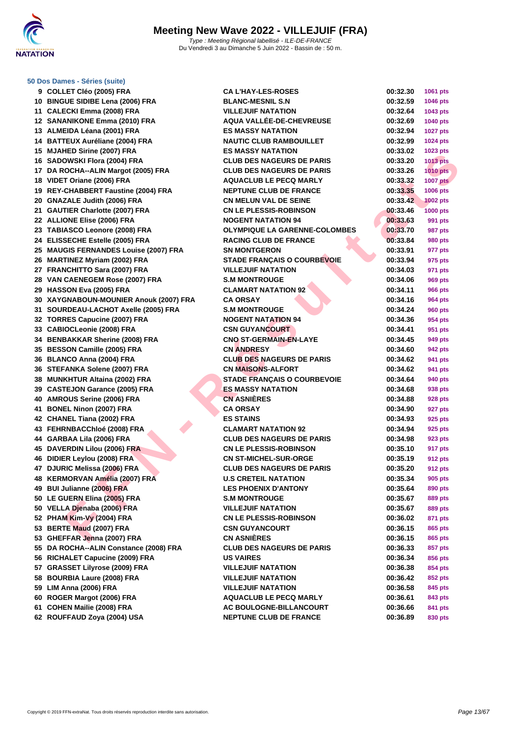### 50 Dos Dames - Séries (suite)

| | | | | |
|---|---|---|---|---|
| 9 | COLLET Cléo (2005) FRA | CA L'HAY-LES-ROSES | 00:32.30 | 1061 pts |
| 10 | BINGUE SIDIBE Lena (2006) FRA | BLANC-MESNIL S.N | 00:32.59 | 1046 pts |
| 11 | CALECKI Emma (2008) FRA | VILLEJUIF NATATION | 00:32.64 | 1043 pts |
| 12 | SANANIKONE Emma (2010) FRA | AQUA VALLÉE-DE-CHEVREUSE | 00:32.69 | 1040 pts |
| 13 | ALMEIDA Léana (2001) FRA | ES MASSY NATATION | 00:32.94 | 1027 pts |
| 14 | BATTEUX Auréliane (2004) FRA | NAUTIC CLUB RAMBOUILLET | 00:32.99 | 1024 pts |
| 15 | MJAHED Sirine (2007) FRA | ES MASSY NATATION | 00:33.02 | 1023 pts |
| 16 | SADOWSKI Flora (2004) FRA | CLUB DES NAGEURS DE PARIS | 00:33.20 | 1013 pts |
| 17 | DA ROCHA--ALIN Margot (2005) FRA | CLUB DES NAGEURS DE PARIS | 00:33.26 | 1010 pts |
| 18 | VIDET Oriane (2006) FRA | AQUACLUB LE PECQ MARLY | 00:33.32 | 1007 pts |
| 19 | REY-CHABBERT Faustine (2004) FRA | NEPTUNE CLUB DE FRANCE | 00:33.35 | 1006 pts |
| 20 | GNAZALE Judith (2006) FRA | CN MELUN VAL DE SEINE | 00:33.42 | 1002 pts |
| 21 | GAUTIER Charlotte (2007) FRA | CN LE PLESSIS-ROBINSON | 00:33.46 | 1000 pts |
| 22 | ALLIONE Elise (2006) FRA | NOGENT NATATION 94 | 00:33.63 | 991 pts |
| 23 | TABIASCO Leonore (2008) FRA | OLYMPIQUE LA GARENNE-COLOMBES | 00:33.70 | 987 pts |
| 24 | ELISSECHE Estelle (2005) FRA | RACING CLUB DE FRANCE | 00:33.84 | 980 pts |
| 25 | MAUGIS FERNANDES Louise (2007) FRA | SN MONTGERON | 00:33.91 | 977 pts |
| 26 | MARTINEZ Myriam (2002) FRA | STADE FRANÇAIS O COURBEVOIE | 00:33.94 | 975 pts |
| 27 | FRANCHITTO Sara (2007) FRA | VILLEJUIF NATATION | 00:34.03 | 971 pts |
| 28 | VAN CAENEGEM Rose (2007) FRA | S.M MONTROUGE | 00:34.06 | 969 pts |
| 29 | HASSON Eva (2005) FRA | CLAMART NATATION 92 | 00:34.11 | 966 pts |
| 30 | XAYGNABOUN-MOUNIER Anouk (2007) FRA | CA ORSAY | 00:34.16 | 964 pts |
| 31 | SOURDEAU-LACHOT Axelle (2005) FRA | S.M MONTROUGE | 00:34.24 | 960 pts |
| 32 | TORRES Capucine (2007) FRA | NOGENT NATATION 94 | 00:34.36 | 954 pts |
| 33 | CABIOCLeonie (2008) FRA | CSN GUYANCOURT | 00:34.41 | 951 pts |
| 34 | BENBAKKAR Sherine (2008) FRA | CNO ST-GERMAIN-EN-LAYE | 00:34.45 | 949 pts |
| 35 | BESSON Camille (2005) FRA | CN ANDRESY | 00:34.60 | 942 pts |
| 36 | BLANCO Anna (2004) FRA | CLUB DES NAGEURS DE PARIS | 00:34.62 | 941 pts |
| 36 | STEFANKA Solene (2007) FRA | CN MAISONS-ALFORT | 00:34.62 | 941 pts |
| 38 | MUNKHTUR Altaina (2002) FRA | STADE FRANÇAIS O COURBEVOIE | 00:34.64 | 940 pts |
| 39 | CASTEJON Garance (2005) FRA | ES MASSY NATATION | 00:34.68 | 938 pts |
| 40 | AMROUS Serine (2006) FRA | CN ASNIÈRES | 00:34.88 | 928 pts |
| 41 | BONEL Ninon (2007) FRA | CA ORSAY | 00:34.90 | 927 pts |
| 42 | CHANEL Tiana (2002) FRA | ES STAINS | 00:34.93 | 925 pts |
| 43 | FEHRNBACChloé (2008) FRA | CLAMART NATATION 92 | 00:34.94 | 925 pts |
| 44 | GARBAA Lila (2006) FRA | CLUB DES NAGEURS DE PARIS | 00:34.98 | 923 pts |
| 45 | DAVERDIN Lilou (2006) FRA | CN LE PLESSIS-ROBINSON | 00:35.10 | 917 pts |
| 46 | DIDIER Leylou (2008) FRA | CN ST-MICHEL-SUR-ORGE | 00:35.19 | 912 pts |
| 47 | DJURIC Melissa (2006) FRA | CLUB DES NAGEURS DE PARIS | 00:35.20 | 912 pts |
| 48 | KERMORVAN Amélia (2007) FRA | U.S CRETEIL NATATION | 00:35.34 | 905 pts |
| 49 | BUI Julianne (2006) FRA | LES PHOENIX D'ANTONY | 00:35.64 | 890 pts |
| 50 | LE GUERN Elina (2005) FRA | S.M MONTROUGE | 00:35.67 | 889 pts |
| 50 | VELLA Djenaba (2006) FRA | VILLEJUIF NATATION | 00:35.67 | 889 pts |
| 52 | PHAM Kim-Vy (2004) FRA | CN LE PLESSIS-ROBINSON | 00:36.02 | 871 pts |
| 53 | BERTE Maud (2007) FRA | CSN GUYANCOURT | 00:36.15 | 865 pts |
| 53 | GHEFFAR Jenna (2007) FRA | CN ASNIÈRES | 00:36.15 | 865 pts |
| 55 | DA ROCHA--ALIN Constance (2008) FRA | CLUB DES NAGEURS DE PARIS | 00:36.33 | 857 pts |
| 56 | RICHALET Capucine (2009) FRA | US VAIRES | 00:36.34 | 856 pts |
| 57 | GRASSET Lilyrose (2009) FRA | VILLEJUIF NATATION | 00:36.38 | 854 pts |
| 58 | BOURBIA Laure (2008) FRA | VILLEJUIF NATATION | 00:36.42 | 852 pts |
| 59 | LIM Anna (2006) FRA | VILLEJUIF NATATION | 00:36.58 | 845 pts |
| 60 | ROGER Margot (2006) FRA | AQUACLUB LE PECQ MARLY | 00:36.61 | 843 pts |
| 61 | COHEN Mailie (2008) FRA | AC BOULOGNE-BILLANCOURT | 00:36.66 | 841 pts |
| 62 | ROUFFAUD Zoya (2004) USA | NEPTUNE CLUB DE FRANCE | 00:36.89 | 830 pts |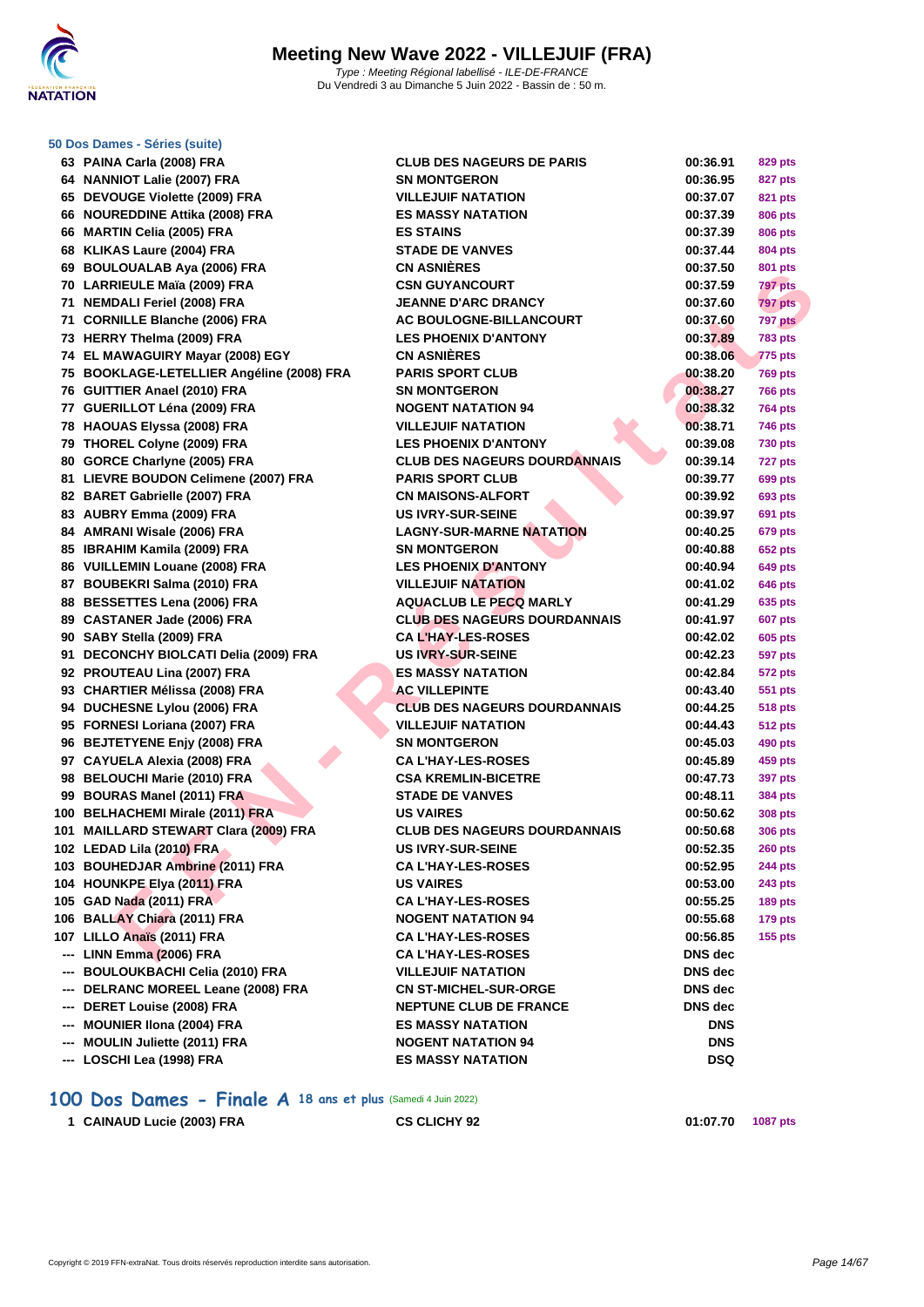# Meeting New Wave 2022 - VILLEJUIF (FRA)

*Type : Meeting Régional labellisé - ILE-DE-FRANCE*
Du Vendredi 3 au Dimanche 5 Juin 2022 - Bassin de : 50 m.

### 50 Dos Dames - Séries (suite)

| Rang | Nom | Club | Temps | Points |
|---|---|---|---|---|
| 63 | PAINA Carla (2008) FRA | CLUB DES NAGEURS DE PARIS | 00:36.91 | 829 pts |
| 64 | NANNIOT Lalie (2007) FRA | SN MONTGERON | 00:36.95 | 827 pts |
| 65 | DEVOUGE Violette (2009) FRA | VILLEJUIF NATATION | 00:37.07 | 821 pts |
| 66 | NOUREDDINE Attika (2008) FRA | ES MASSY NATATION | 00:37.39 | 806 pts |
| 66 | MARTIN Celia (2005) FRA | ES STAINS | 00:37.39 | 806 pts |
| 68 | KLIKAS Laure (2004) FRA | STADE DE VANVES | 00:37.44 | 804 pts |
| 69 | BOULOUALAB Aya (2006) FRA | CN ASNIÈRES | 00:37.50 | 801 pts |
| 70 | LARRIEULE Maïa (2009) FRA | CSN GUYANCOURT | 00:37.59 | 797 pts |
| 71 | NEMDALI Feriel (2008) FRA | JEANNE D'ARC DRANCY | 00:37.60 | 797 pts |
| 71 | CORNILLE Blanche (2006) FRA | AC BOULOGNE-BILLANCOURT | 00:37.60 | 797 pts |
| 73 | HERRY Thelma (2009) FRA | LES PHOENIX D'ANTONY | 00:37.89 | 783 pts |
| 74 | EL MAWAGUIRY Mayar (2008) EGY | CN ASNIÈRES | 00:38.06 | 775 pts |
| 75 | BOOKLAGE-LETELLIER Angéline (2008) FRA | PARIS SPORT CLUB | 00:38.20 | 769 pts |
| 76 | GUITTIER Anael (2010) FRA | SN MONTGERON | 00:38.27 | 766 pts |
| 77 | GUERILLOT Léna (2009) FRA | NOGENT NATATION 94 | 00:38.32 | 764 pts |
| 78 | HAOUAS Elyssa (2008) FRA | VILLEJUIF NATATION | 00:38.71 | 746 pts |
| 79 | THOREL Colyne (2009) FRA | LES PHOENIX D'ANTONY | 00:39.08 | 730 pts |
| 80 | GORCE Charlyne (2005) FRA | CLUB DES NAGEURS DOURDANNAIS | 00:39.14 | 727 pts |
| 81 | LIEVRE BOUDON Celimene (2007) FRA | PARIS SPORT CLUB | 00:39.77 | 699 pts |
| 82 | BARET Gabrielle (2007) FRA | CN MAISONS-ALFORT | 00:39.92 | 693 pts |
| 83 | AUBRY Emma (2009) FRA | US IVRY-SUR-SEINE | 00:39.97 | 691 pts |
| 84 | AMRANI Wisale (2006) FRA | LAGNY-SUR-MARNE NATATION | 00:40.25 | 679 pts |
| 85 | IBRAHIM Kamila (2009) FRA | SN MONTGERON | 00:40.88 | 652 pts |
| 86 | VUILLEMIN Louane (2008) FRA | LES PHOENIX D'ANTONY | 00:40.94 | 649 pts |
| 87 | BOUBEKRI Salma (2010) FRA | VILLEJUIF NATATION | 00:41.02 | 646 pts |
| 88 | BESSETTES Lena (2006) FRA | AQUACLUB LE PECQ MARLY | 00:41.29 | 635 pts |
| 89 | CASTANER Jade (2006) FRA | CLUB DES NAGEURS DOURDANNAIS | 00:41.97 | 607 pts |
| 90 | SABY Stella (2009) FRA | CA L'HAY-LES-ROSES | 00:42.02 | 605 pts |
| 91 | DECONCHY BIOLCATI Delia (2009) FRA | US IVRY-SUR-SEINE | 00:42.23 | 597 pts |
| 92 | PROUTEAU Lina (2007) FRA | ES MASSY NATATION | 00:42.84 | 572 pts |
| 93 | CHARTIER Mélissa (2008) FRA | AC VILLEPINTE | 00:43.40 | 551 pts |
| 94 | DUCHESNE Lylou (2006) FRA | CLUB DES NAGEURS DOURDANNAIS | 00:44.25 | 518 pts |
| 95 | FORNESI Loriana (2007) FRA | VILLEJUIF NATATION | 00:44.43 | 512 pts |
| 96 | BEJTETYENE Enjy (2008) FRA | SN MONTGERON | 00:45.03 | 490 pts |
| 97 | CAYUELA Alexia (2008) FRA | CA L'HAY-LES-ROSES | 00:45.89 | 459 pts |
| 98 | BELOUCHI Marie (2010) FRA | CSA KREMLIN-BICETRE | 00:47.73 | 397 pts |
| 99 | BOURAS Manel (2011) FRA | STADE DE VANVES | 00:48.11 | 384 pts |
| 100 | BELHACHEMI Mirale (2011) FRA | US VAIRES | 00:50.62 | 308 pts |
| 101 | MAILLARD STEWART Clara (2009) FRA | CLUB DES NAGEURS DOURDANNAIS | 00:50.68 | 306 pts |
| 102 | LEDAD Lila (2010) FRA | US IVRY-SUR-SEINE | 00:52.35 | 260 pts |
| 103 | BOUHEDJAR Ambrine (2011) FRA | CA L'HAY-LES-ROSES | 00:52.95 | 244 pts |
| 104 | HOUNKPE Elya (2011) FRA | US VAIRES | 00:53.00 | 243 pts |
| 105 | GAD Nada (2011) FRA | CA L'HAY-LES-ROSES | 00:55.25 | 189 pts |
| 106 | BALLAY Chiara (2011) FRA | NOGENT NATATION 94 | 00:55.68 | 179 pts |
| 107 | LILLO Anaïs (2011) FRA | CA L'HAY-LES-ROSES | 00:56.85 | 155 pts |
| --- | LINN Emma (2006) FRA | CA L'HAY-LES-ROSES | DNS dec | |
| --- | BOULOUKBACHI Celia (2010) FRA | VILLEJUIF NATATION | DNS dec | |
| --- | DELRANC MOREEL Leane (2008) FRA | CN ST-MICHEL-SUR-ORGE | DNS dec | |
| --- | DERET Louise (2008) FRA | NEPTUNE CLUB DE FRANCE | DNS dec | |
| --- | MOUNIER Ilona (2004) FRA | ES MASSY NATATION | DNS | |
| --- | MOULIN Juliette (2011) FRA | NOGENT NATATION 94 | DNS | |
| --- | LOSCHI Lea (1998) FRA | ES MASSY NATATION | DSQ | |

### 100 Dos Dames - Finale A 18 ans et plus (Samedi 4 Juin 2022)

| Rang | Nom | Club | Temps | Points |
|---|---|---|---|---|
| 1 | CAINAUD Lucie (2003) FRA | CS CLICHY 92 | 01:07.70 | 1087 pts |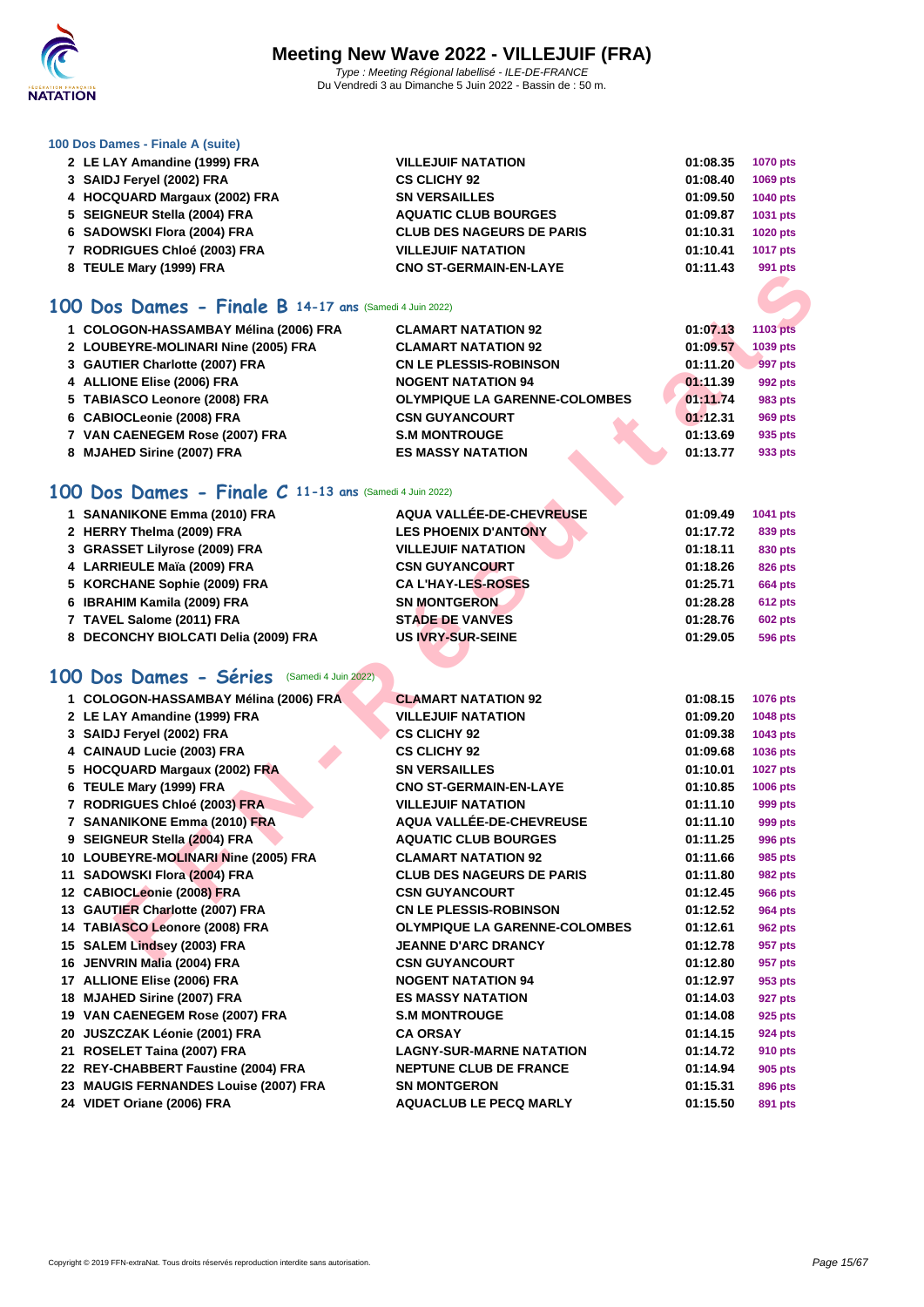### 100 Dos Dames - Finale A (suite)

| | | | | |
|---|---|---|---|---|
| 2 | LE LAY Amandine (1999) FRA | VILLEJUIF NATATION | 01:08.35 | 1070 pts |
| 3 | SAIDJ Feryel (2002) FRA | CS CLICHY 92 | 01:08.40 | 1069 pts |
| 4 | HOCQUARD Margaux (2002) FRA | SN VERSAILLES | 01:09.50 | 1040 pts |
| 5 | SEIGNEUR Stella (2004) FRA | AQUATIC CLUB BOURGES | 01:09.87 | 1031 pts |
| 6 | SADOWSKI Flora (2004) FRA | CLUB DES NAGEURS DE PARIS | 01:10.31 | 1020 pts |
| 7 | RODRIGUES Chloé (2003) FRA | VILLEJUIF NATATION | 01:10.41 | 1017 pts |
| 8 | TEULE Mary (1999) FRA | CNO ST-GERMAIN-EN-LAYE | 01:11.43 | 991 pts |

## 100 Dos Dames - Finale B 14-17 ans (Samedi 4 Juin 2022)

| | | | | |
|---|---|---|---|---|
| 1 | COLOGON-HASSAMBAY Mélina (2006) FRA | CLAMART NATATION 92 | 01:07.13 | 1103 pts |
| 2 | LOUBEYRE-MOLINARI Nine (2005) FRA | CLAMART NATATION 92 | 01:09.57 | 1039 pts |
| 3 | GAUTIER Charlotte (2007) FRA | CN LE PLESSIS-ROBINSON | 01:11.20 | 997 pts |
| 4 | ALLIONE Elise (2006) FRA | NOGENT NATATION 94 | 01:11.39 | 992 pts |
| 5 | TABIASCO Leonore (2008) FRA | OLYMPIQUE LA GARENNE-COLOMBES | 01:11.74 | 983 pts |
| 6 | CABIOCLeonie (2008) FRA | CSN GUYANCOURT | 01:12.31 | 969 pts |
| 7 | VAN CAENEGEM Rose (2007) FRA | S.M MONTROUGE | 01:13.69 | 935 pts |
| 8 | MJAHED Sirine (2007) FRA | ES MASSY NATATION | 01:13.77 | 933 pts |

## 100 Dos Dames - Finale C 11-13 ans (Samedi 4 Juin 2022)

| | | | | |
|---|---|---|---|---|
| 1 | SANANIKONE Emma (2010) FRA | AQUA VALLÉE-DE-CHEVREUSE | 01:09.49 | 1041 pts |
| 2 | HERRY Thelma (2009) FRA | LES PHOENIX D'ANTONY | 01:17.72 | 839 pts |
| 3 | GRASSET Lilyrose (2009) FRA | VILLEJUIF NATATION | 01:18.11 | 830 pts |
| 4 | LARRIEULE Maïa (2009) FRA | CSN GUYANCOURT | 01:18.26 | 826 pts |
| 5 | KORCHANE Sophie (2009) FRA | CA L'HAY-LES-ROSES | 01:25.71 | 664 pts |
| 6 | IBRAHIM Kamila (2009) FRA | SN MONTGERON | 01:28.28 | 612 pts |
| 7 | TAVEL Salome (2011) FRA | STADE DE VANVES | 01:28.76 | 602 pts |
| 8 | DECONCHY BIOLCATI Delia (2009) FRA | US IVRY-SUR-SEINE | 01:29.05 | 596 pts |

## 100 Dos Dames - Séries (Samedi 4 Juin 2022)

| | | | | |
|---|---|---|---|---|
| 1 | COLOGON-HASSAMBAY Mélina (2006) FRA | CLAMART NATATION 92 | 01:08.15 | 1076 pts |
| 2 | LE LAY Amandine (1999) FRA | VILLEJUIF NATATION | 01:09.20 | 1048 pts |
| 3 | SAIDJ Feryel (2002) FRA | CS CLICHY 92 | 01:09.38 | 1043 pts |
| 4 | CAINAUD Lucie (2003) FRA | CS CLICHY 92 | 01:09.68 | 1036 pts |
| 5 | HOCQUARD Margaux (2002) FRA | SN VERSAILLES | 01:10.01 | 1027 pts |
| 6 | TEULE Mary (1999) FRA | CNO ST-GERMAIN-EN-LAYE | 01:10.85 | 1006 pts |
| 7 | RODRIGUES Chloé (2003) FRA | VILLEJUIF NATATION | 01:11.10 | 999 pts |
| 7 | SANANIKONE Emma (2010) FRA | AQUA VALLÉE-DE-CHEVREUSE | 01:11.10 | 999 pts |
| 9 | SEIGNEUR Stella (2004) FRA | AQUATIC CLUB BOURGES | 01:11.25 | 996 pts |
| 10 | LOUBEYRE-MOLINARI Nine (2005) FRA | CLAMART NATATION 92 | 01:11.66 | 985 pts |
| 11 | SADOWSKI Flora (2004) FRA | CLUB DES NAGEURS DE PARIS | 01:11.80 | 982 pts |
| 12 | CABIOCLeonie (2008) FRA | CSN GUYANCOURT | 01:12.45 | 966 pts |
| 13 | GAUTIER Charlotte (2007) FRA | CN LE PLESSIS-ROBINSON | 01:12.52 | 964 pts |
| 14 | TABIASCO Leonore (2008) FRA | OLYMPIQUE LA GARENNE-COLOMBES | 01:12.61 | 962 pts |
| 15 | SALEM Lindsey (2003) FRA | JEANNE D'ARC DRANCY | 01:12.78 | 957 pts |
| 16 | JENVRIN Malia (2004) FRA | CSN GUYANCOURT | 01:12.80 | 957 pts |
| 17 | ALLIONE Elise (2006) FRA | NOGENT NATATION 94 | 01:12.97 | 953 pts |
| 18 | MJAHED Sirine (2007) FRA | ES MASSY NATATION | 01:14.03 | 927 pts |
| 19 | VAN CAENEGEM Rose (2007) FRA | S.M MONTROUGE | 01:14.08 | 925 pts |
| 20 | JUSZCZAK Léonie (2001) FRA | CA ORSAY | 01:14.15 | 924 pts |
| 21 | ROSELET Taina (2007) FRA | LAGNY-SUR-MARNE NATATION | 01:14.72 | 910 pts |
| 22 | REY-CHABBERT Faustine (2004) FRA | NEPTUNE CLUB DE FRANCE | 01:14.94 | 905 pts |
| 23 | MAUGIS FERNANDES Louise (2007) FRA | SN MONTGERON | 01:15.31 | 896 pts |
| 24 | VIDET Oriane (2006) FRA | AQUACLUB LE PECQ MARLY | 01:15.50 | 891 pts |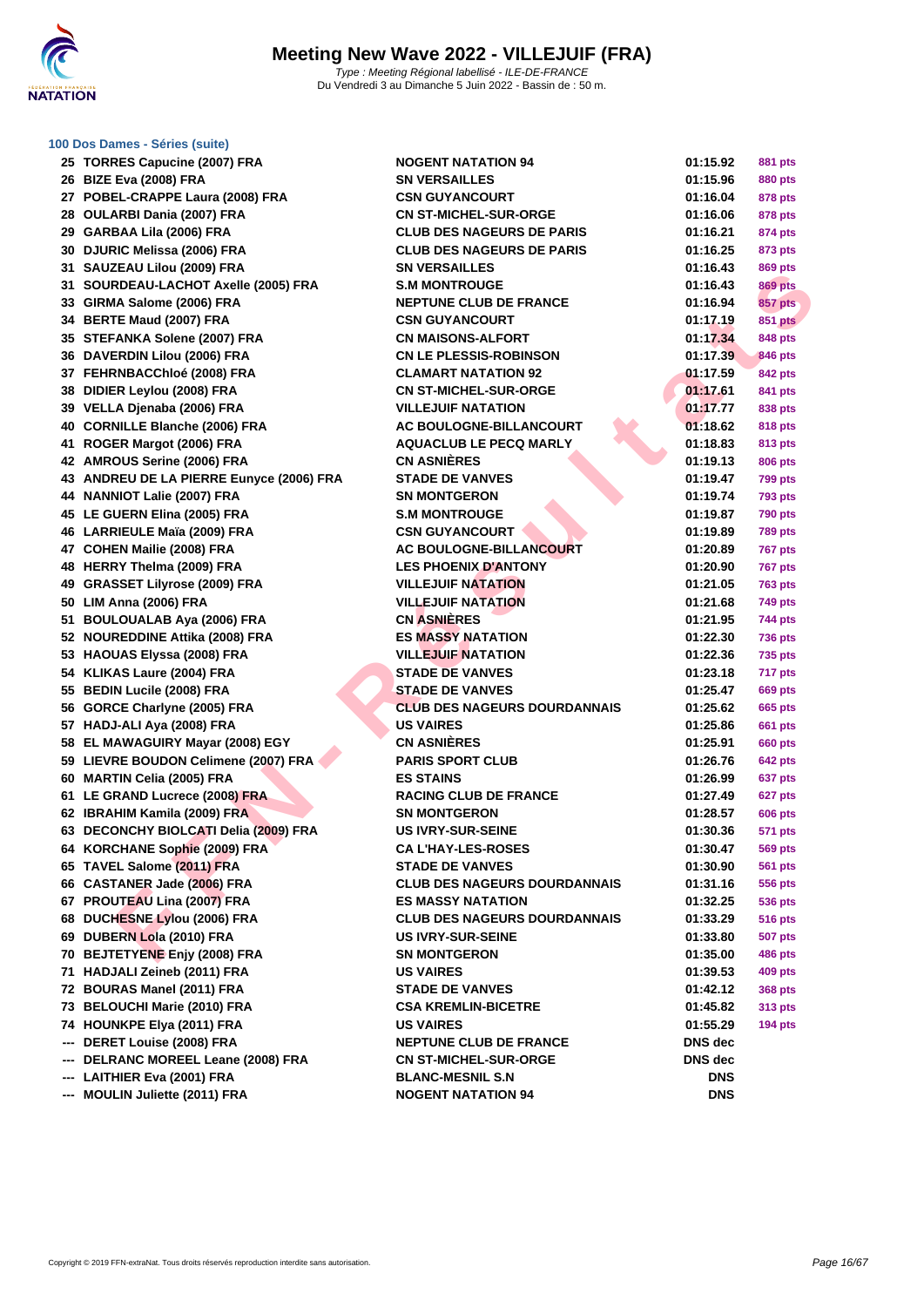# Meeting New Wave 2022 - VILLEJUIF (FRA)

*Type : Meeting Régional labellisé - ILE-DE-FRANCE*
Du Vendredi 3 au Dimanche 5 Juin 2022 - Bassin de : 50 m.

### 100 Dos Dames - Séries (suite)

| Rang | Nom | Club | Temps | Points |
|---|---|---|---|---|
| 25 | TORRES Capucine (2007) FRA | NOGENT NATATION 94 | 01:15.92 | 881 pts |
| 26 | BIZE Eva (2008) FRA | SN VERSAILLES | 01:15.96 | 880 pts |
| 27 | POBEL-CRAPPE Laura (2008) FRA | CSN GUYANCOURT | 01:16.04 | 878 pts |
| 28 | OULARBI Dania (2007) FRA | CN ST-MICHEL-SUR-ORGE | 01:16.06 | 878 pts |
| 29 | GARBAA Lila (2006) FRA | CLUB DES NAGEURS DE PARIS | 01:16.21 | 874 pts |
| 30 | DJURIC Melissa (2006) FRA | CLUB DES NAGEURS DE PARIS | 01:16.25 | 873 pts |
| 31 | SAUZEAU Lilou (2009) FRA | SN VERSAILLES | 01:16.43 | 869 pts |
| 31 | SOURDEAU-LACHOT Axelle (2005) FRA | S.M MONTROUGE | 01:16.43 | 869 pts |
| 33 | GIRMA Salome (2006) FRA | NEPTUNE CLUB DE FRANCE | 01:16.94 | 857 pts |
| 34 | BERTE Maud (2007) FRA | CSN GUYANCOURT | 01:17.19 | 851 pts |
| 35 | STEFANKA Solene (2007) FRA | CN MAISONS-ALFORT | 01:17.34 | 848 pts |
| 36 | DAVERDIN Lilou (2006) FRA | CN LE PLESSIS-ROBINSON | 01:17.39 | 846 pts |
| 37 | FEHRNBACChloé (2008) FRA | CLAMART NATATION 92 | 01:17.59 | 842 pts |
| 38 | DIDIER Leylou (2008) FRA | CN ST-MICHEL-SUR-ORGE | 01:17.61 | 841 pts |
| 39 | VELLA Djenaba (2006) FRA | VILLEJUIF NATATION | 01:17.77 | 838 pts |
| 40 | CORNILLE Blanche (2006) FRA | AC BOULOGNE-BILLANCOURT | 01:18.62 | 818 pts |
| 41 | ROGER Margot (2006) FRA | AQUACLUB LE PECQ MARLY | 01:18.83 | 813 pts |
| 42 | AMROUS Serine (2006) FRA | CN ASNIÈRES | 01:19.13 | 806 pts |
| 43 | ANDREU DE LA PIERRE Eunyce (2006) FRA | STADE DE VANVES | 01:19.47 | 799 pts |
| 44 | NANNIOT Lalie (2007) FRA | SN MONTGERON | 01:19.74 | 793 pts |
| 45 | LE GUERN Elina (2005) FRA | S.M MONTROUGE | 01:19.87 | 790 pts |
| 46 | LARRIEULE Maïa (2009) FRA | CSN GUYANCOURT | 01:19.89 | 789 pts |
| 47 | COHEN Mailie (2008) FRA | AC BOULOGNE-BILLANCOURT | 01:20.89 | 767 pts |
| 48 | HERRY Thelma (2009) FRA | LES PHOENIX D'ANTONY | 01:20.90 | 767 pts |
| 49 | GRASSET Lilyrose (2009) FRA | VILLEJUIF NATATION | 01:21.05 | 763 pts |
| 50 | LIM Anna (2006) FRA | VILLEJUIF NATATION | 01:21.68 | 749 pts |
| 51 | BOULOUALAB Aya (2006) FRA | CN ASNIÈRES | 01:21.95 | 744 pts |
| 52 | NOUREDDINE Attika (2008) FRA | ES MASSY NATATION | 01:22.30 | 736 pts |
| 53 | HAOUAS Elyssa (2008) FRA | VILLEJUIF NATATION | 01:22.36 | 735 pts |
| 54 | KLIKAS Laure (2004) FRA | STADE DE VANVES | 01:23.18 | 717 pts |
| 55 | BEDIN Lucile (2008) FRA | STADE DE VANVES | 01:25.47 | 669 pts |
| 56 | GORCE Charlyne (2005) FRA | CLUB DES NAGEURS DOURDANNAIS | 01:25.62 | 665 pts |
| 57 | HADJ-ALI Aya (2008) FRA | US VAIRES | 01:25.86 | 661 pts |
| 58 | EL MAWAGUIRY Mayar (2008) EGY | CN ASNIÈRES | 01:25.91 | 660 pts |
| 59 | LIEVRE BOUDON Celimene (2007) FRA | PARIS SPORT CLUB | 01:26.76 | 642 pts |
| 60 | MARTIN Celia (2005) FRA | ES STAINS | 01:26.99 | 637 pts |
| 61 | LE GRAND Lucrece (2008) FRA | RACING CLUB DE FRANCE | 01:27.49 | 627 pts |
| 62 | IBRAHIM Kamila (2009) FRA | SN MONTGERON | 01:28.57 | 606 pts |
| 63 | DECONCHY BIOLCATI Delia (2009) FRA | US IVRY-SUR-SEINE | 01:30.36 | 571 pts |
| 64 | KORCHANE Sophie (2009) FRA | CA L'HAY-LES-ROSES | 01:30.47 | 569 pts |
| 65 | TAVEL Salome (2011) FRA | STADE DE VANVES | 01:30.90 | 561 pts |
| 66 | CASTANER Jade (2006) FRA | CLUB DES NAGEURS DOURDANNAIS | 01:31.16 | 556 pts |
| 67 | PROUTEAU Lina (2007) FRA | ES MASSY NATATION | 01:32.25 | 536 pts |
| 68 | DUCHESNE Lylou (2006) FRA | CLUB DES NAGEURS DOURDANNAIS | 01:33.29 | 516 pts |
| 69 | DUBERN Lola (2010) FRA | US IVRY-SUR-SEINE | 01:33.80 | 507 pts |
| 70 | BEJTETYENE Enjy (2008) FRA | SN MONTGERON | 01:35.00 | 486 pts |
| 71 | HADJALI Zeineb (2011) FRA | US VAIRES | 01:39.53 | 409 pts |
| 72 | BOURAS Manel (2011) FRA | STADE DE VANVES | 01:42.12 | 368 pts |
| 73 | BELOUCHI Marie (2010) FRA | CSA KREMLIN-BICETRE | 01:45.82 | 313 pts |
| 74 | HOUNKPE Elya (2011) FRA | US VAIRES | 01:55.29 | 194 pts |
| --- | DERET Louise (2008) FRA | NEPTUNE CLUB DE FRANCE | DNS dec | |
| --- | DELRANC MOREEL Leane (2008) FRA | CN ST-MICHEL-SUR-ORGE | DNS dec | |
| --- | LAITHIER Eva (2001) FRA | BLANC-MESNIL S.N | DNS | |
| --- | MOULIN Juliette (2011) FRA | NOGENT NATATION 94 | DNS | |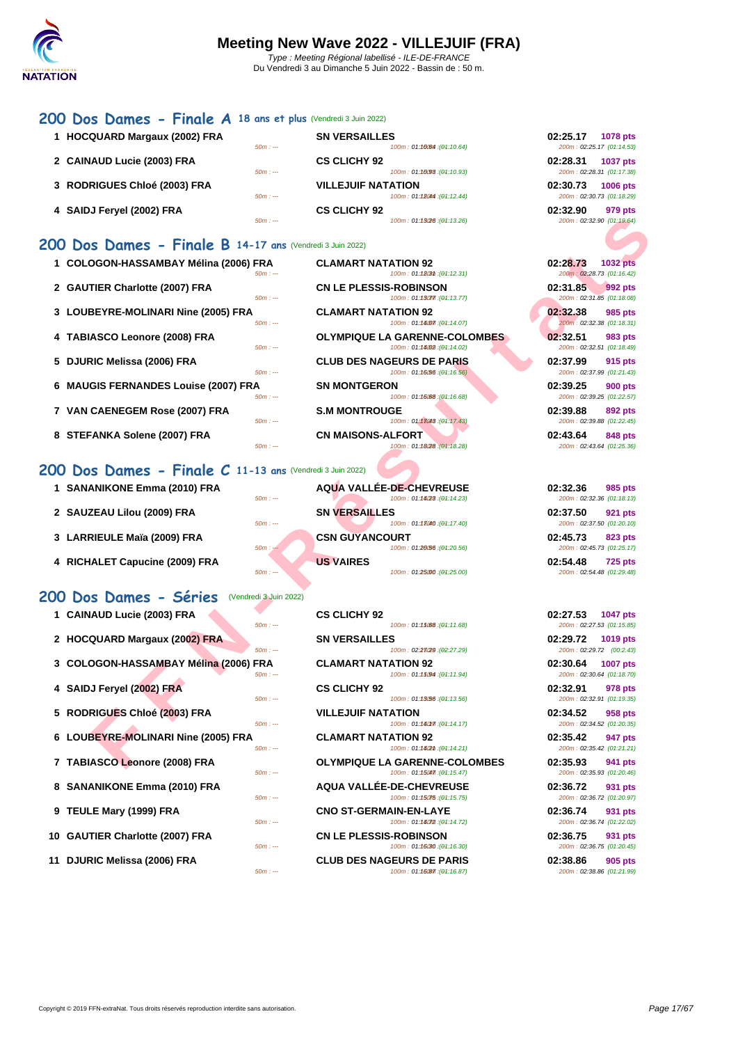# Meeting New Wave 2022 - VILLEJUIF (FRA)

Type : Meeting Régional labellisé - ILE-DE-FRANCE
Du Vendredi 3 au Dimanche 5 Juin 2022 - Bassin de : 50 m.

## 200 Dos Dames - Finale A 18 ans et plus (Vendredi 3 Juin 2022)

| Rg | Nageur | 50m | Club | 100m | Temps | Pts | 200m |
|---|---|---|---|---|---|---|---|
| 1 | HOCQUARD Margaux (2002) FRA | 50m : --- | SN VERSAILLES | 100m : 01:10.64 (01:10.64) | 02:25.17 | 1078 pts | 200m : 02:25.17 (01:14.53) |
| 2 | CAINAUD Lucie (2003) FRA | 50m : --- | CS CLICHY 92 | 100m : 01:10.93 (01:10.93) | 02:28.31 | 1037 pts | 200m : 02:28.31 (01:17.38) |
| 3 | RODRIGUES Chloé (2003) FRA | 50m : --- | VILLEJUIF NATATION | 100m : 01:12.44 (01:12.44) | 02:30.73 | 1006 pts | 200m : 02:30.73 (01:18.29) |
| 4 | SAIDJ Feryel (2002) FRA | 50m : --- | CS CLICHY 92 | 100m : 01:13.26 (01:13.26) | 02:32.90 | 979 pts | 200m : 02:32.90 (01:19.64) |

## 200 Dos Dames - Finale B 14-17 ans (Vendredi 3 Juin 2022)

| Rg | Nageur | 50m | Club | 100m | Temps | Pts | 200m |
|---|---|---|---|---|---|---|---|
| 1 | COLOGON-HASSAMBAY Mélina (2006) FRA | 50m : --- | CLAMART NATATION 92 | 100m : 01:12.31 (01:12.31) | 02:28.73 | 1032 pts | 200m : 02:28.73 (01:16.42) |
| 2 | GAUTIER Charlotte (2007) FRA | 50m : --- | CN LE PLESSIS-ROBINSON | 100m : 01:13.77 (01:13.77) | 02:31.85 | 992 pts | 200m : 02:31.85 (01:18.08) |
| 3 | LOUBEYRE-MOLINARI Nine (2005) FRA | 50m : --- | CLAMART NATATION 92 | 100m : 01:14.07 (01:14.07) | 02:32.38 | 985 pts | 200m : 02:32.38 (01:18.31) |
| 4 | TABIASCO Leonore (2008) FRA | 50m : --- | OLYMPIQUE LA GARENNE-COLOMBES | 100m : 01:14.02 (01:14.02) | 02:32.51 | 983 pts | 200m : 02:32.51 (01:18.49) |
| 5 | DJURIC Melissa (2006) FRA | 50m : --- | CLUB DES NAGEURS DE PARIS | 100m : 01:16.56 (01:16.56) | 02:37.99 | 915 pts | 200m : 02:37.99 (01:21.43) |
| 6 | MAUGIS FERNANDES Louise (2007) FRA | 50m : --- | SN MONTGERON | 100m : 01:16.68 (01:16.68) | 02:39.25 | 900 pts | 200m : 02:39.25 (01:22.57) |
| 7 | VAN CAENEGEM Rose (2007) FRA | 50m : --- | S.M MONTROUGE | 100m : 01:17.43 (01:17.43) | 02:39.88 | 892 pts | 200m : 02:39.88 (01:22.45) |
| 8 | STEFANKA Solene (2007) FRA | 50m : --- | CN MAISONS-ALFORT | 100m : 01:18.28 (01:18.28) | 02:43.64 | 848 pts | 200m : 02:43.64 (01:25.36) |

## 200 Dos Dames - Finale C 11-13 ans (Vendredi 3 Juin 2022)

| Rg | Nageur | 50m | Club | 100m | Temps | Pts | 200m |
|---|---|---|---|---|---|---|---|
| 1 | SANANIKONE Emma (2010) FRA | 50m : --- | AQUA VALLÉE-DE-CHEVREUSE | 100m : 01:14.23 (01:14.23) | 02:32.36 | 985 pts | 200m : 02:32.36 (01:18.13) |
| 2 | SAUZEAU Lilou (2009) FRA | 50m : --- | SN VERSAILLES | 100m : 01:17.40 (01:17.40) | 02:37.50 | 921 pts | 200m : 02:37.50 (01:20.10) |
| 3 | LARRIEULE Maïa (2009) FRA | 50m : --- | CSN GUYANCOURT | 100m : 01:20.56 (01:20.56) | 02:45.73 | 823 pts | 200m : 02:45.73 (01:25.17) |
| 4 | RICHALET Capucine (2009) FRA | 50m : --- | US VAIRES | 100m : 01:25.00 (01:25.00) | 02:54.48 | 725 pts | 200m : 02:54.48 (01:29.48) |

## 200 Dos Dames - Séries (Vendredi 3 Juin 2022)

| Rg | Nageur | 50m | Club | 100m | Temps | Pts | 200m |
|---|---|---|---|---|---|---|---|
| 1 | CAINAUD Lucie (2003) FRA | 50m : --- | CS CLICHY 92 | 100m : 01:11.68 (01:11.68) | 02:27.53 | 1047 pts | 200m : 02:27.53 (01:15.85) |
| 2 | HOCQUARD Margaux (2002) FRA | 50m : --- | SN VERSAILLES | 100m : 02:27.29 (02:27.29) | 02:29.72 | 1019 pts | 200m : 02:29.72 (00:2.43) |
| 3 | COLOGON-HASSAMBAY Mélina (2006) FRA | 50m : --- | CLAMART NATATION 92 | 100m : 01:11.94 (01:11.94) | 02:30.64 | 1007 pts | 200m : 02:30.64 (01:18.70) |
| 4 | SAIDJ Feryel (2002) FRA | 50m : --- | CS CLICHY 92 | 100m : 01:13.56 (01:13.56) | 02:32.91 | 978 pts | 200m : 02:32.91 (01:19.35) |
| 5 | RODRIGUES Chloé (2003) FRA | 50m : --- | VILLEJUIF NATATION | 100m : 01:14.17 (01:14.17) | 02:34.52 | 958 pts | 200m : 02:34.52 (01:20.35) |
| 6 | LOUBEYRE-MOLINARI Nine (2005) FRA | 50m : --- | CLAMART NATATION 92 | 100m : 01:14.21 (01:14.21) | 02:35.42 | 947 pts | 200m : 02:35.42 (01:21.21) |
| 7 | TABIASCO Leonore (2008) FRA | 50m : --- | OLYMPIQUE LA GARENNE-COLOMBES | 100m : 01:15.47 (01:15.47) | 02:35.93 | 941 pts | 200m : 02:35.93 (01:20.46) |
| 8 | SANANIKONE Emma (2010) FRA | 50m : --- | AQUA VALLÉE-DE-CHEVREUSE | 100m : 01:15.75 (01:15.75) | 02:36.72 | 931 pts | 200m : 02:36.72 (01:20.97) |
| 9 | TEULE Mary (1999) FRA | 50m : --- | CNO ST-GERMAIN-EN-LAYE | 100m : 01:14.72 (01:14.72) | 02:36.74 | 931 pts | 200m : 02:36.74 (01:22.02) |
| 10 | GAUTIER Charlotte (2007) FRA | 50m : --- | CN LE PLESSIS-ROBINSON | 100m : 01:16.30 (01:16.30) | 02:36.75 | 931 pts | 200m : 02:36.75 (01:20.45) |
| 11 | DJURIC Melissa (2006) FRA | 50m : --- | CLUB DES NAGEURS DE PARIS | 100m : 01:16.87 (01:16.87) | 02:38.86 | 905 pts | 200m : 02:38.86 (01:21.99) |

Copyright © 2019 FFN-extraNat. Tous droits réservés reproduction interdite sans autorisation.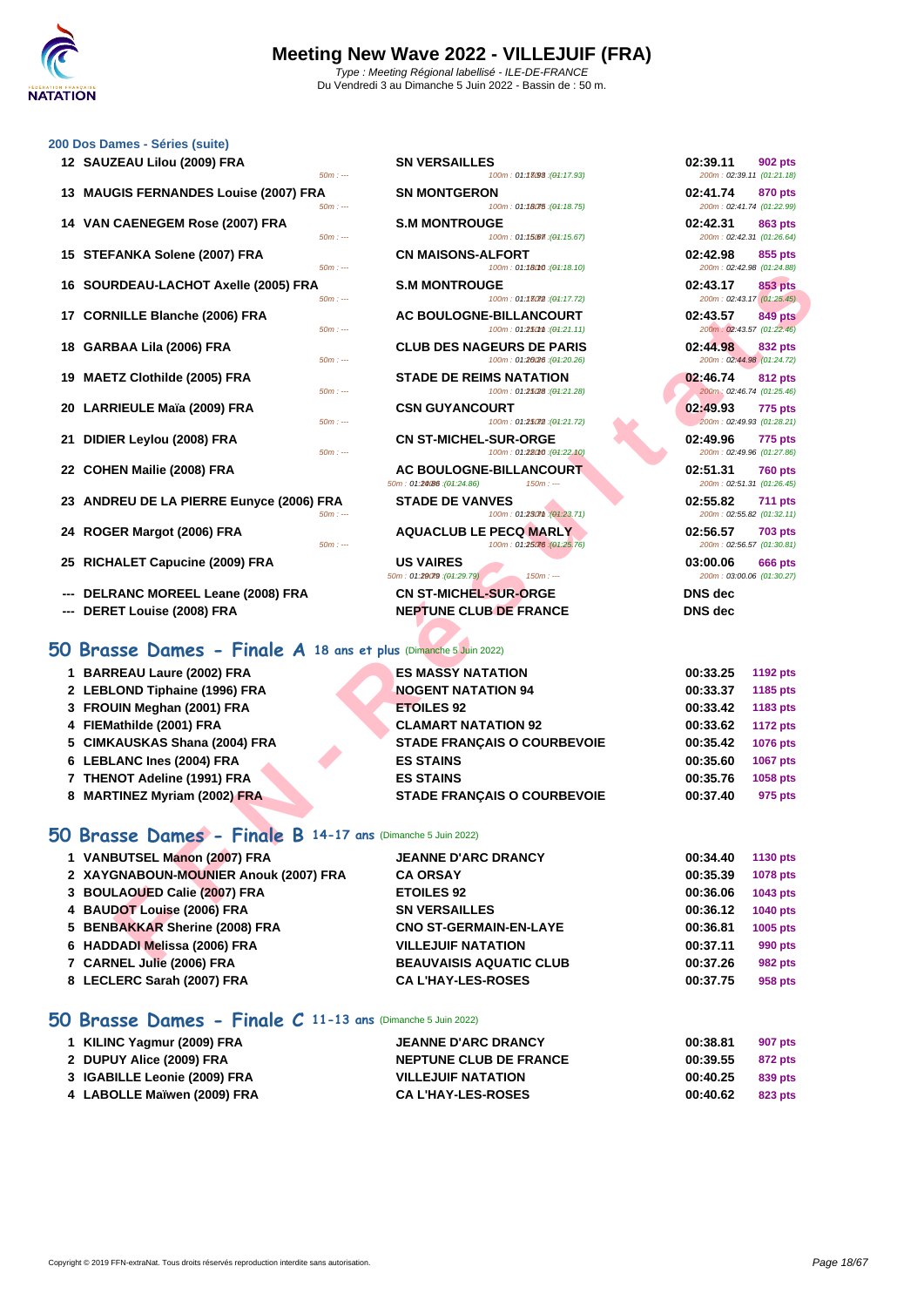# Meeting New Wave 2022 - VILLEJUIF (FRA)

*Type : Meeting Régional labellisé - ILE-DE-FRANCE*
Du Vendredi 3 au Dimanche 5 Juin 2022 - Bassin de : 50 m.

### 200 Dos Dames - Séries (suite)

| Place | Nom | Club | Temps | Points |
|---|---|---|---|---|
| 12 | SAUZEAU Lilou (2009) FRA | SN VERSAILLES | 02:39.11 | 902 pts |
| | 50m : --- | 100m : 01:17.93 (01:17.93) | 200m : 02:39.11 (01:21.18) | |
| 13 | MAUGIS FERNANDES Louise (2007) FRA | SN MONTGERON | 02:41.74 | 870 pts |
| | 50m : --- | 100m : 01:18.75 (01:18.75) | 200m : 02:41.74 (01:22.99) | |
| 14 | VAN CAENEGEM Rose (2007) FRA | S.M MONTROUGE | 02:42.31 | 863 pts |
| | 50m : --- | 100m : 01:15.67 (01:15.67) | 200m : 02:42.31 (01:26.64) | |
| 15 | STEFANKA Solene (2007) FRA | CN MAISONS-ALFORT | 02:42.98 | 855 pts |
| | 50m : --- | 100m : 01:18.10 (01:18.10) | 200m : 02:42.98 (01:24.88) | |
| 16 | SOURDEAU-LACHOT Axelle (2005) FRA | S.M MONTROUGE | 02:43.17 | 853 pts |
| | 50m : --- | 100m : 01:17.72 (01:17.72) | 200m : 02:43.17 (01:25.45) | |
| 17 | CORNILLE Blanche (2006) FRA | AC BOULOGNE-BILLANCOURT | 02:43.57 | 849 pts |
| | 50m : --- | 100m : 01:21.11 (01:21.11) | 200m : 02:43.57 (01:22.46) | |
| 18 | GARBAA Lila (2006) FRA | CLUB DES NAGEURS DE PARIS | 02:44.98 | 832 pts |
| | 50m : --- | 100m : 01:20.26 (01:20.26) | 200m : 02:44.98 (01:24.72) | |
| 19 | MAETZ Clothilde (2005) FRA | STADE DE REIMS NATATION | 02:46.74 | 812 pts |
| | 50m : --- | 100m : 01:21.28 (01:21.28) | 200m : 02:46.74 (01:25.46) | |
| 20 | LARRIEULE Maïa (2009) FRA | CSN GUYANCOURT | 02:49.93 | 775 pts |
| | 50m : --- | 100m : 01:21.72 (01:21.72) | 200m : 02:49.93 (01:28.21) | |
| 21 | DIDIER Leylou (2008) FRA | CN ST-MICHEL-SUR-ORGE | 02:49.96 | 775 pts |
| | 50m : --- | 100m : 01:22.10 (01:22.10) | 200m : 02:49.96 (01:27.86) | |
| 22 | COHEN Mailie (2008) FRA | AC BOULOGNE-BILLANCOURT | 02:51.31 | 760 pts |
| | 50m : 01:24.86 (01:24.86) | 150m : --- | 200m : 02:51.31 (01:26.45) | |
| 23 | ANDREU DE LA PIERRE Eunyce (2006) FRA | STADE DE VANVES | 02:55.82 | 711 pts |
| | 50m : --- | 100m : 01:23.71 (01:23.71) | 200m : 02:55.82 (01:32.11) | |
| 24 | ROGER Margot (2006) FRA | AQUACLUB LE PECQ MARLY | 02:56.57 | 703 pts |
| | 50m : --- | 100m : 01:25.76 (01:25.76) | 200m : 02:56.57 (01:30.81) | |
| 25 | RICHALET Capucine (2009) FRA | US VAIRES | 03:00.06 | 666 pts |
| | 50m : 01:29.79 (01:29.79) | 150m : --- | 200m : 03:00.06 (01:30.27) | |
| --- | DELRANC MOREEL Leane (2008) FRA | CN ST-MICHEL-SUR-ORGE | DNS dec | |
| --- | DERET Louise (2008) FRA | NEPTUNE CLUB DE FRANCE | DNS dec | |

## 50 Brasse Dames - Finale A 18 ans et plus (Dimanche 5 Juin 2022)

| Place | Nom | Club | Temps | Points |
|---|---|---|---|---|
| 1 | BARREAU Laure (2002) FRA | ES MASSY NATATION | 00:33.25 | 1192 pts |
| 2 | LEBLOND Tiphaine (1996) FRA | NOGENT NATATION 94 | 00:33.37 | 1185 pts |
| 3 | FROUIN Meghan (2001) FRA | ETOILES 92 | 00:33.42 | 1183 pts |
| 4 | FIEMathilde (2001) FRA | CLAMART NATATION 92 | 00:33.62 | 1172 pts |
| 5 | CIMKAUSKAS Shana (2004) FRA | STADE FRANÇAIS O COURBEVOIE | 00:35.42 | 1076 pts |
| 6 | LEBLANC Ines (2004) FRA | ES STAINS | 00:35.60 | 1067 pts |
| 7 | THENOT Adeline (1991) FRA | ES STAINS | 00:35.76 | 1058 pts |
| 8 | MARTINEZ Myriam (2002) FRA | STADE FRANÇAIS O COURBEVOIE | 00:37.40 | 975 pts |

## 50 Brasse Dames - Finale B 14-17 ans (Dimanche 5 Juin 2022)

| Place | Nom | Club | Temps | Points |
|---|---|---|---|---|
| 1 | VANBUTSEL Manon (2007) FRA | JEANNE D'ARC DRANCY | 00:34.40 | 1130 pts |
| 2 | XAYGNABOUN-MOUNIER Anouk (2007) FRA | CA ORSAY | 00:35.39 | 1078 pts |
| 3 | BOULAOUED Calie (2007) FRA | ETOILES 92 | 00:36.06 | 1043 pts |
| 4 | BAUDOT Louise (2006) FRA | SN VERSAILLES | 00:36.12 | 1040 pts |
| 5 | BENBAKKAR Sherine (2008) FRA | CNO ST-GERMAIN-EN-LAYE | 00:36.81 | 1005 pts |
| 6 | HADDADI Melissa (2006) FRA | VILLEJUIF NATATION | 00:37.11 | 990 pts |
| 7 | CARNEL Julie (2006) FRA | BEAUVAISIS AQUATIC CLUB | 00:37.26 | 982 pts |
| 8 | LECLERC Sarah (2007) FRA | CA L'HAY-LES-ROSES | 00:37.75 | 958 pts |

## 50 Brasse Dames - Finale C 11-13 ans (Dimanche 5 Juin 2022)

| Place | Nom | Club | Temps | Points |
|---|---|---|---|---|
| 1 | KILINC Yagmur (2009) FRA | JEANNE D'ARC DRANCY | 00:38.81 | 907 pts |
| 2 | DUPUY Alice (2009) FRA | NEPTUNE CLUB DE FRANCE | 00:39.55 | 872 pts |
| 3 | IGABILLE Leonie (2009) FRA | VILLEJUIF NATATION | 00:40.25 | 839 pts |
| 4 | LABOLLE Maïwen (2009) FRA | CA L'HAY-LES-ROSES | 00:40.62 | 823 pts |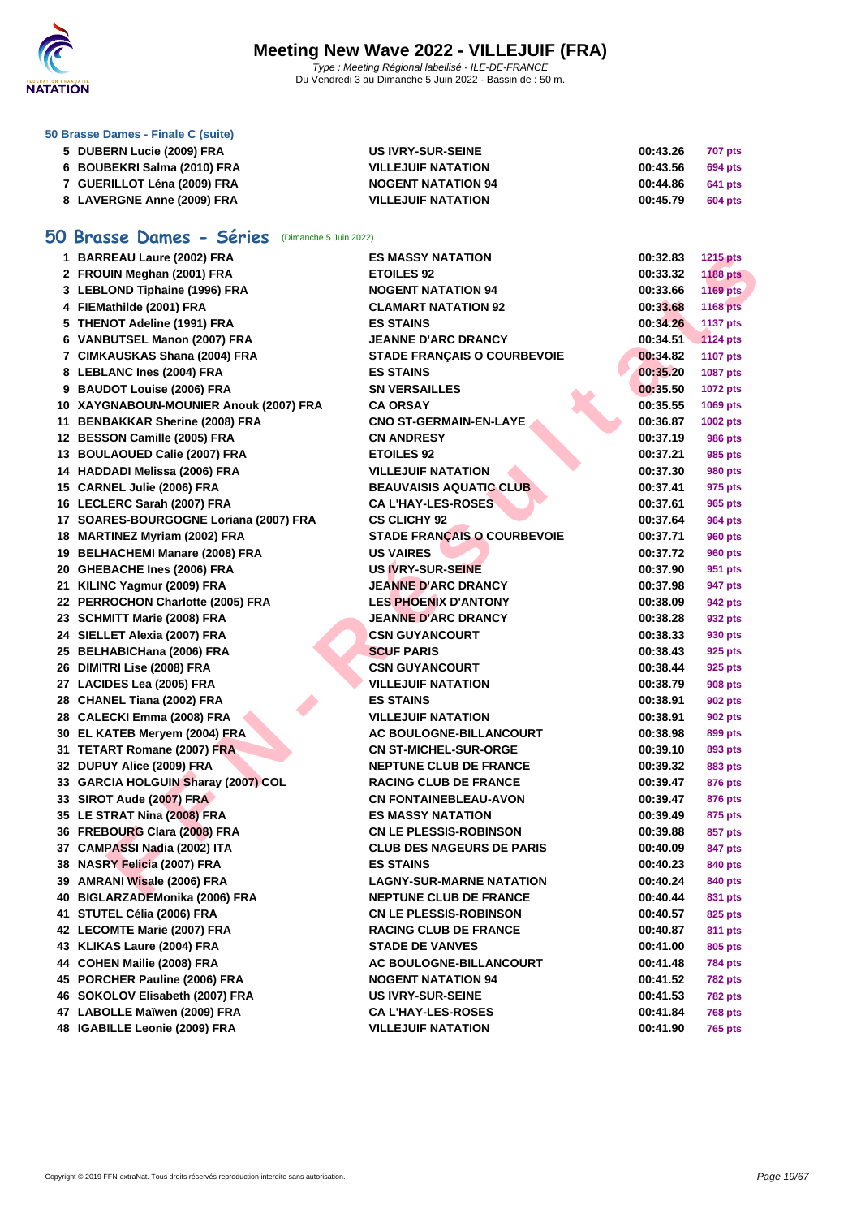# Meeting New Wave 2022 - VILLEJUIF (FRA)

*Type : Meeting Régional labellisé - ILE-DE-FRANCE*
Du Vendredi 3 au Dimanche 5 Juin 2022 - Bassin de : 50 m.

### 50 Brasse Dames - Finale C (suite)

| | | | | |
|---|---|---|---|---|
| 5 | DUBERN Lucie (2009) FRA | US IVRY-SUR-SEINE | 00:43.26 | 707 pts |
| 6 | BOUBEKRI Salma (2010) FRA | VILLEJUIF NATATION | 00:43.56 | 694 pts |
| 7 | GUERILLOT Léna (2009) FRA | NOGENT NATATION 94 | 00:44.86 | 641 pts |
| 8 | LAVERGNE Anne (2009) FRA | VILLEJUIF NATATION | 00:45.79 | 604 pts |

## 50 Brasse Dames - Séries (Dimanche 5 Juin 2022)

| | | | | |
|---|---|---|---|---|
| 1 | BARREAU Laure (2002) FRA | ES MASSY NATATION | 00:32.83 | 1215 pts |
| 2 | FROUIN Meghan (2001) FRA | ETOILES 92 | 00:33.32 | 1188 pts |
| 3 | LEBLOND Tiphaine (1996) FRA | NOGENT NATATION 94 | 00:33.66 | 1169 pts |
| 4 | FIEMathilde (2001) FRA | CLAMART NATATION 92 | 00:33.68 | 1168 pts |
| 5 | THENOT Adeline (1991) FRA | ES STAINS | 00:34.26 | 1137 pts |
| 6 | VANBUTSEL Manon (2007) FRA | JEANNE D'ARC DRANCY | 00:34.51 | 1124 pts |
| 7 | CIMKAUSKAS Shana (2004) FRA | STADE FRANÇAIS O COURBEVOIE | 00:34.82 | 1107 pts |
| 8 | LEBLANC Ines (2004) FRA | ES STAINS | 00:35.20 | 1087 pts |
| 9 | BAUDOT Louise (2006) FRA | SN VERSAILLES | 00:35.50 | 1072 pts |
| 10 | XAYGNABOUN-MOUNIER Anouk (2007) FRA | CA ORSAY | 00:35.55 | 1069 pts |
| 11 | BENBAKKAR Sherine (2008) FRA | CNO ST-GERMAIN-EN-LAYE | 00:36.87 | 1002 pts |
| 12 | BESSON Camille (2005) FRA | CN ANDRESY | 00:37.19 | 986 pts |
| 13 | BOULAOUED Calie (2007) FRA | ETOILES 92 | 00:37.21 | 985 pts |
| 14 | HADDADI Melissa (2006) FRA | VILLEJUIF NATATION | 00:37.30 | 980 pts |
| 15 | CARNEL Julie (2006) FRA | BEAUVAISIS AQUATIC CLUB | 00:37.41 | 975 pts |
| 16 | LECLERC Sarah (2007) FRA | CA L'HAY-LES-ROSES | 00:37.61 | 965 pts |
| 17 | SOARES-BOURGOGNE Loriana (2007) FRA | CS CLICHY 92 | 00:37.64 | 964 pts |
| 18 | MARTINEZ Myriam (2002) FRA | STADE FRANÇAIS O COURBEVOIE | 00:37.71 | 960 pts |
| 19 | BELHACHEMI Manare (2008) FRA | US VAIRES | 00:37.72 | 960 pts |
| 20 | GHEBACHE Ines (2006) FRA | US IVRY-SUR-SEINE | 00:37.90 | 951 pts |
| 21 | KILINC Yagmur (2009) FRA | JEANNE D'ARC DRANCY | 00:37.98 | 947 pts |
| 22 | PERROCHON Charlotte (2005) FRA | LES PHOENIX D'ANTONY | 00:38.09 | 942 pts |
| 23 | SCHMITT Marie (2008) FRA | JEANNE D'ARC DRANCY | 00:38.28 | 932 pts |
| 24 | SIELLET Alexia (2007) FRA | CSN GUYANCOURT | 00:38.33 | 930 pts |
| 25 | BELHABICHana (2006) FRA | SCUF PARIS | 00:38.43 | 925 pts |
| 26 | DIMITRI Lise (2008) FRA | CSN GUYANCOURT | 00:38.44 | 925 pts |
| 27 | LACIDES Lea (2005) FRA | VILLEJUIF NATATION | 00:38.79 | 908 pts |
| 28 | CHANEL Tiana (2002) FRA | ES STAINS | 00:38.91 | 902 pts |
| 28 | CALECKI Emma (2008) FRA | VILLEJUIF NATATION | 00:38.91 | 902 pts |
| 30 | EL KATEB Meryem (2004) FRA | AC BOULOGNE-BILLANCOURT | 00:38.98 | 899 pts |
| 31 | TETART Romane (2007) FRA | CN ST-MICHEL-SUR-ORGE | 00:39.10 | 893 pts |
| 32 | DUPUY Alice (2009) FRA | NEPTUNE CLUB DE FRANCE | 00:39.32 | 883 pts |
| 33 | GARCIA HOLGUIN Sharay (2007) COL | RACING CLUB DE FRANCE | 00:39.47 | 876 pts |
| 33 | SIROT Aude (2007) FRA | CN FONTAINEBLEAU-AVON | 00:39.47 | 876 pts |
| 35 | LE STRAT Nina (2008) FRA | ES MASSY NATATION | 00:39.49 | 875 pts |
| 36 | FREBOURG Clara (2008) FRA | CN LE PLESSIS-ROBINSON | 00:39.88 | 857 pts |
| 37 | CAMPASSI Nadia (2002) ITA | CLUB DES NAGEURS DE PARIS | 00:40.09 | 847 pts |
| 38 | NASRY Felicia (2007) FRA | ES STAINS | 00:40.23 | 840 pts |
| 39 | AMRANI Wisale (2006) FRA | LAGNY-SUR-MARNE NATATION | 00:40.24 | 840 pts |
| 40 | BIGLARZADEMonika (2006) FRA | NEPTUNE CLUB DE FRANCE | 00:40.44 | 831 pts |
| 41 | STUTEL Célia (2006) FRA | CN LE PLESSIS-ROBINSON | 00:40.57 | 825 pts |
| 42 | LECOMTE Marie (2007) FRA | RACING CLUB DE FRANCE | 00:40.87 | 811 pts |
| 43 | KLIKAS Laure (2004) FRA | STADE DE VANVES | 00:41.00 | 805 pts |
| 44 | COHEN Mailie (2008) FRA | AC BOULOGNE-BILLANCOURT | 00:41.48 | 784 pts |
| 45 | PORCHER Pauline (2006) FRA | NOGENT NATATION 94 | 00:41.52 | 782 pts |
| 46 | SOKOLOV Elisabeth (2007) FRA | US IVRY-SUR-SEINE | 00:41.53 | 782 pts |
| 47 | LABOLLE Maïwen (2009) FRA | CA L'HAY-LES-ROSES | 00:41.84 | 768 pts |
| 48 | IGABILLE Leonie (2009) FRA | VILLEJUIF NATATION | 00:41.90 | 765 pts |

Copyright © 2019 FFN-extraNat. Tous droits réservés reproduction interdite sans autorisation.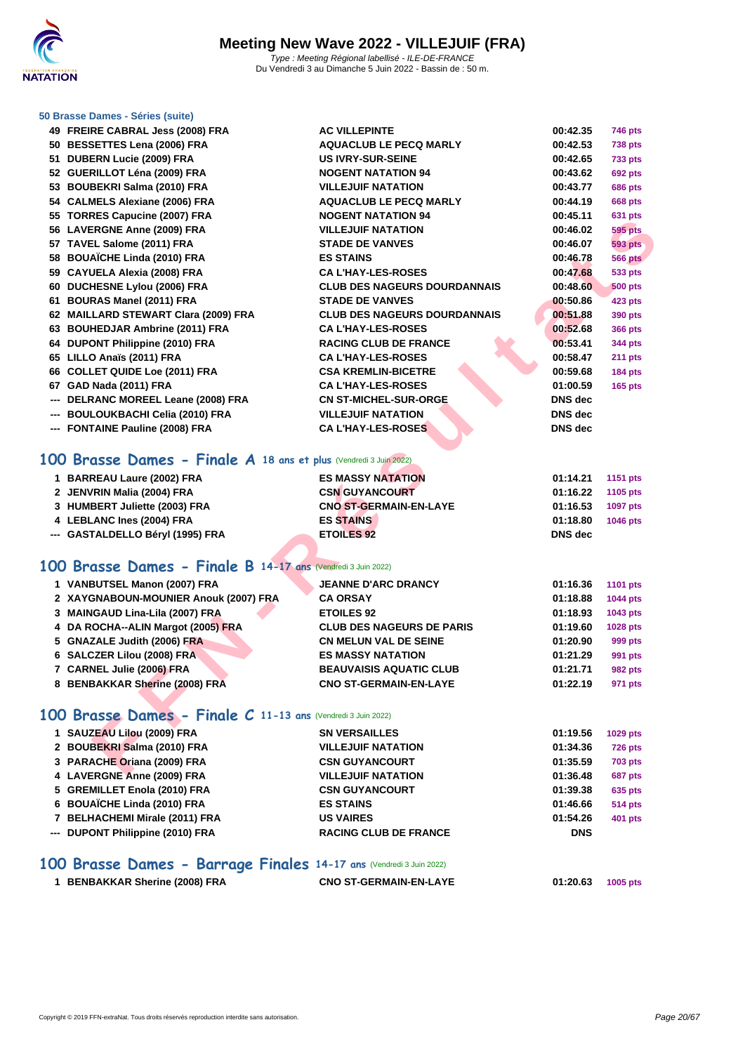# Meeting New Wave 2022 - VILLEJUIF (FRA)

*Type : Meeting Régional labellisé - ILE-DE-FRANCE*
Du Vendredi 3 au Dimanche 5 Juin 2022 - Bassin de : 50 m.

### 50 Brasse Dames - Séries (suite)

| | | | | |
|---|---|---|---|---|
| 49 | FREIRE CABRAL Jess (2008) FRA | AC VILLEPINTE | 00:42.35 | 746 pts |
| 50 | BESSETTES Lena (2006) FRA | AQUACLUB LE PECQ MARLY | 00:42.53 | 738 pts |
| 51 | DUBERN Lucie (2009) FRA | US IVRY-SUR-SEINE | 00:42.65 | 733 pts |
| 52 | GUERILLOT Léna (2009) FRA | NOGENT NATATION 94 | 00:43.62 | 692 pts |
| 53 | BOUBEKRI Salma (2010) FRA | VILLEJUIF NATATION | 00:43.77 | 686 pts |
| 54 | CALMELS Alexiane (2006) FRA | AQUACLUB LE PECQ MARLY | 00:44.19 | 668 pts |
| 55 | TORRES Capucine (2007) FRA | NOGENT NATATION 94 | 00:45.11 | 631 pts |
| 56 | LAVERGNE Anne (2009) FRA | VILLEJUIF NATATION | 00:46.02 | 595 pts |
| 57 | TAVEL Salome (2011) FRA | STADE DE VANVES | 00:46.07 | 593 pts |
| 58 | BOUAÏCHE Linda (2010) FRA | ES STAINS | 00:46.78 | 566 pts |
| 59 | CAYUELA Alexia (2008) FRA | CA L'HAY-LES-ROSES | 00:47.68 | 533 pts |
| 60 | DUCHESNE Lylou (2006) FRA | CLUB DES NAGEURS DOURDANNAIS | 00:48.60 | 500 pts |
| 61 | BOURAS Manel (2011) FRA | STADE DE VANVES | 00:50.86 | 423 pts |
| 62 | MAILLARD STEWART Clara (2009) FRA | CLUB DES NAGEURS DOURDANNAIS | 00:51.88 | 390 pts |
| 63 | BOUHEDJAR Ambrine (2011) FRA | CA L'HAY-LES-ROSES | 00:52.68 | 366 pts |
| 64 | DUPONT Philippine (2010) FRA | RACING CLUB DE FRANCE | 00:53.41 | 344 pts |
| 65 | LILLO Anaïs (2011) FRA | CA L'HAY-LES-ROSES | 00:58.47 | 211 pts |
| 66 | COLLET QUIDE Loe (2011) FRA | CSA KREMLIN-BICETRE | 00:59.68 | 184 pts |
| 67 | GAD Nada (2011) FRA | CA L'HAY-LES-ROSES | 01:00.59 | 165 pts |
| --- | DELRANC MOREEL Leane (2008) FRA | CN ST-MICHEL-SUR-ORGE | DNS dec | |
| --- | BOULOUKBACHI Celia (2010) FRA | VILLEJUIF NATATION | DNS dec | |
| --- | FONTAINE Pauline (2008) FRA | CA L'HAY-LES-ROSES | DNS dec | |

## 100 Brasse Dames - Finale A 18 ans et plus (Vendredi 3 Juin 2022)

| | | | | |
|---|---|---|---|---|
| 1 | BARREAU Laure (2002) FRA | ES MASSY NATATION | 01:14.21 | 1151 pts |
| 2 | JENVRIN Malia (2004) FRA | CSN GUYANCOURT | 01:16.22 | 1105 pts |
| 3 | HUMBERT Juliette (2003) FRA | CNO ST-GERMAIN-EN-LAYE | 01:16.53 | 1097 pts |
| 4 | LEBLANC Ines (2004) FRA | ES STAINS | 01:18.80 | 1046 pts |
| --- | GASTALDELLO Béryl (1995) FRA | ETOILES 92 | DNS dec | |

## 100 Brasse Dames - Finale B 14-17 ans (Vendredi 3 Juin 2022)

| | | | | |
|---|---|---|---|---|
| 1 | VANBUTSEL Manon (2007) FRA | JEANNE D'ARC DRANCY | 01:16.36 | 1101 pts |
| 2 | XAYGNABOUN-MOUNIER Anouk (2007) FRA | CA ORSAY | 01:18.88 | 1044 pts |
| 3 | MAINGAUD Lina-Lila (2007) FRA | ETOILES 92 | 01:18.93 | 1043 pts |
| 4 | DA ROCHA--ALIN Margot (2005) FRA | CLUB DES NAGEURS DE PARIS | 01:19.60 | 1028 pts |
| 5 | GNAZALE Judith (2006) FRA | CN MELUN VAL DE SEINE | 01:20.90 | 999 pts |
| 6 | SALCZER Lilou (2008) FRA | ES MASSY NATATION | 01:21.29 | 991 pts |
| 7 | CARNEL Julie (2006) FRA | BEAUVAISIS AQUATIC CLUB | 01:21.71 | 982 pts |
| 8 | BENBAKKAR Sherine (2008) FRA | CNO ST-GERMAIN-EN-LAYE | 01:22.19 | 971 pts |

## 100 Brasse Dames - Finale C 11-13 ans (Vendredi 3 Juin 2022)

| | | | | |
|---|---|---|---|---|
| 1 | SAUZEAU Lilou (2009) FRA | SN VERSAILLES | 01:19.56 | 1029 pts |
| 2 | BOUBEKRI Salma (2010) FRA | VILLEJUIF NATATION | 01:34.36 | 726 pts |
| 3 | PARACHE Oriana (2009) FRA | CSN GUYANCOURT | 01:35.59 | 703 pts |
| 4 | LAVERGNE Anne (2009) FRA | VILLEJUIF NATATION | 01:36.48 | 687 pts |
| 5 | GREMILLET Enola (2010) FRA | CSN GUYANCOURT | 01:39.38 | 635 pts |
| 6 | BOUAÏCHE Linda (2010) FRA | ES STAINS | 01:46.66 | 514 pts |
| 7 | BELHACHEMI Mirale (2011) FRA | US VAIRES | 01:54.26 | 401 pts |
| --- | DUPONT Philippine (2010) FRA | RACING CLUB DE FRANCE | DNS | |

## 100 Brasse Dames - Barrage Finales 14-17 ans (Vendredi 3 Juin 2022)

| | | | | |
|---|---|---|---|---|
| 1 | BENBAKKAR Sherine (2008) FRA | CNO ST-GERMAIN-EN-LAYE | 01:20.63 | 1005 pts |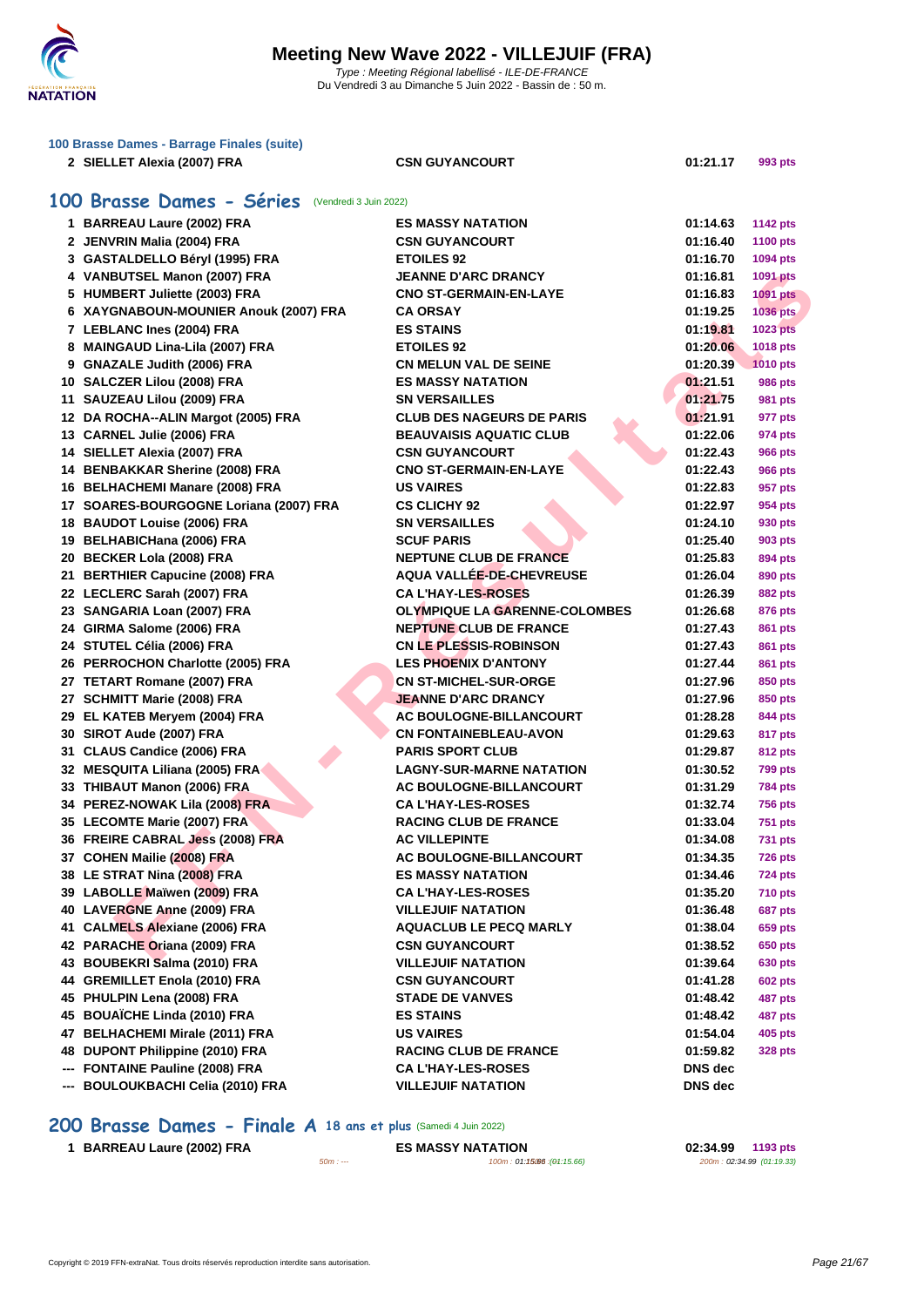# Meeting New Wave 2022 - VILLEJUIF (FRA)

*Type : Meeting Régional labellisé - ILE-DE-FRANCE*
Du Vendredi 3 au Dimanche 5 Juin 2022 - Bassin de : 50 m.

### 100 Brasse Dames - Barrage Finales (suite)

| | | | | |
|---|---|---|---|---|
| 2 | SIELLET Alexia (2007) FRA | CSN GUYANCOURT | 01:21.17 | 993 pts |

## 100 Brasse Dames - Séries (Vendredi 3 Juin 2022)

| | | | | |
|---|---|---|---|---|
| 1 | BARREAU Laure (2002) FRA | ES MASSY NATATION | 01:14.63 | 1142 pts |
| 2 | JENVRIN Malia (2004) FRA | CSN GUYANCOURT | 01:16.40 | 1100 pts |
| 3 | GASTALDELLO Béryl (1995) FRA | ETOILES 92 | 01:16.70 | 1094 pts |
| 4 | VANBUTSEL Manon (2007) FRA | JEANNE D'ARC DRANCY | 01:16.81 | 1091 pts |
| 5 | HUMBERT Juliette (2003) FRA | CNO ST-GERMAIN-EN-LAYE | 01:16.83 | 1091 pts |
| 6 | XAYGNABOUN-MOUNIER Anouk (2007) FRA | CA ORSAY | 01:19.25 | 1036 pts |
| 7 | LEBLANC Ines (2004) FRA | ES STAINS | 01:19.81 | 1023 pts |
| 8 | MAINGAUD Lina-Lila (2007) FRA | ETOILES 92 | 01:20.06 | 1018 pts |
| 9 | GNAZALE Judith (2006) FRA | CN MELUN VAL DE SEINE | 01:20.39 | 1010 pts |
| 10 | SALCZER Lilou (2008) FRA | ES MASSY NATATION | 01:21.51 | 986 pts |
| 11 | SAUZEAU Lilou (2009) FRA | SN VERSAILLES | 01:21.75 | 981 pts |
| 12 | DA ROCHA--ALIN Margot (2005) FRA | CLUB DES NAGEURS DE PARIS | 01:21.91 | 977 pts |
| 13 | CARNEL Julie (2006) FRA | BEAUVAISIS AQUATIC CLUB | 01:22.06 | 974 pts |
| 14 | SIELLET Alexia (2007) FRA | CSN GUYANCOURT | 01:22.43 | 966 pts |
| 14 | BENBAKKAR Sherine (2008) FRA | CNO ST-GERMAIN-EN-LAYE | 01:22.43 | 966 pts |
| 16 | BELHACHEMI Manare (2008) FRA | US VAIRES | 01:22.83 | 957 pts |
| 17 | SOARES-BOURGOGNE Loriana (2007) FRA | CS CLICHY 92 | 01:22.97 | 954 pts |
| 18 | BAUDOT Louise (2006) FRA | SN VERSAILLES | 01:24.10 | 930 pts |
| 19 | BELHABICHana (2006) FRA | SCUF PARIS | 01:25.40 | 903 pts |
| 20 | BECKER Lola (2008) FRA | NEPTUNE CLUB DE FRANCE | 01:25.83 | 894 pts |
| 21 | BERTHIER Capucine (2008) FRA | AQUA VALLÉE-DE-CHEVREUSE | 01:26.04 | 890 pts |
| 22 | LECLERC Sarah (2007) FRA | CA L'HAY-LES-ROSES | 01:26.39 | 882 pts |
| 23 | SANGARIA Loan (2007) FRA | OLYMPIQUE LA GARENNE-COLOMBES | 01:26.68 | 876 pts |
| 24 | GIRMA Salome (2006) FRA | NEPTUNE CLUB DE FRANCE | 01:27.43 | 861 pts |
| 24 | STUTEL Célia (2006) FRA | CN LE PLESSIS-ROBINSON | 01:27.43 | 861 pts |
| 26 | PERROCHON Charlotte (2005) FRA | LES PHOENIX D'ANTONY | 01:27.44 | 861 pts |
| 27 | TETART Romane (2007) FRA | CN ST-MICHEL-SUR-ORGE | 01:27.96 | 850 pts |
| 27 | SCHMITT Marie (2008) FRA | JEANNE D'ARC DRANCY | 01:27.96 | 850 pts |
| 29 | EL KATEB Meryem (2004) FRA | AC BOULOGNE-BILLANCOURT | 01:28.28 | 844 pts |
| 30 | SIROT Aude (2007) FRA | CN FONTAINEBLEAU-AVON | 01:29.63 | 817 pts |
| 31 | CLAUS Candice (2006) FRA | PARIS SPORT CLUB | 01:29.87 | 812 pts |
| 32 | MESQUITA Liliana (2005) FRA | LAGNY-SUR-MARNE NATATION | 01:30.52 | 799 pts |
| 33 | THIBAUT Manon (2006) FRA | AC BOULOGNE-BILLANCOURT | 01:31.29 | 784 pts |
| 34 | PEREZ-NOWAK Lila (2008) FRA | CA L'HAY-LES-ROSES | 01:32.74 | 756 pts |
| 35 | LECOMTE Marie (2007) FRA | RACING CLUB DE FRANCE | 01:33.04 | 751 pts |
| 36 | FREIRE CABRAL Jess (2008) FRA | AC VILLEPINTE | 01:34.08 | 731 pts |
| 37 | COHEN Mailie (2008) FRA | AC BOULOGNE-BILLANCOURT | 01:34.35 | 726 pts |
| 38 | LE STRAT Nina (2008) FRA | ES MASSY NATATION | 01:34.46 | 724 pts |
| 39 | LABOLLE Maïwen (2009) FRA | CA L'HAY-LES-ROSES | 01:35.20 | 710 pts |
| 40 | LAVERGNE Anne (2009) FRA | VILLEJUIF NATATION | 01:36.48 | 687 pts |
| 41 | CALMELS Alexiane (2006) FRA | AQUACLUB LE PECQ MARLY | 01:38.04 | 659 pts |
| 42 | PARACHE Oriana (2009) FRA | CSN GUYANCOURT | 01:38.52 | 650 pts |
| 43 | BOUBEKRI Salma (2010) FRA | VILLEJUIF NATATION | 01:39.64 | 630 pts |
| 44 | GREMILLET Enola (2010) FRA | CSN GUYANCOURT | 01:41.28 | 602 pts |
| 45 | PHULPIN Lena (2008) FRA | STADE DE VANVES | 01:48.42 | 487 pts |
| 45 | BOUAÏCHE Linda (2010) FRA | ES STAINS | 01:48.42 | 487 pts |
| 47 | BELHACHEMI Mirale (2011) FRA | US VAIRES | 01:54.04 | 405 pts |
| 48 | DUPONT Philippine (2010) FRA | RACING CLUB DE FRANCE | 01:59.82 | 328 pts |
| --- | FONTAINE Pauline (2008) FRA | CA L'HAY-LES-ROSES | DNS dec | |
| --- | BOULOUKBACHI Celia (2010) FRA | VILLEJUIF NATATION | DNS dec | |

## 200 Brasse Dames - Finale A 18 ans et plus (Samedi 4 Juin 2022)

| | | | | |
|---|---|---|---|---|
| 1 | BARREAU Laure (2002) FRA | ES MASSY NATATION | 02:34.99 | 1193 pts |
| | 50m : --- | 100m : 01:15.66 (01:15.66) | 200m : 02:34.99 (01:19.33) | |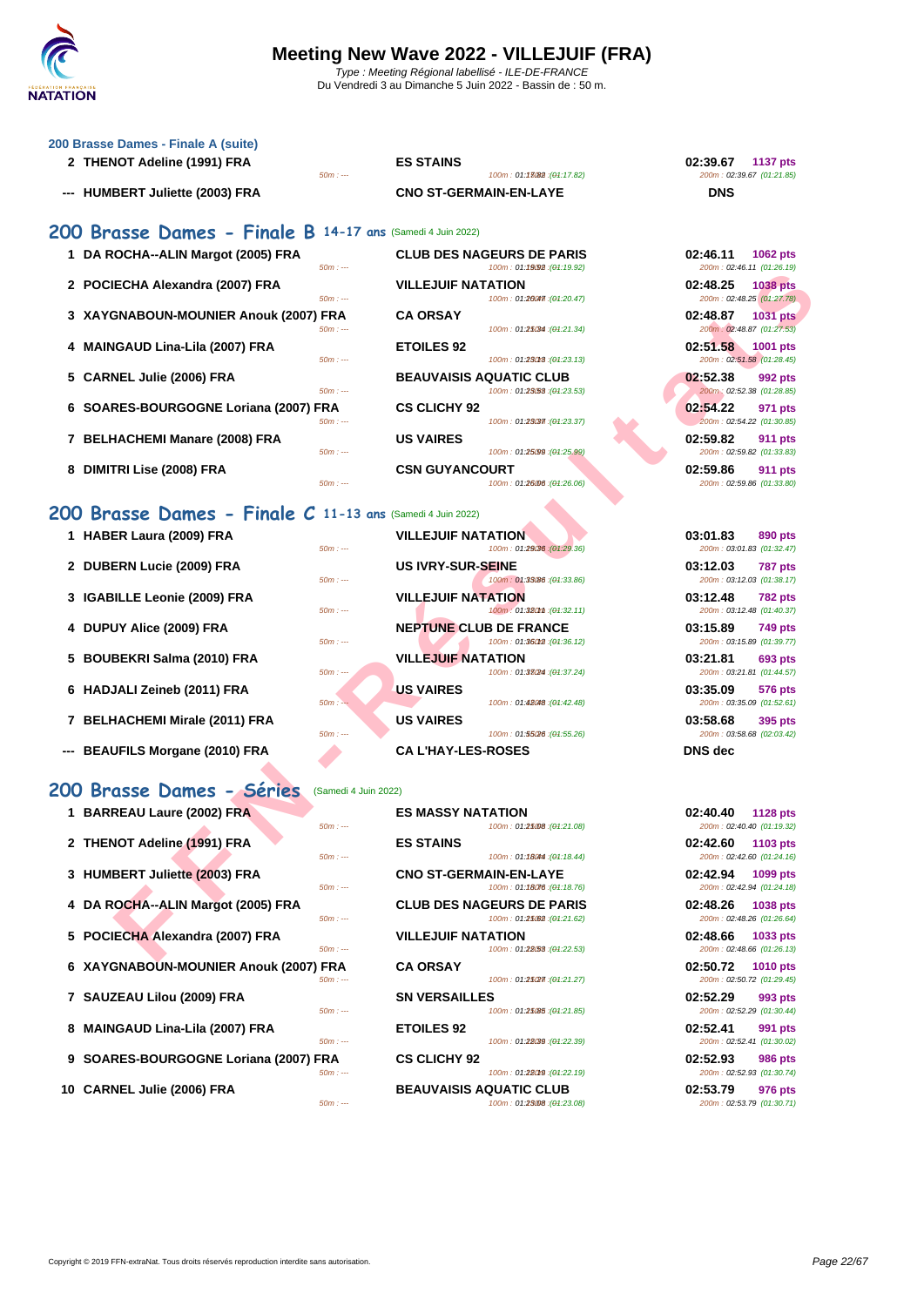# Meeting New Wave 2022 - VILLEJUIF (FRA)

*Type : Meeting Régional labellisé - ILE-DE-FRANCE*
Du Vendredi 3 au Dimanche 5 Juin 2022 - Bassin de : 50 m.

### 200 Brasse Dames - Finale A (suite)

| Place | Nom | Club | Temps | Points |
|---|---|---|---|---|
| 2 | THENOT Adeline (1991) FRA | ES STAINS | 02:39.67 | 1137 pts |
| | 50m : --- | 100m : 01:17.82 (01:17.82) | 200m : 02:39.67 (01:21.85) | |
| --- | HUMBERT Juliette (2003) FRA | CNO ST-GERMAIN-EN-LAYE | DNS | |

## 200 Brasse Dames - Finale B 14-17 ans (Samedi 4 Juin 2022)

| Place | Nom | Club | Temps | Points |
|---|---|---|---|---|
| 1 | DA ROCHA--ALIN Margot (2005) FRA | CLUB DES NAGEURS DE PARIS | 02:46.11 | 1062 pts |
| | 50m : --- | 100m : 01:19.92 (01:19.92) | 200m : 02:46.11 (01:26.19) | |
| 2 | POCIECHA Alexandra (2007) FRA | VILLEJUIF NATATION | 02:48.25 | 1038 pts |
| | 50m : --- | 100m : 01:20.47 (01:20.47) | 200m : 02:48.25 (01:27.78) | |
| 3 | XAYGNABOUN-MOUNIER Anouk (2007) FRA | CA ORSAY | 02:48.87 | 1031 pts |
| | 50m : --- | 100m : 01:21.34 (01:21.34) | 200m : 02:48.87 (01:27.53) | |
| 4 | MAINGAUD Lina-Lila (2007) FRA | ETOILES 92 | 02:51.58 | 1001 pts |
| | 50m : --- | 100m : 01:23.13 (01:23.13) | 200m : 02:51.58 (01:28.45) | |
| 5 | CARNEL Julie (2006) FRA | BEAUVAISIS AQUATIC CLUB | 02:52.38 | 992 pts |
| | 50m : --- | 100m : 01:23.53 (01:23.53) | 200m : 02:52.38 (01:28.85) | |
| 6 | SOARES-BOURGOGNE Loriana (2007) FRA | CS CLICHY 92 | 02:54.22 | 971 pts |
| | 50m : --- | 100m : 01:23.37 (01:23.37) | 200m : 02:54.22 (01:30.85) | |
| 7 | BELHACHEMI Manare (2008) FRA | US VAIRES | 02:59.82 | 911 pts |
| | 50m : --- | 100m : 01:25.99 (01:25.99) | 200m : 02:59.82 (01:33.83) | |
| 8 | DIMITRI Lise (2008) FRA | CSN GUYANCOURT | 02:59.86 | 911 pts |
| | 50m : --- | 100m : 01:26.06 (01:26.06) | 200m : 02:59.86 (01:33.80) | |

## 200 Brasse Dames - Finale C 11-13 ans (Samedi 4 Juin 2022)

| Place | Nom | Club | Temps | Points |
|---|---|---|---|---|
| 1 | HABER Laura (2009) FRA | VILLEJUIF NATATION | 03:01.83 | 890 pts |
| | 50m : --- | 100m : 01:29.36 (01:29.36) | 200m : 03:01.83 (01:32.47) | |
| 2 | DUBERN Lucie (2009) FRA | US IVRY-SUR-SEINE | 03:12.03 | 787 pts |
| | 50m : --- | 100m : 01:33.86 (01:33.86) | 200m : 03:12.03 (01:38.17) | |
| 3 | IGABILLE Leonie (2009) FRA | VILLEJUIF NATATION | 03:12.48 | 782 pts |
| | 50m : --- | 100m : 01:32.11 (01:32.11) | 200m : 03:12.48 (01:40.37) | |
| 4 | DUPUY Alice (2009) FRA | NEPTUNE CLUB DE FRANCE | 03:15.89 | 749 pts |
| | 50m : --- | 100m : 01:36.12 (01:36.12) | 200m : 03:15.89 (01:39.77) | |
| 5 | BOUBEKRI Salma (2010) FRA | VILLEJUIF NATATION | 03:21.81 | 693 pts |
| | 50m : --- | 100m : 01:37.24 (01:37.24) | 200m : 03:21.81 (01:44.57) | |
| 6 | HADJALI Zeineb (2011) FRA | US VAIRES | 03:35.09 | 576 pts |
| | 50m : --- | 100m : 01:42.48 (01:42.48) | 200m : 03:35.09 (01:52.61) | |
| 7 | BELHACHEMI Mirale (2011) FRA | US VAIRES | 03:58.68 | 395 pts |
| | 50m : --- | 100m : 01:55.26 (01:55.26) | 200m : 03:58.68 (02:03.42) | |
| --- | BEAUFILS Morgane (2010) FRA | CA L'HAY-LES-ROSES | DNS dec | |

## 200 Brasse Dames - Séries (Samedi 4 Juin 2022)

| Place | Nom | Club | Temps | Points |
|---|---|---|---|---|
| 1 | BARREAU Laure (2002) FRA | ES MASSY NATATION | 02:40.40 | 1128 pts |
| | 50m : --- | 100m : 01:21.08 (01:21.08) | 200m : 02:40.40 (01:19.32) | |
| 2 | THENOT Adeline (1991) FRA | ES STAINS | 02:42.60 | 1103 pts |
| | 50m : --- | 100m : 01:18.44 (01:18.44) | 200m : 02:42.60 (01:24.16) | |
| 3 | HUMBERT Juliette (2003) FRA | CNO ST-GERMAIN-EN-LAYE | 02:42.94 | 1099 pts |
| | 50m : --- | 100m : 01:18.76 (01:18.76) | 200m : 02:42.94 (01:24.18) | |
| 4 | DA ROCHA--ALIN Margot (2005) FRA | CLUB DES NAGEURS DE PARIS | 02:48.26 | 1038 pts |
| | 50m : --- | 100m : 01:21.62 (01:21.62) | 200m : 02:48.26 (01:26.64) | |
| 5 | POCIECHA Alexandra (2007) FRA | VILLEJUIF NATATION | 02:48.66 | 1033 pts |
| | 50m : --- | 100m : 01:22.53 (01:22.53) | 200m : 02:48.66 (01:26.13) | |
| 6 | XAYGNABOUN-MOUNIER Anouk (2007) FRA | CA ORSAY | 02:50.72 | 1010 pts |
| | 50m : --- | 100m : 01:21.27 (01:21.27) | 200m : 02:50.72 (01:29.45) | |
| 7 | SAUZEAU Lilou (2009) FRA | SN VERSAILLES | 02:52.29 | 993 pts |
| | 50m : --- | 100m : 01:21.85 (01:21.85) | 200m : 02:52.29 (01:30.44) | |
| 8 | MAINGAUD Lina-Lila (2007) FRA | ETOILES 92 | 02:52.41 | 991 pts |
| | 50m : --- | 100m : 01:22.39 (01:22.39) | 200m : 02:52.41 (01:30.02) | |
| 9 | SOARES-BOURGOGNE Loriana (2007) FRA | CS CLICHY 92 | 02:52.93 | 986 pts |
| | 50m : --- | 100m : 01:22.19 (01:22.19) | 200m : 02:52.93 (01:30.74) | |
| 10 | CARNEL Julie (2006) FRA | BEAUVAISIS AQUATIC CLUB | 02:53.79 | 976 pts |
| | 50m : --- | 100m : 01:23.08 (01:23.08) | 200m : 02:53.79 (01:30.71) | |

Copyright © 2019 FFN-extraNat. Tous droits réservés reproduction interdite sans autorisation.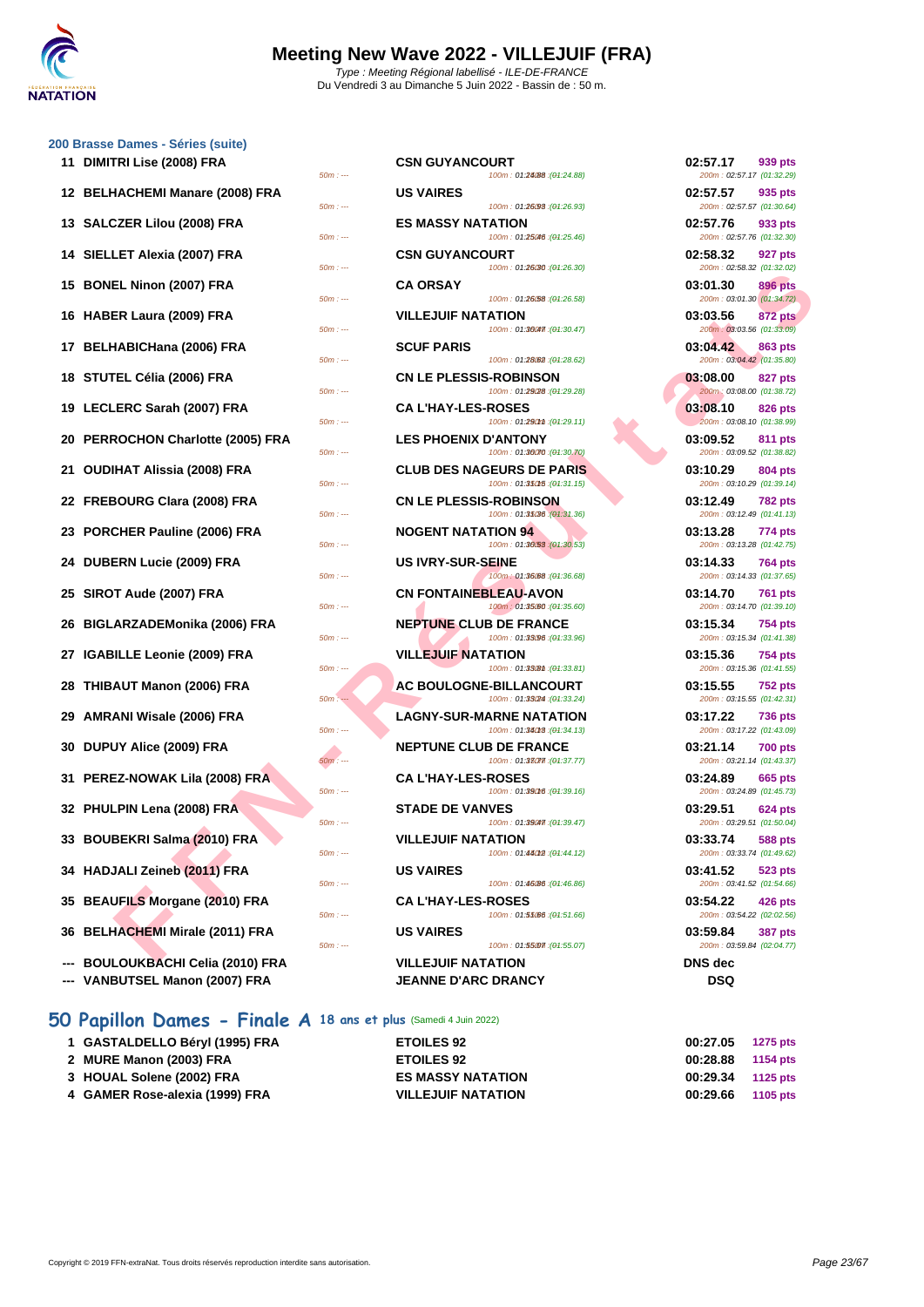# Meeting New Wave 2022 - VILLEJUIF (FRA)

Type : Meeting Régional labellisé - ILE-DE-FRANCE
Du Vendredi 3 au Dimanche 5 Juin 2022 - Bassin de : 50 m.

## 200 Brasse Dames - Séries (suite)

| Rang | Nom | 50m | Club | 100m | Temps | Points | 200m |
|---|---|---|---|---|---|---|---|
| 11 | DIMITRI Lise (2008) FRA | 50m : --- | CSN GUYANCOURT | 100m : 01:24.88 (01:24.88) | 02:57.17 | 939 pts | 200m : 02:57.17 (01:32.29) |
| 12 | BELHACHEMI Manare (2008) FRA | 50m : --- | US VAIRES | 100m : 01:26.93 (01:26.93) | 02:57.57 | 935 pts | 200m : 02:57.57 (01:30.64) |
| 13 | SALCZER Lilou (2008) FRA | 50m : --- | ES MASSY NATATION | 100m : 01:25.46 (01:25.46) | 02:57.76 | 933 pts | 200m : 02:57.76 (01:32.30) |
| 14 | SIELLET Alexia (2007) FRA | 50m : --- | CSN GUYANCOURT | 100m : 01:26.30 (01:26.30) | 02:58.32 | 927 pts | 200m : 02:58.32 (01:32.02) |
| 15 | BONEL Ninon (2007) FRA | 50m : --- | CA ORSAY | 100m : 01:26.58 (01:26.58) | 03:01.30 | 896 pts | 200m : 03:01.30 (01:34.72) |
| 16 | HABER Laura (2009) FRA | 50m : --- | VILLEJUIF NATATION | 100m : 01:30.47 (01:30.47) | 03:03.56 | 872 pts | 200m : 03:03.56 (01:33.09) |
| 17 | BELHABICHana (2006) FRA | 50m : --- | SCUF PARIS | 100m : 01:28.62 (01:28.62) | 03:04.42 | 863 pts | 200m : 03:04.42 (01:35.80) |
| 18 | STUTEL Célia (2006) FRA | 50m : --- | CN LE PLESSIS-ROBINSON | 100m : 01:29.28 (01:29.28) | 03:08.00 | 827 pts | 200m : 03:08.00 (01:38.72) |
| 19 | LECLERC Sarah (2007) FRA | 50m : --- | CA L'HAY-LES-ROSES | 100m : 01:29.11 (01:29.11) | 03:08.10 | 826 pts | 200m : 03:08.10 (01:38.99) |
| 20 | PERROCHON Charlotte (2005) FRA | 50m : --- | LES PHOENIX D'ANTONY | 100m : 01:30.70 (01:30.70) | 03:09.52 | 811 pts | 200m : 03:09.52 (01:38.82) |
| 21 | OUDIHAT Alissia (2008) FRA | 50m : --- | CLUB DES NAGEURS DE PARIS | 100m : 01:31.15 (01:31.15) | 03:10.29 | 804 pts | 200m : 03:10.29 (01:39.14) |
| 22 | FREBOURG Clara (2008) FRA | 50m : --- | CN LE PLESSIS-ROBINSON | 100m : 01:31.36 (01:31.36) | 03:12.49 | 782 pts | 200m : 03:12.49 (01:41.13) |
| 23 | PORCHER Pauline (2006) FRA | 50m : --- | NOGENT NATATION 94 | 100m : 01:30.53 (01:30.53) | 03:13.28 | 774 pts | 200m : 03:13.28 (01:42.75) |
| 24 | DUBERN Lucie (2009) FRA | 50m : --- | US IVRY-SUR-SEINE | 100m : 01:36.68 (01:36.68) | 03:14.33 | 764 pts | 200m : 03:14.33 (01:37.65) |
| 25 | SIROT Aude (2007) FRA | 50m : --- | CN FONTAINEBLEAU-AVON | 100m : 01:35.60 (01:35.60) | 03:14.70 | 761 pts | 200m : 03:14.70 (01:39.10) |
| 26 | BIGLARZADEMonika (2006) FRA | 50m : --- | NEPTUNE CLUB DE FRANCE | 100m : 01:33.96 (01:33.96) | 03:15.34 | 754 pts | 200m : 03:15.34 (01:41.38) |
| 27 | IGABILLE Leonie (2009) FRA | 50m : --- | VILLEJUIF NATATION | 100m : 01:33.81 (01:33.81) | 03:15.36 | 754 pts | 200m : 03:15.36 (01:41.55) |
| 28 | THIBAUT Manon (2006) FRA | 50m : --- | AC BOULOGNE-BILLANCOURT | 100m : 01:33.24 (01:33.24) | 03:15.55 | 752 pts | 200m : 03:15.55 (01:42.31) |
| 29 | AMRANI Wisale (2006) FRA | 50m : --- | LAGNY-SUR-MARNE NATATION | 100m : 01:34.13 (01:34.13) | 03:17.22 | 736 pts | 200m : 03:17.22 (01:43.09) |
| 30 | DUPUY Alice (2009) FRA | 50m : --- | NEPTUNE CLUB DE FRANCE | 100m : 01:37.77 (01:37.77) | 03:21.14 | 700 pts | 200m : 03:21.14 (01:43.37) |
| 31 | PEREZ-NOWAK Lila (2008) FRA | 50m : --- | CA L'HAY-LES-ROSES | 100m : 01:39.16 (01:39.16) | 03:24.89 | 665 pts | 200m : 03:24.89 (01:45.73) |
| 32 | PHULPIN Lena (2008) FRA | 50m : --- | STADE DE VANVES | 100m : 01:39.47 (01:39.47) | 03:29.51 | 624 pts | 200m : 03:29.51 (01:50.04) |
| 33 | BOUBEKRI Salma (2010) FRA | 50m : --- | VILLEJUIF NATATION | 100m : 01:44.12 (01:44.12) | 03:33.74 | 588 pts | 200m : 03:33.74 (01:49.62) |
| 34 | HADJALI Zeineb (2011) FRA | 50m : --- | US VAIRES | 100m : 01:46.86 (01:46.86) | 03:41.52 | 523 pts | 200m : 03:41.52 (01:54.66) |
| 35 | BEAUFILS Morgane (2010) FRA | 50m : --- | CA L'HAY-LES-ROSES | 100m : 01:51.66 (01:51.66) | 03:54.22 | 426 pts | 200m : 03:54.22 (02:02.56) |
| 36 | BELHACHEMI Mirale (2011) FRA | 50m : --- | US VAIRES | 100m : 01:55.07 (01:55.07) | 03:59.84 | 387 pts | 200m : 03:59.84 (02:04.77) |
| --- | BOULOUKBACHI Celia (2010) FRA | | VILLEJUIF NATATION | | DNS dec | | |
| --- | VANBUTSEL Manon (2007) FRA | | JEANNE D'ARC DRANCY | | DSQ | | |

## 50 Papillon Dames - Finale A 18 ans et plus (Samedi 4 Juin 2022)

| Rang | Nom | Club | Temps | Points |
|---|---|---|---|---|
| 1 | GASTALDELLO Béryl (1995) FRA | ETOILES 92 | 00:27.05 | 1275 pts |
| 2 | MURE Manon (2003) FRA | ETOILES 92 | 00:28.88 | 1154 pts |
| 3 | HOUAL Solene (2002) FRA | ES MASSY NATATION | 00:29.34 | 1125 pts |
| 4 | GAMER Rose-alexia (1999) FRA | VILLEJUIF NATATION | 00:29.66 | 1105 pts |

Copyright © 2019 FFN-extraNat. Tous droits réservés reproduction interdite sans autorisation.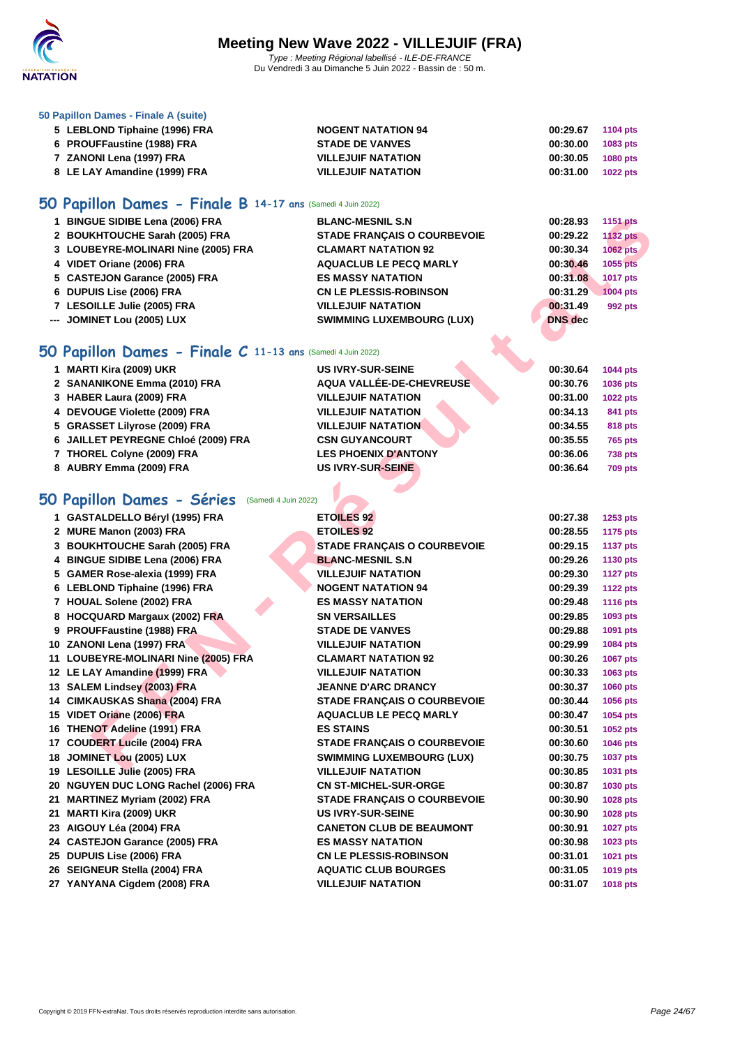# Meeting New Wave 2022 - VILLEJUIF (FRA)

*Type : Meeting Régional labellisé - ILE-DE-FRANCE*
Du Vendredi 3 au Dimanche 5 Juin 2022 - Bassin de : 50 m.

### 50 Papillon Dames - Finale A (suite)

| | | | | |
|---|---|---|---|---|
| 5 | LEBLOND Tiphaine (1996) FRA | NOGENT NATATION 94 | 00:29.67 | 1104 pts |
| 6 | PROUFFaustine (1988) FRA | STADE DE VANVES | 00:30.00 | 1083 pts |
| 7 | ZANONI Lena (1997) FRA | VILLEJUIF NATATION | 00:30.05 | 1080 pts |
| 8 | LE LAY Amandine (1999) FRA | VILLEJUIF NATATION | 00:31.00 | 1022 pts |

## 50 Papillon Dames - Finale B 14-17 ans (Samedi 4 Juin 2022)

| | | | | |
|---|---|---|---|---|
| 1 | BINGUE SIDIBE Lena (2006) FRA | BLANC-MESNIL S.N | 00:28.93 | 1151 pts |
| 2 | BOUKHTOUCHE Sarah (2005) FRA | STADE FRANÇAIS O COURBEVOIE | 00:29.22 | 1132 pts |
| 3 | LOUBEYRE-MOLINARI Nine (2005) FRA | CLAMART NATATION 92 | 00:30.34 | 1062 pts |
| 4 | VIDET Oriane (2006) FRA | AQUACLUB LE PECQ MARLY | 00:30.46 | 1055 pts |
| 5 | CASTEJON Garance (2005) FRA | ES MASSY NATATION | 00:31.08 | 1017 pts |
| 6 | DUPUIS Lise (2006) FRA | CN LE PLESSIS-ROBINSON | 00:31.29 | 1004 pts |
| 7 | LESOILLE Julie (2005) FRA | VILLEJUIF NATATION | 00:31.49 | 992 pts |
| --- | JOMINET Lou (2005) LUX | SWIMMING LUXEMBOURG (LUX) | DNS dec | |

## 50 Papillon Dames - Finale C 11-13 ans (Samedi 4 Juin 2022)

| | | | | |
|---|---|---|---|---|
| 1 | MARTI Kira (2009) UKR | US IVRY-SUR-SEINE | 00:30.64 | 1044 pts |
| 2 | SANANIKONE Emma (2010) FRA | AQUA VALLÉE-DE-CHEVREUSE | 00:30.76 | 1036 pts |
| 3 | HABER Laura (2009) FRA | VILLEJUIF NATATION | 00:31.00 | 1022 pts |
| 4 | DEVOUGE Violette (2009) FRA | VILLEJUIF NATATION | 00:34.13 | 841 pts |
| 5 | GRASSET Lilyrose (2009) FRA | VILLEJUIF NATATION | 00:34.55 | 818 pts |
| 6 | JAILLET PEYREGNE Chloé (2009) FRA | CSN GUYANCOURT | 00:35.55 | 765 pts |
| 7 | THOREL Colyne (2009) FRA | LES PHOENIX D'ANTONY | 00:36.06 | 738 pts |
| 8 | AUBRY Emma (2009) FRA | US IVRY-SUR-SEINE | 00:36.64 | 709 pts |

## 50 Papillon Dames - Séries (Samedi 4 Juin 2022)

| | | | | |
|---|---|---|---|---|
| 1 | GASTALDELLO Béryl (1995) FRA | ETOILES 92 | 00:27.38 | 1253 pts |
| 2 | MURE Manon (2003) FRA | ETOILES 92 | 00:28.55 | 1175 pts |
| 3 | BOUKHTOUCHE Sarah (2005) FRA | STADE FRANÇAIS O COURBEVOIE | 00:29.15 | 1137 pts |
| 4 | BINGUE SIDIBE Lena (2006) FRA | BLANC-MESNIL S.N | 00:29.26 | 1130 pts |
| 5 | GAMER Rose-alexia (1999) FRA | VILLEJUIF NATATION | 00:29.30 | 1127 pts |
| 6 | LEBLOND Tiphaine (1996) FRA | NOGENT NATATION 94 | 00:29.39 | 1122 pts |
| 7 | HOUAL Solene (2002) FRA | ES MASSY NATATION | 00:29.48 | 1116 pts |
| 8 | HOCQUARD Margaux (2002) FRA | SN VERSAILLES | 00:29.85 | 1093 pts |
| 9 | PROUFFaustine (1988) FRA | STADE DE VANVES | 00:29.88 | 1091 pts |
| 10 | ZANONI Lena (1997) FRA | VILLEJUIF NATATION | 00:29.99 | 1084 pts |
| 11 | LOUBEYRE-MOLINARI Nine (2005) FRA | CLAMART NATATION 92 | 00:30.26 | 1067 pts |
| 12 | LE LAY Amandine (1999) FRA | VILLEJUIF NATATION | 00:30.33 | 1063 pts |
| 13 | SALEM Lindsey (2003) FRA | JEANNE D'ARC DRANCY | 00:30.37 | 1060 pts |
| 14 | CIMKAUSKAS Shana (2004) FRA | STADE FRANÇAIS O COURBEVOIE | 00:30.44 | 1056 pts |
| 15 | VIDET Oriane (2006) FRA | AQUACLUB LE PECQ MARLY | 00:30.47 | 1054 pts |
| 16 | THENOT Adeline (1991) FRA | ES STAINS | 00:30.51 | 1052 pts |
| 17 | COUDERT Lucile (2004) FRA | STADE FRANÇAIS O COURBEVOIE | 00:30.60 | 1046 pts |
| 18 | JOMINET Lou (2005) LUX | SWIMMING LUXEMBOURG (LUX) | 00:30.75 | 1037 pts |
| 19 | LESOILLE Julie (2005) FRA | VILLEJUIF NATATION | 00:30.85 | 1031 pts |
| 20 | NGUYEN DUC LONG Rachel (2006) FRA | CN ST-MICHEL-SUR-ORGE | 00:30.87 | 1030 pts |
| 21 | MARTINEZ Myriam (2002) FRA | STADE FRANÇAIS O COURBEVOIE | 00:30.90 | 1028 pts |
| 21 | MARTI Kira (2009) UKR | US IVRY-SUR-SEINE | 00:30.90 | 1028 pts |
| 23 | AIGOUY Léa (2004) FRA | CANETON CLUB DE BEAUMONT | 00:30.91 | 1027 pts |
| 24 | CASTEJON Garance (2005) FRA | ES MASSY NATATION | 00:30.98 | 1023 pts |
| 25 | DUPUIS Lise (2006) FRA | CN LE PLESSIS-ROBINSON | 00:31.01 | 1021 pts |
| 26 | SEIGNEUR Stella (2004) FRA | AQUATIC CLUB BOURGES | 00:31.05 | 1019 pts |
| 27 | YANYANA Cigdem (2008) FRA | VILLEJUIF NATATION | 00:31.07 | 1018 pts |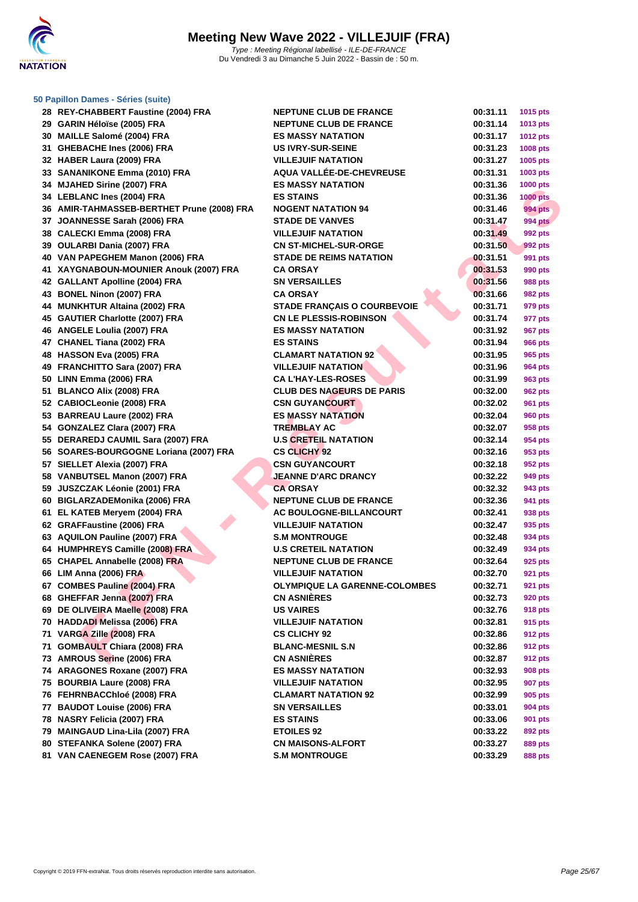# Meeting New Wave 2022 - VILLEJUIF (FRA)

*Type : Meeting Régional labellisé - ILE-DE-FRANCE*
Du Vendredi 3 au Dimanche 5 Juin 2022 - Bassin de : 50 m.

### 50 Papillon Dames - Séries (suite)

| Rang | Nom | Club | Temps | Points |
|---|---|---|---|---|
| 28 | REY-CHABBERT Faustine (2004) FRA | NEPTUNE CLUB DE FRANCE | 00:31.11 | 1015 pts |
| 29 | GARIN Héloïse (2005) FRA | NEPTUNE CLUB DE FRANCE | 00:31.14 | 1013 pts |
| 30 | MAILLE Salomé (2004) FRA | ES MASSY NATATION | 00:31.17 | 1012 pts |
| 31 | GHEBACHE Ines (2006) FRA | US IVRY-SUR-SEINE | 00:31.23 | 1008 pts |
| 32 | HABER Laura (2009) FRA | VILLEJUIF NATATION | 00:31.27 | 1005 pts |
| 33 | SANANIKONE Emma (2010) FRA | AQUA VALLÉE-DE-CHEVREUSE | 00:31.31 | 1003 pts |
| 34 | MJAHED Sirine (2007) FRA | ES MASSY NATATION | 00:31.36 | 1000 pts |
| 34 | LEBLANC Ines (2004) FRA | ES STAINS | 00:31.36 | 1000 pts |
| 36 | AMIR-TAHMASSEB-BERTHET Prune (2008) FRA | NOGENT NATATION 94 | 00:31.46 | 994 pts |
| 37 | JOANNESSE Sarah (2006) FRA | STADE DE VANVES | 00:31.47 | 994 pts |
| 38 | CALECKI Emma (2008) FRA | VILLEJUIF NATATION | 00:31.49 | 992 pts |
| 39 | OULARBI Dania (2007) FRA | CN ST-MICHEL-SUR-ORGE | 00:31.50 | 992 pts |
| 40 | VAN PAPEGHEM Manon (2006) FRA | STADE DE REIMS NATATION | 00:31.51 | 991 pts |
| 41 | XAYGNABOUN-MOUNIER Anouk (2007) FRA | CA ORSAY | 00:31.53 | 990 pts |
| 42 | GALLANT Apolline (2004) FRA | SN VERSAILLES | 00:31.56 | 988 pts |
| 43 | BONEL Ninon (2007) FRA | CA ORSAY | 00:31.66 | 982 pts |
| 44 | MUNKHTUR Altaina (2002) FRA | STADE FRANÇAIS O COURBEVOIE | 00:31.71 | 979 pts |
| 45 | GAUTIER Charlotte (2007) FRA | CN LE PLESSIS-ROBINSON | 00:31.74 | 977 pts |
| 46 | ANGELE Loulia (2007) FRA | ES MASSY NATATION | 00:31.92 | 967 pts |
| 47 | CHANEL Tiana (2002) FRA | ES STAINS | 00:31.94 | 966 pts |
| 48 | HASSON Eva (2005) FRA | CLAMART NATATION 92 | 00:31.95 | 965 pts |
| 49 | FRANCHITTO Sara (2007) FRA | VILLEJUIF NATATION | 00:31.96 | 964 pts |
| 50 | LINN Emma (2006) FRA | CA L'HAY-LES-ROSES | 00:31.99 | 963 pts |
| 51 | BLANCO Alix (2008) FRA | CLUB DES NAGEURS DE PARIS | 00:32.00 | 962 pts |
| 52 | CABIOCLeonie (2008) FRA | CSN GUYANCOURT | 00:32.02 | 961 pts |
| 53 | BARREAU Laure (2002) FRA | ES MASSY NATATION | 00:32.04 | 960 pts |
| 54 | GONZALEZ Clara (2007) FRA | TREMBLAY AC | 00:32.07 | 958 pts |
| 55 | DERAREDJ CAUMIL Sara (2007) FRA | U.S CRETEIL NATATION | 00:32.14 | 954 pts |
| 56 | SOARES-BOURGOGNE Loriana (2007) FRA | CS CLICHY 92 | 00:32.16 | 953 pts |
| 57 | SIELLET Alexia (2007) FRA | CSN GUYANCOURT | 00:32.18 | 952 pts |
| 58 | VANBUTSEL Manon (2007) FRA | JEANNE D'ARC DRANCY | 00:32.22 | 949 pts |
| 59 | JUSZCZAK Léonie (2001) FRA | CA ORSAY | 00:32.32 | 943 pts |
| 60 | BIGLARZADEMonika (2006) FRA | NEPTUNE CLUB DE FRANCE | 00:32.36 | 941 pts |
| 61 | EL KATEB Meryem (2004) FRA | AC BOULOGNE-BILLANCOURT | 00:32.41 | 938 pts |
| 62 | GRAFFaustine (2006) FRA | VILLEJUIF NATATION | 00:32.47 | 935 pts |
| 63 | AQUILON Pauline (2007) FRA | S.M MONTROUGE | 00:32.48 | 934 pts |
| 64 | HUMPHREYS Camille (2008) FRA | U.S CRETEIL NATATION | 00:32.49 | 934 pts |
| 65 | CHAPEL Annabelle (2008) FRA | NEPTUNE CLUB DE FRANCE | 00:32.64 | 925 pts |
| 66 | LIM Anna (2006) FRA | VILLEJUIF NATATION | 00:32.70 | 921 pts |
| 67 | COMBES Pauline (2004) FRA | OLYMPIQUE LA GARENNE-COLOMBES | 00:32.71 | 921 pts |
| 68 | GHEFFAR Jenna (2007) FRA | CN ASNIÈRES | 00:32.73 | 920 pts |
| 69 | DE OLIVEIRA Maelle (2008) FRA | US VAIRES | 00:32.76 | 918 pts |
| 70 | HADDADI Melissa (2006) FRA | VILLEJUIF NATATION | 00:32.81 | 915 pts |
| 71 | VARGA Zille (2008) FRA | CS CLICHY 92 | 00:32.86 | 912 pts |
| 71 | GOMBAULT Chiara (2008) FRA | BLANC-MESNIL S.N | 00:32.86 | 912 pts |
| 73 | AMROUS Serine (2006) FRA | CN ASNIÈRES | 00:32.87 | 912 pts |
| 74 | ARAGONES Roxane (2007) FRA | ES MASSY NATATION | 00:32.93 | 908 pts |
| 75 | BOURBIA Laure (2008) FRA | VILLEJUIF NATATION | 00:32.95 | 907 pts |
| 76 | FEHRNBACChloé (2008) FRA | CLAMART NATATION 92 | 00:32.99 | 905 pts |
| 77 | BAUDOT Louise (2006) FRA | SN VERSAILLES | 00:33.01 | 904 pts |
| 78 | NASRY Felicia (2007) FRA | ES STAINS | 00:33.06 | 901 pts |
| 79 | MAINGAUD Lina-Lila (2007) FRA | ETOILES 92 | 00:33.22 | 892 pts |
| 80 | STEFANKA Solene (2007) FRA | CN MAISONS-ALFORT | 00:33.27 | 889 pts |
| 81 | VAN CAENEGEM Rose (2007) FRA | S.M MONTROUGE | 00:33.29 | 888 pts |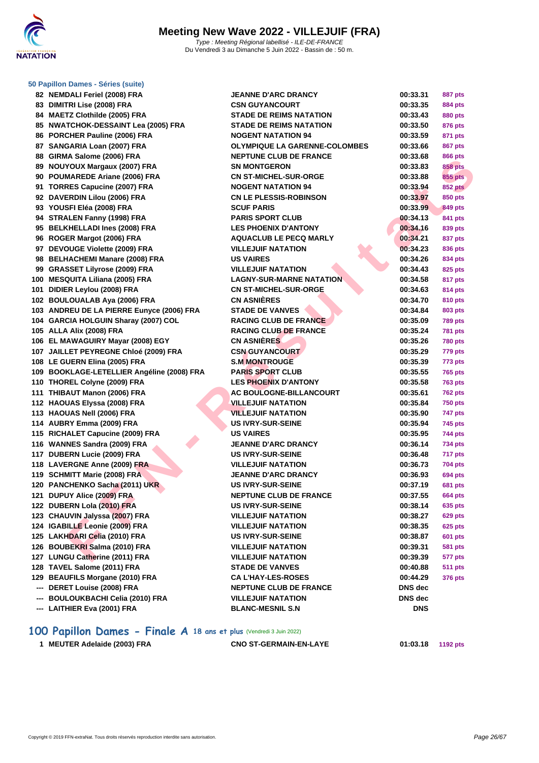## 50 Papillon Dames - Séries (suite)

| | | | | |
|---|---|---|---|---|
| 82 | NEMDALI Feriel (2008) FRA | JEANNE D'ARC DRANCY | 00:33.31 | 887 pts |
| 83 | DIMITRI Lise (2008) FRA | CSN GUYANCOURT | 00:33.35 | 884 pts |
| 84 | MAETZ Clothilde (2005) FRA | STADE DE REIMS NATATION | 00:33.43 | 880 pts |
| 85 | NWATCHOK-DESSAINT Lea (2005) FRA | STADE DE REIMS NATATION | 00:33.50 | 876 pts |
| 86 | PORCHER Pauline (2006) FRA | NOGENT NATATION 94 | 00:33.59 | 871 pts |
| 87 | SANGARIA Loan (2007) FRA | OLYMPIQUE LA GARENNE-COLOMBES | 00:33.66 | 867 pts |
| 88 | GIRMA Salome (2006) FRA | NEPTUNE CLUB DE FRANCE | 00:33.68 | 866 pts |
| 89 | NOUYOUX Margaux (2007) FRA | SN MONTGERON | 00:33.83 | 858 pts |
| 90 | POUMAREDE Ariane (2006) FRA | CN ST-MICHEL-SUR-ORGE | 00:33.88 | 855 pts |
| 91 | TORRES Capucine (2007) FRA | NOGENT NATATION 94 | 00:33.94 | 852 pts |
| 92 | DAVERDIN Lilou (2006) FRA | CN LE PLESSIS-ROBINSON | 00:33.97 | 850 pts |
| 93 | YOUSFI Eléa (2008) FRA | SCUF PARIS | 00:33.99 | 849 pts |
| 94 | STRALEN Fanny (1998) FRA | PARIS SPORT CLUB | 00:34.13 | 841 pts |
| 95 | BELKHELLADI Ines (2008) FRA | LES PHOENIX D'ANTONY | 00:34.16 | 839 pts |
| 96 | ROGER Margot (2006) FRA | AQUACLUB LE PECQ MARLY | 00:34.21 | 837 pts |
| 97 | DEVOUGE Violette (2009) FRA | VILLEJUIF NATATION | 00:34.23 | 836 pts |
| 98 | BELHACHEMI Manare (2008) FRA | US VAIRES | 00:34.26 | 834 pts |
| 99 | GRASSET Lilyrose (2009) FRA | VILLEJUIF NATATION | 00:34.43 | 825 pts |
| 100 | MESQUITA Liliana (2005) FRA | LAGNY-SUR-MARNE NATATION | 00:34.58 | 817 pts |
| 101 | DIDIER Leylou (2008) FRA | CN ST-MICHEL-SUR-ORGE | 00:34.63 | 814 pts |
| 102 | BOULOUALAB Aya (2006) FRA | CN ASNIÈRES | 00:34.70 | 810 pts |
| 103 | ANDREU DE LA PIERRE Eunyce (2006) FRA | STADE DE VANVES | 00:34.84 | 803 pts |
| 104 | GARCIA HOLGUIN Sharay (2007) COL | RACING CLUB DE FRANCE | 00:35.09 | 789 pts |
| 105 | ALLA Alix (2008) FRA | RACING CLUB DE FRANCE | 00:35.24 | 781 pts |
| 106 | EL MAWAGUIRY Mayar (2008) EGY | CN ASNIÈRES | 00:35.26 | 780 pts |
| 107 | JAILLET PEYREGNE Chloé (2009) FRA | CSN GUYANCOURT | 00:35.29 | 779 pts |
| 108 | LE GUERN Elina (2005) FRA | S.M MONTROUGE | 00:35.39 | 773 pts |
| 109 | BOOKLAGE-LETELLIER Angéline (2008) FRA | PARIS SPORT CLUB | 00:35.55 | 765 pts |
| 110 | THOREL Colyne (2009) FRA | LES PHOENIX D'ANTONY | 00:35.58 | 763 pts |
| 111 | THIBAUT Manon (2006) FRA | AC BOULOGNE-BILLANCOURT | 00:35.61 | 762 pts |
| 112 | HAOUAS Elyssa (2008) FRA | VILLEJUIF NATATION | 00:35.84 | 750 pts |
| 113 | HAOUAS Nell (2006) FRA | VILLEJUIF NATATION | 00:35.90 | 747 pts |
| 114 | AUBRY Emma (2009) FRA | US IVRY-SUR-SEINE | 00:35.94 | 745 pts |
| 115 | RICHALET Capucine (2009) FRA | US VAIRES | 00:35.95 | 744 pts |
| 116 | WANNES Sandra (2009) FRA | JEANNE D'ARC DRANCY | 00:36.14 | 734 pts |
| 117 | DUBERN Lucie (2009) FRA | US IVRY-SUR-SEINE | 00:36.48 | 717 pts |
| 118 | LAVERGNE Anne (2009) FRA | VILLEJUIF NATATION | 00:36.73 | 704 pts |
| 119 | SCHMITT Marie (2008) FRA | JEANNE D'ARC DRANCY | 00:36.93 | 694 pts |
| 120 | PANCHENKO Sacha (2011) UKR | US IVRY-SUR-SEINE | 00:37.19 | 681 pts |
| 121 | DUPUY Alice (2009) FRA | NEPTUNE CLUB DE FRANCE | 00:37.55 | 664 pts |
| 122 | DUBERN Lola (2010) FRA | US IVRY-SUR-SEINE | 00:38.14 | 635 pts |
| 123 | CHAUVIN Jalyssa (2007) FRA | VILLEJUIF NATATION | 00:38.27 | 629 pts |
| 124 | IGABILLE Leonie (2009) FRA | VILLEJUIF NATATION | 00:38.35 | 625 pts |
| 125 | LAKHDARI Celia (2010) FRA | US IVRY-SUR-SEINE | 00:38.87 | 601 pts |
| 126 | BOUBEKRI Salma (2010) FRA | VILLEJUIF NATATION | 00:39.31 | 581 pts |
| 127 | LUNGU Catherine (2011) FRA | VILLEJUIF NATATION | 00:39.39 | 577 pts |
| 128 | TAVEL Salome (2011) FRA | STADE DE VANVES | 00:40.88 | 511 pts |
| 129 | BEAUFILS Morgane (2010) FRA | CA L'HAY-LES-ROSES | 00:44.29 | 376 pts |
| --- | DERET Louise (2008) FRA | NEPTUNE CLUB DE FRANCE | DNS dec | |
| --- | BOULOUKBACHI Celia (2010) FRA | VILLEJUIF NATATION | DNS dec | |
| --- | LAITHIER Eva (2001) FRA | BLANC-MESNIL S.N | DNS | |

## 100 Papillon Dames - Finale A 18 ans et plus (Vendredi 3 Juin 2022)

| | | | | |
|---|---|---|---|---|
| 1 | MEUTER Adelaide (2003) FRA | CNO ST-GERMAIN-EN-LAYE | 01:03.18 | 1192 pts |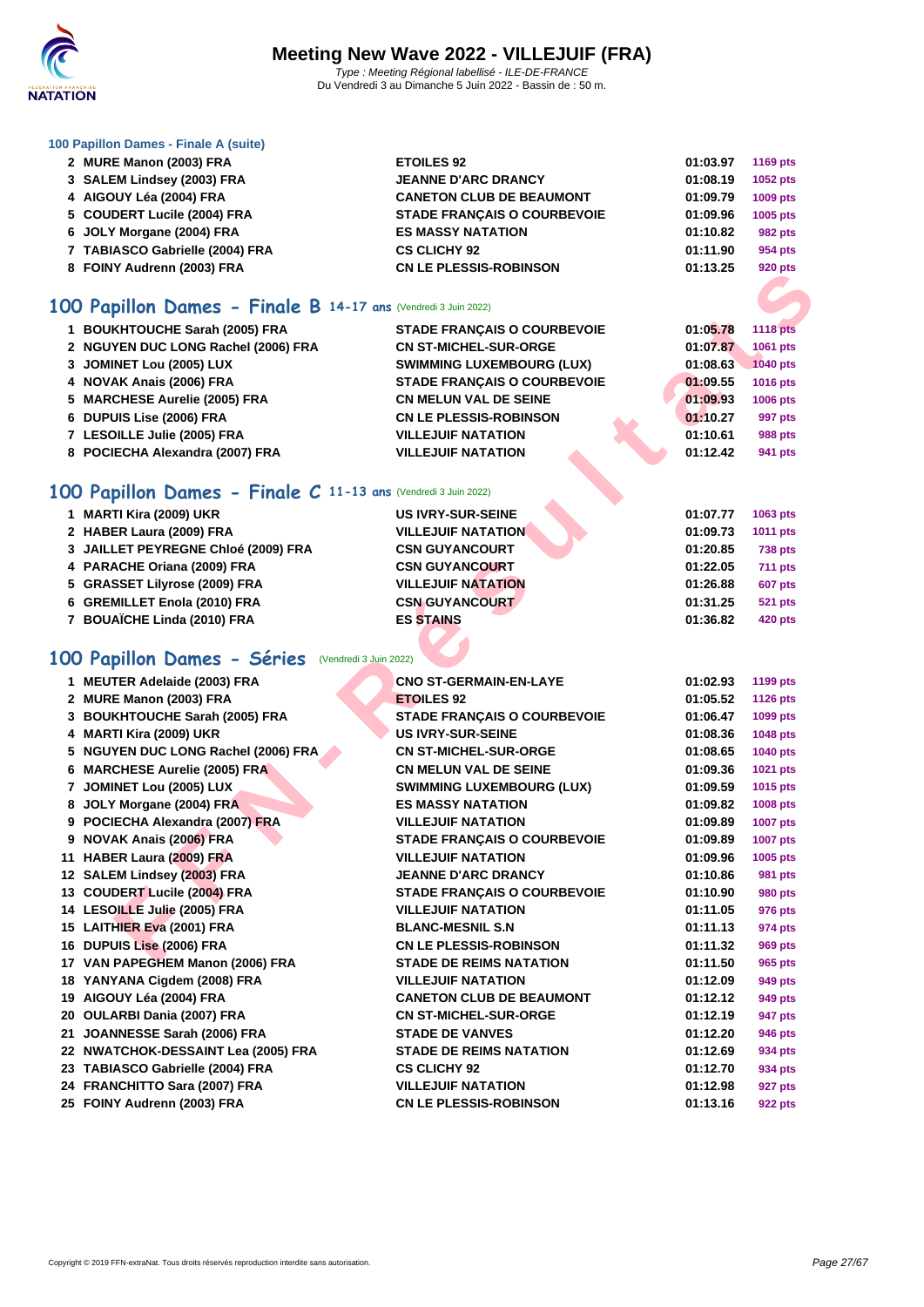**100 Papillon Dames - Finale A (suite)**

| | | | | |
|---|---|---|---|---|
| 2 | MURE Manon (2003) FRA | ETOILES 92 | 01:03.97 | 1169 pts |
| 3 | SALEM Lindsey (2003) FRA | JEANNE D'ARC DRANCY | 01:08.19 | 1052 pts |
| 4 | AIGOUY Léa (2004) FRA | CANETON CLUB DE BEAUMONT | 01:09.79 | 1009 pts |
| 5 | COUDERT Lucile (2004) FRA | STADE FRANÇAIS O COURBEVOIE | 01:09.96 | 1005 pts |
| 6 | JOLY Morgane (2004) FRA | ES MASSY NATATION | 01:10.82 | 982 pts |
| 7 | TABIASCO Gabrielle (2004) FRA | CS CLICHY 92 | 01:11.90 | 954 pts |
| 8 | FOINY Audrenn (2003) FRA | CN LE PLESSIS-ROBINSON | 01:13.25 | 920 pts |

## 100 Papillon Dames - Finale B 14-17 ans (Vendredi 3 Juin 2022)

| | | | | |
|---|---|---|---|---|
| 1 | BOUKHTOUCHE Sarah (2005) FRA | STADE FRANÇAIS O COURBEVOIE | 01:05.78 | 1118 pts |
| 2 | NGUYEN DUC LONG Rachel (2006) FRA | CN ST-MICHEL-SUR-ORGE | 01:07.87 | 1061 pts |
| 3 | JOMINET Lou (2005) LUX | SWIMMING LUXEMBOURG (LUX) | 01:08.63 | 1040 pts |
| 4 | NOVAK Anais (2006) FRA | STADE FRANÇAIS O COURBEVOIE | 01:09.55 | 1016 pts |
| 5 | MARCHESE Aurelie (2005) FRA | CN MELUN VAL DE SEINE | 01:09.93 | 1006 pts |
| 6 | DUPUIS Lise (2006) FRA | CN LE PLESSIS-ROBINSON | 01:10.27 | 997 pts |
| 7 | LESOILLE Julie (2005) FRA | VILLEJUIF NATATION | 01:10.61 | 988 pts |
| 8 | POCIECHA Alexandra (2007) FRA | VILLEJUIF NATATION | 01:12.42 | 941 pts |

## 100 Papillon Dames - Finale C 11-13 ans (Vendredi 3 Juin 2022)

| | | | | |
|---|---|---|---|---|
| 1 | MARTI Kira (2009) UKR | US IVRY-SUR-SEINE | 01:07.77 | 1063 pts |
| 2 | HABER Laura (2009) FRA | VILLEJUIF NATATION | 01:09.73 | 1011 pts |
| 3 | JAILLET PEYREGNE Chloé (2009) FRA | CSN GUYANCOURT | 01:20.85 | 738 pts |
| 4 | PARACHE Oriana (2009) FRA | CSN GUYANCOURT | 01:22.05 | 711 pts |
| 5 | GRASSET Lilyrose (2009) FRA | VILLEJUIF NATATION | 01:26.88 | 607 pts |
| 6 | GREMILLET Enola (2010) FRA | CSN GUYANCOURT | 01:31.25 | 521 pts |
| 7 | BOUAÏCHE Linda (2010) FRA | ES STAINS | 01:36.82 | 420 pts |

## 100 Papillon Dames - Séries (Vendredi 3 Juin 2022)

| | | | | |
|---|---|---|---|---|
| 1 | MEUTER Adelaide (2003) FRA | CNO ST-GERMAIN-EN-LAYE | 01:02.93 | 1199 pts |
| 2 | MURE Manon (2003) FRA | ETOILES 92 | 01:05.52 | 1126 pts |
| 3 | BOUKHTOUCHE Sarah (2005) FRA | STADE FRANÇAIS O COURBEVOIE | 01:06.47 | 1099 pts |
| 4 | MARTI Kira (2009) UKR | US IVRY-SUR-SEINE | 01:08.36 | 1048 pts |
| 5 | NGUYEN DUC LONG Rachel (2006) FRA | CN ST-MICHEL-SUR-ORGE | 01:08.65 | 1040 pts |
| 6 | MARCHESE Aurelie (2005) FRA | CN MELUN VAL DE SEINE | 01:09.36 | 1021 pts |
| 7 | JOMINET Lou (2005) LUX | SWIMMING LUXEMBOURG (LUX) | 01:09.59 | 1015 pts |
| 8 | JOLY Morgane (2004) FRA | ES MASSY NATATION | 01:09.82 | 1008 pts |
| 9 | POCIECHA Alexandra (2007) FRA | VILLEJUIF NATATION | 01:09.89 | 1007 pts |
| 9 | NOVAK Anais (2006) FRA | STADE FRANÇAIS O COURBEVOIE | 01:09.89 | 1007 pts |
| 11 | HABER Laura (2009) FRA | VILLEJUIF NATATION | 01:09.96 | 1005 pts |
| 12 | SALEM Lindsey (2003) FRA | JEANNE D'ARC DRANCY | 01:10.86 | 981 pts |
| 13 | COUDERT Lucile (2004) FRA | STADE FRANÇAIS O COURBEVOIE | 01:10.90 | 980 pts |
| 14 | LESOILLE Julie (2005) FRA | VILLEJUIF NATATION | 01:11.05 | 976 pts |
| 15 | LAITHIER Eva (2001) FRA | BLANC-MESNIL S.N | 01:11.13 | 974 pts |
| 16 | DUPUIS Lise (2006) FRA | CN LE PLESSIS-ROBINSON | 01:11.32 | 969 pts |
| 17 | VAN PAPEGHEM Manon (2006) FRA | STADE DE REIMS NATATION | 01:11.50 | 965 pts |
| 18 | YANYANA Cigdem (2008) FRA | VILLEJUIF NATATION | 01:12.09 | 949 pts |
| 19 | AIGOUY Léa (2004) FRA | CANETON CLUB DE BEAUMONT | 01:12.12 | 949 pts |
| 20 | OULARBI Dania (2007) FRA | CN ST-MICHEL-SUR-ORGE | 01:12.19 | 947 pts |
| 21 | JOANNESSE Sarah (2006) FRA | STADE DE VANVES | 01:12.20 | 946 pts |
| 22 | NWATCHOK-DESSAINT Lea (2005) FRA | STADE DE REIMS NATATION | 01:12.69 | 934 pts |
| 23 | TABIASCO Gabrielle (2004) FRA | CS CLICHY 92 | 01:12.70 | 934 pts |
| 24 | FRANCHITTO Sara (2007) FRA | VILLEJUIF NATATION | 01:12.98 | 927 pts |
| 25 | FOINY Audrenn (2003) FRA | CN LE PLESSIS-ROBINSON | 01:13.16 | 922 pts |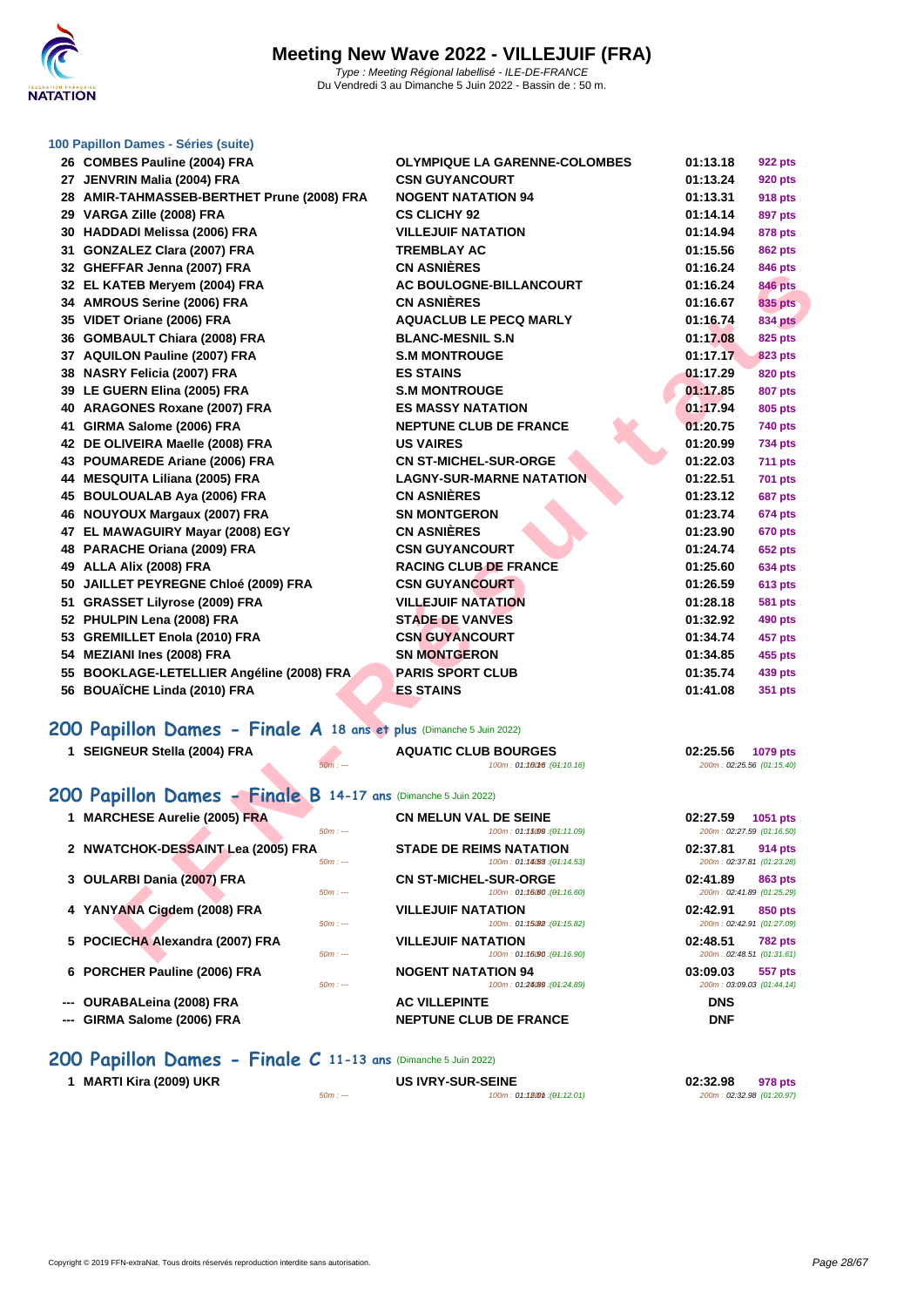# Meeting New Wave 2022 - VILLEJUIF (FRA)

*Type : Meeting Régional labellisé - ILE-DE-FRANCE*
Du Vendredi 3 au Dimanche 5 Juin 2022 - Bassin de : 50 m.

### 100 Papillon Dames - Séries (suite)

| | | | | |
|---|---|---|---|---|
| 26 | COMBES Pauline (2004) FRA | OLYMPIQUE LA GARENNE-COLOMBES | 01:13.18 | 922 pts |
| 27 | JENVRIN Malia (2004) FRA | CSN GUYANCOURT | 01:13.24 | 920 pts |
| 28 | AMIR-TAHMASSEB-BERTHET Prune (2008) FRA | NOGENT NATATION 94 | 01:13.31 | 918 pts |
| 29 | VARGA Zille (2008) FRA | CS CLICHY 92 | 01:14.14 | 897 pts |
| 30 | HADDADI Melissa (2006) FRA | VILLEJUIF NATATION | 01:14.94 | 878 pts |
| 31 | GONZALEZ Clara (2007) FRA | TREMBLAY AC | 01:15.56 | 862 pts |
| 32 | GHEFFAR Jenna (2007) FRA | CN ASNIÈRES | 01:16.24 | 846 pts |
| 32 | EL KATEB Meryem (2004) FRA | AC BOULOGNE-BILLANCOURT | 01:16.24 | 846 pts |
| 34 | AMROUS Serine (2006) FRA | CN ASNIÈRES | 01:16.67 | 835 pts |
| 35 | VIDET Oriane (2006) FRA | AQUACLUB LE PECQ MARLY | 01:16.74 | 834 pts |
| 36 | GOMBAULT Chiara (2008) FRA | BLANC-MESNIL S.N | 01:17.08 | 825 pts |
| 37 | AQUILON Pauline (2007) FRA | S.M MONTROUGE | 01:17.17 | 823 pts |
| 38 | NASRY Felicia (2007) FRA | ES STAINS | 01:17.29 | 820 pts |
| 39 | LE GUERN Elina (2005) FRA | S.M MONTROUGE | 01:17.85 | 807 pts |
| 40 | ARAGONES Roxane (2007) FRA | ES MASSY NATATION | 01:17.94 | 805 pts |
| 41 | GIRMA Salome (2006) FRA | NEPTUNE CLUB DE FRANCE | 01:20.75 | 740 pts |
| 42 | DE OLIVEIRA Maelle (2008) FRA | US VAIRES | 01:20.99 | 734 pts |
| 43 | POUMAREDE Ariane (2006) FRA | CN ST-MICHEL-SUR-ORGE | 01:22.03 | 711 pts |
| 44 | MESQUITA Liliana (2005) FRA | LAGNY-SUR-MARNE NATATION | 01:22.51 | 701 pts |
| 45 | BOULOUALAB Aya (2006) FRA | CN ASNIÈRES | 01:23.12 | 687 pts |
| 46 | NOUYOUX Margaux (2007) FRA | SN MONTGERON | 01:23.74 | 674 pts |
| 47 | EL MAWAGUIRY Mayar (2008) EGY | CN ASNIÈRES | 01:23.90 | 670 pts |
| 48 | PARACHE Oriana (2009) FRA | CSN GUYANCOURT | 01:24.74 | 652 pts |
| 49 | ALLA Alix (2008) FRA | RACING CLUB DE FRANCE | 01:25.60 | 634 pts |
| 50 | JAILLET PEYREGNE Chloé (2009) FRA | CSN GUYANCOURT | 01:26.59 | 613 pts |
| 51 | GRASSET Lilyrose (2009) FRA | VILLEJUIF NATATION | 01:28.18 | 581 pts |
| 52 | PHULPIN Lena (2008) FRA | STADE DE VANVES | 01:32.92 | 490 pts |
| 53 | GREMILLET Enola (2010) FRA | CSN GUYANCOURT | 01:34.74 | 457 pts |
| 54 | MEZIANI Ines (2008) FRA | SN MONTGERON | 01:34.85 | 455 pts |
| 55 | BOOKLAGE-LETELLIER Angéline (2008) FRA | PARIS SPORT CLUB | 01:35.74 | 439 pts |
| 56 | BOUAÏCHE Linda (2010) FRA | ES STAINS | 01:41.08 | 351 pts |

## 200 Papillon Dames - Finale A 18 ans et plus (Dimanche 5 Juin 2022)

| | | | | |
|---|---|---|---|---|
| 1 | SEIGNEUR Stella (2004) FRA | AQUATIC CLUB BOURGES | 02:25.56 | 1079 pts |
| | 50m : --- | 100m : 01:10.16 (01:10.16) | 200m : 02:25.56 (01:15.40) | |

## 200 Papillon Dames - Finale B 14-17 ans (Dimanche 5 Juin 2022)

| | | | | |
|---|---|---|---|---|
| 1 | MARCHESE Aurelie (2005) FRA | CN MELUN VAL DE SEINE | 02:27.59 | 1051 pts |
| | 50m : --- | 100m : 01:11.09 (01:11.09) | 200m : 02:27.59 (01:16.50) | |
| 2 | NWATCHOK-DESSAINT Lea (2005) FRA | STADE DE REIMS NATATION | 02:37.81 | 914 pts |
| | 50m : --- | 100m : 01:14.53 (01:14.53) | 200m : 02:37.81 (01:23.28) | |
| 3 | OULARBI Dania (2007) FRA | CN ST-MICHEL-SUR-ORGE | 02:41.89 | 863 pts |
| | 50m : --- | 100m : 01:16.60 (01:16.60) | 200m : 02:41.89 (01:25.29) | |
| 4 | YANYANA Cigdem (2008) FRA | VILLEJUIF NATATION | 02:42.91 | 850 pts |
| | 50m : --- | 100m : 01:15.82 (01:15.82) | 200m : 02:42.91 (01:27.09) | |
| 5 | POCIECHA Alexandra (2007) FRA | VILLEJUIF NATATION | 02:48.51 | 782 pts |
| | 50m : --- | 100m : 01:16.90 (01:16.90) | 200m : 02:48.51 (01:31.61) | |
| 6 | PORCHER Pauline (2006) FRA | NOGENT NATATION 94 | 03:09.03 | 557 pts |
| | 50m : --- | 100m : 01:24.89 (01:24.89) | 200m : 03:09.03 (01:44.14) | |
| --- | OURABALeina (2008) FRA | AC VILLEPINTE | DNS | |
| --- | GIRMA Salome (2006) FRA | NEPTUNE CLUB DE FRANCE | DNF | |

## 200 Papillon Dames - Finale C 11-13 ans (Dimanche 5 Juin 2022)

| | | | | |
|---|---|---|---|---|
| 1 | MARTI Kira (2009) UKR | US IVRY-SUR-SEINE | 02:32.98 | 978 pts |
| | 50m : --- | 100m : 01:12.01 (01:12.01) | 200m : 02:32.98 (01:20.97) | |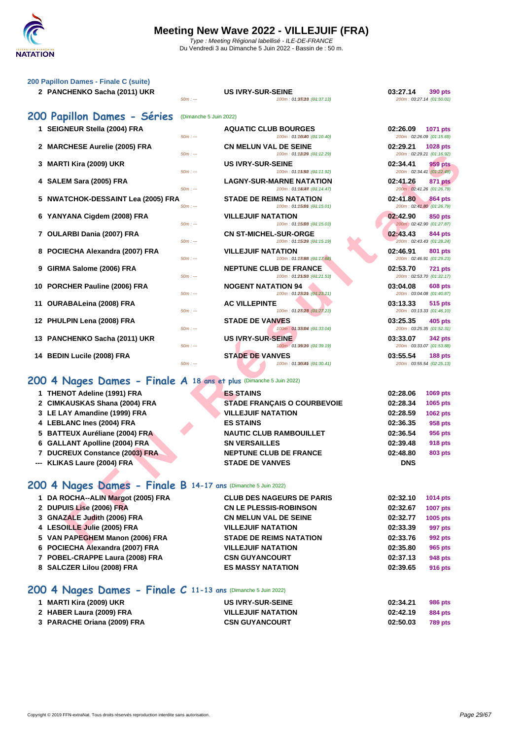# Meeting New Wave 2022 - VILLEJUIF (FRA)

*Type : Meeting Régional labellisé - ILE-DE-FRANCE*
Du Vendredi 3 au Dimanche 5 Juin 2022 - Bassin de : 50 m.

### 200 Papillon Dames - Finale C (suite)

| Rg | Nom | Club | Temps | Points |
|---|---|---|---|---|
| 2 | PANCHENKO Sacha (2011) UKR | US IVRY-SUR-SEINE | 03:27.14 | 390 pts |
| | 50m : --- | 100m : 01:37.13 (01:37.13) | 200m : 03:27.14 (01:50.01) | |

## 200 Papillon Dames - Séries (Dimanche 5 Juin 2022)

| Rg | Nom | Club | Temps | Points |
|---|---|---|---|---|
| 1 | SEIGNEUR Stella (2004) FRA | AQUATIC CLUB BOURGES | 02:26.09 | 1071 pts |
| | 50m : --- | 100m : 01:10.40 (01:10.40) | 200m : 02:26.09 (01:15.69) | |
| 2 | MARCHESE Aurelie (2005) FRA | CN MELUN VAL DE SEINE | 02:29.21 | 1028 pts |
| | 50m : --- | 100m : 01:12.29 (01:12.29) | 200m : 02:29.21 (01:16.92) | |
| 3 | MARTI Kira (2009) UKR | US IVRY-SUR-SEINE | 02:34.41 | 959 pts |
| | 50m : --- | 100m : 01:11.92 (01:11.92) | 200m : 02:34.41 (01:22.49) | |
| 4 | SALEM Sara (2005) FRA | LAGNY-SUR-MARNE NATATION | 02:41.26 | 871 pts |
| | 50m : --- | 100m : 01:14.47 (01:14.47) | 200m : 02:41.26 (01:26.79) | |
| 5 | NWATCHOK-DESSAINT Lea (2005) FRA | STADE DE REIMS NATATION | 02:41.80 | 864 pts |
| | 50m : --- | 100m : 01:15.01 (01:15.01) | 200m : 02:41.80 (01:26.79) | |
| 6 | YANYANA Cigdem (2008) FRA | VILLEJUIF NATATION | 02:42.90 | 850 pts |
| | 50m : --- | 100m : 01:15.03 (01:15.03) | 200m : 02:42.90 (01:27.87) | |
| 7 | OULARBI Dania (2007) FRA | CN ST-MICHEL-SUR-ORGE | 02:43.43 | 844 pts |
| | 50m : --- | 100m : 01:15.19 (01:15.19) | 200m : 02:43.43 (01:28.24) | |
| 8 | POCIECHA Alexandra (2007) FRA | VILLEJUIF NATATION | 02:46.91 | 801 pts |
| | 50m : --- | 100m : 01:17.68 (01:17.68) | 200m : 02:46.91 (01:29.23) | |
| 9 | GIRMA Salome (2006) FRA | NEPTUNE CLUB DE FRANCE | 02:53.70 | 721 pts |
| | 50m : --- | 100m : 01:21.53 (01:21.53) | 200m : 02:53.70 (01:32.17) | |
| 10 | PORCHER Pauline (2006) FRA | NOGENT NATATION 94 | 03:04.08 | 608 pts |
| | 50m : --- | 100m : 01:23.21 (01:23.21) | 200m : 03:04.08 (01:40.87) | |
| 11 | OURABALeina (2008) FRA | AC VILLEPINTE | 03:13.33 | 515 pts |
| | 50m : --- | 100m : 01:27.23 (01:27.23) | 200m : 03:13.33 (01:46.10) | |
| 12 | PHULPIN Lena (2008) FRA | STADE DE VANVES | 03:25.35 | 405 pts |
| | 50m : --- | 100m : 01:33.04 (01:33.04) | 200m : 03:25.35 (01:52.31) | |
| 13 | PANCHENKO Sacha (2011) UKR | US IVRY-SUR-SEINE | 03:33.07 | 342 pts |
| | 50m : --- | 100m : 01:39.19 (01:39.19) | 200m : 03:33.07 (01:53.88) | |
| 14 | BEDIN Lucile (2008) FRA | STADE DE VANVES | 03:55.54 | 188 pts |
| | 50m : --- | 100m : 01:30.41 (01:30.41) | 200m : 03:55.54 (02:25.13) | |

## 200 4 Nages Dames - Finale A 18 ans et plus (Dimanche 5 Juin 2022)

| Rg | Nom | Club | Temps | Points |
|---|---|---|---|---|
| 1 | THENOT Adeline (1991) FRA | ES STAINS | 02:28.06 | 1069 pts |
| 2 | CIMKAUSKAS Shana (2004) FRA | STADE FRANÇAIS O COURBEVOIE | 02:28.34 | 1065 pts |
| 3 | LE LAY Amandine (1999) FRA | VILLEJUIF NATATION | 02:28.59 | 1062 pts |
| 4 | LEBLANC Ines (2004) FRA | ES STAINS | 02:36.35 | 958 pts |
| 5 | BATTEUX Auréliane (2004) FRA | NAUTIC CLUB RAMBOUILLET | 02:36.54 | 956 pts |
| 6 | GALLANT Apolline (2004) FRA | SN VERSAILLES | 02:39.48 | 918 pts |
| 7 | DUCREUX Constance (2003) FRA | NEPTUNE CLUB DE FRANCE | 02:48.80 | 803 pts |
| --- | KLIKAS Laure (2004) FRA | STADE DE VANVES | DNS | |

## 200 4 Nages Dames - Finale B 14-17 ans (Dimanche 5 Juin 2022)

| Rg | Nom | Club | Temps | Points |
|---|---|---|---|---|
| 1 | DA ROCHA--ALIN Margot (2005) FRA | CLUB DES NAGEURS DE PARIS | 02:32.10 | 1014 pts |
| 2 | DUPUIS Lise (2006) FRA | CN LE PLESSIS-ROBINSON | 02:32.67 | 1007 pts |
| 3 | GNAZALE Judith (2006) FRA | CN MELUN VAL DE SEINE | 02:32.77 | 1005 pts |
| 4 | LESOILLE Julie (2005) FRA | VILLEJUIF NATATION | 02:33.39 | 997 pts |
| 5 | VAN PAPEGHEM Manon (2006) FRA | STADE DE REIMS NATATION | 02:33.76 | 992 pts |
| 6 | POCIECHA Alexandra (2007) FRA | VILLEJUIF NATATION | 02:35.80 | 965 pts |
| 7 | POBEL-CRAPPE Laura (2008) FRA | CSN GUYANCOURT | 02:37.13 | 948 pts |
| 8 | SALCZER Lilou (2008) FRA | ES MASSY NATATION | 02:39.65 | 916 pts |

## 200 4 Nages Dames - Finale C 11-13 ans (Dimanche 5 Juin 2022)

| Rg | Nom | Club | Temps | Points |
|---|---|---|---|---|
| 1 | MARTI Kira (2009) UKR | US IVRY-SUR-SEINE | 02:34.21 | 986 pts |
| 2 | HABER Laura (2009) FRA | VILLEJUIF NATATION | 02:42.19 | 884 pts |
| 3 | PARACHE Oriana (2009) FRA | CSN GUYANCOURT | 02:50.03 | 789 pts |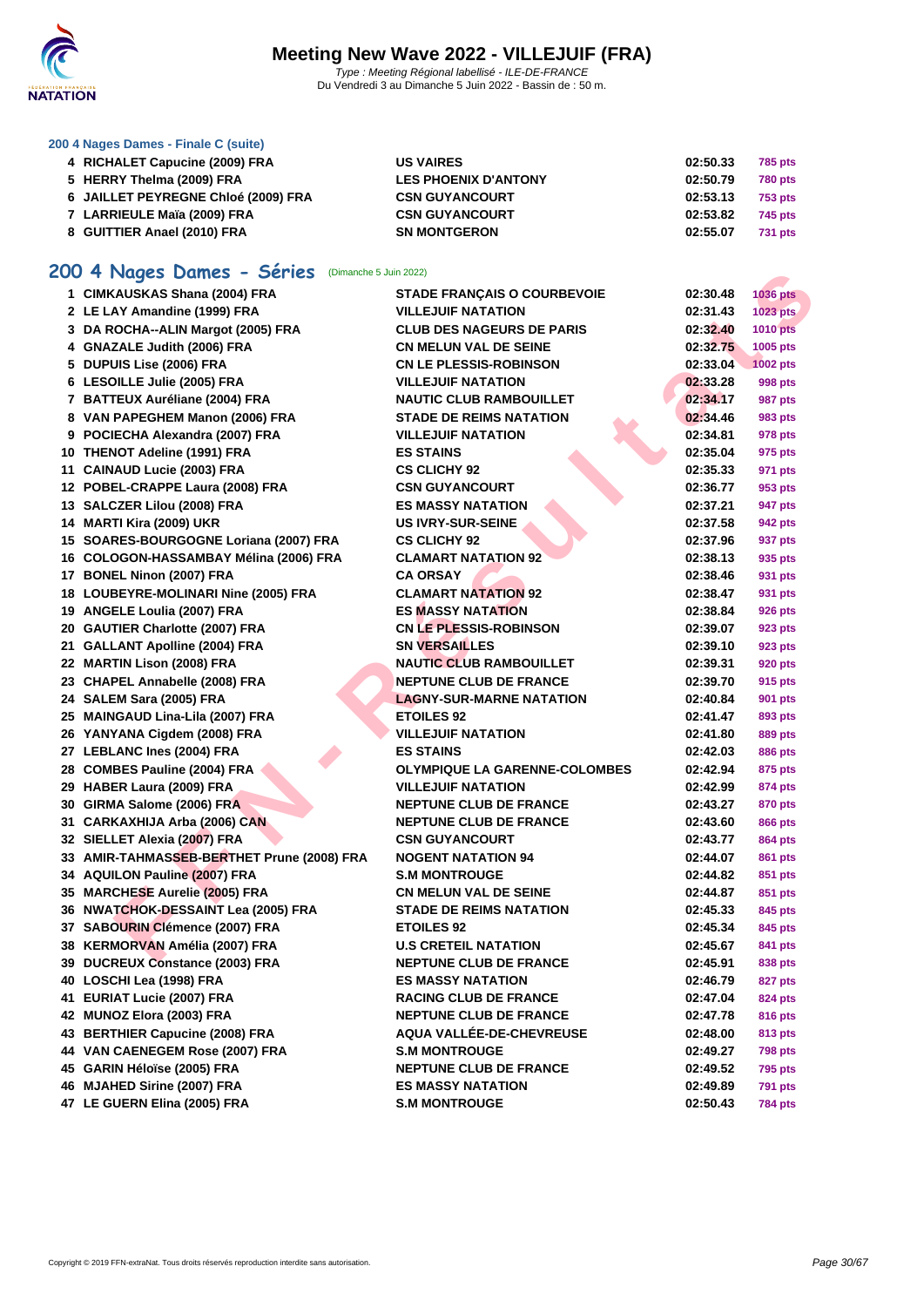### 200 4 Nages Dames - Finale C (suite)

| | | | | |
|---|---|---|---|---|
| 4 | RICHALET Capucine (2009) FRA | US VAIRES | 02:50.33 | 785 pts |
| 5 | HERRY Thelma (2009) FRA | LES PHOENIX D'ANTONY | 02:50.79 | 780 pts |
| 6 | JAILLET PEYREGNE Chloé (2009) FRA | CSN GUYANCOURT | 02:53.13 | 753 pts |
| 7 | LARRIEULE Maïa (2009) FRA | CSN GUYANCOURT | 02:53.82 | 745 pts |
| 8 | GUITTIER Anael (2010) FRA | SN MONTGERON | 02:55.07 | 731 pts |

## 200 4 Nages Dames - Séries (Dimanche 5 Juin 2022)

| | | | | |
|---|---|---|---|---|
| 1 | CIMKAUSKAS Shana (2004) FRA | STADE FRANÇAIS O COURBEVOIE | 02:30.48 | 1036 pts |
| 2 | LE LAY Amandine (1999) FRA | VILLEJUIF NATATION | 02:31.43 | 1023 pts |
| 3 | DA ROCHA--ALIN Margot (2005) FRA | CLUB DES NAGEURS DE PARIS | 02:32.40 | 1010 pts |
| 4 | GNAZALE Judith (2006) FRA | CN MELUN VAL DE SEINE | 02:32.75 | 1005 pts |
| 5 | DUPUIS Lise (2006) FRA | CN LE PLESSIS-ROBINSON | 02:33.04 | 1002 pts |
| 6 | LESOILLE Julie (2005) FRA | VILLEJUIF NATATION | 02:33.28 | 998 pts |
| 7 | BATTEUX Auréliane (2004) FRA | NAUTIC CLUB RAMBOUILLET | 02:34.17 | 987 pts |
| 8 | VAN PAPEGHEM Manon (2006) FRA | STADE DE REIMS NATATION | 02:34.46 | 983 pts |
| 9 | POCIECHA Alexandra (2007) FRA | VILLEJUIF NATATION | 02:34.81 | 978 pts |
| 10 | THENOT Adeline (1991) FRA | ES STAINS | 02:35.04 | 975 pts |
| 11 | CAINAUD Lucie (2003) FRA | CS CLICHY 92 | 02:35.33 | 971 pts |
| 12 | POBEL-CRAPPE Laura (2008) FRA | CSN GUYANCOURT | 02:36.77 | 953 pts |
| 13 | SALCZER Lilou (2008) FRA | ES MASSY NATATION | 02:37.21 | 947 pts |
| 14 | MARTI Kira (2009) UKR | US IVRY-SUR-SEINE | 02:37.58 | 942 pts |
| 15 | SOARES-BOURGOGNE Loriana (2007) FRA | CS CLICHY 92 | 02:37.96 | 937 pts |
| 16 | COLOGON-HASSAMBAY Mélina (2006) FRA | CLAMART NATATION 92 | 02:38.13 | 935 pts |
| 17 | BONEL Ninon (2007) FRA | CA ORSAY | 02:38.46 | 931 pts |
| 18 | LOUBEYRE-MOLINARI Nine (2005) FRA | CLAMART NATATION 92 | 02:38.47 | 931 pts |
| 19 | ANGELE Loulia (2007) FRA | ES MASSY NATATION | 02:38.84 | 926 pts |
| 20 | GAUTIER Charlotte (2007) FRA | CN LE PLESSIS-ROBINSON | 02:39.07 | 923 pts |
| 21 | GALLANT Apolline (2004) FRA | SN VERSAILLES | 02:39.10 | 923 pts |
| 22 | MARTIN Lison (2008) FRA | NAUTIC CLUB RAMBOUILLET | 02:39.31 | 920 pts |
| 23 | CHAPEL Annabelle (2008) FRA | NEPTUNE CLUB DE FRANCE | 02:39.70 | 915 pts |
| 24 | SALEM Sara (2005) FRA | LAGNY-SUR-MARNE NATATION | 02:40.84 | 901 pts |
| 25 | MAINGAUD Lina-Lila (2007) FRA | ETOILES 92 | 02:41.47 | 893 pts |
| 26 | YANYANA Cigdem (2008) FRA | VILLEJUIF NATATION | 02:41.80 | 889 pts |
| 27 | LEBLANC Ines (2004) FRA | ES STAINS | 02:42.03 | 886 pts |
| 28 | COMBES Pauline (2004) FRA | OLYMPIQUE LA GARENNE-COLOMBES | 02:42.94 | 875 pts |
| 29 | HABER Laura (2009) FRA | VILLEJUIF NATATION | 02:42.99 | 874 pts |
| 30 | GIRMA Salome (2006) FRA | NEPTUNE CLUB DE FRANCE | 02:43.27 | 870 pts |
| 31 | CARKAXHIJA Arba (2006) CAN | NEPTUNE CLUB DE FRANCE | 02:43.60 | 866 pts |
| 32 | SIELLET Alexia (2007) FRA | CSN GUYANCOURT | 02:43.77 | 864 pts |
| 33 | AMIR-TAHMASSEB-BERTHET Prune (2008) FRA | NOGENT NATATION 94 | 02:44.07 | 861 pts |
| 34 | AQUILON Pauline (2007) FRA | S.M MONTROUGE | 02:44.82 | 851 pts |
| 35 | MARCHESE Aurelie (2005) FRA | CN MELUN VAL DE SEINE | 02:44.87 | 851 pts |
| 36 | NWATCHOK-DESSAINT Lea (2005) FRA | STADE DE REIMS NATATION | 02:45.33 | 845 pts |
| 37 | SABOURIN Clémence (2007) FRA | ETOILES 92 | 02:45.34 | 845 pts |
| 38 | KERMORVAN Amélia (2007) FRA | U.S CRETEIL NATATION | 02:45.67 | 841 pts |
| 39 | DUCREUX Constance (2003) FRA | NEPTUNE CLUB DE FRANCE | 02:45.91 | 838 pts |
| 40 | LOSCHI Lea (1998) FRA | ES MASSY NATATION | 02:46.79 | 827 pts |
| 41 | EURIAT Lucie (2007) FRA | RACING CLUB DE FRANCE | 02:47.04 | 824 pts |
| 42 | MUNOZ Elora (2003) FRA | NEPTUNE CLUB DE FRANCE | 02:47.78 | 816 pts |
| 43 | BERTHIER Capucine (2008) FRA | AQUA VALLÉE-DE-CHEVREUSE | 02:48.00 | 813 pts |
| 44 | VAN CAENEGEM Rose (2007) FRA | S.M MONTROUGE | 02:49.27 | 798 pts |
| 45 | GARIN Héloïse (2005) FRA | NEPTUNE CLUB DE FRANCE | 02:49.52 | 795 pts |
| 46 | MJAHED Sirine (2007) FRA | ES MASSY NATATION | 02:49.89 | 791 pts |
| 47 | LE GUERN Elina (2005) FRA | S.M MONTROUGE | 02:50.43 | 784 pts |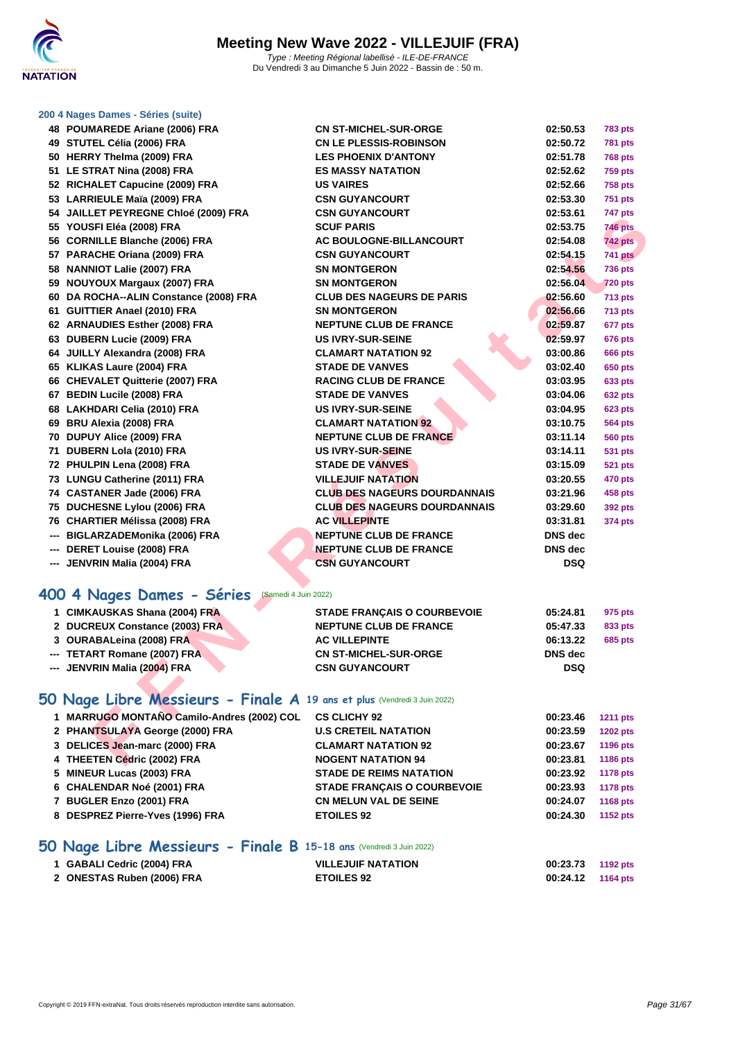### 200 4 Nages Dames - Séries (suite)

| | | | | |
|---|---|---|---|---|
| 48 | POUMAREDE Ariane (2006) FRA | CN ST-MICHEL-SUR-ORGE | 02:50.53 | 783 pts |
| 49 | STUTEL Célia (2006) FRA | CN LE PLESSIS-ROBINSON | 02:50.72 | 781 pts |
| 50 | HERRY Thelma (2009) FRA | LES PHOENIX D'ANTONY | 02:51.78 | 768 pts |
| 51 | LE STRAT Nina (2008) FRA | ES MASSY NATATION | 02:52.62 | 759 pts |
| 52 | RICHALET Capucine (2009) FRA | US VAIRES | 02:52.66 | 758 pts |
| 53 | LARRIEULE Maïa (2009) FRA | CSN GUYANCOURT | 02:53.30 | 751 pts |
| 54 | JAILLET PEYREGNE Chloé (2009) FRA | CSN GUYANCOURT | 02:53.61 | 747 pts |
| 55 | YOUSFI Eléa (2008) FRA | SCUF PARIS | 02:53.75 | 746 pts |
| 56 | CORNILLE Blanche (2006) FRA | AC BOULOGNE-BILLANCOURT | 02:54.08 | 742 pts |
| 57 | PARACHE Oriana (2009) FRA | CSN GUYANCOURT | 02:54.15 | 741 pts |
| 58 | NANNIOT Lalie (2007) FRA | SN MONTGERON | 02:54.56 | 736 pts |
| 59 | NOUYOUX Margaux (2007) FRA | SN MONTGERON | 02:56.04 | 720 pts |
| 60 | DA ROCHA--ALIN Constance (2008) FRA | CLUB DES NAGEURS DE PARIS | 02:56.60 | 713 pts |
| 61 | GUITTIER Anael (2010) FRA | SN MONTGERON | 02:56.66 | 713 pts |
| 62 | ARNAUDIES Esther (2008) FRA | NEPTUNE CLUB DE FRANCE | 02:59.87 | 677 pts |
| 63 | DUBERN Lucie (2009) FRA | US IVRY-SUR-SEINE | 02:59.97 | 676 pts |
| 64 | JUILLY Alexandra (2008) FRA | CLAMART NATATION 92 | 03:00.86 | 666 pts |
| 65 | KLIKAS Laure (2004) FRA | STADE DE VANVES | 03:02.40 | 650 pts |
| 66 | CHEVALET Quitterie (2007) FRA | RACING CLUB DE FRANCE | 03:03.95 | 633 pts |
| 67 | BEDIN Lucile (2008) FRA | STADE DE VANVES | 03:04.06 | 632 pts |
| 68 | LAKHDARI Celia (2010) FRA | US IVRY-SUR-SEINE | 03:04.95 | 623 pts |
| 69 | BRU Alexia (2008) FRA | CLAMART NATATION 92 | 03:10.75 | 564 pts |
| 70 | DUPUY Alice (2009) FRA | NEPTUNE CLUB DE FRANCE | 03:11.14 | 560 pts |
| 71 | DUBERN Lola (2010) FRA | US IVRY-SUR-SEINE | 03:14.11 | 531 pts |
| 72 | PHULPIN Lena (2008) FRA | STADE DE VANVES | 03:15.09 | 521 pts |
| 73 | LUNGU Catherine (2011) FRA | VILLEJUIF NATATION | 03:20.55 | 470 pts |
| 74 | CASTANER Jade (2006) FRA | CLUB DES NAGEURS DOURDANNAIS | 03:21.96 | 458 pts |
| 75 | DUCHESNE Lylou (2006) FRA | CLUB DES NAGEURS DOURDANNAIS | 03:29.60 | 392 pts |
| 76 | CHARTIER Mélissa (2008) FRA | AC VILLEPINTE | 03:31.81 | 374 pts |
| --- | BIGLARZADEMonika (2006) FRA | NEPTUNE CLUB DE FRANCE | DNS dec | |
| --- | DERET Louise (2008) FRA | NEPTUNE CLUB DE FRANCE | DNS dec | |
| --- | JENVRIN Malia (2004) FRA | CSN GUYANCOURT | DSQ | |

## 400 4 Nages Dames - Séries (Samedi 4 Juin 2022)

| | | | | |
|---|---|---|---|---|
| 1 | CIMKAUSKAS Shana (2004) FRA | STADE FRANÇAIS O COURBEVOIE | 05:24.81 | 975 pts |
| 2 | DUCREUX Constance (2003) FRA | NEPTUNE CLUB DE FRANCE | 05:47.33 | 833 pts |
| 3 | OURABALeina (2008) FRA | AC VILLEPINTE | 06:13.22 | 685 pts |
| --- | TETART Romane (2007) FRA | CN ST-MICHEL-SUR-ORGE | DNS dec | |
| --- | JENVRIN Malia (2004) FRA | CSN GUYANCOURT | DSQ | |

## 50 Nage Libre Messieurs - Finale A 19 ans et plus (Vendredi 3 Juin 2022)

| | | | | |
|---|---|---|---|---|
| 1 | MARRUGO MONTAÑO Camilo-Andres (2002) COL | CS CLICHY 92 | 00:23.46 | 1211 pts |
| 2 | PHANTSULAYA George (2000) FRA | U.S CRETEIL NATATION | 00:23.59 | 1202 pts |
| 3 | DELICES Jean-marc (2000) FRA | CLAMART NATATION 92 | 00:23.67 | 1196 pts |
| 4 | THEETEN Cédric (2002) FRA | NOGENT NATATION 94 | 00:23.81 | 1186 pts |
| 5 | MINEUR Lucas (2003) FRA | STADE DE REIMS NATATION | 00:23.92 | 1178 pts |
| 6 | CHALENDAR Noé (2001) FRA | STADE FRANÇAIS O COURBEVOIE | 00:23.93 | 1178 pts |
| 7 | BUGLER Enzo (2001) FRA | CN MELUN VAL DE SEINE | 00:24.07 | 1168 pts |
| 8 | DESPREZ Pierre-Yves (1996) FRA | ETOILES 92 | 00:24.30 | 1152 pts |

## 50 Nage Libre Messieurs - Finale B 15-18 ans (Vendredi 3 Juin 2022)

| | | | | |
|---|---|---|---|---|
| 1 | GABALI Cedric (2004) FRA | VILLEJUIF NATATION | 00:23.73 | 1192 pts |
| 2 | ONESTAS Ruben (2006) FRA | ETOILES 92 | 00:24.12 | 1164 pts |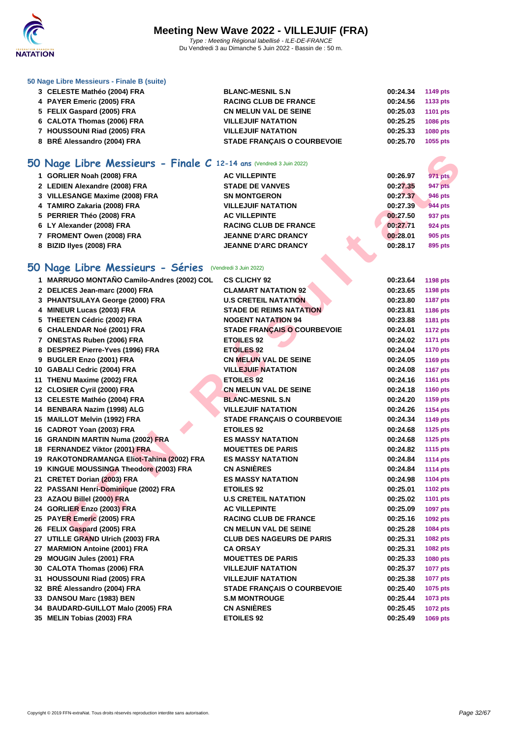### 50 Nage Libre Messieurs - Finale B (suite)

| | | | | |
|---|---|---|---|---|
| 3 | CELESTE Mathéo (2004) FRA | BLANC-MESNIL S.N | 00:24.34 | 1149 pts |
| 4 | PAYER Emeric (2005) FRA | RACING CLUB DE FRANCE | 00:24.56 | 1133 pts |
| 5 | FELIX Gaspard (2005) FRA | CN MELUN VAL DE SEINE | 00:25.03 | 1101 pts |
| 6 | CALOTA Thomas (2006) FRA | VILLEJUIF NATATION | 00:25.25 | 1086 pts |
| 7 | HOUSSOUNI Riad (2005) FRA | VILLEJUIF NATATION | 00:25.33 | 1080 pts |
| 8 | BRÉ Alessandro (2004) FRA | STADE FRANÇAIS O COURBEVOIE | 00:25.70 | 1055 pts |

## 50 Nage Libre Messieurs - Finale C 12-14 ans (Vendredi 3 Juin 2022)

| | | | | |
|---|---|---|---|---|
| 1 | GORLIER Noah (2008) FRA | AC VILLEPINTE | 00:26.97 | 971 pts |
| 2 | LEDIEN Alexandre (2008) FRA | STADE DE VANVES | 00:27.35 | 947 pts |
| 3 | VILLESANGE Maxime (2008) FRA | SN MONTGERON | 00:27.37 | 946 pts |
| 4 | TAMIRO Zakaria (2008) FRA | VILLEJUIF NATATION | 00:27.39 | 944 pts |
| 5 | PERRIER Théo (2008) FRA | AC VILLEPINTE | 00:27.50 | 937 pts |
| 6 | LY Alexander (2008) FRA | RACING CLUB DE FRANCE | 00:27.71 | 924 pts |
| 7 | FROMENT Owen (2008) FRA | JEANNE D'ARC DRANCY | 00:28.01 | 905 pts |
| 8 | BIZID Ilyes (2008) FRA | JEANNE D'ARC DRANCY | 00:28.17 | 895 pts |

## 50 Nage Libre Messieurs - Séries (Vendredi 3 Juin 2022)

| | | | | |
|---|---|---|---|---|
| 1 | MARRUGO MONTAÑO Camilo-Andres (2002) COL | CS CLICHY 92 | 00:23.64 | 1198 pts |
| 2 | DELICES Jean-marc (2000) FRA | CLAMART NATATION 92 | 00:23.65 | 1198 pts |
| 3 | PHANTSULAYA George (2000) FRA | U.S CRETEIL NATATION | 00:23.80 | 1187 pts |
| 4 | MINEUR Lucas (2003) FRA | STADE DE REIMS NATATION | 00:23.81 | 1186 pts |
| 5 | THEETEN Cédric (2002) FRA | NOGENT NATATION 94 | 00:23.88 | 1181 pts |
| 6 | CHALENDAR Noé (2001) FRA | STADE FRANÇAIS O COURBEVOIE | 00:24.01 | 1172 pts |
| 7 | ONESTAS Ruben (2006) FRA | ETOILES 92 | 00:24.02 | 1171 pts |
| 8 | DESPREZ Pierre-Yves (1996) FRA | ETOILES 92 | 00:24.04 | 1170 pts |
| 9 | BUGLER Enzo (2001) FRA | CN MELUN VAL DE SEINE | 00:24.05 | 1169 pts |
| 10 | GABALI Cedric (2004) FRA | VILLEJUIF NATATION | 00:24.08 | 1167 pts |
| 11 | THENU Maxime (2002) FRA | ETOILES 92 | 00:24.16 | 1161 pts |
| 12 | CLOSIER Cyril (2000) FRA | CN MELUN VAL DE SEINE | 00:24.18 | 1160 pts |
| 13 | CELESTE Mathéo (2004) FRA | BLANC-MESNIL S.N | 00:24.20 | 1159 pts |
| 14 | BENBARA Nazim (1998) ALG | VILLEJUIF NATATION | 00:24.26 | 1154 pts |
| 15 | MAILLOT Melvin (1992) FRA | STADE FRANÇAIS O COURBEVOIE | 00:24.34 | 1149 pts |
| 16 | CADROT Yoan (2003) FRA | ETOILES 92 | 00:24.68 | 1125 pts |
| 16 | GRANDIN MARTIN Numa (2002) FRA | ES MASSY NATATION | 00:24.68 | 1125 pts |
| 18 | FERNANDEZ Viktor (2001) FRA | MOUETTES DE PARIS | 00:24.82 | 1115 pts |
| 19 | RAKOTONDRAMANGA Eliot-Tahina (2002) FRA | ES MASSY NATATION | 00:24.84 | 1114 pts |
| 19 | KINGUE MOUSSINGA Theodore (2003) FRA | CN ASNIÈRES | 00:24.84 | 1114 pts |
| 21 | CRETET Dorian (2003) FRA | ES MASSY NATATION | 00:24.98 | 1104 pts |
| 22 | PASSANI Henri-Dominique (2002) FRA | ETOILES 92 | 00:25.01 | 1102 pts |
| 23 | AZAOU Billel (2000) FRA | U.S CRETEIL NATATION | 00:25.02 | 1101 pts |
| 24 | GORLIER Enzo (2003) FRA | AC VILLEPINTE | 00:25.09 | 1097 pts |
| 25 | PAYER Emeric (2005) FRA | RACING CLUB DE FRANCE | 00:25.16 | 1092 pts |
| 26 | FELIX Gaspard (2005) FRA | CN MELUN VAL DE SEINE | 00:25.28 | 1084 pts |
| 27 | UTILLE GRAND Ulrich (2003) FRA | CLUB DES NAGEURS DE PARIS | 00:25.31 | 1082 pts |
| 27 | MARMION Antoine (2001) FRA | CA ORSAY | 00:25.31 | 1082 pts |
| 29 | MOUGIN Jules (2001) FRA | MOUETTES DE PARIS | 00:25.33 | 1080 pts |
| 30 | CALOTA Thomas (2006) FRA | VILLEJUIF NATATION | 00:25.37 | 1077 pts |
| 31 | HOUSSOUNI Riad (2005) FRA | VILLEJUIF NATATION | 00:25.38 | 1077 pts |
| 32 | BRÉ Alessandro (2004) FRA | STADE FRANÇAIS O COURBEVOIE | 00:25.40 | 1075 pts |
| 33 | DANSOU Marc (1983) BEN | S.M MONTROUGE | 00:25.44 | 1073 pts |
| 34 | BAUDARD-GUILLOT Malo (2005) FRA | CN ASNIÈRES | 00:25.45 | 1072 pts |
| 35 | MELIN Tobias (2003) FRA | ETOILES 92 | 00:25.49 | 1069 pts |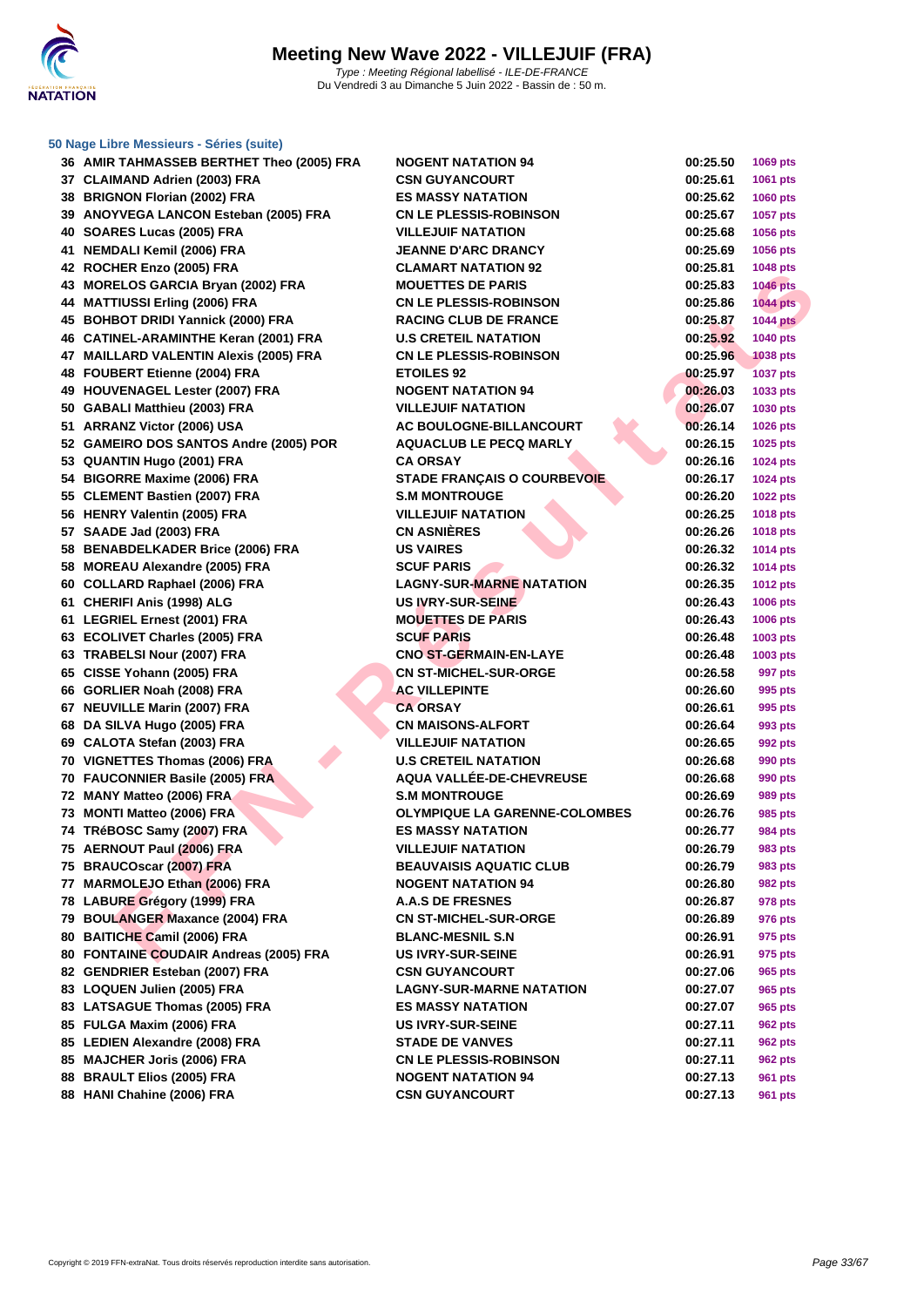# Meeting New Wave 2022 - VILLEJUIF (FRA)

*Type : Meeting Régional labellisé - ILE-DE-FRANCE*
Du Vendredi 3 au Dimanche 5 Juin 2022 - Bassin de : 50 m.

### 50 Nage Libre Messieurs - Séries (suite)

| | | | | |
|---|---|---|---|---|
| 36 | AMIR TAHMASSEB BERTHET Theo (2005) FRA | NOGENT NATATION 94 | 00:25.50 | 1069 pts |
| 37 | CLAIMAND Adrien (2003) FRA | CSN GUYANCOURT | 00:25.61 | 1061 pts |
| 38 | BRIGNON Florian (2002) FRA | ES MASSY NATATION | 00:25.62 | 1060 pts |
| 39 | ANOYVEGA LANCON Esteban (2005) FRA | CN LE PLESSIS-ROBINSON | 00:25.67 | 1057 pts |
| 40 | SOARES Lucas (2005) FRA | VILLEJUIF NATATION | 00:25.68 | 1056 pts |
| 41 | NEMDALI Kemil (2006) FRA | JEANNE D'ARC DRANCY | 00:25.69 | 1056 pts |
| 42 | ROCHER Enzo (2005) FRA | CLAMART NATATION 92 | 00:25.81 | 1048 pts |
| 43 | MORELOS GARCIA Bryan (2002) FRA | MOUETTES DE PARIS | 00:25.83 | 1046 pts |
| 44 | MATTIUSSI Erling (2006) FRA | CN LE PLESSIS-ROBINSON | 00:25.86 | 1044 pts |
| 45 | BOHBOT DRIDI Yannick (2000) FRA | RACING CLUB DE FRANCE | 00:25.87 | 1044 pts |
| 46 | CATINEL-ARAMINTHE Keran (2001) FRA | U.S CRETEIL NATATION | 00:25.92 | 1040 pts |
| 47 | MAILLARD VALENTIN Alexis (2005) FRA | CN LE PLESSIS-ROBINSON | 00:25.96 | 1038 pts |
| 48 | FOUBERT Etienne (2004) FRA | ETOILES 92 | 00:25.97 | 1037 pts |
| 49 | HOUVENAGEL Lester (2007) FRA | NOGENT NATATION 94 | 00:26.03 | 1033 pts |
| 50 | GABALI Matthieu (2003) FRA | VILLEJUIF NATATION | 00:26.07 | 1030 pts |
| 51 | ARRANZ Victor (2006) USA | AC BOULOGNE-BILLANCOURT | 00:26.14 | 1026 pts |
| 52 | GAMEIRO DOS SANTOS Andre (2005) POR | AQUACLUB LE PECQ MARLY | 00:26.15 | 1025 pts |
| 53 | QUANTIN Hugo (2001) FRA | CA ORSAY | 00:26.16 | 1024 pts |
| 54 | BIGORRE Maxime (2006) FRA | STADE FRANÇAIS O COURBEVOIE | 00:26.17 | 1024 pts |
| 55 | CLEMENT Bastien (2007) FRA | S.M MONTROUGE | 00:26.20 | 1022 pts |
| 56 | HENRY Valentin (2005) FRA | VILLEJUIF NATATION | 00:26.25 | 1018 pts |
| 57 | SAADE Jad (2003) FRA | CN ASNIÈRES | 00:26.26 | 1018 pts |
| 58 | BENABDELKADER Brice (2006) FRA | US VAIRES | 00:26.32 | 1014 pts |
| 58 | MOREAU Alexandre (2005) FRA | SCUF PARIS | 00:26.32 | 1014 pts |
| 60 | COLLARD Raphael (2006) FRA | LAGNY-SUR-MARNE NATATION | 00:26.35 | 1012 pts |
| 61 | CHERIFI Anis (1998) ALG | US IVRY-SUR-SEINE | 00:26.43 | 1006 pts |
| 61 | LEGRIEL Ernest (2001) FRA | MOUETTES DE PARIS | 00:26.43 | 1006 pts |
| 63 | ECOLIVET Charles (2005) FRA | SCUF PARIS | 00:26.48 | 1003 pts |
| 63 | TRABELSI Nour (2007) FRA | CNO ST-GERMAIN-EN-LAYE | 00:26.48 | 1003 pts |
| 65 | CISSE Yohann (2005) FRA | CN ST-MICHEL-SUR-ORGE | 00:26.58 | 997 pts |
| 66 | GORLIER Noah (2008) FRA | AC VILLEPINTE | 00:26.60 | 995 pts |
| 67 | NEUVILLE Marin (2007) FRA | CA ORSAY | 00:26.61 | 995 pts |
| 68 | DA SILVA Hugo (2005) FRA | CN MAISONS-ALFORT | 00:26.64 | 993 pts |
| 69 | CALOTA Stefan (2003) FRA | VILLEJUIF NATATION | 00:26.65 | 992 pts |
| 70 | VIGNETTES Thomas (2006) FRA | U.S CRETEIL NATATION | 00:26.68 | 990 pts |
| 70 | FAUCONNIER Basile (2005) FRA | AQUA VALLÉE-DE-CHEVREUSE | 00:26.68 | 990 pts |
| 72 | MANY Matteo (2006) FRA | S.M MONTROUGE | 00:26.69 | 989 pts |
| 73 | MONTI Matteo (2006) FRA | OLYMPIQUE LA GARENNE-COLOMBES | 00:26.76 | 985 pts |
| 74 | TRéBOSC Samy (2007) FRA | ES MASSY NATATION | 00:26.77 | 984 pts |
| 75 | AERNOUT Paul (2006) FRA | VILLEJUIF NATATION | 00:26.79 | 983 pts |
| 75 | BRAUCOscar (2007) FRA | BEAUVAISIS AQUATIC CLUB | 00:26.79 | 983 pts |
| 77 | MARMOLEJO Ethan (2006) FRA | NOGENT NATATION 94 | 00:26.80 | 982 pts |
| 78 | LABURE Grégory (1999) FRA | A.A.S DE FRESNES | 00:26.87 | 978 pts |
| 79 | BOULANGER Maxance (2004) FRA | CN ST-MICHEL-SUR-ORGE | 00:26.89 | 976 pts |
| 80 | BAITICHE Camil (2006) FRA | BLANC-MESNIL S.N | 00:26.91 | 975 pts |
| 80 | FONTAINE COUDAIR Andreas (2005) FRA | US IVRY-SUR-SEINE | 00:26.91 | 975 pts |
| 82 | GENDRIER Esteban (2007) FRA | CSN GUYANCOURT | 00:27.06 | 965 pts |
| 83 | LOQUEN Julien (2005) FRA | LAGNY-SUR-MARNE NATATION | 00:27.07 | 965 pts |
| 83 | LATSAGUE Thomas (2005) FRA | ES MASSY NATATION | 00:27.07 | 965 pts |
| 85 | FULGA Maxim (2006) FRA | US IVRY-SUR-SEINE | 00:27.11 | 962 pts |
| 85 | LEDIEN Alexandre (2008) FRA | STADE DE VANVES | 00:27.11 | 962 pts |
| 85 | MAJCHER Joris (2006) FRA | CN LE PLESSIS-ROBINSON | 00:27.11 | 962 pts |
| 88 | BRAULT Elios (2005) FRA | NOGENT NATATION 94 | 00:27.13 | 961 pts |
| 88 | HANI Chahine (2006) FRA | CSN GUYANCOURT | 00:27.13 | 961 pts |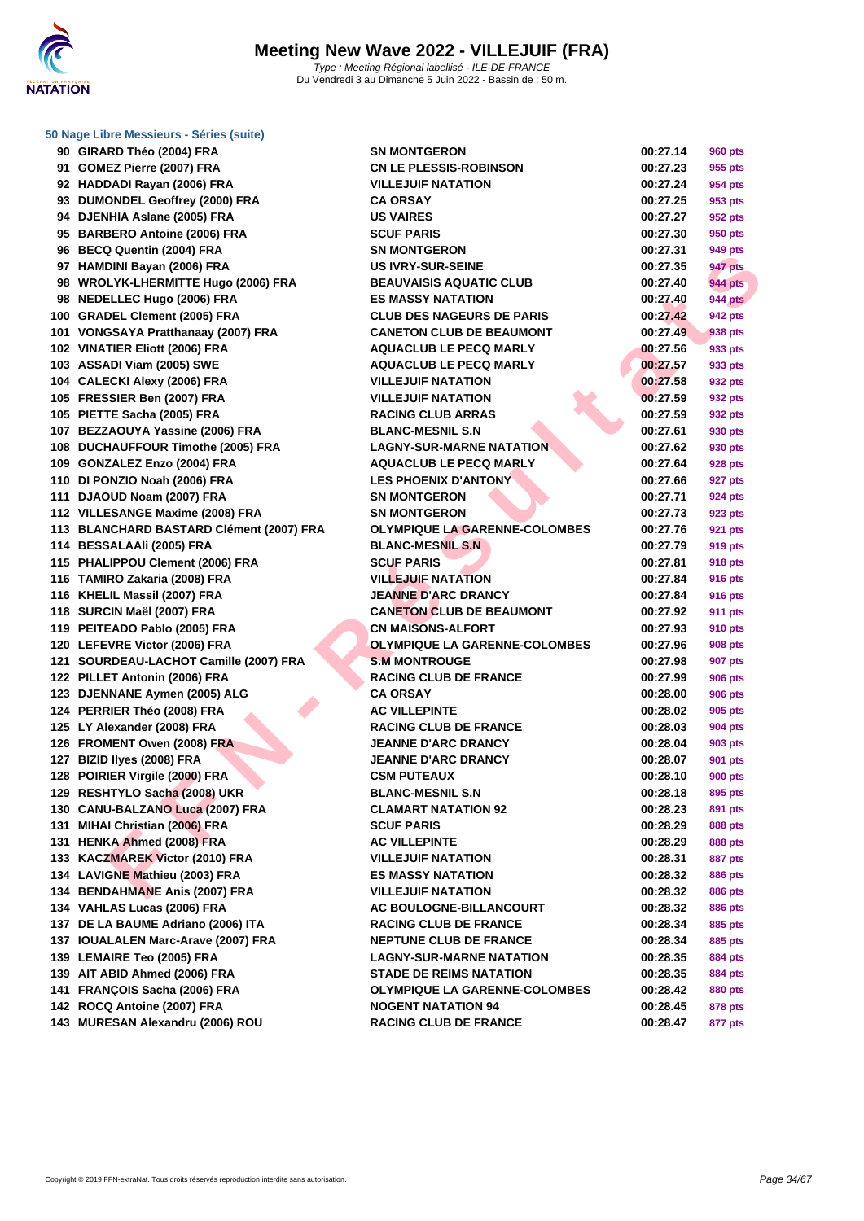# Meeting New Wave 2022 - VILLEJUIF (FRA)

*Type : Meeting Régional labellisé - ILE-DE-FRANCE*
Du Vendredi 3 au Dimanche 5 Juin 2022 - Bassin de : 50 m.

### 50 Nage Libre Messieurs - Séries (suite)

| Rang | Nom | Club | Temps | Points |
|---|---|---|---|---|
| 90 | GIRARD Théo (2004) FRA | SN MONTGERON | 00:27.14 | 960 pts |
| 91 | GOMEZ Pierre (2007) FRA | CN LE PLESSIS-ROBINSON | 00:27.23 | 955 pts |
| 92 | HADDADI Rayan (2006) FRA | VILLEJUIF NATATION | 00:27.24 | 954 pts |
| 93 | DUMONDEL Geoffrey (2000) FRA | CA ORSAY | 00:27.25 | 953 pts |
| 94 | DJENHIA Aslane (2005) FRA | US VAIRES | 00:27.27 | 952 pts |
| 95 | BARBERO Antoine (2006) FRA | SCUF PARIS | 00:27.30 | 950 pts |
| 96 | BECQ Quentin (2004) FRA | SN MONTGERON | 00:27.31 | 949 pts |
| 97 | HAMDINI Bayan (2006) FRA | US IVRY-SUR-SEINE | 00:27.35 | 947 pts |
| 98 | WROLYK-LHERMITTE Hugo (2006) FRA | BEAUVAISIS AQUATIC CLUB | 00:27.40 | 944 pts |
| 98 | NEDELLEC Hugo (2006) FRA | ES MASSY NATATION | 00:27.40 | 944 pts |
| 100 | GRADEL Clement (2005) FRA | CLUB DES NAGEURS DE PARIS | 00:27.42 | 942 pts |
| 101 | VONGSAYA Pratthanaay (2007) FRA | CANETON CLUB DE BEAUMONT | 00:27.49 | 938 pts |
| 102 | VINATIER Eliott (2006) FRA | AQUACLUB LE PECQ MARLY | 00:27.56 | 933 pts |
| 103 | ASSADI Viam (2005) SWE | AQUACLUB LE PECQ MARLY | 00:27.57 | 933 pts |
| 104 | CALECKI Alexy (2006) FRA | VILLEJUIF NATATION | 00:27.58 | 932 pts |
| 105 | FRESSIER Ben (2007) FRA | VILLEJUIF NATATION | 00:27.59 | 932 pts |
| 105 | PIETTE Sacha (2005) FRA | RACING CLUB ARRAS | 00:27.59 | 932 pts |
| 107 | BEZZAOUYA Yassine (2006) FRA | BLANC-MESNIL S.N | 00:27.61 | 930 pts |
| 108 | DUCHAUFFOUR Timothe (2005) FRA | LAGNY-SUR-MARNE NATATION | 00:27.62 | 930 pts |
| 109 | GONZALEZ Enzo (2004) FRA | AQUACLUB LE PECQ MARLY | 00:27.64 | 928 pts |
| 110 | DI PONZIO Noah (2006) FRA | LES PHOENIX D'ANTONY | 00:27.66 | 927 pts |
| 111 | DJAOUD Noam (2007) FRA | SN MONTGERON | 00:27.71 | 924 pts |
| 112 | VILLESANGE Maxime (2008) FRA | SN MONTGERON | 00:27.73 | 923 pts |
| 113 | BLANCHARD BASTARD Clément (2007) FRA | OLYMPIQUE LA GARENNE-COLOMBES | 00:27.76 | 921 pts |
| 114 | BESSALAAli (2005) FRA | BLANC-MESNIL S.N | 00:27.79 | 919 pts |
| 115 | PHALIPPOU Clement (2006) FRA | SCUF PARIS | 00:27.81 | 918 pts |
| 116 | TAMIRO Zakaria (2008) FRA | VILLEJUIF NATATION | 00:27.84 | 916 pts |
| 116 | KHELIL Massil (2007) FRA | JEANNE D'ARC DRANCY | 00:27.84 | 916 pts |
| 118 | SURCIN Maël (2007) FRA | CANETON CLUB DE BEAUMONT | 00:27.92 | 911 pts |
| 119 | PEITEADO Pablo (2005) FRA | CN MAISONS-ALFORT | 00:27.93 | 910 pts |
| 120 | LEFEVRE Victor (2006) FRA | OLYMPIQUE LA GARENNE-COLOMBES | 00:27.96 | 908 pts |
| 121 | SOURDEAU-LACHOT Camille (2007) FRA | S.M MONTROUGE | 00:27.98 | 907 pts |
| 122 | PILLET Antonin (2006) FRA | RACING CLUB DE FRANCE | 00:27.99 | 906 pts |
| 123 | DJENNANE Aymen (2005) ALG | CA ORSAY | 00:28.00 | 906 pts |
| 124 | PERRIER Théo (2008) FRA | AC VILLEPINTE | 00:28.02 | 905 pts |
| 125 | LY Alexander (2008) FRA | RACING CLUB DE FRANCE | 00:28.03 | 904 pts |
| 126 | FROMENT Owen (2008) FRA | JEANNE D'ARC DRANCY | 00:28.04 | 903 pts |
| 127 | BIZID Ilyes (2008) FRA | JEANNE D'ARC DRANCY | 00:28.07 | 901 pts |
| 128 | POIRIER Virgile (2000) FRA | CSM PUTEAUX | 00:28.10 | 900 pts |
| 129 | RESHTYLO Sacha (2008) UKR | BLANC-MESNIL S.N | 00:28.18 | 895 pts |
| 130 | CANU-BALZANO Luca (2007) FRA | CLAMART NATATION 92 | 00:28.23 | 891 pts |
| 131 | MIHAI Christian (2006) FRA | SCUF PARIS | 00:28.29 | 888 pts |
| 131 | HENKA Ahmed (2008) FRA | AC VILLEPINTE | 00:28.29 | 888 pts |
| 133 | KACZMAREK Victor (2010) FRA | VILLEJUIF NATATION | 00:28.31 | 887 pts |
| 134 | LAVIGNE Mathieu (2003) FRA | ES MASSY NATATION | 00:28.32 | 886 pts |
| 134 | BENDAHMANE Anis (2007) FRA | VILLEJUIF NATATION | 00:28.32 | 886 pts |
| 134 | VAHLAS Lucas (2006) FRA | AC BOULOGNE-BILLANCOURT | 00:28.32 | 886 pts |
| 137 | DE LA BAUME Adriano (2006) ITA | RACING CLUB DE FRANCE | 00:28.34 | 885 pts |
| 137 | IOUALALEN Marc-Arave (2007) FRA | NEPTUNE CLUB DE FRANCE | 00:28.34 | 885 pts |
| 139 | LEMAIRE Teo (2005) FRA | LAGNY-SUR-MARNE NATATION | 00:28.35 | 884 pts |
| 139 | AIT ABID Ahmed (2006) FRA | STADE DE REIMS NATATION | 00:28.35 | 884 pts |
| 141 | FRANÇOIS Sacha (2006) FRA | OLYMPIQUE LA GARENNE-COLOMBES | 00:28.42 | 880 pts |
| 142 | ROCQ Antoine (2007) FRA | NOGENT NATATION 94 | 00:28.45 | 878 pts |
| 143 | MURESAN Alexandru (2006) ROU | RACING CLUB DE FRANCE | 00:28.47 | 877 pts |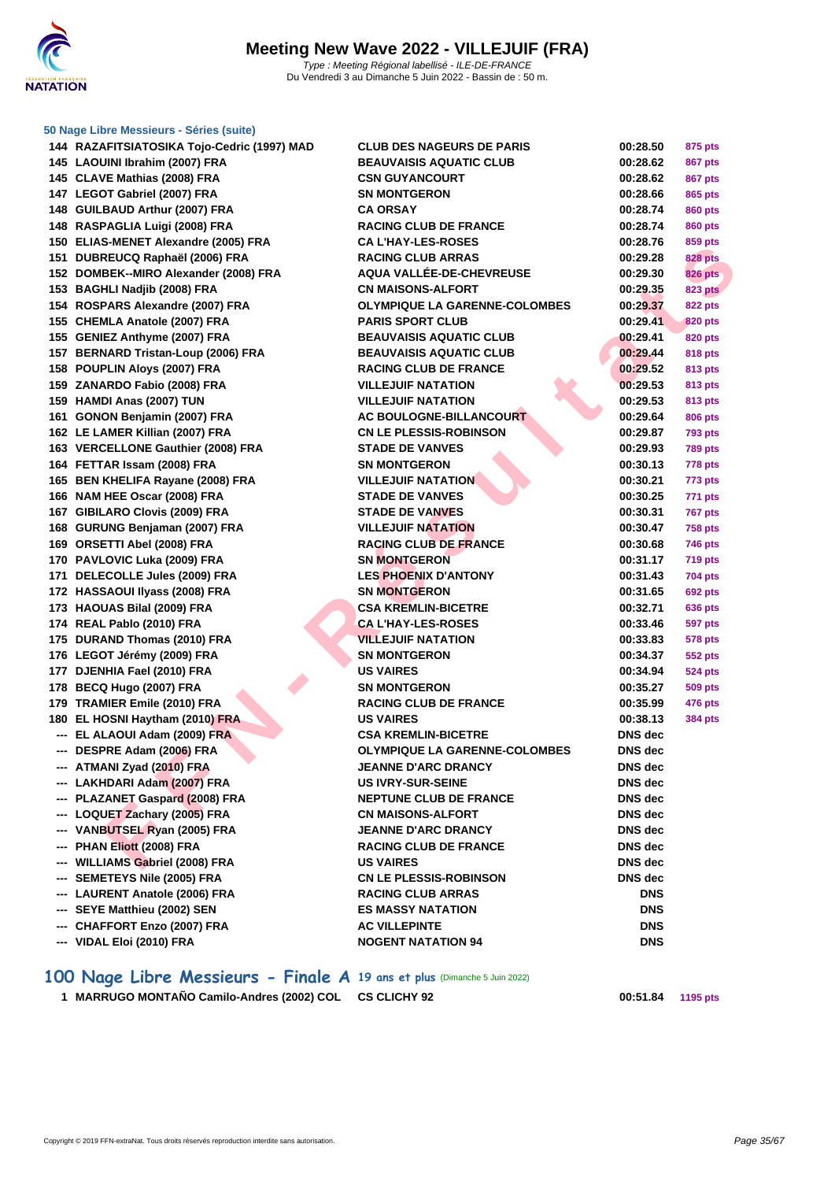### 50 Nage Libre Messieurs - Séries (suite)

| | | | | |
|---|---|---|---|---|
| 144 | RAZAFITSIATOSIKA Tojo-Cedric (1997) MAD | CLUB DES NAGEURS DE PARIS | 00:28.50 | 875 pts |
| 145 | LAOUINI Ibrahim (2007) FRA | BEAUVAISIS AQUATIC CLUB | 00:28.62 | 867 pts |
| 145 | CLAVE Mathias (2008) FRA | CSN GUYANCOURT | 00:28.62 | 867 pts |
| 147 | LEGOT Gabriel (2007) FRA | SN MONTGERON | 00:28.66 | 865 pts |
| 148 | GUILBAUD Arthur (2007) FRA | CA ORSAY | 00:28.74 | 860 pts |
| 148 | RASPAGLIA Luigi (2008) FRA | RACING CLUB DE FRANCE | 00:28.74 | 860 pts |
| 150 | ELIAS-MENET Alexandre (2005) FRA | CA L'HAY-LES-ROSES | 00:28.76 | 859 pts |
| 151 | DUBREUCQ Raphaël (2006) FRA | RACING CLUB ARRAS | 00:29.28 | 828 pts |
| 152 | DOMBEK--MIRO Alexander (2008) FRA | AQUA VALLÉE-DE-CHEVREUSE | 00:29.30 | 826 pts |
| 153 | BAGHLI Nadjib (2008) FRA | CN MAISONS-ALFORT | 00:29.35 | 823 pts |
| 154 | ROSPARS Alexandre (2007) FRA | OLYMPIQUE LA GARENNE-COLOMBES | 00:29.37 | 822 pts |
| 155 | CHEMLA Anatole (2007) FRA | PARIS SPORT CLUB | 00:29.41 | 820 pts |
| 155 | GENIEZ Anthyme (2007) FRA | BEAUVAISIS AQUATIC CLUB | 00:29.41 | 820 pts |
| 157 | BERNARD Tristan-Loup (2006) FRA | BEAUVAISIS AQUATIC CLUB | 00:29.44 | 818 pts |
| 158 | POUPLIN Aloys (2007) FRA | RACING CLUB DE FRANCE | 00:29.52 | 813 pts |
| 159 | ZANARDO Fabio (2008) FRA | VILLEJUIF NATATION | 00:29.53 | 813 pts |
| 159 | HAMDI Anas (2007) TUN | VILLEJUIF NATATION | 00:29.53 | 813 pts |
| 161 | GONON Benjamin (2007) FRA | AC BOULOGNE-BILLANCOURT | 00:29.64 | 806 pts |
| 162 | LE LAMER Killian (2007) FRA | CN LE PLESSIS-ROBINSON | 00:29.87 | 793 pts |
| 163 | VERCELLONE Gauthier (2008) FRA | STADE DE VANVES | 00:29.93 | 789 pts |
| 164 | FETTAR Issam (2008) FRA | SN MONTGERON | 00:30.13 | 778 pts |
| 165 | BEN KHELIFA Rayane (2008) FRA | VILLEJUIF NATATION | 00:30.21 | 773 pts |
| 166 | NAM HEE Oscar (2008) FRA | STADE DE VANVES | 00:30.25 | 771 pts |
| 167 | GIBILARO Clovis (2009) FRA | STADE DE VANVES | 00:30.31 | 767 pts |
| 168 | GURUNG Benjaman (2007) FRA | VILLEJUIF NATATION | 00:30.47 | 758 pts |
| 169 | ORSETTI Abel (2008) FRA | RACING CLUB DE FRANCE | 00:30.68 | 746 pts |
| 170 | PAVLOVIC Luka (2009) FRA | SN MONTGERON | 00:31.17 | 719 pts |
| 171 | DELECOLLE Jules (2009) FRA | LES PHOENIX D'ANTONY | 00:31.43 | 704 pts |
| 172 | HASSAOUI Ilyass (2008) FRA | SN MONTGERON | 00:31.65 | 692 pts |
| 173 | HAOUAS Bilal (2009) FRA | CSA KREMLIN-BICETRE | 00:32.71 | 636 pts |
| 174 | REAL Pablo (2010) FRA | CA L'HAY-LES-ROSES | 00:33.46 | 597 pts |
| 175 | DURAND Thomas (2010) FRA | VILLEJUIF NATATION | 00:33.83 | 578 pts |
| 176 | LEGOT Jérémy (2009) FRA | SN MONTGERON | 00:34.37 | 552 pts |
| 177 | DJENHIA Fael (2010) FRA | US VAIRES | 00:34.94 | 524 pts |
| 178 | BECQ Hugo (2007) FRA | SN MONTGERON | 00:35.27 | 509 pts |
| 179 | TRAMIER Emile (2010) FRA | RACING CLUB DE FRANCE | 00:35.99 | 476 pts |
| 180 | EL HOSNI Haytham (2010) FRA | US VAIRES | 00:38.13 | 384 pts |
| --- | EL ALAOUI Adam (2009) FRA | CSA KREMLIN-BICETRE | DNS dec | |
| --- | DESPRE Adam (2006) FRA | OLYMPIQUE LA GARENNE-COLOMBES | DNS dec | |
| --- | ATMANI Zyad (2010) FRA | JEANNE D'ARC DRANCY | DNS dec | |
| --- | LAKHDARI Adam (2007) FRA | US IVRY-SUR-SEINE | DNS dec | |
| --- | PLAZANET Gaspard (2008) FRA | NEPTUNE CLUB DE FRANCE | DNS dec | |
| --- | LOQUET Zachary (2005) FRA | CN MAISONS-ALFORT | DNS dec | |
| --- | VANBUTSEL Ryan (2005) FRA | JEANNE D'ARC DRANCY | DNS dec | |
| --- | PHAN Eliott (2008) FRA | RACING CLUB DE FRANCE | DNS dec | |
| --- | WILLIAMS Gabriel (2008) FRA | US VAIRES | DNS dec | |
| --- | SEMETEYS Nile (2005) FRA | CN LE PLESSIS-ROBINSON | DNS dec | |
| --- | LAURENT Anatole (2006) FRA | RACING CLUB ARRAS | DNS | |
| --- | SEYE Matthieu (2002) SEN | ES MASSY NATATION | DNS | |
| --- | CHAFFORT Enzo (2007) FRA | AC VILLEPINTE | DNS | |
| --- | VIDAL Eloi (2010) FRA | NOGENT NATATION 94 | DNS | |

## 100 Nage Libre Messieurs - Finale A 19 ans et plus (Dimanche 5 Juin 2022)

| | | | | |
|---|---|---|---|---|
| 1 | MARRUGO MONTAÑO Camilo-Andres (2002) COL | CS CLICHY 92 | 00:51.84 | 1195 pts |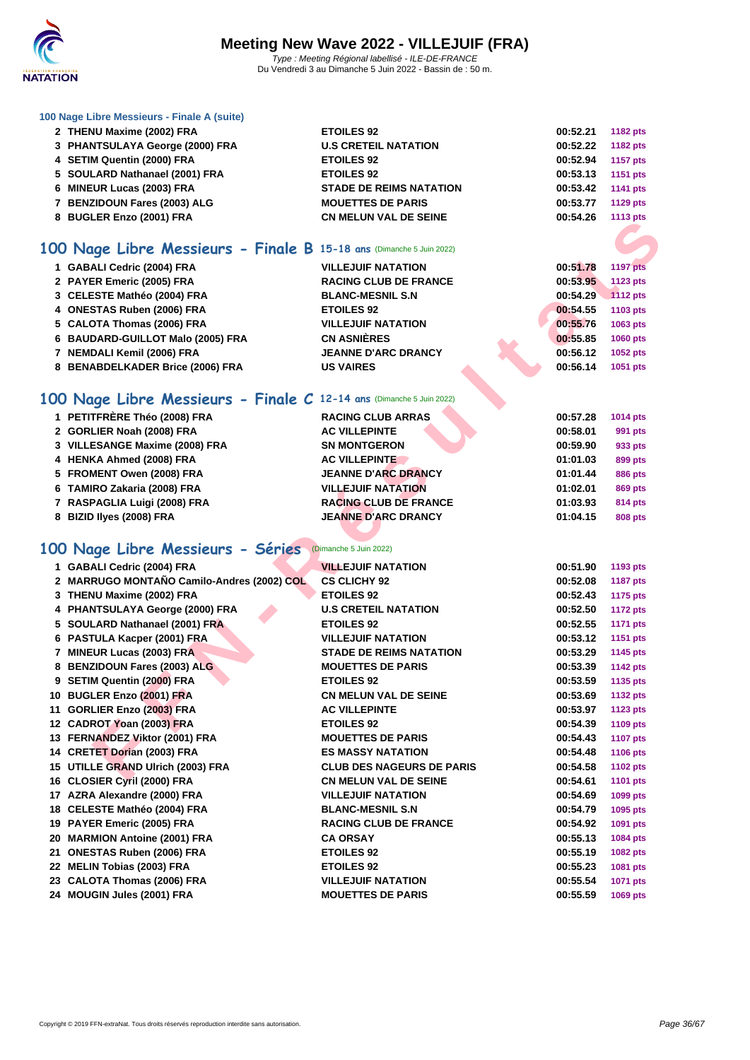### 100 Nage Libre Messieurs - Finale A (suite)

| | | | | |
|---|---|---|---|---|
| 2 | THENU Maxime (2002) FRA | ETOILES 92 | 00:52.21 | 1182 pts |
| 3 | PHANTSULAYA George (2000) FRA | U.S CRETEIL NATATION | 00:52.22 | 1182 pts |
| 4 | SETIM Quentin (2000) FRA | ETOILES 92 | 00:52.94 | 1157 pts |
| 5 | SOULARD Nathanael (2001) FRA | ETOILES 92 | 00:53.13 | 1151 pts |
| 6 | MINEUR Lucas (2003) FRA | STADE DE REIMS NATATION | 00:53.42 | 1141 pts |
| 7 | BENZIDOUN Fares (2003) ALG | MOUETTES DE PARIS | 00:53.77 | 1129 pts |
| 8 | BUGLER Enzo (2001) FRA | CN MELUN VAL DE SEINE | 00:54.26 | 1113 pts |

## 100 Nage Libre Messieurs - Finale B 15-18 ans (Dimanche 5 Juin 2022)

| | | | | |
|---|---|---|---|---|
| 1 | GABALI Cedric (2004) FRA | VILLEJUIF NATATION | 00:51.78 | 1197 pts |
| 2 | PAYER Emeric (2005) FRA | RACING CLUB DE FRANCE | 00:53.95 | 1123 pts |
| 3 | CELESTE Mathéo (2004) FRA | BLANC-MESNIL S.N | 00:54.29 | 1112 pts |
| 4 | ONESTAS Ruben (2006) FRA | ETOILES 92 | 00:54.55 | 1103 pts |
| 5 | CALOTA Thomas (2006) FRA | VILLEJUIF NATATION | 00:55.76 | 1063 pts |
| 6 | BAUDARD-GUILLOT Malo (2005) FRA | CN ASNIÈRES | 00:55.85 | 1060 pts |
| 7 | NEMDALI Kemil (2006) FRA | JEANNE D'ARC DRANCY | 00:56.12 | 1052 pts |
| 8 | BENABDELKADER Brice (2006) FRA | US VAIRES | 00:56.14 | 1051 pts |

## 100 Nage Libre Messieurs - Finale C 12-14 ans (Dimanche 5 Juin 2022)

| | | | | |
|---|---|---|---|---|
| 1 | PETITFRÈRE Théo (2008) FRA | RACING CLUB ARRAS | 00:57.28 | 1014 pts |
| 2 | GORLIER Noah (2008) FRA | AC VILLEPINTE | 00:58.01 | 991 pts |
| 3 | VILLESANGE Maxime (2008) FRA | SN MONTGERON | 00:59.90 | 933 pts |
| 4 | HENKA Ahmed (2008) FRA | AC VILLEPINTE | 01:01.03 | 899 pts |
| 5 | FROMENT Owen (2008) FRA | JEANNE D'ARC DRANCY | 01:01.44 | 886 pts |
| 6 | TAMIRO Zakaria (2008) FRA | VILLEJUIF NATATION | 01:02.01 | 869 pts |
| 7 | RASPAGLIA Luigi (2008) FRA | RACING CLUB DE FRANCE | 01:03.93 | 814 pts |
| 8 | BIZID Ilyes (2008) FRA | JEANNE D'ARC DRANCY | 01:04.15 | 808 pts |

## 100 Nage Libre Messieurs - Séries (Dimanche 5 Juin 2022)

| | | | | |
|---|---|---|---|---|
| 1 | GABALI Cedric (2004) FRA | VILLEJUIF NATATION | 00:51.90 | 1193 pts |
| 2 | MARRUGO MONTAÑO Camilo-Andres (2002) COL | CS CLICHY 92 | 00:52.08 | 1187 pts |
| 3 | THENU Maxime (2002) FRA | ETOILES 92 | 00:52.43 | 1175 pts |
| 4 | PHANTSULAYA George (2000) FRA | U.S CRETEIL NATATION | 00:52.50 | 1172 pts |
| 5 | SOULARD Nathanael (2001) FRA | ETOILES 92 | 00:52.55 | 1171 pts |
| 6 | PASTULA Kacper (2001) FRA | VILLEJUIF NATATION | 00:53.12 | 1151 pts |
| 7 | MINEUR Lucas (2003) FRA | STADE DE REIMS NATATION | 00:53.29 | 1145 pts |
| 8 | BENZIDOUN Fares (2003) ALG | MOUETTES DE PARIS | 00:53.39 | 1142 pts |
| 9 | SETIM Quentin (2000) FRA | ETOILES 92 | 00:53.59 | 1135 pts |
| 10 | BUGLER Enzo (2001) FRA | CN MELUN VAL DE SEINE | 00:53.69 | 1132 pts |
| 11 | GORLIER Enzo (2003) FRA | AC VILLEPINTE | 00:53.97 | 1123 pts |
| 12 | CADROT Yoan (2003) FRA | ETOILES 92 | 00:54.39 | 1109 pts |
| 13 | FERNANDEZ Viktor (2001) FRA | MOUETTES DE PARIS | 00:54.43 | 1107 pts |
| 14 | CRETET Dorian (2003) FRA | ES MASSY NATATION | 00:54.48 | 1106 pts |
| 15 | UTILLE GRAND Ulrich (2003) FRA | CLUB DES NAGEURS DE PARIS | 00:54.58 | 1102 pts |
| 16 | CLOSIER Cyril (2000) FRA | CN MELUN VAL DE SEINE | 00:54.61 | 1101 pts |
| 17 | AZRA Alexandre (2000) FRA | VILLEJUIF NATATION | 00:54.69 | 1099 pts |
| 18 | CELESTE Mathéo (2004) FRA | BLANC-MESNIL S.N | 00:54.79 | 1095 pts |
| 19 | PAYER Emeric (2005) FRA | RACING CLUB DE FRANCE | 00:54.92 | 1091 pts |
| 20 | MARMION Antoine (2001) FRA | CA ORSAY | 00:55.13 | 1084 pts |
| 21 | ONESTAS Ruben (2006) FRA | ETOILES 92 | 00:55.19 | 1082 pts |
| 22 | MELIN Tobias (2003) FRA | ETOILES 92 | 00:55.23 | 1081 pts |
| 23 | CALOTA Thomas (2006) FRA | VILLEJUIF NATATION | 00:55.54 | 1071 pts |
| 24 | MOUGIN Jules (2001) FRA | MOUETTES DE PARIS | 00:55.59 | 1069 pts |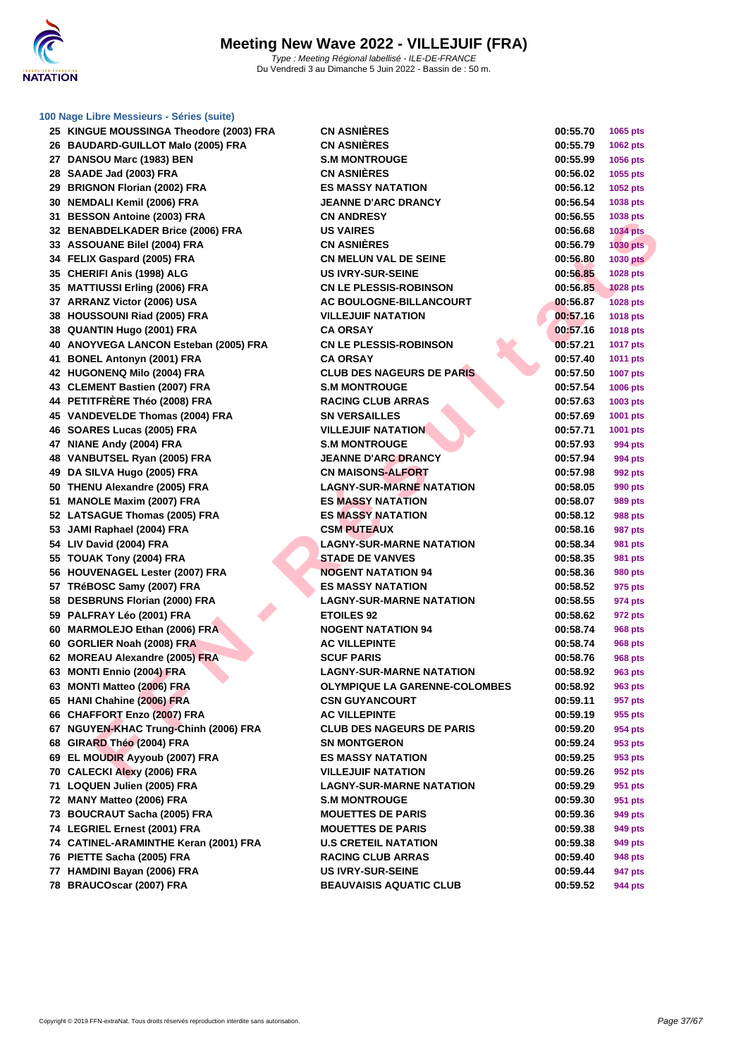# Meeting New Wave 2022 - VILLEJUIF (FRA)

*Type : Meeting Régional labellisé - ILE-DE-FRANCE*
Du Vendredi 3 au Dimanche 5 Juin 2022 - Bassin de : 50 m.

### 100 Nage Libre Messieurs - Séries (suite)

| | | | | |
|---|---|---|---|---|
| 25 | KINGUE MOUSSINGA Theodore (2003) FRA | CN ASNIÈRES | 00:55.70 | 1065 pts |
| 26 | BAUDARD-GUILLOT Malo (2005) FRA | CN ASNIÈRES | 00:55.79 | 1062 pts |
| 27 | DANSOU Marc (1983) BEN | S.M MONTROUGE | 00:55.99 | 1056 pts |
| 28 | SAADE Jad (2003) FRA | CN ASNIÈRES | 00:56.02 | 1055 pts |
| 29 | BRIGNON Florian (2002) FRA | ES MASSY NATATION | 00:56.12 | 1052 pts |
| 30 | NEMDALI Kemil (2006) FRA | JEANNE D'ARC DRANCY | 00:56.54 | 1038 pts |
| 31 | BESSON Antoine (2003) FRA | CN ANDRESY | 00:56.55 | 1038 pts |
| 32 | BENABDELKADER Brice (2006) FRA | US VAIRES | 00:56.68 | 1034 pts |
| 33 | ASSOUANE Bilel (2004) FRA | CN ASNIÈRES | 00:56.79 | 1030 pts |
| 34 | FELIX Gaspard (2005) FRA | CN MELUN VAL DE SEINE | 00:56.80 | 1030 pts |
| 35 | CHERIFI Anis (1998) ALG | US IVRY-SUR-SEINE | 00:56.85 | 1028 pts |
| 35 | MATTIUSSI Erling (2006) FRA | CN LE PLESSIS-ROBINSON | 00:56.85 | 1028 pts |
| 37 | ARRANZ Victor (2006) USA | AC BOULOGNE-BILLANCOURT | 00:56.87 | 1028 pts |
| 38 | HOUSSOUNI Riad (2005) FRA | VILLEJUIF NATATION | 00:57.16 | 1018 pts |
| 38 | QUANTIN Hugo (2001) FRA | CA ORSAY | 00:57.16 | 1018 pts |
| 40 | ANOYVEGA LANCON Esteban (2005) FRA | CN LE PLESSIS-ROBINSON | 00:57.21 | 1017 pts |
| 41 | BONEL Antonyn (2001) FRA | CA ORSAY | 00:57.40 | 1011 pts |
| 42 | HUGONENQ Milo (2004) FRA | CLUB DES NAGEURS DE PARIS | 00:57.50 | 1007 pts |
| 43 | CLEMENT Bastien (2007) FRA | S.M MONTROUGE | 00:57.54 | 1006 pts |
| 44 | PETITFRÈRE Théo (2008) FRA | RACING CLUB ARRAS | 00:57.63 | 1003 pts |
| 45 | VANDEVELDE Thomas (2004) FRA | SN VERSAILLES | 00:57.69 | 1001 pts |
| 46 | SOARES Lucas (2005) FRA | VILLEJUIF NATATION | 00:57.71 | 1001 pts |
| 47 | NIANE Andy (2004) FRA | S.M MONTROUGE | 00:57.93 | 994 pts |
| 48 | VANBUTSEL Ryan (2005) FRA | JEANNE D'ARC DRANCY | 00:57.94 | 994 pts |
| 49 | DA SILVA Hugo (2005) FRA | CN MAISONS-ALFORT | 00:57.98 | 992 pts |
| 50 | THENU Alexandre (2005) FRA | LAGNY-SUR-MARNE NATATION | 00:58.05 | 990 pts |
| 51 | MANOLE Maxim (2007) FRA | ES MASSY NATATION | 00:58.07 | 989 pts |
| 52 | LATSAGUE Thomas (2005) FRA | ES MASSY NATATION | 00:58.12 | 988 pts |
| 53 | JAMI Raphael (2004) FRA | CSM PUTEAUX | 00:58.16 | 987 pts |
| 54 | LIV David (2004) FRA | LAGNY-SUR-MARNE NATATION | 00:58.34 | 981 pts |
| 55 | TOUAK Tony (2004) FRA | STADE DE VANVES | 00:58.35 | 981 pts |
| 56 | HOUVENAGEL Lester (2007) FRA | NOGENT NATATION 94 | 00:58.36 | 980 pts |
| 57 | TRéBOSC Samy (2007) FRA | ES MASSY NATATION | 00:58.52 | 975 pts |
| 58 | DESBRUNS Florian (2000) FRA | LAGNY-SUR-MARNE NATATION | 00:58.55 | 974 pts |
| 59 | PALFRAY Léo (2001) FRA | ETOILES 92 | 00:58.62 | 972 pts |
| 60 | MARMOLEJO Ethan (2006) FRA | NOGENT NATATION 94 | 00:58.74 | 968 pts |
| 60 | GORLIER Noah (2008) FRA | AC VILLEPINTE | 00:58.74 | 968 pts |
| 62 | MOREAU Alexandre (2005) FRA | SCUF PARIS | 00:58.76 | 968 pts |
| 63 | MONTI Ennio (2004) FRA | LAGNY-SUR-MARNE NATATION | 00:58.92 | 963 pts |
| 63 | MONTI Matteo (2006) FRA | OLYMPIQUE LA GARENNE-COLOMBES | 00:58.92 | 963 pts |
| 65 | HANI Chahine (2006) FRA | CSN GUYANCOURT | 00:59.11 | 957 pts |
| 66 | CHAFFORT Enzo (2007) FRA | AC VILLEPINTE | 00:59.19 | 955 pts |
| 67 | NGUYEN-KHAC Trung-Chinh (2006) FRA | CLUB DES NAGEURS DE PARIS | 00:59.20 | 954 pts |
| 68 | GIRARD Théo (2004) FRA | SN MONTGERON | 00:59.24 | 953 pts |
| 69 | EL MOUDIR Ayyoub (2007) FRA | ES MASSY NATATION | 00:59.25 | 953 pts |
| 70 | CALECKI Alexy (2006) FRA | VILLEJUIF NATATION | 00:59.26 | 952 pts |
| 71 | LOQUEN Julien (2005) FRA | LAGNY-SUR-MARNE NATATION | 00:59.29 | 951 pts |
| 72 | MANY Matteo (2006) FRA | S.M MONTROUGE | 00:59.30 | 951 pts |
| 73 | BOUCRAUT Sacha (2005) FRA | MOUETTES DE PARIS | 00:59.36 | 949 pts |
| 74 | LEGRIEL Ernest (2001) FRA | MOUETTES DE PARIS | 00:59.38 | 949 pts |
| 74 | CATINEL-ARAMINTHE Keran (2001) FRA | U.S CRETEIL NATATION | 00:59.38 | 949 pts |
| 76 | PIETTE Sacha (2005) FRA | RACING CLUB ARRAS | 00:59.40 | 948 pts |
| 77 | HAMDINI Bayan (2006) FRA | US IVRY-SUR-SEINE | 00:59.44 | 947 pts |
| 78 | BRAUCOscar (2007) FRA | BEAUVAISIS AQUATIC CLUB | 00:59.52 | 944 pts |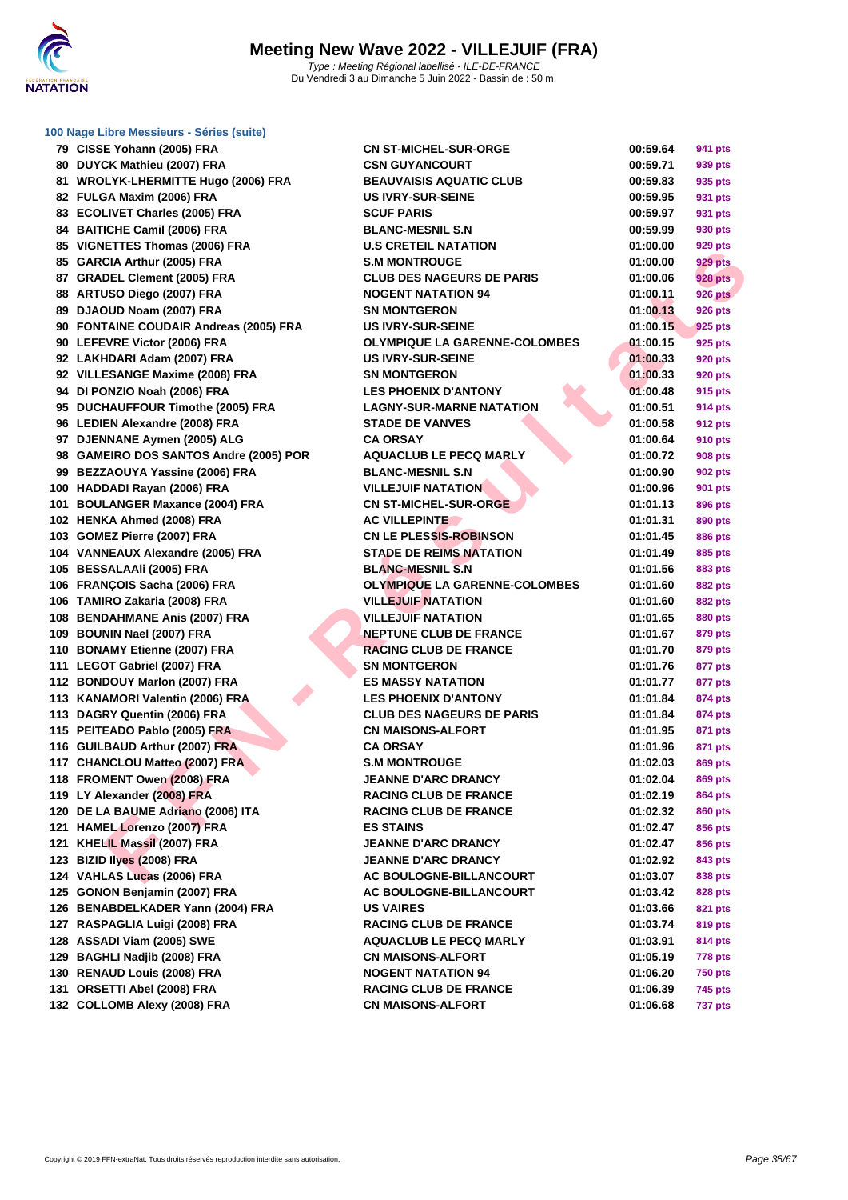# Meeting New Wave 2022 - VILLEJUIF (FRA)

*Type : Meeting Régional labellisé - ILE-DE-FRANCE*
Du Vendredi 3 au Dimanche 5 Juin 2022 - Bassin de : 50 m.

### 100 Nage Libre Messieurs - Séries (suite)

| | | | | |
|---|---|---|---|---|
| 79 | CISSE Yohann (2005) FRA | CN ST-MICHEL-SUR-ORGE | 00:59.64 | 941 pts |
| 80 | DUYCK Mathieu (2007) FRA | CSN GUYANCOURT | 00:59.71 | 939 pts |
| 81 | WROLYK-LHERMITTE Hugo (2006) FRA | BEAUVAISIS AQUATIC CLUB | 00:59.83 | 935 pts |
| 82 | FULGA Maxim (2006) FRA | US IVRY-SUR-SEINE | 00:59.95 | 931 pts |
| 83 | ECOLIVET Charles (2005) FRA | SCUF PARIS | 00:59.97 | 931 pts |
| 84 | BAITICHE Camil (2006) FRA | BLANC-MESNIL S.N | 00:59.99 | 930 pts |
| 85 | VIGNETTES Thomas (2006) FRA | U.S CRETEIL NATATION | 01:00.00 | 929 pts |
| 85 | GARCIA Arthur (2005) FRA | S.M MONTROUGE | 01:00.00 | 929 pts |
| 87 | GRADEL Clement (2005) FRA | CLUB DES NAGEURS DE PARIS | 01:00.06 | 928 pts |
| 88 | ARTUSO Diego (2007) FRA | NOGENT NATATION 94 | 01:00.11 | 926 pts |
| 89 | DJAOUD Noam (2007) FRA | SN MONTGERON | 01:00.13 | 926 pts |
| 90 | FONTAINE COUDAIR Andreas (2005) FRA | US IVRY-SUR-SEINE | 01:00.15 | 925 pts |
| 90 | LEFEVRE Victor (2006) FRA | OLYMPIQUE LA GARENNE-COLOMBES | 01:00.15 | 925 pts |
| 92 | LAKHDARI Adam (2007) FRA | US IVRY-SUR-SEINE | 01:00.33 | 920 pts |
| 92 | VILLESANGE Maxime (2008) FRA | SN MONTGERON | 01:00.33 | 920 pts |
| 94 | DI PONZIO Noah (2006) FRA | LES PHOENIX D'ANTONY | 01:00.48 | 915 pts |
| 95 | DUCHAUFFOUR Timothe (2005) FRA | LAGNY-SUR-MARNE NATATION | 01:00.51 | 914 pts |
| 96 | LEDIEN Alexandre (2008) FRA | STADE DE VANVES | 01:00.58 | 912 pts |
| 97 | DJENNANE Aymen (2005) ALG | CA ORSAY | 01:00.64 | 910 pts |
| 98 | GAMEIRO DOS SANTOS Andre (2005) POR | AQUACLUB LE PECQ MARLY | 01:00.72 | 908 pts |
| 99 | BEZZAOUYA Yassine (2006) FRA | BLANC-MESNIL S.N | 01:00.90 | 902 pts |
| 100 | HADDADI Rayan (2006) FRA | VILLEJUIF NATATION | 01:00.96 | 901 pts |
| 101 | BOULANGER Maxance (2004) FRA | CN ST-MICHEL-SUR-ORGE | 01:01.13 | 896 pts |
| 102 | HENKA Ahmed (2008) FRA | AC VILLEPINTE | 01:01.31 | 890 pts |
| 103 | GOMEZ Pierre (2007) FRA | CN LE PLESSIS-ROBINSON | 01:01.45 | 886 pts |
| 104 | VANNEAUX Alexandre (2005) FRA | STADE DE REIMS NATATION | 01:01.49 | 885 pts |
| 105 | BESSALAAli (2005) FRA | BLANC-MESNIL S.N | 01:01.56 | 883 pts |
| 106 | FRANÇOIS Sacha (2006) FRA | OLYMPIQUE LA GARENNE-COLOMBES | 01:01.60 | 882 pts |
| 106 | TAMIRO Zakaria (2008) FRA | VILLEJUIF NATATION | 01:01.60 | 882 pts |
| 108 | BENDAHMANE Anis (2007) FRA | VILLEJUIF NATATION | 01:01.65 | 880 pts |
| 109 | BOUNIN Nael (2007) FRA | NEPTUNE CLUB DE FRANCE | 01:01.67 | 879 pts |
| 110 | BONAMY Etienne (2007) FRA | RACING CLUB DE FRANCE | 01:01.70 | 879 pts |
| 111 | LEGOT Gabriel (2007) FRA | SN MONTGERON | 01:01.76 | 877 pts |
| 112 | BONDOUY Marlon (2007) FRA | ES MASSY NATATION | 01:01.77 | 877 pts |
| 113 | KANAMORI Valentin (2006) FRA | LES PHOENIX D'ANTONY | 01:01.84 | 874 pts |
| 113 | DAGRY Quentin (2006) FRA | CLUB DES NAGEURS DE PARIS | 01:01.84 | 874 pts |
| 115 | PEITEADO Pablo (2005) FRA | CN MAISONS-ALFORT | 01:01.95 | 871 pts |
| 116 | GUILBAUD Arthur (2007) FRA | CA ORSAY | 01:01.96 | 871 pts |
| 117 | CHANCLOU Matteo (2007) FRA | S.M MONTROUGE | 01:02.03 | 869 pts |
| 118 | FROMENT Owen (2008) FRA | JEANNE D'ARC DRANCY | 01:02.04 | 869 pts |
| 119 | LY Alexander (2008) FRA | RACING CLUB DE FRANCE | 01:02.19 | 864 pts |
| 120 | DE LA BAUME Adriano (2006) ITA | RACING CLUB DE FRANCE | 01:02.32 | 860 pts |
| 121 | HAMEL Lorenzo (2007) FRA | ES STAINS | 01:02.47 | 856 pts |
| 121 | KHELIL Massil (2007) FRA | JEANNE D'ARC DRANCY | 01:02.47 | 856 pts |
| 123 | BIZID Ilyes (2008) FRA | JEANNE D'ARC DRANCY | 01:02.92 | 843 pts |
| 124 | VAHLAS Lucas (2006) FRA | AC BOULOGNE-BILLANCOURT | 01:03.07 | 838 pts |
| 125 | GONON Benjamin (2007) FRA | AC BOULOGNE-BILLANCOURT | 01:03.42 | 828 pts |
| 126 | BENABDELKADER Yann (2004) FRA | US VAIRES | 01:03.66 | 821 pts |
| 127 | RASPAGLIA Luigi (2008) FRA | RACING CLUB DE FRANCE | 01:03.74 | 819 pts |
| 128 | ASSADI Viam (2005) SWE | AQUACLUB LE PECQ MARLY | 01:03.91 | 814 pts |
| 129 | BAGHLI Nadjib (2008) FRA | CN MAISONS-ALFORT | 01:05.19 | 778 pts |
| 130 | RENAUD Louis (2008) FRA | NOGENT NATATION 94 | 01:06.20 | 750 pts |
| 131 | ORSETTI Abel (2008) FRA | RACING CLUB DE FRANCE | 01:06.39 | 745 pts |
| 132 | COLLOMB Alexy (2008) FRA | CN MAISONS-ALFORT | 01:06.68 | 737 pts |

Copyright © 2019 FFN-extraNat. Tous droits réservés reproduction interdite sans autorisation.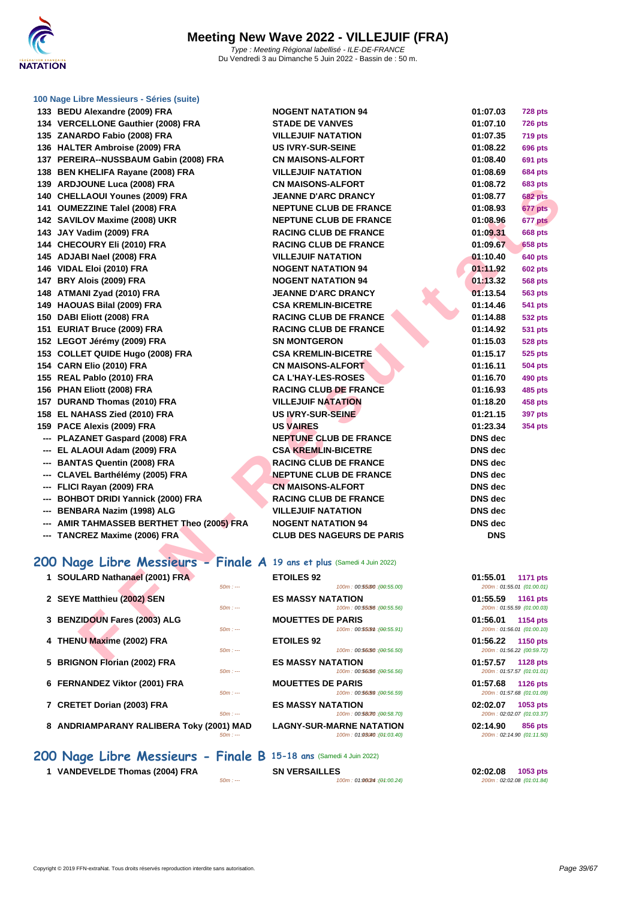# Meeting New Wave 2022 - VILLEJUIF (FRA)

*Type : Meeting Régional labellisé - ILE-DE-FRANCE*
Du Vendredi 3 au Dimanche 5 Juin 2022 - Bassin de : 50 m.

### 100 Nage Libre Messieurs - Séries (suite)

| Rang | Nom | Club | Temps | Points |
|---|---|---|---|---|
| 133 | BEDU Alexandre (2009) FRA | NOGENT NATATION 94 | 01:07.03 | 728 pts |
| 134 | VERCELLONE Gauthier (2008) FRA | STADE DE VANVES | 01:07.10 | 726 pts |
| 135 | ZANARDO Fabio (2008) FRA | VILLEJUIF NATATION | 01:07.35 | 719 pts |
| 136 | HALTER Ambroise (2009) FRA | US IVRY-SUR-SEINE | 01:08.22 | 696 pts |
| 137 | PEREIRA--NUSSBAUM Gabin (2008) FRA | CN MAISONS-ALFORT | 01:08.40 | 691 pts |
| 138 | BEN KHELIFA Rayane (2008) FRA | VILLEJUIF NATATION | 01:08.69 | 684 pts |
| 139 | ARDJOUNE Luca (2008) FRA | CN MAISONS-ALFORT | 01:08.72 | 683 pts |
| 140 | CHELLAOUI Younes (2009) FRA | JEANNE D'ARC DRANCY | 01:08.77 | 682 pts |
| 141 | OUMEZZINE Talel (2008) FRA | NEPTUNE CLUB DE FRANCE | 01:08.93 | 677 pts |
| 142 | SAVILOV Maxime (2008) UKR | NEPTUNE CLUB DE FRANCE | 01:08.96 | 677 pts |
| 143 | JAY Vadim (2009) FRA | RACING CLUB DE FRANCE | 01:09.31 | 668 pts |
| 144 | CHECOURY Eli (2010) FRA | RACING CLUB DE FRANCE | 01:09.67 | 658 pts |
| 145 | ADJABI Nael (2008) FRA | VILLEJUIF NATATION | 01:10.40 | 640 pts |
| 146 | VIDAL Eloi (2010) FRA | NOGENT NATATION 94 | 01:11.92 | 602 pts |
| 147 | BRY Alois (2009) FRA | NOGENT NATATION 94 | 01:13.32 | 568 pts |
| 148 | ATMANI Zyad (2010) FRA | JEANNE D'ARC DRANCY | 01:13.54 | 563 pts |
| 149 | HAOUAS Bilal (2009) FRA | CSA KREMLIN-BICETRE | 01:14.46 | 541 pts |
| 150 | DABI Eliott (2008) FRA | RACING CLUB DE FRANCE | 01:14.88 | 532 pts |
| 151 | EURIAT Bruce (2009) FRA | RACING CLUB DE FRANCE | 01:14.92 | 531 pts |
| 152 | LEGOT Jérémy (2009) FRA | SN MONTGERON | 01:15.03 | 528 pts |
| 153 | COLLET QUIDE Hugo (2008) FRA | CSA KREMLIN-BICETRE | 01:15.17 | 525 pts |
| 154 | CARN Elio (2010) FRA | CN MAISONS-ALFORT | 01:16.11 | 504 pts |
| 155 | REAL Pablo (2010) FRA | CA L'HAY-LES-ROSES | 01:16.70 | 490 pts |
| 156 | PHAN Eliott (2008) FRA | RACING CLUB DE FRANCE | 01:16.93 | 485 pts |
| 157 | DURAND Thomas (2010) FRA | VILLEJUIF NATATION | 01:18.20 | 458 pts |
| 158 | EL NAHASS Zied (2010) FRA | US IVRY-SUR-SEINE | 01:21.15 | 397 pts |
| 159 | PACE Alexis (2009) FRA | US VAIRES | 01:23.34 | 354 pts |
| --- | PLAZANET Gaspard (2008) FRA | NEPTUNE CLUB DE FRANCE | DNS dec | |
| --- | EL ALAOUI Adam (2009) FRA | CSA KREMLIN-BICETRE | DNS dec | |
| --- | BANTAS Quentin (2008) FRA | RACING CLUB DE FRANCE | DNS dec | |
| --- | CLAVEL Barthélémy (2005) FRA | NEPTUNE CLUB DE FRANCE | DNS dec | |
| --- | FLICI Rayan (2009) FRA | CN MAISONS-ALFORT | DNS dec | |
| --- | BOHBOT DRIDI Yannick (2000) FRA | RACING CLUB DE FRANCE | DNS dec | |
| --- | BENBARA Nazim (1998) ALG | VILLEJUIF NATATION | DNS dec | |
| --- | AMIR TAHMASSEB BERTHET Theo (2005) FRA | NOGENT NATATION 94 | DNS dec | |
| --- | TANCREZ Maxime (2006) FRA | CLUB DES NAGEURS DE PARIS | DNS | |

## 200 Nage Libre Messieurs - Finale A 19 ans et plus (Samedi 4 Juin 2022)

| Rang | Nom | Club | Temps | Points |
|---|---|---|---|---|
| 1 | SOULARD Nathanaël (2001) FRA | ETOILES 92 | 01:55.01 | 1171 pts |
| | 50m : --- | 100m : 00:55.00 (00:55.00) | 200m : 01:55.01 (01:00.01) | |
| 2 | SEYE Matthieu (2002) SEN | ES MASSY NATATION | 01:55.59 | 1161 pts |
| | 50m : --- | 100m : 00:55.56 (00:55.56) | 200m : 01:55.59 (01:00.03) | |
| 3 | BENZIDOUN Fares (2003) ALG | MOUETTES DE PARIS | 01:56.01 | 1154 pts |
| | 50m : --- | 100m : 00:55.91 (00:55.91) | 200m : 01:56.01 (01:00.10) | |
| 4 | THENU Maxime (2002) FRA | ETOILES 92 | 01:56.22 | 1150 pts |
| | 50m : --- | 100m : 00:56.50 (00:56.50) | 200m : 01:56.22 (00:59.72) | |
| 5 | BRIGNON Florian (2002) FRA | ES MASSY NATATION | 01:57.57 | 1128 pts |
| | 50m : --- | 100m : 00:56.56 (00:56.56) | 200m : 01:57.57 (01:01.01) | |
| 6 | FERNANDEZ Viktor (2001) FRA | MOUETTES DE PARIS | 01:57.68 | 1126 pts |
| | 50m : --- | 100m : 00:56.59 (00:56.59) | 200m : 01:57.68 (01:01.09) | |
| 7 | CRETET Dorian (2003) FRA | ES MASSY NATATION | 02:02.07 | 1053 pts |
| | 50m : --- | 100m : 00:58.70 (00:58.70) | 200m : 02:02.07 (01:03.37) | |
| 8 | ANDRIAMPARANY RALIBERA Toky (2001) MAD | LAGNY-SUR-MARNE NATATION | 02:14.90 | 856 pts |
| | 50m : --- | 100m : 01:03.40 (01:03.40) | 200m : 02:14.90 (01:11.50) | |

## 200 Nage Libre Messieurs - Finale B 15-18 ans (Samedi 4 Juin 2022)

| Rang | Nom | Club | Temps | Points |
|---|---|---|---|---|
| 1 | VANDEVELDE Thomas (2004) FRA | SN VERSAILLES | 02:02.08 | 1053 pts |
| | 50m : --- | 100m : 01:00.24 (01:00.24) | 200m : 02:02.08 (01:01.84) | |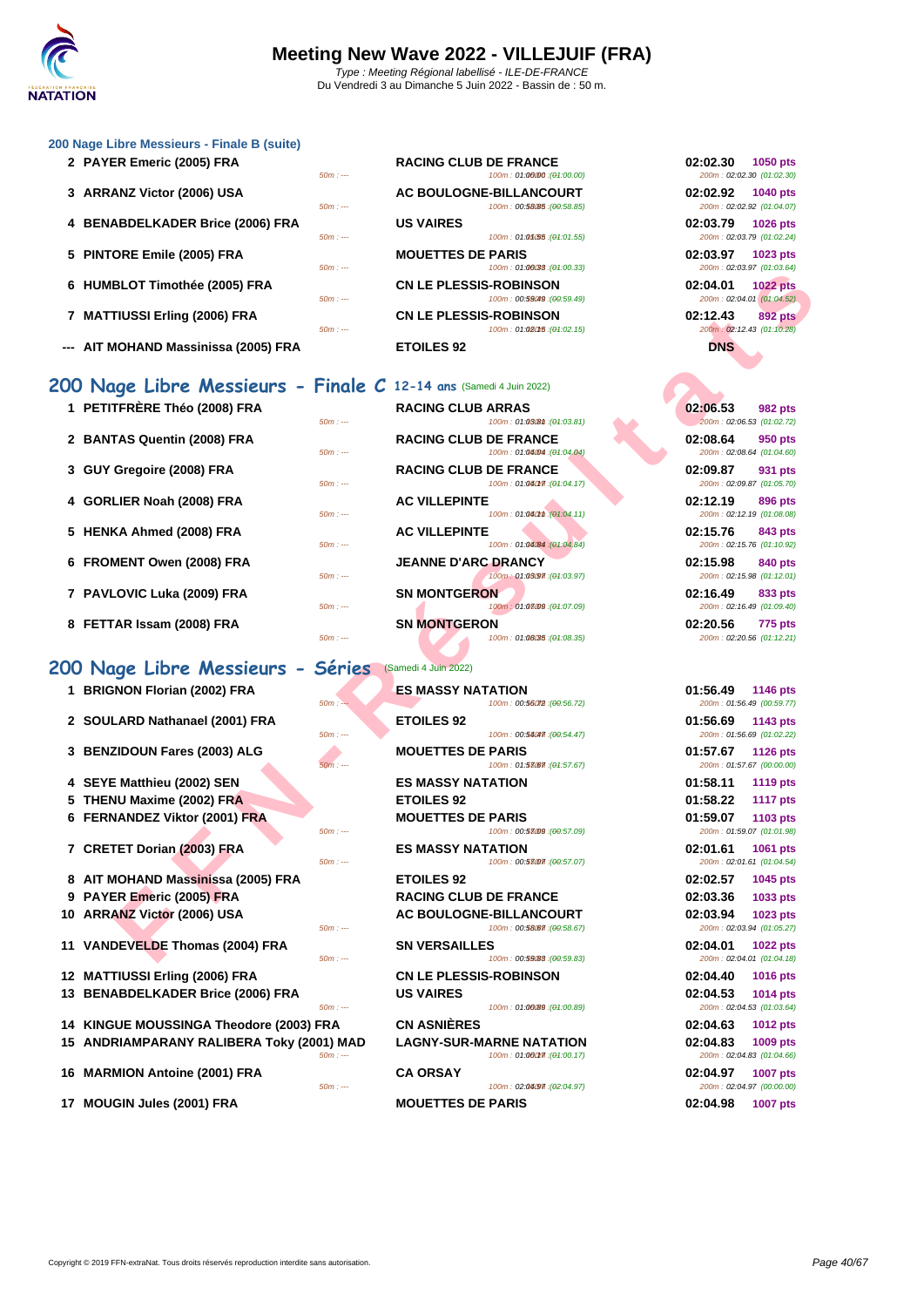# Meeting New Wave 2022 - VILLEJUIF (FRA)

Type : Meeting Régional labellisé - ILE-DE-FRANCE
Du Vendredi 3 au Dimanche 5 Juin 2022 - Bassin de : 50 m.

### 200 Nage Libre Messieurs - Finale B (suite)

| Pl. | Nom | Club | Temps | Points |
|---|---|---|---|---|
| 2 | PAYER Emeric (2005) FRA | RACING CLUB DE FRANCE | 02:02.30 | 1050 pts |
| | 50m : --- | 100m : 01:00.00 (01:00.00) | 200m : 02:02.30 (01:02.30) | |
| 3 | ARRANZ Victor (2006) USA | AC BOULOGNE-BILLANCOURT | 02:02.92 | 1040 pts |
| | 50m : --- | 100m : 00:58.85 (00:58.85) | 200m : 02:02.92 (01:04.07) | |
| 4 | BENABDELKADER Brice (2006) FRA | US VAIRES | 02:03.79 | 1026 pts |
| | 50m : --- | 100m : 01:01.55 (01:01.55) | 200m : 02:03.79 (01:02.24) | |
| 5 | PINTORE Emile (2005) FRA | MOUETTES DE PARIS | 02:03.97 | 1023 pts |
| | 50m : --- | 100m : 01:00.33 (01:00.33) | 200m : 02:03.97 (01:03.64) | |
| 6 | HUMBLOT Timothée (2005) FRA | CN LE PLESSIS-ROBINSON | 02:04.01 | 1022 pts |
| | 50m : --- | 100m : 00:59.49 (00:59.49) | 200m : 02:04.01 (01:04.52) | |
| 7 | MATTIUSSI Erling (2006) FRA | CN LE PLESSIS-ROBINSON | 02:12.43 | 892 pts |
| | 50m : --- | 100m : 01:02.15 (01:02.15) | 200m : 02:12.43 (01:10.28) | |
| --- | AIT MOHAND Massinissa (2005) FRA | ETOILES 92 | DNS | |

## 200 Nage Libre Messieurs - Finale C 12-14 ans (Samedi 4 Juin 2022)

| Pl. | Nom | Club | Temps | Points |
|---|---|---|---|---|
| 1 | PETITFRÈRE Théo (2008) FRA | RACING CLUB ARRAS | 02:06.53 | 982 pts |
| | 50m : --- | 100m : 01:03.81 (01:03.81) | 200m : 02:06.53 (01:02.72) | |
| 2 | BANTAS Quentin (2008) FRA | RACING CLUB DE FRANCE | 02:08.64 | 950 pts |
| | 50m : --- | 100m : 01:04.04 (01:04.04) | 200m : 02:08.64 (01:04.60) | |
| 3 | GUY Gregoire (2008) FRA | RACING CLUB DE FRANCE | 02:09.87 | 931 pts |
| | 50m : --- | 100m : 01:04.17 (01:04.17) | 200m : 02:09.87 (01:05.70) | |
| 4 | GORLIER Noah (2008) FRA | AC VILLEPINTE | 02:12.19 | 896 pts |
| | 50m : --- | 100m : 01:04.11 (01:04.11) | 200m : 02:12.19 (01:08.08) | |
| 5 | HENKA Ahmed (2008) FRA | AC VILLEPINTE | 02:15.76 | 843 pts |
| | 50m : --- | 100m : 01:04.84 (01:04.84) | 200m : 02:15.76 (01:10.92) | |
| 6 | FROMENT Owen (2008) FRA | JEANNE D'ARC DRANCY | 02:15.98 | 840 pts |
| | 50m : --- | 100m : 01:03.97 (01:03.97) | 200m : 02:15.98 (01:12.01) | |
| 7 | PAVLOVIC Luka (2009) FRA | SN MONTGERON | 02:16.49 | 833 pts |
| | 50m : --- | 100m : 01:07.09 (01:07.09) | 200m : 02:16.49 (01:09.40) | |
| 8 | FETTAR Issam (2008) FRA | SN MONTGERON | 02:20.56 | 775 pts |
| | 50m : --- | 100m : 01:08.35 (01:08.35) | 200m : 02:20.56 (01:12.21) | |

## 200 Nage Libre Messieurs - Séries (Samedi 4 Juin 2022)

| Pl. | Nom | Club | Temps | Points |
|---|---|---|---|---|
| 1 | BRIGNON Florian (2002) FRA | ES MASSY NATATION | 01:56.49 | 1146 pts |
| | 50m : --- | 100m : 00:56.72 (00:56.72) | 200m : 01:56.49 (00:59.77) | |
| 2 | SOULARD Nathanael (2001) FRA | ETOILES 92 | 01:56.69 | 1143 pts |
| | 50m : --- | 100m : 00:54.47 (00:54.47) | 200m : 01:56.69 (01:02.22) | |
| 3 | BENZIDOUN Fares (2003) ALG | MOUETTES DE PARIS | 01:57.67 | 1126 pts |
| | 50m : --- | 100m : 01:57.67 (01:57.67) | 200m : 01:57.67 (00:00.00) | |
| 4 | SEYE Matthieu (2002) SEN | ES MASSY NATATION | 01:58.11 | 1119 pts |
| 5 | THENU Maxime (2002) FRA | ETOILES 92 | 01:58.22 | 1117 pts |
| 6 | FERNANDEZ Viktor (2001) FRA | MOUETTES DE PARIS | 01:59.07 | 1103 pts |
| | 50m : --- | 100m : 00:57.09 (00:57.09) | 200m : 01:59.07 (01:01.98) | |
| 7 | CRETET Dorian (2003) FRA | ES MASSY NATATION | 02:01.61 | 1061 pts |
| | 50m : --- | 100m : 00:57.07 (00:57.07) | 200m : 02:01.61 (01:04.54) | |
| 8 | AIT MOHAND Massinissa (2005) FRA | ETOILES 92 | 02:02.57 | 1045 pts |
| 9 | PAYER Emeric (2005) FRA | RACING CLUB DE FRANCE | 02:03.36 | 1033 pts |
| 10 | ARRANZ Victor (2006) USA | AC BOULOGNE-BILLANCOURT | 02:03.94 | 1023 pts |
| | 50m : --- | 100m : 00:58.67 (00:58.67) | 200m : 02:03.94 (01:05.27) | |
| 11 | VANDEVELDE Thomas (2004) FRA | SN VERSAILLES | 02:04.01 | 1022 pts |
| | 50m : --- | 100m : 00:59.83 (00:59.83) | 200m : 02:04.01 (01:04.18) | |
| 12 | MATTIUSSI Erling (2006) FRA | CN LE PLESSIS-ROBINSON | 02:04.40 | 1016 pts |
| 13 | BENABDELKADER Brice (2006) FRA | US VAIRES | 02:04.53 | 1014 pts |
| | 50m : --- | 100m : 01:00.89 (01:00.89) | 200m : 02:04.53 (01:03.64) | |
| 14 | KINGUE MOUSSINGA Theodore (2003) FRA | CN ASNIÈRES | 02:04.63 | 1012 pts |
| 15 | ANDRIAMPARANY RALIBERA Toky (2001) MAD | LAGNY-SUR-MARNE NATATION | 02:04.83 | 1009 pts |
| | 50m : --- | 100m : 01:00.17 (01:00.17) | 200m : 02:04.83 (01:04.66) | |
| 16 | MARMION Antoine (2001) FRA | CA ORSAY | 02:04.97 | 1007 pts |
| | 50m : --- | 100m : 02:04.97 (02:04.97) | 200m : 02:04.97 (00:00.00) | |
| 17 | MOUGIN Jules (2001) FRA | MOUETTES DE PARIS | 02:04.98 | 1007 pts |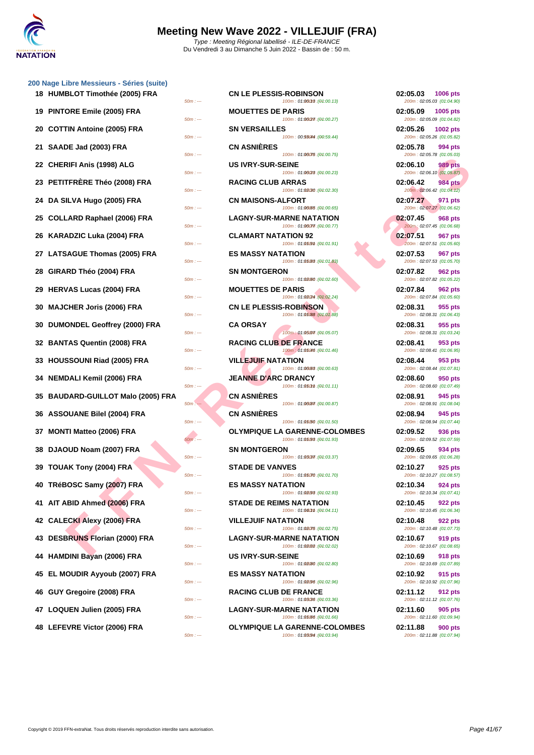# Meeting New Wave 2022 - VILLEJUIF (FRA)

*Type : Meeting Régional labellisé - ILE-DE-FRANCE*
Du Vendredi 3 au Dimanche 5 Juin 2022 - Bassin de : 50 m.

## 200 Nage Libre Messieurs - Séries (suite)

| Rang | Nom | 50m | Club | 100m | Temps | Pts | 200m |
|---|---|---|---|---|---|---|---|
| 18 | HUMBLOT Timothée (2005) FRA | 50m : --- | CN LE PLESSIS-ROBINSON | 100m : 01:00.13 (01:00.13) | 02:05.03 | 1006 pts | 200m : 02:05.03 (01:04.90) |
| 19 | PINTORE Emile (2005) FRA | 50m : --- | MOUETTES DE PARIS | 100m : 01:00.27 (01:00.27) | 02:05.09 | 1005 pts | 200m : 02:05.09 (01:04.82) |
| 20 | COTTIN Antoine (2005) FRA | 50m : --- | SN VERSAILLES | 100m : 00:59.44 (00:59.44) | 02:05.26 | 1002 pts | 200m : 02:05.26 (01:05.82) |
| 21 | SAADE Jad (2003) FRA | 50m : --- | CN ASNIÈRES | 100m : 01:00.75 (01:00.75) | 02:05.78 | 994 pts | 200m : 02:05.78 (01:05.03) |
| 22 | CHERIFI Anis (1998) ALG | 50m : --- | US IVRY-SUR-SEINE | 100m : 01:00.23 (01:00.23) | 02:06.10 | 989 pts | 200m : 02:06.10 (01:05.87) |
| 23 | PETITFRÈRE Théo (2008) FRA | 50m : --- | RACING CLUB ARRAS | 100m : 01:02.30 (01:02.30) | 02:06.42 | 984 pts | 200m : 02:06.42 (01:04.12) |
| 24 | DA SILVA Hugo (2005) FRA | 50m : --- | CN MAISONS-ALFORT | 100m : 01:00.65 (01:00.65) | 02:07.27 | 971 pts | 200m : 02:07.27 (01:06.62) |
| 25 | COLLARD Raphael (2006) FRA | 50m : --- | LAGNY-SUR-MARNE NATATION | 100m : 01:00.77 (01:00.77) | 02:07.45 | 968 pts | 200m : 02:07.45 (01:06.68) |
| 26 | KARADZIC Luka (2004) FRA | 50m : --- | CLAMART NATATION 92 | 100m : 01:01.91 (01:01.91) | 02:07.51 | 967 pts | 200m : 02:07.51 (01:05.60) |
| 27 | LATSAGUE Thomas (2005) FRA | 50m : --- | ES MASSY NATATION | 100m : 01:01.83 (01:01.83) | 02:07.53 | 967 pts | 200m : 02:07.53 (01:05.70) |
| 28 | GIRARD Théo (2004) FRA | 50m : --- | SN MONTGERON | 100m : 01:02.60 (01:02.60) | 02:07.82 | 962 pts | 200m : 02:07.82 (01:05.22) |
| 29 | HERVAS Lucas (2004) FRA | 50m : --- | MOUETTES DE PARIS | 100m : 01:02.24 (01:02.24) | 02:07.84 | 962 pts | 200m : 02:07.84 (01:05.60) |
| 30 | MAJCHER Joris (2006) FRA | 50m : --- | CN LE PLESSIS-ROBINSON | 100m : 01:01.88 (01:01.88) | 02:08.31 | 955 pts | 200m : 02:08.31 (01:06.43) |
| 30 | DUMONDEL Geoffrey (2000) FRA | 50m : --- | CA ORSAY | 100m : 01:05.07 (01:05.07) | 02:08.31 | 955 pts | 200m : 02:08.31 (01:03.24) |
| 32 | BANTAS Quentin (2008) FRA | 50m : --- | RACING CLUB DE FRANCE | 100m : 01:01.46 (01:01.46) | 02:08.41 | 953 pts | 200m : 02:08.41 (01:06.95) |
| 33 | HOUSSOUNI Riad (2005) FRA | 50m : --- | VILLEJUIF NATATION | 100m : 01:00.63 (01:00.63) | 02:08.44 | 953 pts | 200m : 02:08.44 (01:07.81) |
| 34 | NEMDALI Kemil (2006) FRA | 50m : --- | JEANNE D'ARC DRANCY | 100m : 01:01.11 (01:01.11) | 02:08.60 | 950 pts | 200m : 02:08.60 (01:07.49) |
| 35 | BAUDARD-GUILLOT Malo (2005) FRA | 50m : --- | CN ASNIÈRES | 100m : 01:00.87 (01:00.87) | 02:08.91 | 945 pts | 200m : 02:08.91 (01:08.04) |
| 36 | ASSOUANE Bilel (2004) FRA | 50m : --- | CN ASNIÈRES | 100m : 01:01.50 (01:01.50) | 02:08.94 | 945 pts | 200m : 02:08.94 (01:07.44) |
| 37 | MONTI Matteo (2006) FRA | 50m : --- | OLYMPIQUE LA GARENNE-COLOMBES | 100m : 01:01.93 (01:01.93) | 02:09.52 | 936 pts | 200m : 02:09.52 (01:07.59) |
| 38 | DJAOUD Noam (2007) FRA | 50m : --- | SN MONTGERON | 100m : 01:03.37 (01:03.37) | 02:09.65 | 934 pts | 200m : 02:09.65 (01:06.28) |
| 39 | TOUAK Tony (2004) FRA | 50m : --- | STADE DE VANVES | 100m : 01:01.70 (01:01.70) | 02:10.27 | 925 pts | 200m : 02:10.27 (01:08.57) |
| 40 | TRéBOSC Samy (2007) FRA | 50m : --- | ES MASSY NATATION | 100m : 01:02.93 (01:02.93) | 02:10.34 | 924 pts | 200m : 02:10.34 (01:07.41) |
| 41 | AIT ABID Ahmed (2006) FRA | 50m : --- | STADE DE REIMS NATATION | 100m : 01:04.11 (01:04.11) | 02:10.45 | 922 pts | 200m : 02:10.45 (01:06.34) |
| 42 | CALECKI Alexy (2006) FRA | 50m : --- | VILLEJUIF NATATION | 100m : 01:02.75 (01:02.75) | 02:10.48 | 922 pts | 200m : 02:10.48 (01:07.73) |
| 43 | DESBRUNS Florian (2000) FRA | 50m : --- | LAGNY-SUR-MARNE NATATION | 100m : 01:02.02 (01:02.02) | 02:10.67 | 919 pts | 200m : 02:10.67 (01:08.65) |
| 44 | HAMDINI Bayan (2006) FRA | 50m : --- | US IVRY-SUR-SEINE | 100m : 01:02.80 (01:02.80) | 02:10.69 | 918 pts | 200m : 02:10.69 (01:07.89) |
| 45 | EL MOUDIR Ayyoub (2007) FRA | 50m : --- | ES MASSY NATATION | 100m : 01:02.96 (01:02.96) | 02:10.92 | 915 pts | 200m : 02:10.92 (01:07.96) |
| 46 | GUY Gregoire (2008) FRA | 50m : --- | RACING CLUB DE FRANCE | 100m : 01:03.36 (01:03.36) | 02:11.12 | 912 pts | 200m : 02:11.12 (01:07.76) |
| 47 | LOQUEN Julien (2005) FRA | 50m : --- | LAGNY-SUR-MARNE NATATION | 100m : 01:01.66 (01:01.66) | 02:11.60 | 905 pts | 200m : 02:11.60 (01:09.94) |
| 48 | LEFEVRE Victor (2006) FRA | 50m : --- | OLYMPIQUE LA GARENNE-COLOMBES | 100m : 01:03.94 (01:03.94) | 02:11.88 | 900 pts | 200m : 02:11.88 (01:07.94) |

Copyright © 2019 FFN-extraNat. Tous droits réservés reproduction interdite sans autorisation.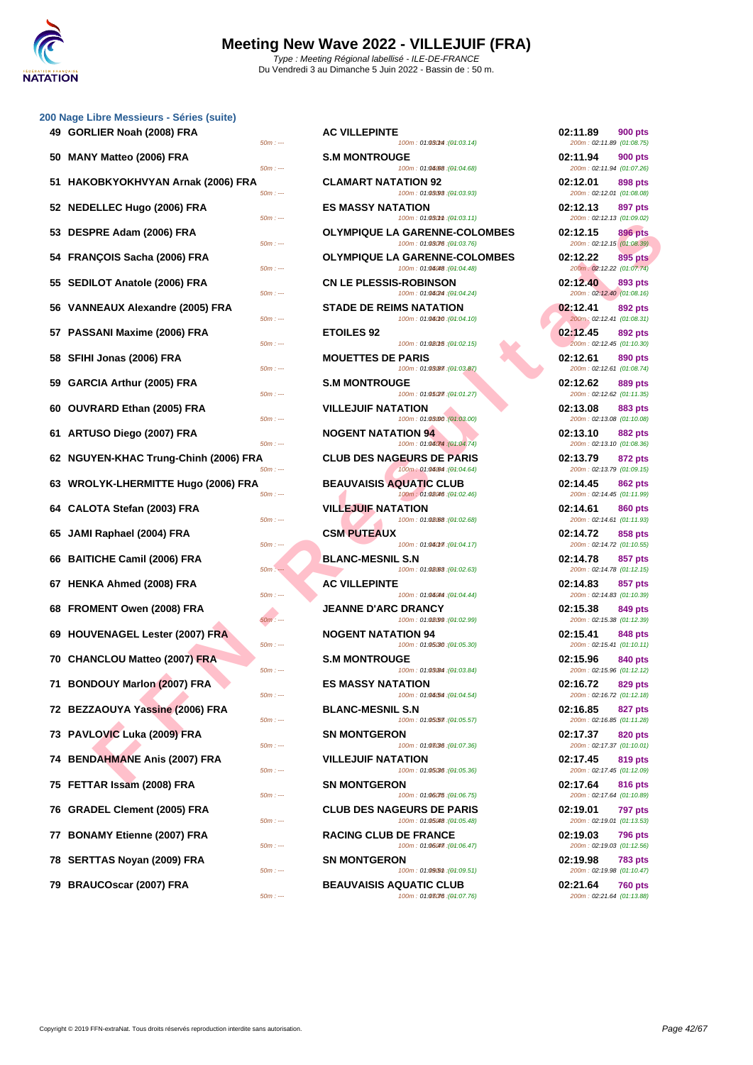# Meeting New Wave 2022 - VILLEJUIF (FRA)

*Type : Meeting Régional labellisé - ILE-DE-FRANCE*
Du Vendredi 3 au Dimanche 5 Juin 2022 - Bassin de : 50 m.

## 200 Nage Libre Messieurs - Séries (suite)

| Rang | Nom | 50m | Club | 100m | Temps | Pts | 200m |
|---|---|---|---|---|---|---|---|
| 49 | GORLIER Noah (2008) FRA | 50m : --- | AC VILLEPINTE | 100m : 01:03.14 (01:03.14) | 02:11.89 | 900 pts | 200m : 02:11.89 (01:08.75) |
| 50 | MANY Matteo (2006) FRA | 50m : --- | S.M MONTROUGE | 100m : 01:04.68 (01:04.68) | 02:11.94 | 900 pts | 200m : 02:11.94 (01:07.26) |
| 51 | HAKOBKYOKHVYAN Arnak (2006) FRA | 50m : --- | CLAMART NATATION 92 | 100m : 01:03.93 (01:03.93) | 02:12.01 | 898 pts | 200m : 02:12.01 (01:08.08) |
| 52 | NEDELLEC Hugo (2006) FRA | 50m : --- | ES MASSY NATATION | 100m : 01:03.11 (01:03.11) | 02:12.13 | 897 pts | 200m : 02:12.13 (01:09.02) |
| 53 | DESPRE Adam (2006) FRA | 50m : --- | OLYMPIQUE LA GARENNE-COLOMBES | 100m : 01:03.76 (01:03.76) | 02:12.15 | 896 pts | 200m : 02:12.15 (01:08.39) |
| 54 | FRANÇOIS Sacha (2006) FRA | 50m : --- | OLYMPIQUE LA GARENNE-COLOMBES | 100m : 01:04.48 (01:04.48) | 02:12.22 | 895 pts | 200m : 02:12.22 (01:07.74) |
| 55 | SEDILOT Anatole (2006) FRA | 50m : --- | CN LE PLESSIS-ROBINSON | 100m : 01:04.24 (01:04.24) | 02:12.40 | 893 pts | 200m : 02:12.40 (01:08.16) |
| 56 | VANNEAUX Alexandre (2005) FRA | 50m : --- | STADE DE REIMS NATATION | 100m : 01:04.10 (01:04.10) | 02:12.41 | 892 pts | 200m : 02:12.41 (01:08.31) |
| 57 | PASSANI Maxime (2006) FRA | 50m : --- | ETOILES 92 | 100m : 01:02.15 (01:02.15) | 02:12.45 | 892 pts | 200m : 02:12.45 (01:10.30) |
| 58 | SFIHI Jonas (2006) FRA | 50m : --- | MOUETTES DE PARIS | 100m : 01:03.87 (01:03.87) | 02:12.61 | 890 pts | 200m : 02:12.61 (01:08.74) |
| 59 | GARCIA Arthur (2005) FRA | 50m : --- | S.M MONTROUGE | 100m : 01:01.27 (01:01.27) | 02:12.62 | 889 pts | 200m : 02:12.62 (01:11.35) |
| 60 | OUVRARD Ethan (2005) FRA | 50m : --- | VILLEJUIF NATATION | 100m : 01:03.00 (01:03.00) | 02:13.08 | 883 pts | 200m : 02:13.08 (01:10.08) |
| 61 | ARTUSO Diego (2007) FRA | 50m : --- | NOGENT NATATION 94 | 100m : 01:04.74 (01:04.74) | 02:13.10 | 882 pts | 200m : 02:13.10 (01:08.36) |
| 62 | NGUYEN-KHAC Trung-Chinh (2006) FRA | 50m : --- | CLUB DES NAGEURS DE PARIS | 100m : 01:04.64 (01:04.64) | 02:13.79 | 872 pts | 200m : 02:13.79 (01:09.15) |
| 63 | WROLYK-LHERMITTE Hugo (2006) FRA | 50m : --- | BEAUVAISIS AQUATIC CLUB | 100m : 01:02.46 (01:02.46) | 02:14.45 | 862 pts | 200m : 02:14.45 (01:11.99) |
| 64 | CALOTA Stefan (2003) FRA | 50m : --- | VILLEJUIF NATATION | 100m : 01:02.68 (01:02.68) | 02:14.61 | 860 pts | 200m : 02:14.61 (01:11.93) |
| 65 | JAMI Raphael (2004) FRA | 50m : --- | CSM PUTEAUX | 100m : 01:04.17 (01:04.17) | 02:14.72 | 858 pts | 200m : 02:14.72 (01:10.55) |
| 66 | BAITICHE Camil (2006) FRA | 50m : --- | BLANC-MESNIL S.N | 100m : 01:02.63 (01:02.63) | 02:14.78 | 857 pts | 200m : 02:14.78 (01:12.15) |
| 67 | HENKA Ahmed (2008) FRA | 50m : --- | AC VILLEPINTE | 100m : 01:04.44 (01:04.44) | 02:14.83 | 857 pts | 200m : 02:14.83 (01:10.39) |
| 68 | FROMENT Owen (2008) FRA | 50m : --- | JEANNE D'ARC DRANCY | 100m : 01:02.99 (01:02.99) | 02:15.38 | 849 pts | 200m : 02:15.38 (01:12.39) |
| 69 | HOUVENAGEL Lester (2007) FRA | 50m : --- | NOGENT NATATION 94 | 100m : 01:05.30 (01:05.30) | 02:15.41 | 848 pts | 200m : 02:15.41 (01:10.11) |
| 70 | CHANCLOU Matteo (2007) FRA | 50m : --- | S.M MONTROUGE | 100m : 01:03.84 (01:03.84) | 02:15.96 | 840 pts | 200m : 02:15.96 (01:12.12) |
| 71 | BONDOUY Marlon (2007) FRA | 50m : --- | ES MASSY NATATION | 100m : 01:04.54 (01:04.54) | 02:16.72 | 829 pts | 200m : 02:16.72 (01:12.18) |
| 72 | BEZZAOUYA Yassine (2006) FRA | 50m : --- | BLANC-MESNIL S.N | 100m : 01:05.57 (01:05.57) | 02:16.85 | 827 pts | 200m : 02:16.85 (01:11.28) |
| 73 | PAVLOVIC Luka (2009) FRA | 50m : --- | SN MONTGERON | 100m : 01:07.36 (01:07.36) | 02:17.37 | 820 pts | 200m : 02:17.37 (01:10.01) |
| 74 | BENDAHMANE Anis (2007) FRA | 50m : --- | VILLEJUIF NATATION | 100m : 01:05.36 (01:05.36) | 02:17.45 | 819 pts | 200m : 02:17.45 (01:12.09) |
| 75 | FETTAR Issam (2008) FRA | 50m : --- | SN MONTGERON | 100m : 01:06.75 (01:06.75) | 02:17.64 | 816 pts | 200m : 02:17.64 (01:10.89) |
| 76 | GRADEL Clement (2005) FRA | 50m : --- | CLUB DES NAGEURS DE PARIS | 100m : 01:05.48 (01:05.48) | 02:19.01 | 797 pts | 200m : 02:19.01 (01:13.53) |
| 77 | BONAMY Etienne (2007) FRA | 50m : --- | RACING CLUB DE FRANCE | 100m : 01:06.47 (01:06.47) | 02:19.03 | 796 pts | 200m : 02:19.03 (01:12.56) |
| 78 | SERTTAS Noyan (2009) FRA | 50m : --- | SN MONTGERON | 100m : 01:09.51 (01:09.51) | 02:19.98 | 783 pts | 200m : 02:19.98 (01:10.47) |
| 79 | BRAUCOscar (2007) FRA | 50m : --- | BEAUVAISIS AQUATIC CLUB | 100m : 01:07.76 (01:07.76) | 02:21.64 | 760 pts | 200m : 02:21.64 (01:13.88) |

Copyright © 2019 FFN-extraNat. Tous droits réservés reproduction interdite sans autorisation.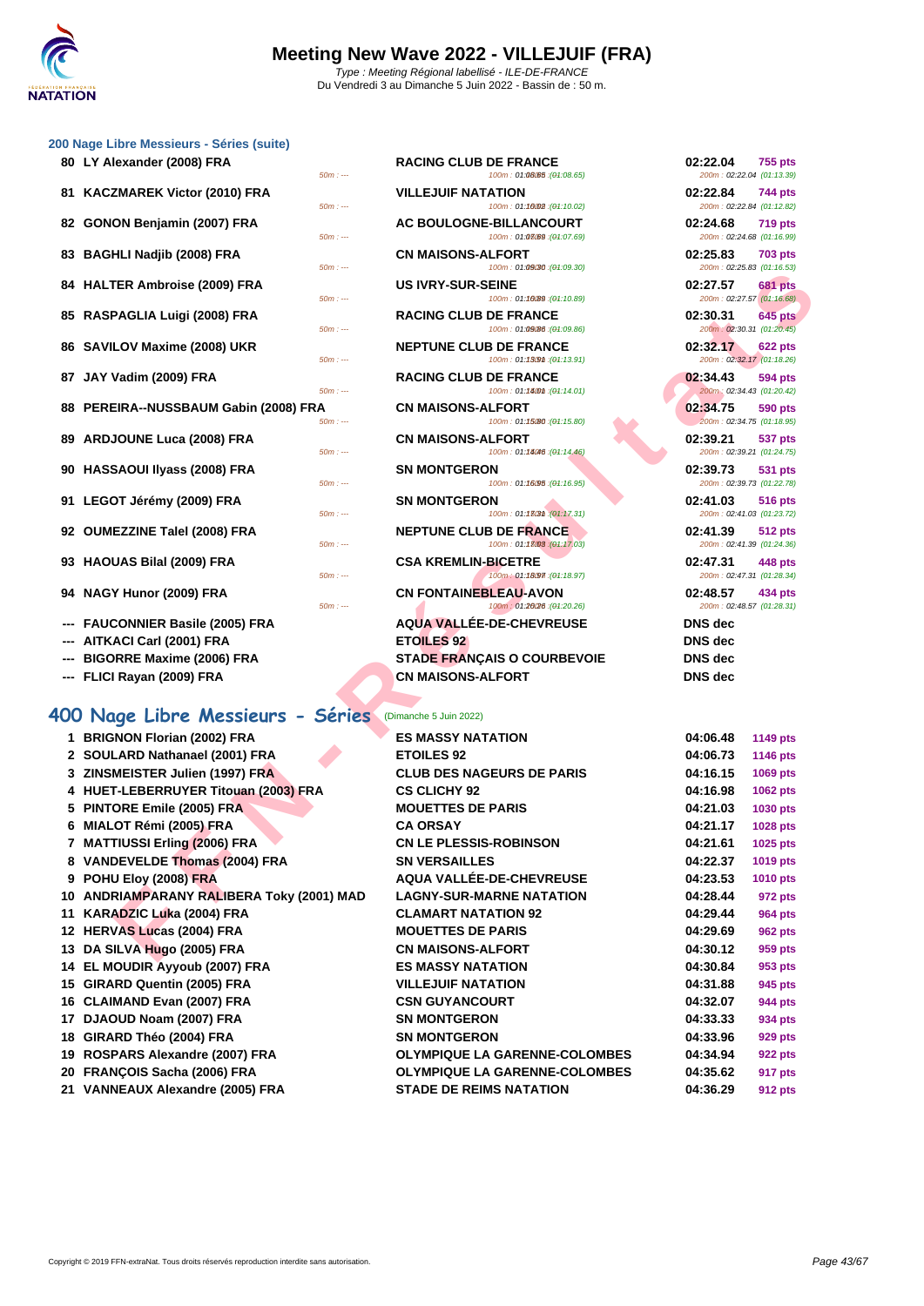# Meeting New Wave 2022 - VILLEJUIF (FRA)

*Type : Meeting Régional labellisé - ILE-DE-FRANCE*
Du Vendredi 3 au Dimanche 5 Juin 2022 - Bassin de : 50 m.

### 200 Nage Libre Messieurs - Séries (suite)

| Pl. | Nom | Club | Temps | Points |
|---|---|---|---|---|
| 80 | LY Alexander (2008) FRA | RACING CLUB DE FRANCE | 02:22.04 | 755 pts |
| | 50m : --- | 100m : 01:08.65 (01:08.65) | 200m : 02:22.04 (01:13.39) | |
| 81 | KACZMAREK Victor (2010) FRA | VILLEJUIF NATATION | 02:22.84 | 744 pts |
| | 50m : --- | 100m : 01:10.02 (01:10.02) | 200m : 02:22.84 (01:12.82) | |
| 82 | GONON Benjamin (2007) FRA | AC BOULOGNE-BILLANCOURT | 02:24.68 | 719 pts |
| | 50m : --- | 100m : 01:07.69 (01:07.69) | 200m : 02:24.68 (01:16.99) | |
| 83 | BAGHLI Nadjib (2008) FRA | CN MAISONS-ALFORT | 02:25.83 | 703 pts |
| | 50m : --- | 100m : 01:09.30 (01:09.30) | 200m : 02:25.83 (01:16.53) | |
| 84 | HALTER Ambroise (2009) FRA | US IVRY-SUR-SEINE | 02:27.57 | 681 pts |
| | 50m : --- | 100m : 01:10.89 (01:10.89) | 200m : 02:27.57 (01:16.68) | |
| 85 | RASPAGLIA Luigi (2008) FRA | RACING CLUB DE FRANCE | 02:30.31 | 645 pts |
| | 50m : --- | 100m : 01:09.86 (01:09.86) | 200m : 02:30.31 (01:20.45) | |
| 86 | SAVILOV Maxime (2008) UKR | NEPTUNE CLUB DE FRANCE | 02:32.17 | 622 pts |
| | 50m : --- | 100m : 01:13.91 (01:13.91) | 200m : 02:32.17 (01:18.26) | |
| 87 | JAY Vadim (2009) FRA | RACING CLUB DE FRANCE | 02:34.43 | 594 pts |
| | 50m : --- | 100m : 01:14.01 (01:14.01) | 200m : 02:34.43 (01:20.42) | |
| 88 | PEREIRA--NUSSBAUM Gabin (2008) FRA | CN MAISONS-ALFORT | 02:34.75 | 590 pts |
| | 50m : --- | 100m : 01:15.80 (01:15.80) | 200m : 02:34.75 (01:18.95) | |
| 89 | ARDJOUNE Luca (2008) FRA | CN MAISONS-ALFORT | 02:39.21 | 537 pts |
| | 50m : --- | 100m : 01:14.46 (01:14.46) | 200m : 02:39.21 (01:24.75) | |
| 90 | HASSAOUI Ilyass (2008) FRA | SN MONTGERON | 02:39.73 | 531 pts |
| | 50m : --- | 100m : 01:16.95 (01:16.95) | 200m : 02:39.73 (01:22.78) | |
| 91 | LEGOT Jérémy (2009) FRA | SN MONTGERON | 02:41.03 | 516 pts |
| | 50m : --- | 100m : 01:17.31 (01:17.31) | 200m : 02:41.03 (01:23.72) | |
| 92 | OUMEZZINE Talel (2008) FRA | NEPTUNE CLUB DE FRANCE | 02:41.39 | 512 pts |
| | 50m : --- | 100m : 01:17.03 (01:17.03) | 200m : 02:41.39 (01:24.36) | |
| 93 | HAOUAS Bilal (2009) FRA | CSA KREMLIN-BICETRE | 02:47.31 | 448 pts |
| | 50m : --- | 100m : 01:18.97 (01:18.97) | 200m : 02:47.31 (01:28.34) | |
| 94 | NAGY Hunor (2009) FRA | CN FONTAINEBLEAU-AVON | 02:48.57 | 434 pts |
| | 50m : --- | 100m : 01:20.26 (01:20.26) | 200m : 02:48.57 (01:28.31) | |
| --- | FAUCONNIER Basile (2005) FRA | AQUA VALLÉE-DE-CHEVREUSE | DNS dec | |
| --- | AITKACI Carl (2001) FRA | ETOILES 92 | DNS dec | |
| --- | BIGORRE Maxime (2006) FRA | STADE FRANÇAIS O COURBEVOIE | DNS dec | |
| --- | FLICI Rayan (2009) FRA | CN MAISONS-ALFORT | DNS dec | |

## 400 Nage Libre Messieurs - Séries (Dimanche 5 Juin 2022)

| Pl. | Nom | Club | Temps | Points |
|---|---|---|---|---|
| 1 | BRIGNON Florian (2002) FRA | ES MASSY NATATION | 04:06.48 | 1149 pts |
| 2 | SOULARD Nathanael (2001) FRA | ETOILES 92 | 04:06.73 | 1146 pts |
| 3 | ZINSMEISTER Julien (1997) FRA | CLUB DES NAGEURS DE PARIS | 04:16.15 | 1069 pts |
| 4 | HUET-LEBERRUYER Titouan (2003) FRA | CS CLICHY 92 | 04:16.98 | 1062 pts |
| 5 | PINTORE Emile (2005) FRA | MOUETTES DE PARIS | 04:21.03 | 1030 pts |
| 6 | MIALOT Rémi (2005) FRA | CA ORSAY | 04:21.17 | 1028 pts |
| 7 | MATTIUSSI Erling (2006) FRA | CN LE PLESSIS-ROBINSON | 04:21.61 | 1025 pts |
| 8 | VANDEVELDE Thomas (2004) FRA | SN VERSAILLES | 04:22.37 | 1019 pts |
| 9 | POHU Eloy (2008) FRA | AQUA VALLÉE-DE-CHEVREUSE | 04:23.53 | 1010 pts |
| 10 | ANDRIAMPARANY RALIBERA Toky (2001) MAD | LAGNY-SUR-MARNE NATATION | 04:28.44 | 972 pts |
| 11 | KARADZIC Luka (2004) FRA | CLAMART NATATION 92 | 04:29.44 | 964 pts |
| 12 | HERVAS Lucas (2004) FRA | MOUETTES DE PARIS | 04:29.69 | 962 pts |
| 13 | DA SILVA Hugo (2005) FRA | CN MAISONS-ALFORT | 04:30.12 | 959 pts |
| 14 | EL MOUDIR Ayyoub (2007) FRA | ES MASSY NATATION | 04:30.84 | 953 pts |
| 15 | GIRARD Quentin (2005) FRA | VILLEJUIF NATATION | 04:31.88 | 945 pts |
| 16 | CLAIMAND Evan (2007) FRA | CSN GUYANCOURT | 04:32.07 | 944 pts |
| 17 | DJAOUD Noam (2007) FRA | SN MONTGERON | 04:33.33 | 934 pts |
| 18 | GIRARD Théo (2004) FRA | SN MONTGERON | 04:33.96 | 929 pts |
| 19 | ROSPARS Alexandre (2007) FRA | OLYMPIQUE LA GARENNE-COLOMBES | 04:34.94 | 922 pts |
| 20 | FRANÇOIS Sacha (2006) FRA | OLYMPIQUE LA GARENNE-COLOMBES | 04:35.62 | 917 pts |
| 21 | VANNEAUX Alexandre (2005) FRA | STADE DE REIMS NATATION | 04:36.29 | 912 pts |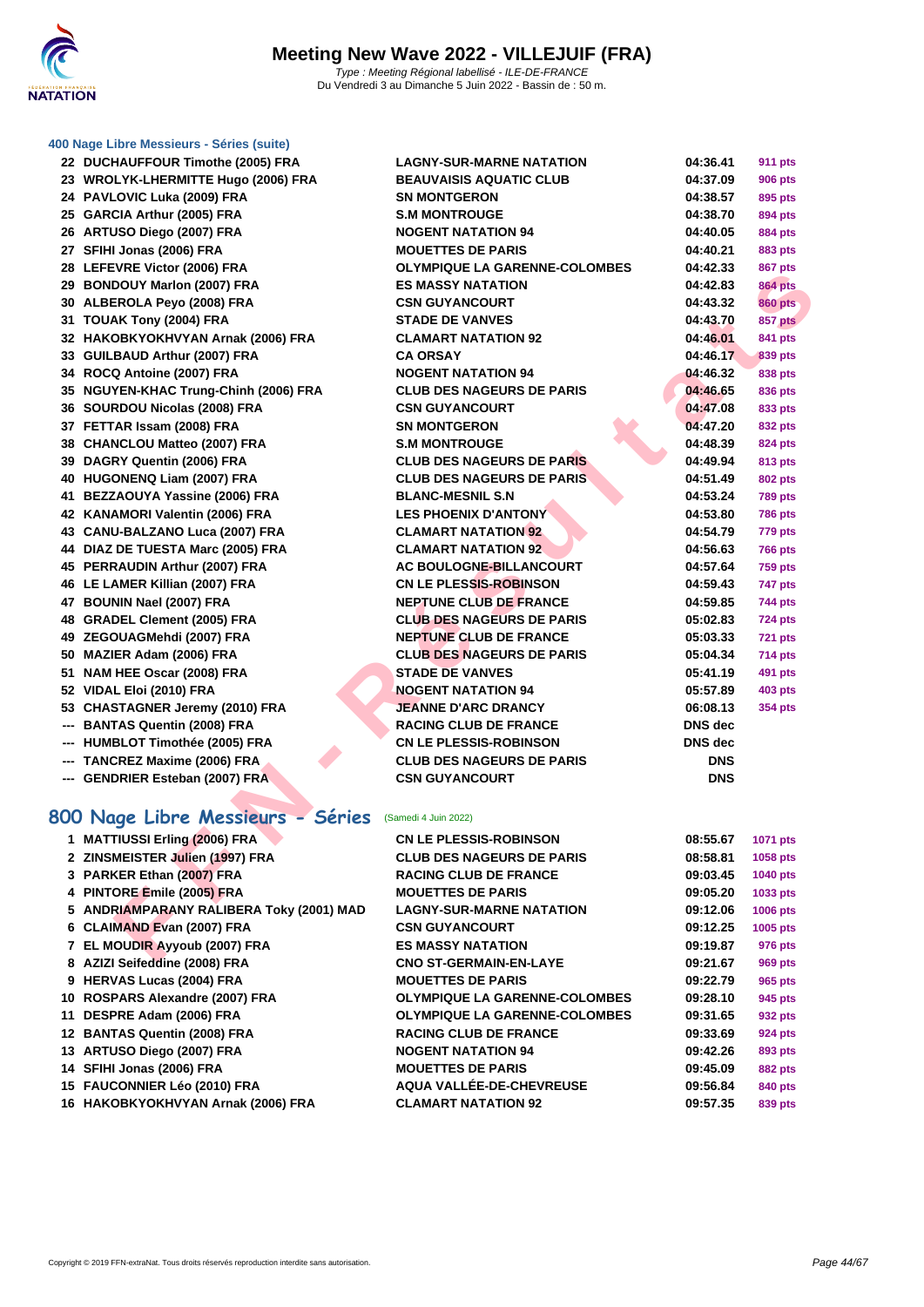# Meeting New Wave 2022 - VILLEJUIF (FRA)

*Type : Meeting Régional labellisé - ILE-DE-FRANCE*
Du Vendredi 3 au Dimanche 5 Juin 2022 - Bassin de : 50 m.

### 400 Nage Libre Messieurs - Séries (suite)

| | | | | |
|---|---|---|---|---|
| 22 | DUCHAUFFOUR Timothe (2005) FRA | LAGNY-SUR-MARNE NATATION | 04:36.41 | 911 pts |
| 23 | WROLYK-LHERMITTE Hugo (2006) FRA | BEAUVAISIS AQUATIC CLUB | 04:37.09 | 906 pts |
| 24 | PAVLOVIC Luka (2009) FRA | SN MONTGERON | 04:38.57 | 895 pts |
| 25 | GARCIA Arthur (2005) FRA | S.M MONTROUGE | 04:38.70 | 894 pts |
| 26 | ARTUSO Diego (2007) FRA | NOGENT NATATION 94 | 04:40.05 | 884 pts |
| 27 | SFIHI Jonas (2006) FRA | MOUETTES DE PARIS | 04:40.21 | 883 pts |
| 28 | LEFEVRE Victor (2006) FRA | OLYMPIQUE LA GARENNE-COLOMBES | 04:42.33 | 867 pts |
| 29 | BONDOUY Marlon (2007) FRA | ES MASSY NATATION | 04:42.83 | 864 pts |
| 30 | ALBEROLA Peyo (2008) FRA | CSN GUYANCOURT | 04:43.32 | 860 pts |
| 31 | TOUAK Tony (2004) FRA | STADE DE VANVES | 04:43.70 | 857 pts |
| 32 | HAKOBKYOKHVYAN Arnak (2006) FRA | CLAMART NATATION 92 | 04:46.01 | 841 pts |
| 33 | GUILBAUD Arthur (2007) FRA | CA ORSAY | 04:46.17 | 839 pts |
| 34 | ROCQ Antoine (2007) FRA | NOGENT NATATION 94 | 04:46.32 | 838 pts |
| 35 | NGUYEN-KHAC Trung-Chinh (2006) FRA | CLUB DES NAGEURS DE PARIS | 04:46.65 | 836 pts |
| 36 | SOURDOU Nicolas (2008) FRA | CSN GUYANCOURT | 04:47.08 | 833 pts |
| 37 | FETTAR Issam (2008) FRA | SN MONTGERON | 04:47.20 | 832 pts |
| 38 | CHANCLOU Matteo (2007) FRA | S.M MONTROUGE | 04:48.39 | 824 pts |
| 39 | DAGRY Quentin (2006) FRA | CLUB DES NAGEURS DE PARIS | 04:49.94 | 813 pts |
| 40 | HUGONENQ Liam (2007) FRA | CLUB DES NAGEURS DE PARIS | 04:51.49 | 802 pts |
| 41 | BEZZAOUYA Yassine (2006) FRA | BLANC-MESNIL S.N | 04:53.24 | 789 pts |
| 42 | KANAMORI Valentin (2006) FRA | LES PHOENIX D'ANTONY | 04:53.80 | 786 pts |
| 43 | CANU-BALZANO Luca (2007) FRA | CLAMART NATATION 92 | 04:54.79 | 779 pts |
| 44 | DIAZ DE TUESTA Marc (2005) FRA | CLAMART NATATION 92 | 04:56.63 | 766 pts |
| 45 | PERRAUDIN Arthur (2007) FRA | AC BOULOGNE-BILLANCOURT | 04:57.64 | 759 pts |
| 46 | LE LAMER Killian (2007) FRA | CN LE PLESSIS-ROBINSON | 04:59.43 | 747 pts |
| 47 | BOUNIN Nael (2007) FRA | NEPTUNE CLUB DE FRANCE | 04:59.85 | 744 pts |
| 48 | GRADEL Clement (2005) FRA | CLUB DES NAGEURS DE PARIS | 05:02.83 | 724 pts |
| 49 | ZEGOUAGMehdi (2007) FRA | NEPTUNE CLUB DE FRANCE | 05:03.33 | 721 pts |
| 50 | MAZIER Adam (2006) FRA | CLUB DES NAGEURS DE PARIS | 05:04.34 | 714 pts |
| 51 | NAM HEE Oscar (2008) FRA | STADE DE VANVES | 05:41.19 | 491 pts |
| 52 | VIDAL Eloi (2010) FRA | NOGENT NATATION 94 | 05:57.89 | 403 pts |
| 53 | CHASTAGNER Jeremy (2010) FRA | JEANNE D'ARC DRANCY | 06:08.13 | 354 pts |
| --- | BANTAS Quentin (2008) FRA | RACING CLUB DE FRANCE | DNS dec | |
| --- | HUMBLOT Timothée (2005) FRA | CN LE PLESSIS-ROBINSON | DNS dec | |
| --- | TANCREZ Maxime (2006) FRA | CLUB DES NAGEURS DE PARIS | DNS | |
| --- | GENDRIER Esteban (2007) FRA | CSN GUYANCOURT | DNS | |

## 800 Nage Libre Messieurs - Séries (Samedi 4 Juin 2022)

| | | | | |
|---|---|---|---|---|
| 1 | MATTIUSSI Erling (2006) FRA | CN LE PLESSIS-ROBINSON | 08:55.67 | 1071 pts |
| 2 | ZINSMEISTER Julien (1997) FRA | CLUB DES NAGEURS DE PARIS | 08:58.81 | 1058 pts |
| 3 | PARKER Ethan (2007) FRA | RACING CLUB DE FRANCE | 09:03.45 | 1040 pts |
| 4 | PINTORE Emile (2005) FRA | MOUETTES DE PARIS | 09:05.20 | 1033 pts |
| 5 | ANDRIAMPARANY RALIBERA Toky (2001) MAD | LAGNY-SUR-MARNE NATATION | 09:12.06 | 1006 pts |
| 6 | CLAIMAND Evan (2007) FRA | CSN GUYANCOURT | 09:12.25 | 1005 pts |
| 7 | EL MOUDIR Ayyoub (2007) FRA | ES MASSY NATATION | 09:19.87 | 976 pts |
| 8 | AZIZI Seifeddine (2008) FRA | CNO ST-GERMAIN-EN-LAYE | 09:21.67 | 969 pts |
| 9 | HERVAS Lucas (2004) FRA | MOUETTES DE PARIS | 09:22.79 | 965 pts |
| 10 | ROSPARS Alexandre (2007) FRA | OLYMPIQUE LA GARENNE-COLOMBES | 09:28.10 | 945 pts |
| 11 | DESPRE Adam (2006) FRA | OLYMPIQUE LA GARENNE-COLOMBES | 09:31.65 | 932 pts |
| 12 | BANTAS Quentin (2008) FRA | RACING CLUB DE FRANCE | 09:33.69 | 924 pts |
| 13 | ARTUSO Diego (2007) FRA | NOGENT NATATION 94 | 09:42.26 | 893 pts |
| 14 | SFIHI Jonas (2006) FRA | MOUETTES DE PARIS | 09:45.09 | 882 pts |
| 15 | FAUCONNIER Léo (2010) FRA | AQUA VALLÉE-DE-CHEVREUSE | 09:56.84 | 840 pts |
| 16 | HAKOBKYOKHVYAN Arnak (2006) FRA | CLAMART NATATION 92 | 09:57.35 | 839 pts |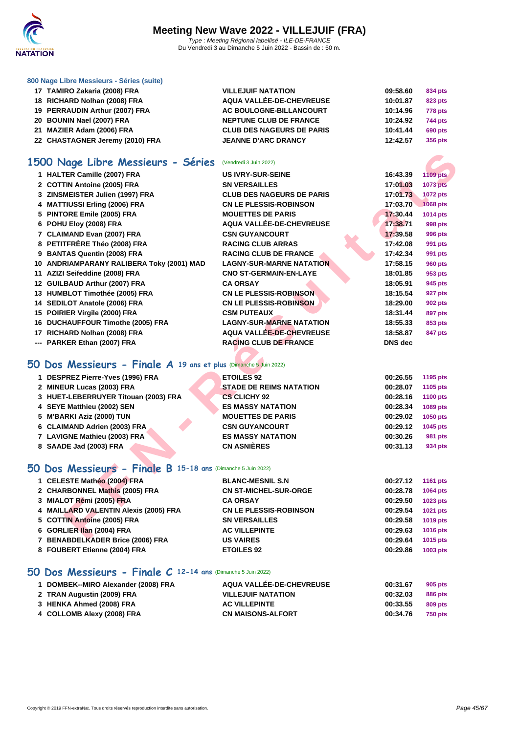# Meeting New Wave 2022 - VILLEJUIF (FRA)

*Type : Meeting Régional labellisé - ILE-DE-FRANCE*
Du Vendredi 3 au Dimanche 5 Juin 2022 - Bassin de : 50 m.

### 800 Nage Libre Messieurs - Séries (suite)

| | | | | |
|---|---|---|---|---|
| 17 | TAMIRO Zakaria (2008) FRA | VILLEJUIF NATATION | 09:58.60 | 834 pts |
| 18 | RICHARD Nolhan (2008) FRA | AQUA VALLÉE-DE-CHEVREUSE | 10:01.87 | 823 pts |
| 19 | PERRAUDIN Arthur (2007) FRA | AC BOULOGNE-BILLANCOURT | 10:14.96 | 778 pts |
| 20 | BOUNIN Nael (2007) FRA | NEPTUNE CLUB DE FRANCE | 10:24.92 | 744 pts |
| 21 | MAZIER Adam (2006) FRA | CLUB DES NAGEURS DE PARIS | 10:41.44 | 690 pts |
| 22 | CHASTAGNER Jeremy (2010) FRA | JEANNE D'ARC DRANCY | 12:42.57 | 356 pts |

## 1500 Nage Libre Messieurs - Séries (Vendredi 3 Juin 2022)

| | | | | |
|---|---|---|---|---|
| 1 | HALTER Camille (2007) FRA | US IVRY-SUR-SEINE | 16:43.39 | 1109 pts |
| 2 | COTTIN Antoine (2005) FRA | SN VERSAILLES | 17:01.03 | 1073 pts |
| 3 | ZINSMEISTER Julien (1997) FRA | CLUB DES NAGEURS DE PARIS | 17:01.73 | 1072 pts |
| 4 | MATTIUSSI Erling (2006) FRA | CN LE PLESSIS-ROBINSON | 17:03.70 | 1068 pts |
| 5 | PINTORE Emile (2005) FRA | MOUETTES DE PARIS | 17:30.44 | 1014 pts |
| 6 | POHU Eloy (2008) FRA | AQUA VALLÉE-DE-CHEVREUSE | 17:38.71 | 998 pts |
| 7 | CLAIMAND Evan (2007) FRA | CSN GUYANCOURT | 17:39.58 | 996 pts |
| 8 | PETITFRÈRE Théo (2008) FRA | RACING CLUB ARRAS | 17:42.08 | 991 pts |
| 9 | BANTAS Quentin (2008) FRA | RACING CLUB DE FRANCE | 17:42.34 | 991 pts |
| 10 | ANDRIAMPARANY RALIBERA Toky (2001) MAD | LAGNY-SUR-MARNE NATATION | 17:58.15 | 960 pts |
| 11 | AZIZI Seifeddine (2008) FRA | CNO ST-GERMAIN-EN-LAYE | 18:01.85 | 953 pts |
| 12 | GUILBAUD Arthur (2007) FRA | CA ORSAY | 18:05.91 | 945 pts |
| 13 | HUMBLOT Timothée (2005) FRA | CN LE PLESSIS-ROBINSON | 18:15.54 | 927 pts |
| 14 | SEDILOT Anatole (2006) FRA | CN LE PLESSIS-ROBINSON | 18:29.00 | 902 pts |
| 15 | POIRIER Virgile (2000) FRA | CSM PUTEAUX | 18:31.44 | 897 pts |
| 16 | DUCHAUFFOUR Timothe (2005) FRA | LAGNY-SUR-MARNE NATATION | 18:55.33 | 853 pts |
| 17 | RICHARD Nolhan (2008) FRA | AQUA VALLÉE-DE-CHEVREUSE | 18:58.87 | 847 pts |
| --- | PARKER Ethan (2007) FRA | RACING CLUB DE FRANCE | DNS dec | |

## 50 Dos Messieurs - Finale A 19 ans et plus (Dimanche 5 Juin 2022)

| | | | | |
|---|---|---|---|---|
| 1 | DESPREZ Pierre-Yves (1996) FRA | ETOILES 92 | 00:26.55 | 1195 pts |
| 2 | MINEUR Lucas (2003) FRA | STADE DE REIMS NATATION | 00:28.07 | 1105 pts |
| 3 | HUET-LEBERRUYER Titouan (2003) FRA | CS CLICHY 92 | 00:28.16 | 1100 pts |
| 4 | SEYE Matthieu (2002) SEN | ES MASSY NATATION | 00:28.34 | 1089 pts |
| 5 | M'BARKI Aziz (2000) TUN | MOUETTES DE PARIS | 00:29.02 | 1050 pts |
| 6 | CLAIMAND Adrien (2003) FRA | CSN GUYANCOURT | 00:29.12 | 1045 pts |
| 7 | LAVIGNE Mathieu (2003) FRA | ES MASSY NATATION | 00:30.26 | 981 pts |
| 8 | SAADE Jad (2003) FRA | CN ASNIÈRES | 00:31.13 | 934 pts |

## 50 Dos Messieurs - Finale B 15-18 ans (Dimanche 5 Juin 2022)

| | | | | |
|---|---|---|---|---|
| 1 | CELESTE Mathéo (2004) FRA | BLANC-MESNIL S.N | 00:27.12 | 1161 pts |
| 2 | CHARBONNEL Mathis (2005) FRA | CN ST-MICHEL-SUR-ORGE | 00:28.78 | 1064 pts |
| 3 | MIALOT Rémi (2005) FRA | CA ORSAY | 00:29.50 | 1023 pts |
| 4 | MAILLARD VALENTIN Alexis (2005) FRA | CN LE PLESSIS-ROBINSON | 00:29.54 | 1021 pts |
| 5 | COTTIN Antoine (2005) FRA | SN VERSAILLES | 00:29.58 | 1019 pts |
| 6 | GORLIER Ilan (2004) FRA | AC VILLEPINTE | 00:29.63 | 1016 pts |
| 7 | BENABDELKADER Brice (2006) FRA | US VAIRES | 00:29.64 | 1015 pts |
| 8 | FOUBERT Etienne (2004) FRA | ETOILES 92 | 00:29.86 | 1003 pts |

## 50 Dos Messieurs - Finale C 12-14 ans (Dimanche 5 Juin 2022)

| | | | | |
|---|---|---|---|---|
| 1 | DOMBEK--MIRO Alexander (2008) FRA | AQUA VALLÉE-DE-CHEVREUSE | 00:31.67 | 905 pts |
| 2 | TRAN Augustin (2009) FRA | VILLEJUIF NATATION | 00:32.03 | 886 pts |
| 3 | HENKA Ahmed (2008) FRA | AC VILLEPINTE | 00:33.55 | 809 pts |
| 4 | COLLOMB Alexy (2008) FRA | CN MAISONS-ALFORT | 00:34.76 | 750 pts |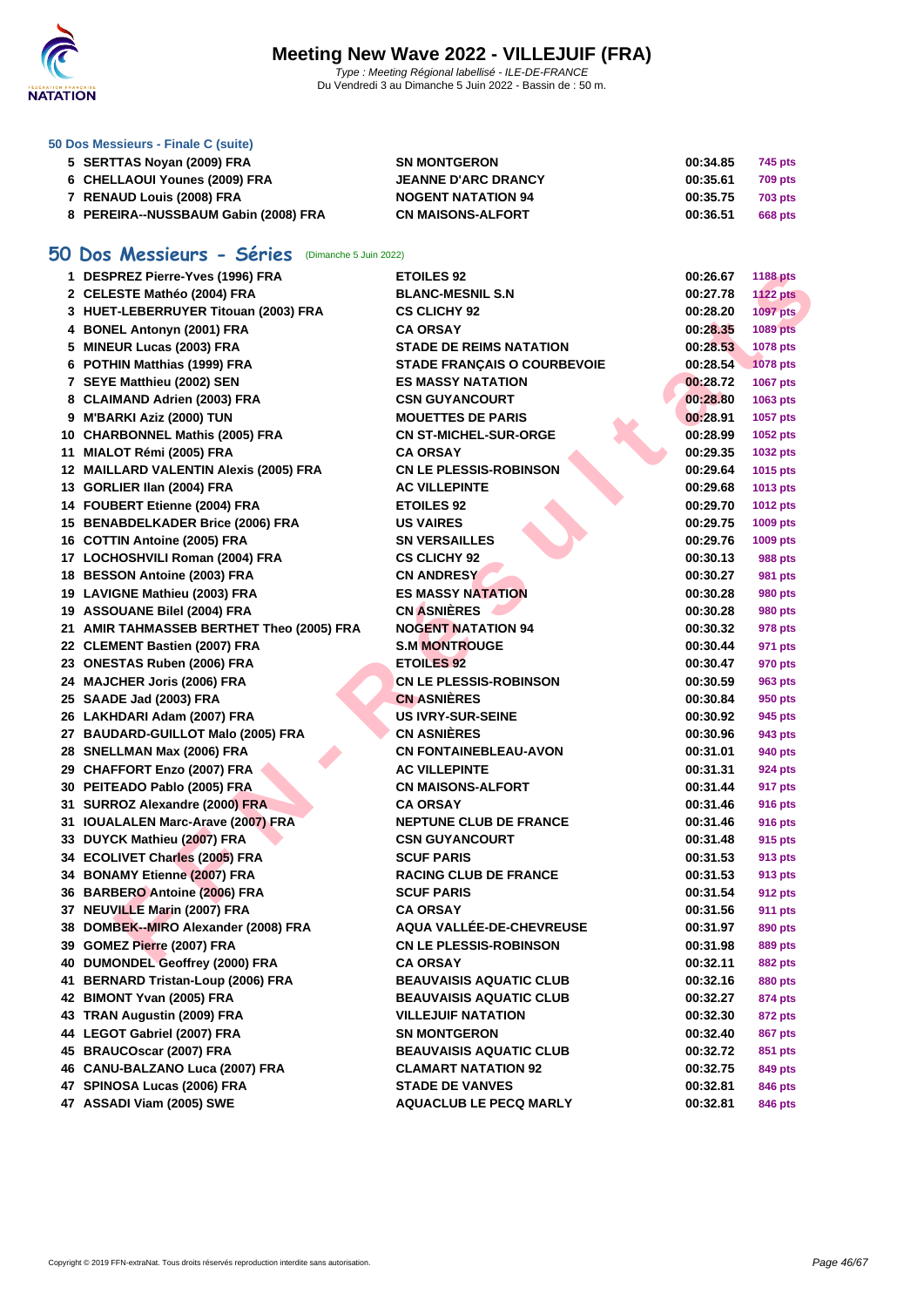# Meeting New Wave 2022 - VILLEJUIF (FRA)

*Type : Meeting Régional labellisé - ILE-DE-FRANCE*
Du Vendredi 3 au Dimanche 5 Juin 2022 - Bassin de : 50 m.

### 50 Dos Messieurs - Finale C (suite)

| | | | | |
|---|---|---|---|---|
| 5 | SERTTAS Noyan (2009) FRA | SN MONTGERON | 00:34.85 | 745 pts |
| 6 | CHELLAOUI Younes (2009) FRA | JEANNE D'ARC DRANCY | 00:35.61 | 709 pts |
| 7 | RENAUD Louis (2008) FRA | NOGENT NATATION 94 | 00:35.75 | 703 pts |
| 8 | PEREIRA--NUSSBAUM Gabin (2008) FRA | CN MAISONS-ALFORT | 00:36.51 | 668 pts |

## 50 Dos Messieurs - Séries (Dimanche 5 Juin 2022)

| | | | | |
|---|---|---|---|---|
| 1 | DESPREZ Pierre-Yves (1996) FRA | ETOILES 92 | 00:26.67 | 1188 pts |
| 2 | CELESTE Mathéo (2004) FRA | BLANC-MESNIL S.N | 00:27.78 | 1122 pts |
| 3 | HUET-LEBERRUYER Titouan (2003) FRA | CS CLICHY 92 | 00:28.20 | 1097 pts |
| 4 | BONEL Antonyn (2001) FRA | CA ORSAY | 00:28.35 | 1089 pts |
| 5 | MINEUR Lucas (2003) FRA | STADE DE REIMS NATATION | 00:28.53 | 1078 pts |
| 6 | POTHIN Matthias (1999) FRA | STADE FRANÇAIS O COURBEVOIE | 00:28.54 | 1078 pts |
| 7 | SEYE Matthieu (2002) SEN | ES MASSY NATATION | 00:28.72 | 1067 pts |
| 8 | CLAIMAND Adrien (2003) FRA | CSN GUYANCOURT | 00:28.80 | 1063 pts |
| 9 | M'BARKI Aziz (2000) TUN | MOUETTES DE PARIS | 00:28.91 | 1057 pts |
| 10 | CHARBONNEL Mathis (2005) FRA | CN ST-MICHEL-SUR-ORGE | 00:28.99 | 1052 pts |
| 11 | MIALOT Rémi (2005) FRA | CA ORSAY | 00:29.35 | 1032 pts |
| 12 | MAILLARD VALENTIN Alexis (2005) FRA | CN LE PLESSIS-ROBINSON | 00:29.64 | 1015 pts |
| 13 | GORLIER Ilan (2004) FRA | AC VILLEPINTE | 00:29.68 | 1013 pts |
| 14 | FOUBERT Etienne (2004) FRA | ETOILES 92 | 00:29.70 | 1012 pts |
| 15 | BENABDELKADER Brice (2006) FRA | US VAIRES | 00:29.75 | 1009 pts |
| 16 | COTTIN Antoine (2005) FRA | SN VERSAILLES | 00:29.76 | 1009 pts |
| 17 | LOCHOSHVILI Roman (2004) FRA | CS CLICHY 92 | 00:30.13 | 988 pts |
| 18 | BESSON Antoine (2003) FRA | CN ANDRESY | 00:30.27 | 981 pts |
| 19 | LAVIGNE Mathieu (2003) FRA | ES MASSY NATATION | 00:30.28 | 980 pts |
| 19 | ASSOUANE Bilel (2004) FRA | CN ASNIÈRES | 00:30.28 | 980 pts |
| 21 | AMIR TAHMASSEB BERTHET Theo (2005) FRA | NOGENT NATATION 94 | 00:30.32 | 978 pts |
| 22 | CLEMENT Bastien (2007) FRA | S.M MONTROUGE | 00:30.44 | 971 pts |
| 23 | ONESTAS Ruben (2006) FRA | ETOILES 92 | 00:30.47 | 970 pts |
| 24 | MAJCHER Joris (2006) FRA | CN LE PLESSIS-ROBINSON | 00:30.59 | 963 pts |
| 25 | SAADE Jad (2003) FRA | CN ASNIÈRES | 00:30.84 | 950 pts |
| 26 | LAKHDARI Adam (2007) FRA | US IVRY-SUR-SEINE | 00:30.92 | 945 pts |
| 27 | BAUDARD-GUILLOT Malo (2005) FRA | CN ASNIÈRES | 00:30.96 | 943 pts |
| 28 | SNELLMAN Max (2006) FRA | CN FONTAINEBLEAU-AVON | 00:31.01 | 940 pts |
| 29 | CHAFFORT Enzo (2007) FRA | AC VILLEPINTE | 00:31.31 | 924 pts |
| 30 | PEITEADO Pablo (2005) FRA | CN MAISONS-ALFORT | 00:31.44 | 917 pts |
| 31 | SURROZ Alexandre (2000) FRA | CA ORSAY | 00:31.46 | 916 pts |
| 31 | IOUALALEN Marc-Arave (2007) FRA | NEPTUNE CLUB DE FRANCE | 00:31.46 | 916 pts |
| 33 | DUYCK Mathieu (2007) FRA | CSN GUYANCOURT | 00:31.48 | 915 pts |
| 34 | ECOLIVET Charles (2005) FRA | SCUF PARIS | 00:31.53 | 913 pts |
| 34 | BONAMY Etienne (2007) FRA | RACING CLUB DE FRANCE | 00:31.53 | 913 pts |
| 36 | BARBERO Antoine (2006) FRA | SCUF PARIS | 00:31.54 | 912 pts |
| 37 | NEUVILLE Marin (2007) FRA | CA ORSAY | 00:31.56 | 911 pts |
| 38 | DOMBEK--MIRO Alexander (2008) FRA | AQUA VALLÉE-DE-CHEVREUSE | 00:31.97 | 890 pts |
| 39 | GOMEZ Pierre (2007) FRA | CN LE PLESSIS-ROBINSON | 00:31.98 | 889 pts |
| 40 | DUMONDEL Geoffrey (2000) FRA | CA ORSAY | 00:32.11 | 882 pts |
| 41 | BERNARD Tristan-Loup (2006) FRA | BEAUVAISIS AQUATIC CLUB | 00:32.16 | 880 pts |
| 42 | BIMONT Yvan (2005) FRA | BEAUVAISIS AQUATIC CLUB | 00:32.27 | 874 pts |
| 43 | TRAN Augustin (2009) FRA | VILLEJUIF NATATION | 00:32.30 | 872 pts |
| 44 | LEGOT Gabriel (2007) FRA | SN MONTGERON | 00:32.40 | 867 pts |
| 45 | BRAUCOscar (2007) FRA | BEAUVAISIS AQUATIC CLUB | 00:32.72 | 851 pts |
| 46 | CANU-BALZANO Luca (2007) FRA | CLAMART NATATION 92 | 00:32.75 | 849 pts |
| 47 | SPINOSA Lucas (2006) FRA | STADE DE VANVES | 00:32.81 | 846 pts |
| 47 | ASSADI Viam (2005) SWE | AQUACLUB LE PECQ MARLY | 00:32.81 | 846 pts |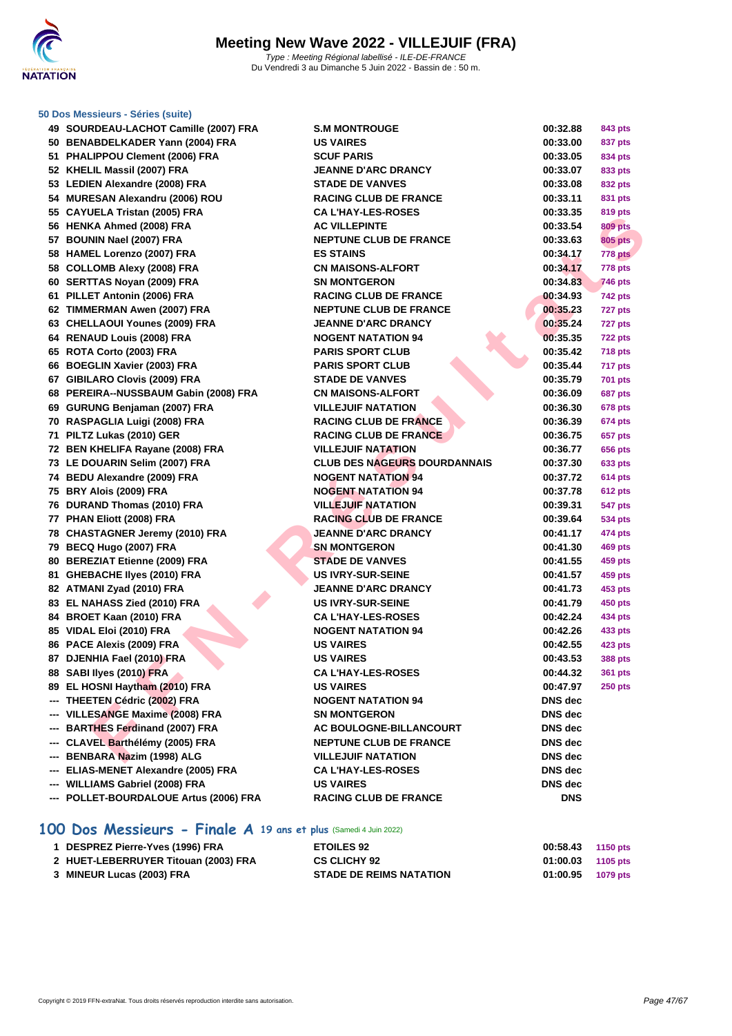### 50 Dos Messieurs - Séries (suite)

| | | | | |
|---|---|---|---|---|
| 49 | SOURDEAU-LACHOT Camille (2007) FRA | S.M MONTROUGE | 00:32.88 | 843 pts |
| 50 | BENABDELKADER Yann (2004) FRA | US VAIRES | 00:33.00 | 837 pts |
| 51 | PHALIPPOU Clement (2006) FRA | SCUF PARIS | 00:33.05 | 834 pts |
| 52 | KHELIL Massil (2007) FRA | JEANNE D'ARC DRANCY | 00:33.07 | 833 pts |
| 53 | LEDIEN Alexandre (2008) FRA | STADE DE VANVES | 00:33.08 | 832 pts |
| 54 | MURESAN Alexandru (2006) ROU | RACING CLUB DE FRANCE | 00:33.11 | 831 pts |
| 55 | CAYUELA Tristan (2005) FRA | CA L'HAY-LES-ROSES | 00:33.35 | 819 pts |
| 56 | HENKA Ahmed (2008) FRA | AC VILLEPINTE | 00:33.54 | 809 pts |
| 57 | BOUNIN Nael (2007) FRA | NEPTUNE CLUB DE FRANCE | 00:33.63 | 805 pts |
| 58 | HAMEL Lorenzo (2007) FRA | ES STAINS | 00:34.17 | 778 pts |
| 58 | COLLOMB Alexy (2008) FRA | CN MAISONS-ALFORT | 00:34.17 | 778 pts |
| 60 | SERTTAS Noyan (2009) FRA | SN MONTGERON | 00:34.83 | 746 pts |
| 61 | PILLET Antonin (2006) FRA | RACING CLUB DE FRANCE | 00:34.93 | 742 pts |
| 62 | TIMMERMAN Awen (2007) FRA | NEPTUNE CLUB DE FRANCE | 00:35.23 | 727 pts |
| 63 | CHELLAOUI Younes (2009) FRA | JEANNE D'ARC DRANCY | 00:35.24 | 727 pts |
| 64 | RENAUD Louis (2008) FRA | NOGENT NATATION 94 | 00:35.35 | 722 pts |
| 65 | ROTA Corto (2003) FRA | PARIS SPORT CLUB | 00:35.42 | 718 pts |
| 66 | BOEGLIN Xavier (2003) FRA | PARIS SPORT CLUB | 00:35.44 | 717 pts |
| 67 | GIBILARO Clovis (2009) FRA | STADE DE VANVES | 00:35.79 | 701 pts |
| 68 | PEREIRA--NUSSBAUM Gabin (2008) FRA | CN MAISONS-ALFORT | 00:36.09 | 687 pts |
| 69 | GURUNG Benjaman (2007) FRA | VILLEJUIF NATATION | 00:36.30 | 678 pts |
| 70 | RASPAGLIA Luigi (2008) FRA | RACING CLUB DE FRANCE | 00:36.39 | 674 pts |
| 71 | PILTZ Lukas (2010) GER | RACING CLUB DE FRANCE | 00:36.75 | 657 pts |
| 72 | BEN KHELIFA Rayane (2008) FRA | VILLEJUIF NATATION | 00:36.77 | 656 pts |
| 73 | LE DOUARIN Selim (2007) FRA | CLUB DES NAGEURS DOURDANNAIS | 00:37.30 | 633 pts |
| 74 | BEDU Alexandre (2009) FRA | NOGENT NATATION 94 | 00:37.72 | 614 pts |
| 75 | BRY Alois (2009) FRA | NOGENT NATATION 94 | 00:37.78 | 612 pts |
| 76 | DURAND Thomas (2010) FRA | VILLEJUIF NATATION | 00:39.31 | 547 pts |
| 77 | PHAN Eliott (2008) FRA | RACING CLUB DE FRANCE | 00:39.64 | 534 pts |
| 78 | CHASTAGNER Jeremy (2010) FRA | JEANNE D'ARC DRANCY | 00:41.17 | 474 pts |
| 79 | BECQ Hugo (2007) FRA | SN MONTGERON | 00:41.30 | 469 pts |
| 80 | BEREZIAT Etienne (2009) FRA | STADE DE VANVES | 00:41.55 | 459 pts |
| 81 | GHEBACHE Ilyes (2010) FRA | US IVRY-SUR-SEINE | 00:41.57 | 459 pts |
| 82 | ATMANI Zyad (2010) FRA | JEANNE D'ARC DRANCY | 00:41.73 | 453 pts |
| 83 | EL NAHASS Zied (2010) FRA | US IVRY-SUR-SEINE | 00:41.79 | 450 pts |
| 84 | BROET Kaan (2010) FRA | CA L'HAY-LES-ROSES | 00:42.24 | 434 pts |
| 85 | VIDAL Eloi (2010) FRA | NOGENT NATATION 94 | 00:42.26 | 433 pts |
| 86 | PACE Alexis (2009) FRA | US VAIRES | 00:42.55 | 423 pts |
| 87 | DJENHIA Fael (2010) FRA | US VAIRES | 00:43.53 | 388 pts |
| 88 | SABI Ilyes (2010) FRA | CA L'HAY-LES-ROSES | 00:44.32 | 361 pts |
| 89 | EL HOSNI Haytham (2010) FRA | US VAIRES | 00:47.97 | 250 pts |
| --- | THEETEN Cédric (2002) FRA | NOGENT NATATION 94 | DNS dec | |
| --- | VILLESANGE Maxime (2008) FRA | SN MONTGERON | DNS dec | |
| --- | BARTHES Ferdinand (2007) FRA | AC BOULOGNE-BILLANCOURT | DNS dec | |
| --- | CLAVEL Barthélémy (2005) FRA | NEPTUNE CLUB DE FRANCE | DNS dec | |
| --- | BENBARA Nazim (1998) ALG | VILLEJUIF NATATION | DNS dec | |
| --- | ELIAS-MENET Alexandre (2005) FRA | CA L'HAY-LES-ROSES | DNS dec | |
| --- | WILLIAMS Gabriel (2008) FRA | US VAIRES | DNS dec | |
| --- | POLLET-BOURDALOUE Artus (2006) FRA | RACING CLUB DE FRANCE | DNS | |

## 100 Dos Messieurs - Finale A 19 ans et plus (Samedi 4 Juin 2022)

| | | | | |
|---|---|---|---|---|
| 1 | DESPREZ Pierre-Yves (1996) FRA | ETOILES 92 | 00:58.43 | 1150 pts |
| 2 | HUET-LEBERRUYER Titouan (2003) FRA | CS CLICHY 92 | 01:00.03 | 1105 pts |
| 3 | MINEUR Lucas (2003) FRA | STADE DE REIMS NATATION | 01:00.95 | 1079 pts |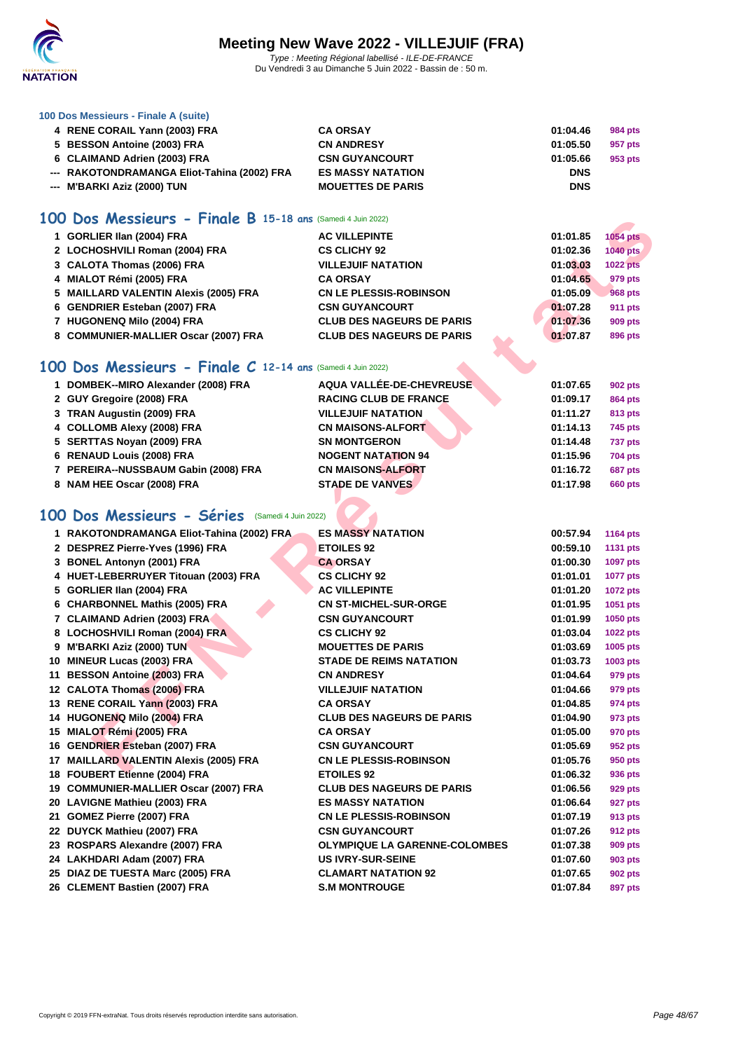### 100 Dos Messieurs - Finale A (suite)

| | | | | |
|---|---|---|---|---|
| 4 | RENE CORAIL Yann (2003) FRA | CA ORSAY | 01:04.46 | 984 pts |
| 5 | BESSON Antoine (2003) FRA | CN ANDRESY | 01:05.50 | 957 pts |
| 6 | CLAIMAND Adrien (2003) FRA | CSN GUYANCOURT | 01:05.66 | 953 pts |
| --- | RAKOTONDRAMANGA Eliot-Tahina (2002) FRA | ES MASSY NATATION | DNS | |
| --- | M'BARKI Aziz (2000) TUN | MOUETTES DE PARIS | DNS | |

## 100 Dos Messieurs - Finale B 15-18 ans (Samedi 4 Juin 2022)

| | | | | |
|---|---|---|---|---|
| 1 | GORLIER Ilan (2004) FRA | AC VILLEPINTE | 01:01.85 | 1054 pts |
| 2 | LOCHOSHVILI Roman (2004) FRA | CS CLICHY 92 | 01:02.36 | 1040 pts |
| 3 | CALOTA Thomas (2006) FRA | VILLEJUIF NATATION | 01:03.03 | 1022 pts |
| 4 | MIALOT Rémi (2005) FRA | CA ORSAY | 01:04.65 | 979 pts |
| 5 | MAILLARD VALENTIN Alexis (2005) FRA | CN LE PLESSIS-ROBINSON | 01:05.09 | 968 pts |
| 6 | GENDRIER Esteban (2007) FRA | CSN GUYANCOURT | 01:07.28 | 911 pts |
| 7 | HUGONENQ Milo (2004) FRA | CLUB DES NAGEURS DE PARIS | 01:07.36 | 909 pts |
| 8 | COMMUNIER-MALLIER Oscar (2007) FRA | CLUB DES NAGEURS DE PARIS | 01:07.87 | 896 pts |

## 100 Dos Messieurs - Finale C 12-14 ans (Samedi 4 Juin 2022)

| | | | | |
|---|---|---|---|---|
| 1 | DOMBEK--MIRO Alexander (2008) FRA | AQUA VALLÉE-DE-CHEVREUSE | 01:07.65 | 902 pts |
| 2 | GUY Gregoire (2008) FRA | RACING CLUB DE FRANCE | 01:09.17 | 864 pts |
| 3 | TRAN Augustin (2009) FRA | VILLEJUIF NATATION | 01:11.27 | 813 pts |
| 4 | COLLOMB Alexy (2008) FRA | CN MAISONS-ALFORT | 01:14.13 | 745 pts |
| 5 | SERTTAS Noyan (2009) FRA | SN MONTGERON | 01:14.48 | 737 pts |
| 6 | RENAUD Louis (2008) FRA | NOGENT NATATION 94 | 01:15.96 | 704 pts |
| 7 | PEREIRA--NUSSBAUM Gabin (2008) FRA | CN MAISONS-ALFORT | 01:16.72 | 687 pts |
| 8 | NAM HEE Oscar (2008) FRA | STADE DE VANVES | 01:17.98 | 660 pts |

## 100 Dos Messieurs - Séries (Samedi 4 Juin 2022)

| | | | | |
|---|---|---|---|---|
| 1 | RAKOTONDRAMANGA Eliot-Tahina (2002) FRA | ES MASSY NATATION | 00:57.94 | 1164 pts |
| 2 | DESPREZ Pierre-Yves (1996) FRA | ETOILES 92 | 00:59.10 | 1131 pts |
| 3 | BONEL Antonyn (2001) FRA | CA ORSAY | 01:00.30 | 1097 pts |
| 4 | HUET-LEBERRUYER Titouan (2003) FRA | CS CLICHY 92 | 01:01.01 | 1077 pts |
| 5 | GORLIER Ilan (2004) FRA | AC VILLEPINTE | 01:01.20 | 1072 pts |
| 6 | CHARBONNEL Mathis (2005) FRA | CN ST-MICHEL-SUR-ORGE | 01:01.95 | 1051 pts |
| 7 | CLAIMAND Adrien (2003) FRA | CSN GUYANCOURT | 01:01.99 | 1050 pts |
| 8 | LOCHOSHVILI Roman (2004) FRA | CS CLICHY 92 | 01:03.04 | 1022 pts |
| 9 | M'BARKI Aziz (2000) TUN | MOUETTES DE PARIS | 01:03.69 | 1005 pts |
| 10 | MINEUR Lucas (2003) FRA | STADE DE REIMS NATATION | 01:03.73 | 1003 pts |
| 11 | BESSON Antoine (2003) FRA | CN ANDRESY | 01:04.64 | 979 pts |
| 12 | CALOTA Thomas (2006) FRA | VILLEJUIF NATATION | 01:04.66 | 979 pts |
| 13 | RENE CORAIL Yann (2003) FRA | CA ORSAY | 01:04.85 | 974 pts |
| 14 | HUGONENQ Milo (2004) FRA | CLUB DES NAGEURS DE PARIS | 01:04.90 | 973 pts |
| 15 | MIALOT Rémi (2005) FRA | CA ORSAY | 01:05.00 | 970 pts |
| 16 | GENDRIER Esteban (2007) FRA | CSN GUYANCOURT | 01:05.69 | 952 pts |
| 17 | MAILLARD VALENTIN Alexis (2005) FRA | CN LE PLESSIS-ROBINSON | 01:05.76 | 950 pts |
| 18 | FOUBERT Etienne (2004) FRA | ETOILES 92 | 01:06.32 | 936 pts |
| 19 | COMMUNIER-MALLIER Oscar (2007) FRA | CLUB DES NAGEURS DE PARIS | 01:06.56 | 929 pts |
| 20 | LAVIGNE Mathieu (2003) FRA | ES MASSY NATATION | 01:06.64 | 927 pts |
| 21 | GOMEZ Pierre (2007) FRA | CN LE PLESSIS-ROBINSON | 01:07.19 | 913 pts |
| 22 | DUYCK Mathieu (2007) FRA | CSN GUYANCOURT | 01:07.26 | 912 pts |
| 23 | ROSPARS Alexandre (2007) FRA | OLYMPIQUE LA GARENNE-COLOMBES | 01:07.38 | 909 pts |
| 24 | LAKHDARI Adam (2007) FRA | US IVRY-SUR-SEINE | 01:07.60 | 903 pts |
| 25 | DIAZ DE TUESTA Marc (2005) FRA | CLAMART NATATION 92 | 01:07.65 | 902 pts |
| 26 | CLEMENT Bastien (2007) FRA | S.M MONTROUGE | 01:07.84 | 897 pts |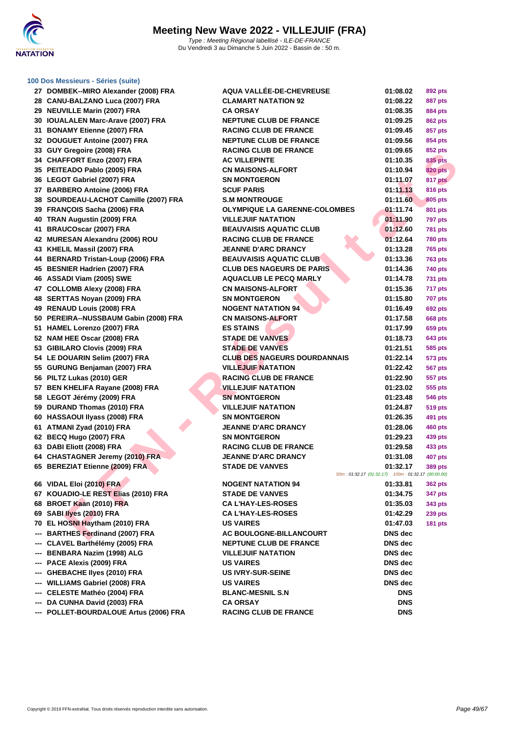# Meeting New Wave 2022 - VILLEJUIF (FRA)

*Type : Meeting Régional labellisé - ILE-DE-FRANCE*
Du Vendredi 3 au Dimanche 5 Juin 2022 - Bassin de : 50 m.

### 100 Dos Messieurs - Séries (suite)

| Rang | Nom | Club | Temps | Points |
|---|---|---|---|---|
| 27 | DOMBEK--MIRO Alexander (2008) FRA | AQUA VALLÉE-DE-CHEVREUSE | 01:08.02 | 892 pts |
| 28 | CANU-BALZANO Luca (2007) FRA | CLAMART NATATION 92 | 01:08.22 | 887 pts |
| 29 | NEUVILLE Marin (2007) FRA | CA ORSAY | 01:08.35 | 884 pts |
| 30 | IOUALALEN Marc-Arave (2007) FRA | NEPTUNE CLUB DE FRANCE | 01:09.25 | 862 pts |
| 31 | BONAMY Etienne (2007) FRA | RACING CLUB DE FRANCE | 01:09.45 | 857 pts |
| 32 | DOUGUET Antoine (2007) FRA | NEPTUNE CLUB DE FRANCE | 01:09.56 | 854 pts |
| 33 | GUY Gregoire (2008) FRA | RACING CLUB DE FRANCE | 01:09.65 | 852 pts |
| 34 | CHAFFORT Enzo (2007) FRA | AC VILLEPINTE | 01:10.35 | 835 pts |
| 35 | PEITEADO Pablo (2005) FRA | CN MAISONS-ALFORT | 01:10.94 | 820 pts |
| 36 | LEGOT Gabriel (2007) FRA | SN MONTGERON | 01:11.07 | 817 pts |
| 37 | BARBERO Antoine (2006) FRA | SCUF PARIS | 01:11.13 | 816 pts |
| 38 | SOURDEAU-LACHOT Camille (2007) FRA | S.M MONTROUGE | 01:11.60 | 805 pts |
| 39 | FRANÇOIS Sacha (2006) FRA | OLYMPIQUE LA GARENNE-COLOMBES | 01:11.74 | 801 pts |
| 40 | TRAN Augustin (2009) FRA | VILLEJUIF NATATION | 01:11.90 | 797 pts |
| 41 | BRAUCOscar (2007) FRA | BEAUVAISIS AQUATIC CLUB | 01:12.60 | 781 pts |
| 42 | MURESAN Alexandru (2006) ROU | RACING CLUB DE FRANCE | 01:12.64 | 780 pts |
| 43 | KHELIL Massil (2007) FRA | JEANNE D'ARC DRANCY | 01:13.28 | 765 pts |
| 44 | BERNARD Tristan-Loup (2006) FRA | BEAUVAISIS AQUATIC CLUB | 01:13.36 | 763 pts |
| 45 | BESNIER Hadrien (2007) FRA | CLUB DES NAGEURS DE PARIS | 01:14.36 | 740 pts |
| 46 | ASSADI Viam (2005) SWE | AQUACLUB LE PECQ MARLY | 01:14.78 | 731 pts |
| 47 | COLLOMB Alexy (2008) FRA | CN MAISONS-ALFORT | 01:15.36 | 717 pts |
| 48 | SERTTAS Noyan (2009) FRA | SN MONTGERON | 01:15.80 | 707 pts |
| 49 | RENAUD Louis (2008) FRA | NOGENT NATATION 94 | 01:16.49 | 692 pts |
| 50 | PEREIRA--NUSSBAUM Gabin (2008) FRA | CN MAISONS-ALFORT | 01:17.58 | 668 pts |
| 51 | HAMEL Lorenzo (2007) FRA | ES STAINS | 01:17.99 | 659 pts |
| 52 | NAM HEE Oscar (2008) FRA | STADE DE VANVES | 01:18.73 | 643 pts |
| 53 | GIBILARO Clovis (2009) FRA | STADE DE VANVES | 01:21.51 | 585 pts |
| 54 | LE DOUARIN Selim (2007) FRA | CLUB DES NAGEURS DOURDANNAIS | 01:22.14 | 573 pts |
| 55 | GURUNG Benjaman (2007) FRA | VILLEJUIF NATATION | 01:22.42 | 567 pts |
| 56 | PILTZ Lukas (2010) GER | RACING CLUB DE FRANCE | 01:22.90 | 557 pts |
| 57 | BEN KHELIFA Rayane (2008) FRA | VILLEJUIF NATATION | 01:23.02 | 555 pts |
| 58 | LEGOT Jérémy (2009) FRA | SN MONTGERON | 01:23.48 | 546 pts |
| 59 | DURAND Thomas (2010) FRA | VILLEJUIF NATATION | 01:24.87 | 519 pts |
| 60 | HASSAOUI Ilyass (2008) FRA | SN MONTGERON | 01:26.35 | 491 pts |
| 61 | ATMANI Zyad (2010) FRA | JEANNE D'ARC DRANCY | 01:28.06 | 460 pts |
| 62 | BECQ Hugo (2007) FRA | SN MONTGERON | 01:29.23 | 439 pts |
| 63 | DABI Eliott (2008) FRA | RACING CLUB DE FRANCE | 01:29.58 | 433 pts |
| 64 | CHASTAGNER Jeremy (2010) FRA | JEANNE D'ARC DRANCY | 01:31.08 | 407 pts |
| 65 | BEREZIAT Etienne (2009) FRA | STADE DE VANVES | 01:32.17 | 389 pts |
| | | *50m : 01:32.17 (01:32.17) 100m : 01:32.17 (00:00.00)* | | |
| 66 | VIDAL Eloi (2010) FRA | NOGENT NATATION 94 | 01:33.81 | 362 pts |
| 67 | KOUADIO-LE REST Elias (2010) FRA | STADE DE VANVES | 01:34.75 | 347 pts |
| 68 | BROET Kaan (2010) FRA | CA L'HAY-LES-ROSES | 01:35.03 | 343 pts |
| 69 | SABI Ilyes (2010) FRA | CA L'HAY-LES-ROSES | 01:42.29 | 239 pts |
| 70 | EL HOSNI Haytham (2010) FRA | US VAIRES | 01:47.03 | 181 pts |
| --- | BARTHES Ferdinand (2007) FRA | AC BOULOGNE-BILLANCOURT | DNS dec | |
| --- | CLAVEL Barthélémy (2005) FRA | NEPTUNE CLUB DE FRANCE | DNS dec | |
| --- | BENBARA Nazim (1998) ALG | VILLEJUIF NATATION | DNS dec | |
| --- | PACE Alexis (2009) FRA | US VAIRES | DNS dec | |
| --- | GHEBACHE Ilyes (2010) FRA | US IVRY-SUR-SEINE | DNS dec | |
| --- | WILLIAMS Gabriel (2008) FRA | US VAIRES | DNS dec | |
| --- | CELESTE Mathéo (2004) FRA | BLANC-MESNIL S.N | DNS | |
| --- | DA CUNHA David (2003) FRA | CA ORSAY | DNS | |
| --- | POLLET-BOURDALOUE Artus (2006) FRA | RACING CLUB DE FRANCE | DNS | |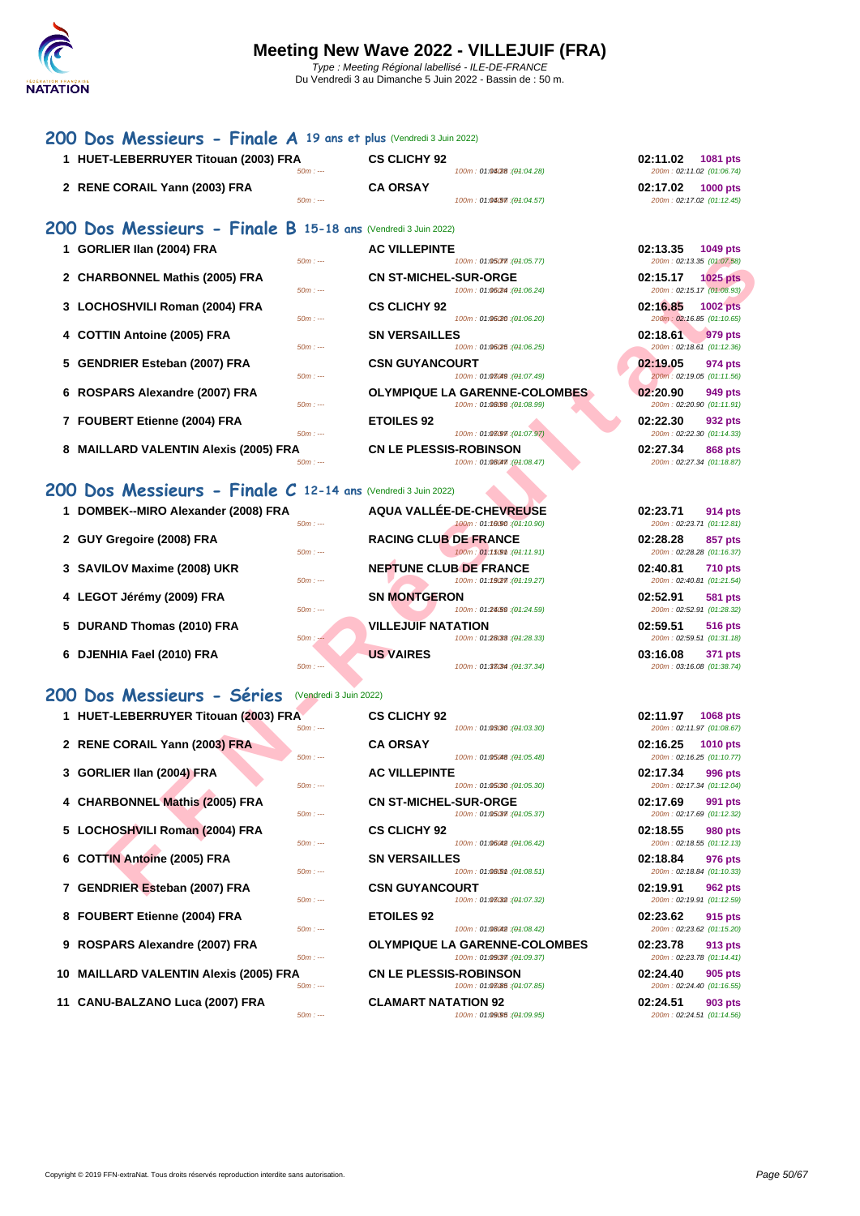# Meeting New Wave 2022 - VILLEJUIF (FRA)

*Type : Meeting Régional labellisé - ILE-DE-FRANCE*
Du Vendredi 3 au Dimanche 5 Juin 2022 - Bassin de : 50 m.

## 200 Dos Messieurs - Finale A 19 ans et plus (Vendredi 3 Juin 2022)

| Rang | Nom | Club | Temps | Points |
|---|---|---|---|---|
| 1 | HUET-LEBERRUYER Titouan (2003) FRA | CS CLICHY 92 | 02:11.02 | 1081 pts |
| | 50m : --- | 100m : 01:04.28 (01:04.28) | 200m : 02:11.02 (01:06.74) | |
| 2 | RENE CORAIL Yann (2003) FRA | CA ORSAY | 02:17.02 | 1000 pts |
| | 50m : --- | 100m : 01:04.57 (01:04.57) | 200m : 02:17.02 (01:12.45) | |

## 200 Dos Messieurs - Finale B 15-18 ans (Vendredi 3 Juin 2022)

| Rang | Nom | Club | Temps | Points |
|---|---|---|---|---|
| 1 | GORLIER Ilan (2004) FRA | AC VILLEPINTE | 02:13.35 | 1049 pts |
| | 50m : --- | 100m : 01:05.77 (01:05.77) | 200m : 02:13.35 (01:07.58) | |
| 2 | CHARBONNEL Mathis (2005) FRA | CN ST-MICHEL-SUR-ORGE | 02:15.17 | 1025 pts |
| | 50m : --- | 100m : 01:06.24 (01:06.24) | 200m : 02:15.17 (01:08.93) | |
| 3 | LOCHOSHVILI Roman (2004) FRA | CS CLICHY 92 | 02:16.85 | 1002 pts |
| | 50m : --- | 100m : 01:06.20 (01:06.20) | 200m : 02:16.85 (01:10.65) | |
| 4 | COTTIN Antoine (2005) FRA | SN VERSAILLES | 02:18.61 | 979 pts |
| | 50m : --- | 100m : 01:06.25 (01:06.25) | 200m : 02:18.61 (01:12.36) | |
| 5 | GENDRIER Esteban (2007) FRA | CSN GUYANCOURT | 02:19.05 | 974 pts |
| | 50m : --- | 100m : 01:07.49 (01:07.49) | 200m : 02:19.05 (01:11.56) | |
| 6 | ROSPARS Alexandre (2007) FRA | OLYMPIQUE LA GARENNE-COLOMBES | 02:20.90 | 949 pts |
| | 50m : --- | 100m : 01:08.99 (01:08.99) | 200m : 02:20.90 (01:11.91) | |
| 7 | FOUBERT Etienne (2004) FRA | ETOILES 92 | 02:22.30 | 932 pts |
| | 50m : --- | 100m : 01:07.97 (01:07.97) | 200m : 02:22.30 (01:14.33) | |
| 8 | MAILLARD VALENTIN Alexis (2005) FRA | CN LE PLESSIS-ROBINSON | 02:27.34 | 868 pts |
| | 50m : --- | 100m : 01:08.47 (01:08.47) | 200m : 02:27.34 (01:18.87) | |

## 200 Dos Messieurs - Finale C 12-14 ans (Vendredi 3 Juin 2022)

| Rang | Nom | Club | Temps | Points |
|---|---|---|---|---|
| 1 | DOMBEK--MIRO Alexander (2008) FRA | AQUA VALLÉE-DE-CHEVREUSE | 02:23.71 | 914 pts |
| | 50m : --- | 100m : 01:10.90 (01:10.90) | 200m : 02:23.71 (01:12.81) | |
| 2 | GUY Gregoire (2008) FRA | RACING CLUB DE FRANCE | 02:28.28 | 857 pts |
| | 50m : --- | 100m : 01:11.91 (01:11.91) | 200m : 02:28.28 (01:16.37) | |
| 3 | SAVILOV Maxime (2008) UKR | NEPTUNE CLUB DE FRANCE | 02:40.81 | 710 pts |
| | 50m : --- | 100m : 01:19.27 (01:19.27) | 200m : 02:40.81 (01:21.54) | |
| 4 | LEGOT Jérémy (2009) FRA | SN MONTGERON | 02:52.91 | 581 pts |
| | 50m : --- | 100m : 01:24.59 (01:24.59) | 200m : 02:52.91 (01:28.32) | |
| 5 | DURAND Thomas (2010) FRA | VILLEJUIF NATATION | 02:59.51 | 516 pts |
| | 50m : --- | 100m : 01:28.33 (01:28.33) | 200m : 02:59.51 (01:31.18) | |
| 6 | DJENHIA Fael (2010) FRA | US VAIRES | 03:16.08 | 371 pts |
| | 50m : --- | 100m : 01:37.34 (01:37.34) | 200m : 03:16.08 (01:38.74) | |

## 200 Dos Messieurs - Séries (Vendredi 3 Juin 2022)

| Rang | Nom | Club | Temps | Points |
|---|---|---|---|---|
| 1 | HUET-LEBERRUYER Titouan (2003) FRA | CS CLICHY 92 | 02:11.97 | 1068 pts |
| | 50m : --- | 100m : 01:03.30 (01:03.30) | 200m : 02:11.97 (01:08.67) | |
| 2 | RENE CORAIL Yann (2003) FRA | CA ORSAY | 02:16.25 | 1010 pts |
| | 50m : --- | 100m : 01:05.48 (01:05.48) | 200m : 02:16.25 (01:10.77) | |
| 3 | GORLIER Ilan (2004) FRA | AC VILLEPINTE | 02:17.34 | 996 pts |
| | 50m : --- | 100m : 01:05.30 (01:05.30) | 200m : 02:17.34 (01:12.04) | |
| 4 | CHARBONNEL Mathis (2005) FRA | CN ST-MICHEL-SUR-ORGE | 02:17.69 | 991 pts |
| | 50m : --- | 100m : 01:05.37 (01:05.37) | 200m : 02:17.69 (01:12.32) | |
| 5 | LOCHOSHVILI Roman (2004) FRA | CS CLICHY 92 | 02:18.55 | 980 pts |
| | 50m : --- | 100m : 01:06.42 (01:06.42) | 200m : 02:18.55 (01:12.13) | |
| 6 | COTTIN Antoine (2005) FRA | SN VERSAILLES | 02:18.84 | 976 pts |
| | 50m : --- | 100m : 01:08.51 (01:08.51) | 200m : 02:18.84 (01:10.33) | |
| 7 | GENDRIER Esteban (2007) FRA | CSN GUYANCOURT | 02:19.91 | 962 pts |
| | 50m : --- | 100m : 01:07.32 (01:07.32) | 200m : 02:19.91 (01:12.59) | |
| 8 | FOUBERT Etienne (2004) FRA | ETOILES 92 | 02:23.62 | 915 pts |
| | 50m : --- | 100m : 01:08.42 (01:08.42) | 200m : 02:23.62 (01:15.20) | |
| 9 | ROSPARS Alexandre (2007) FRA | OLYMPIQUE LA GARENNE-COLOMBES | 02:23.78 | 913 pts |
| | 50m : --- | 100m : 01:09.37 (01:09.37) | 200m : 02:23.78 (01:14.41) | |
| 10 | MAILLARD VALENTIN Alexis (2005) FRA | CN LE PLESSIS-ROBINSON | 02:24.40 | 905 pts |
| | 50m : --- | 100m : 01:07.85 (01:07.85) | 200m : 02:24.40 (01:16.55) | |
| 11 | CANU-BALZANO Luca (2007) FRA | CLAMART NATATION 92 | 02:24.51 | 903 pts |
| | 50m : --- | 100m : 01:09.95 (01:09.95) | 200m : 02:24.51 (01:14.56) | |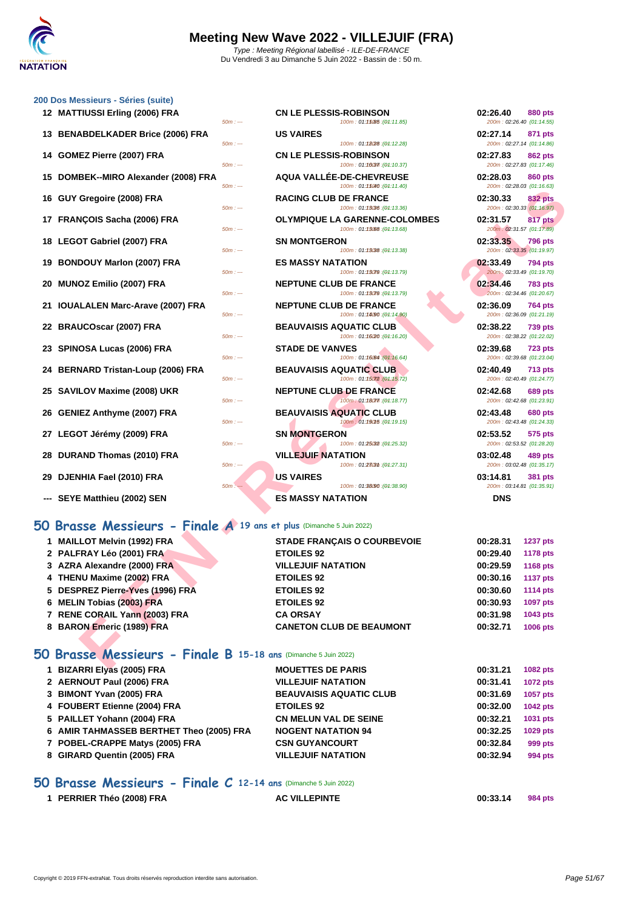# Meeting New Wave 2022 - VILLEJUIF (FRA)

*Type : Meeting Régional labellisé - ILE-DE-FRANCE*
Du Vendredi 3 au Dimanche 5 Juin 2022 - Bassin de : 50 m.

## 200 Dos Messieurs - Séries (suite)

| Rang | Nom | Club | Temps | Points |
|---|---|---|---|---|
| 12 | MATTIUSSI Erling (2006) FRA | CN LE PLESSIS-ROBINSON | 02:26.40 | 880 pts |
| | 50m : --- | 100m : 01:11.85 (01:11.85) | 200m : 02:26.40 (01:14.55) | |
| 13 | BENABDELKADER Brice (2006) FRA | US VAIRES | 02:27.14 | 871 pts |
| | 50m : --- | 100m : 01:12.28 (01:12.28) | 200m : 02:27.14 (01:14.86) | |
| 14 | GOMEZ Pierre (2007) FRA | CN LE PLESSIS-ROBINSON | 02:27.83 | 862 pts |
| | 50m : --- | 100m : 01:10.37 (01:10.37) | 200m : 02:27.83 (01:17.46) | |
| 15 | DOMBEK--MIRO Alexander (2008) FRA | AQUA VALLÉE-DE-CHEVREUSE | 02:28.03 | 860 pts |
| | 50m : --- | 100m : 01:11.40 (01:11.40) | 200m : 02:28.03 (01:16.63) | |
| 16 | GUY Gregoire (2008) FRA | RACING CLUB DE FRANCE | 02:30.33 | 832 pts |
| | 50m : --- | 100m : 01:13.36 (01:13.36) | 200m : 02:30.33 (01:16.97) | |
| 17 | FRANÇOIS Sacha (2006) FRA | OLYMPIQUE LA GARENNE-COLOMBES | 02:31.57 | 817 pts |
| | 50m : --- | 100m : 01:13.68 (01:13.68) | 200m : 02:31.57 (01:17.89) | |
| 18 | LEGOT Gabriel (2007) FRA | SN MONTGERON | 02:33.35 | 796 pts |
| | 50m : --- | 100m : 01:13.38 (01:13.38) | 200m : 02:33.35 (01:19.97) | |
| 19 | BONDOUY Marlon (2007) FRA | ES MASSY NATATION | 02:33.49 | 794 pts |
| | 50m : --- | 100m : 01:13.79 (01:13.79) | 200m : 02:33.49 (01:19.70) | |
| 20 | MUNOZ Emilio (2007) FRA | NEPTUNE CLUB DE FRANCE | 02:34.46 | 783 pts |
| | 50m : --- | 100m : 01:13.79 (01:13.79) | 200m : 02:34.46 (01:20.67) | |
| 21 | IOUALALEN Marc-Arave (2007) FRA | NEPTUNE CLUB DE FRANCE | 02:36.09 | 764 pts |
| | 50m : --- | 100m : 01:14.90 (01:14.90) | 200m : 02:36.09 (01:21.19) | |
| 22 | BRAUCOscar (2007) FRA | BEAUVAISIS AQUATIC CLUB | 02:38.22 | 739 pts |
| | 50m : --- | 100m : 01:16.20 (01:16.20) | 200m : 02:38.22 (01:22.02) | |
| 23 | SPINOSA Lucas (2006) FRA | STADE DE VANVES | 02:39.68 | 723 pts |
| | 50m : --- | 100m : 01:16.64 (01:16.64) | 200m : 02:39.68 (01:23.04) | |
| 24 | BERNARD Tristan-Loup (2006) FRA | BEAUVAISIS AQUATIC CLUB | 02:40.49 | 713 pts |
| | 50m : --- | 100m : 01:15.72 (01:15.72) | 200m : 02:40.49 (01:24.77) | |
| 25 | SAVILOV Maxime (2008) UKR | NEPTUNE CLUB DE FRANCE | 02:42.68 | 689 pts |
| | 50m : --- | 100m : 01:18.77 (01:18.77) | 200m : 02:42.68 (01:23.91) | |
| 26 | GENIEZ Anthyme (2007) FRA | BEAUVAISIS AQUATIC CLUB | 02:43.48 | 680 pts |
| | 50m : --- | 100m : 01:19.15 (01:19.15) | 200m : 02:43.48 (01:24.33) | |
| 27 | LEGOT Jérémy (2009) FRA | SN MONTGERON | 02:53.52 | 575 pts |
| | 50m : --- | 100m : 01:25.32 (01:25.32) | 200m : 02:53.52 (01:28.20) | |
| 28 | DURAND Thomas (2010) FRA | VILLEJUIF NATATION | 03:02.48 | 489 pts |
| | 50m : --- | 100m : 01:27.31 (01:27.31) | 200m : 03:02.48 (01:35.17) | |
| 29 | DJENHIA Fael (2010) FRA | US VAIRES | 03:14.81 | 381 pts |
| | 50m : --- | 100m : 01:38.90 (01:38.90) | 200m : 03:14.81 (01:35.91) | |
| --- | SEYE Matthieu (2002) SEN | ES MASSY NATATION | DNS | |

## 50 Brasse Messieurs - Finale A 19 ans et plus (Dimanche 5 Juin 2022)

| Rang | Nom | Club | Temps | Points |
|---|---|---|---|---|
| 1 | MAILLOT Melvin (1992) FRA | STADE FRANÇAIS O COURBEVOIE | 00:28.31 | 1237 pts |
| 2 | PALFRAY Léo (2001) FRA | ETOILES 92 | 00:29.40 | 1178 pts |
| 3 | AZRA Alexandre (2000) FRA | VILLEJUIF NATATION | 00:29.59 | 1168 pts |
| 4 | THENU Maxime (2002) FRA | ETOILES 92 | 00:30.16 | 1137 pts |
| 5 | DESPREZ Pierre-Yves (1996) FRA | ETOILES 92 | 00:30.60 | 1114 pts |
| 6 | MELIN Tobias (2003) FRA | ETOILES 92 | 00:30.93 | 1097 pts |
| 7 | RENE CORAIL Yann (2003) FRA | CA ORSAY | 00:31.98 | 1043 pts |
| 8 | BARON Emeric (1989) FRA | CANETON CLUB DE BEAUMONT | 00:32.71 | 1006 pts |

## 50 Brasse Messieurs - Finale B 15-18 ans (Dimanche 5 Juin 2022)

| Rang | Nom | Club | Temps | Points |
|---|---|---|---|---|
| 1 | BIZARRI Elyas (2005) FRA | MOUETTES DE PARIS | 00:31.21 | 1082 pts |
| 2 | AERNOUT Paul (2006) FRA | VILLEJUIF NATATION | 00:31.41 | 1072 pts |
| 3 | BIMONT Yvan (2005) FRA | BEAUVAISIS AQUATIC CLUB | 00:31.69 | 1057 pts |
| 4 | FOUBERT Etienne (2004) FRA | ETOILES 92 | 00:32.00 | 1042 pts |
| 5 | PAILLET Yohann (2004) FRA | CN MELUN VAL DE SEINE | 00:32.21 | 1031 pts |
| 6 | AMIR TAHMASSEB BERTHET Theo (2005) FRA | NOGENT NATATION 94 | 00:32.25 | 1029 pts |
| 7 | POBEL-CRAPPE Matys (2005) FRA | CSN GUYANCOURT | 00:32.84 | 999 pts |
| 8 | GIRARD Quentin (2005) FRA | VILLEJUIF NATATION | 00:32.94 | 994 pts |

## 50 Brasse Messieurs - Finale C 12-14 ans (Dimanche 5 Juin 2022)

| Rang | Nom | Club | Temps | Points |
|---|---|---|---|---|
| 1 | PERRIER Théo (2008) FRA | AC VILLEPINTE | 00:33.14 | 984 pts |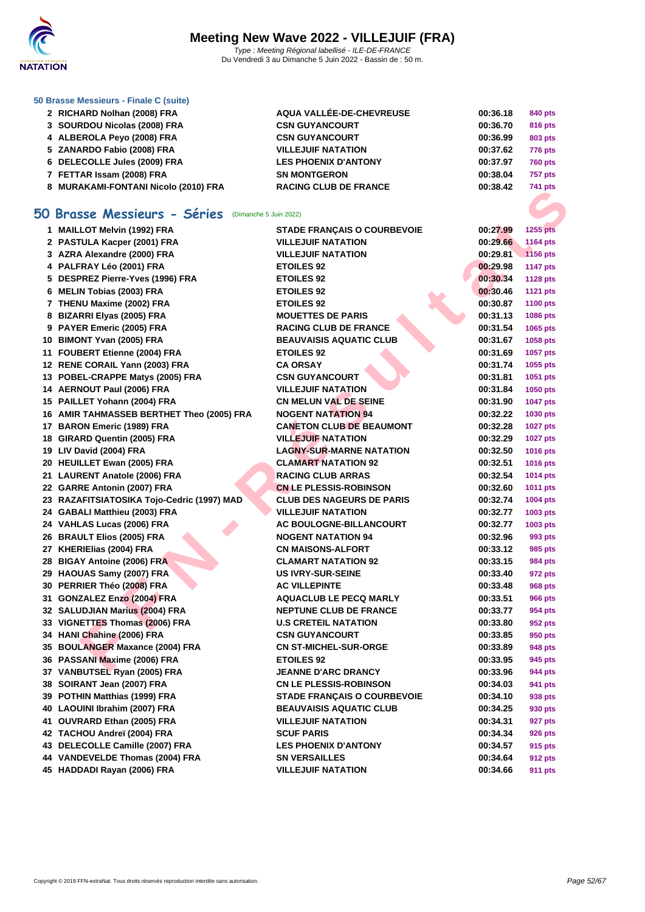# Meeting New Wave 2022 - VILLEJUIF (FRA)

*Type : Meeting Régional labellisé - ILE-DE-FRANCE*
Du Vendredi 3 au Dimanche 5 Juin 2022 - Bassin de : 50 m.

### 50 Brasse Messieurs - Finale C (suite)

| | | | | |
|---|---|---|---|---|
| 2 | RICHARD Nolhan (2008) FRA | AQUA VALLÉE-DE-CHEVREUSE | 00:36.18 | 840 pts |
| 3 | SOURDOU Nicolas (2008) FRA | CSN GUYANCOURT | 00:36.70 | 816 pts |
| 4 | ALBEROLA Peyo (2008) FRA | CSN GUYANCOURT | 00:36.99 | 803 pts |
| 5 | ZANARDO Fabio (2008) FRA | VILLEJUIF NATATION | 00:37.62 | 776 pts |
| 6 | DELECOLLE Jules (2009) FRA | LES PHOENIX D'ANTONY | 00:37.97 | 760 pts |
| 7 | FETTAR Issam (2008) FRA | SN MONTGERON | 00:38.04 | 757 pts |
| 8 | MURAKAMI-FONTANI Nicolo (2010) FRA | RACING CLUB DE FRANCE | 00:38.42 | 741 pts |

## 50 Brasse Messieurs - Séries (Dimanche 5 Juin 2022)

| | | | | |
|---|---|---|---|---|
| 1 | MAILLOT Melvin (1992) FRA | STADE FRANÇAIS O COURBEVOIE | 00:27.99 | 1255 pts |
| 2 | PASTULA Kacper (2001) FRA | VILLEJUIF NATATION | 00:29.66 | 1164 pts |
| 3 | AZRA Alexandre (2000) FRA | VILLEJUIF NATATION | 00:29.81 | 1156 pts |
| 4 | PALFRAY Léo (2001) FRA | ETOILES 92 | 00:29.98 | 1147 pts |
| 5 | DESPREZ Pierre-Yves (1996) FRA | ETOILES 92 | 00:30.34 | 1128 pts |
| 6 | MELIN Tobias (2003) FRA | ETOILES 92 | 00:30.46 | 1121 pts |
| 7 | THENU Maxime (2002) FRA | ETOILES 92 | 00:30.87 | 1100 pts |
| 8 | BIZARRI Elyas (2005) FRA | MOUETTES DE PARIS | 00:31.13 | 1086 pts |
| 9 | PAYER Emeric (2005) FRA | RACING CLUB DE FRANCE | 00:31.54 | 1065 pts |
| 10 | BIMONT Yvan (2005) FRA | BEAUVAISIS AQUATIC CLUB | 00:31.67 | 1058 pts |
| 11 | FOUBERT Etienne (2004) FRA | ETOILES 92 | 00:31.69 | 1057 pts |
| 12 | RENE CORAIL Yann (2003) FRA | CA ORSAY | 00:31.74 | 1055 pts |
| 13 | POBEL-CRAPPE Matys (2005) FRA | CSN GUYANCOURT | 00:31.81 | 1051 pts |
| 14 | AERNOUT Paul (2006) FRA | VILLEJUIF NATATION | 00:31.84 | 1050 pts |
| 15 | PAILLET Yohann (2004) FRA | CN MELUN VAL DE SEINE | 00:31.90 | 1047 pts |
| 16 | AMIR TAHMASSEB BERTHET Theo (2005) FRA | NOGENT NATATION 94 | 00:32.22 | 1030 pts |
| 17 | BARON Emeric (1989) FRA | CANETON CLUB DE BEAUMONT | 00:32.28 | 1027 pts |
| 18 | GIRARD Quentin (2005) FRA | VILLEJUIF NATATION | 00:32.29 | 1027 pts |
| 19 | LIV David (2004) FRA | LAGNY-SUR-MARNE NATATION | 00:32.50 | 1016 pts |
| 20 | HEUILLET Ewan (2005) FRA | CLAMART NATATION 92 | 00:32.51 | 1016 pts |
| 21 | LAURENT Anatole (2006) FRA | RACING CLUB ARRAS | 00:32.54 | 1014 pts |
| 22 | GARRE Antonin (2007) FRA | CN LE PLESSIS-ROBINSON | 00:32.60 | 1011 pts |
| 23 | RAZAFITSIATOSIKA Tojo-Cedric (1997) MAD | CLUB DES NAGEURS DE PARIS | 00:32.74 | 1004 pts |
| 24 | GABALI Matthieu (2003) FRA | VILLEJUIF NATATION | 00:32.77 | 1003 pts |
| 25 | VAHLAS Lucas (2006) FRA | AC BOULOGNE-BILLANCOURT | 00:32.77 | 1003 pts |
| 26 | BRAULT Elios (2005) FRA | NOGENT NATATION 94 | 00:32.96 | 993 pts |
| 27 | KHERIElias (2004) FRA | CN MAISONS-ALFORT | 00:33.12 | 985 pts |
| 28 | BIGAY Antoine (2006) FRA | CLAMART NATATION 92 | 00:33.15 | 984 pts |
| 29 | HAOUAS Samy (2007) FRA | US IVRY-SUR-SEINE | 00:33.40 | 972 pts |
| 30 | PERRIER Théo (2008) FRA | AC VILLEPINTE | 00:33.48 | 968 pts |
| 31 | GONZALEZ Enzo (2004) FRA | AQUACLUB LE PECQ MARLY | 00:33.51 | 966 pts |
| 32 | SALUDJIAN Marius (2004) FRA | NEPTUNE CLUB DE FRANCE | 00:33.77 | 954 pts |
| 33 | VIGNETTES Thomas (2006) FRA | U.S CRETEIL NATATION | 00:33.80 | 952 pts |
| 34 | HANI Chahine (2006) FRA | CSN GUYANCOURT | 00:33.85 | 950 pts |
| 35 | BOULANGER Maxance (2004) FRA | CN ST-MICHEL-SUR-ORGE | 00:33.89 | 948 pts |
| 36 | PASSANI Maxime (2006) FRA | ETOILES 92 | 00:33.95 | 945 pts |
| 37 | VANBUTSEL Ryan (2005) FRA | JEANNE D'ARC DRANCY | 00:33.96 | 944 pts |
| 38 | SOIRANT Jean (2007) FRA | CN LE PLESSIS-ROBINSON | 00:34.03 | 941 pts |
| 39 | POTHIN Matthias (1999) FRA | STADE FRANÇAIS O COURBEVOIE | 00:34.10 | 938 pts |
| 40 | LAOUINI Ibrahim (2007) FRA | BEAUVAISIS AQUATIC CLUB | 00:34.25 | 930 pts |
| 41 | OUVRARD Ethan (2005) FRA | VILLEJUIF NATATION | 00:34.31 | 927 pts |
| 42 | TACHOU Andreï (2004) FRA | SCUF PARIS | 00:34.34 | 926 pts |
| 43 | DELECOLLE Camille (2007) FRA | LES PHOENIX D'ANTONY | 00:34.57 | 915 pts |
| 44 | VANDEVELDE Thomas (2004) FRA | SN VERSAILLES | 00:34.64 | 912 pts |
| 45 | HADDADI Rayan (2006) FRA | VILLEJUIF NATATION | 00:34.66 | 911 pts |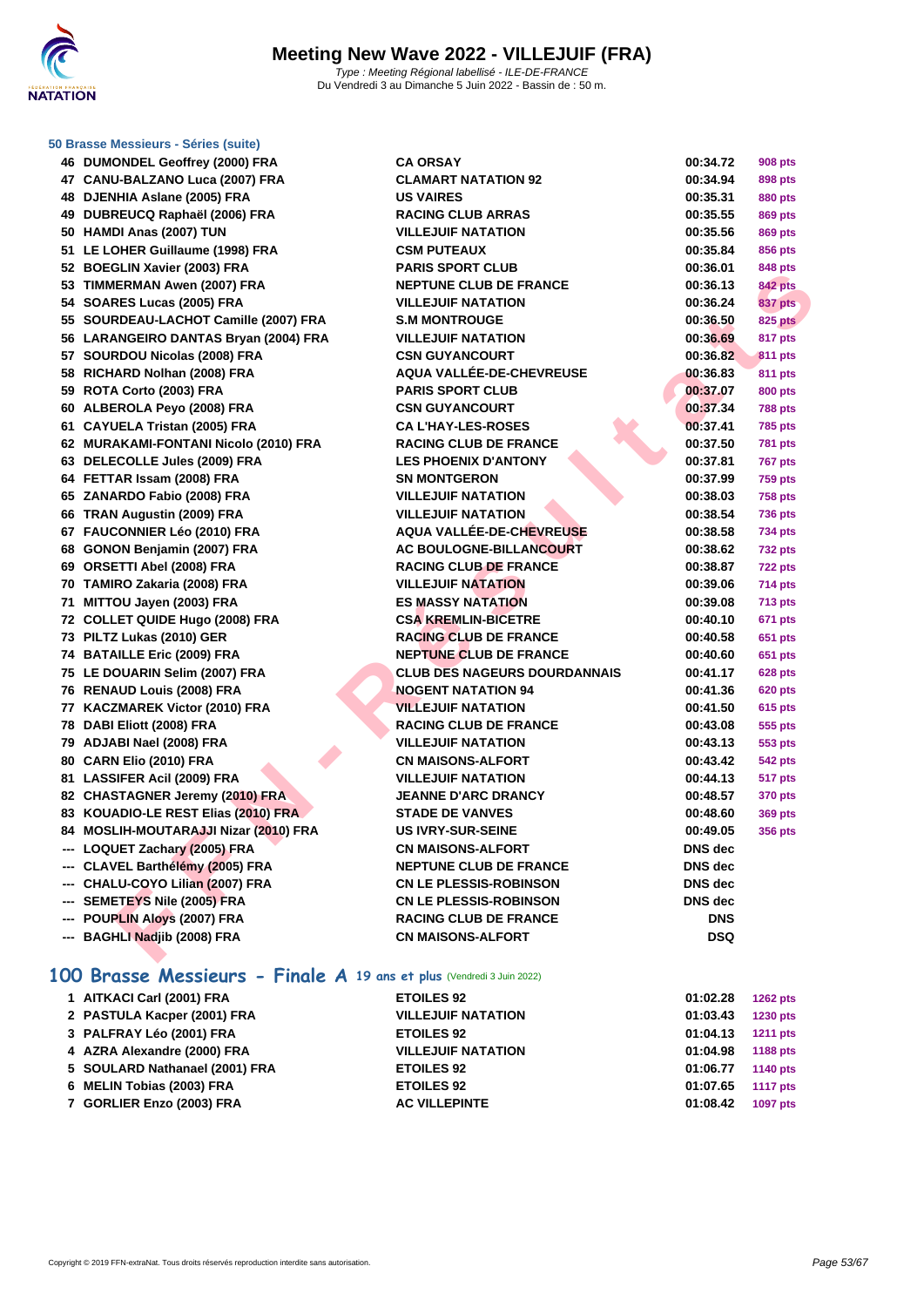### 50 Brasse Messieurs - Séries (suite)

| | | | | |
|---|---|---|---|---|
| 46 | DUMONDEL Geoffrey (2000) FRA | CA ORSAY | 00:34.72 | 908 pts |
| 47 | CANU-BALZANO Luca (2007) FRA | CLAMART NATATION 92 | 00:34.94 | 898 pts |
| 48 | DJENHIA Aslane (2005) FRA | US VAIRES | 00:35.31 | 880 pts |
| 49 | DUBREUCQ Raphaël (2006) FRA | RACING CLUB ARRAS | 00:35.55 | 869 pts |
| 50 | HAMDI Anas (2007) TUN | VILLEJUIF NATATION | 00:35.56 | 869 pts |
| 51 | LE LOHER Guillaume (1998) FRA | CSM PUTEAUX | 00:35.84 | 856 pts |
| 52 | BOEGLIN Xavier (2003) FRA | PARIS SPORT CLUB | 00:36.01 | 848 pts |
| 53 | TIMMERMAN Awen (2007) FRA | NEPTUNE CLUB DE FRANCE | 00:36.13 | 842 pts |
| 54 | SOARES Lucas (2005) FRA | VILLEJUIF NATATION | 00:36.24 | 837 pts |
| 55 | SOURDEAU-LACHOT Camille (2007) FRA | S.M MONTROUGE | 00:36.50 | 825 pts |
| 56 | LARANGEIRO DANTAS Bryan (2004) FRA | VILLEJUIF NATATION | 00:36.69 | 817 pts |
| 57 | SOURDOU Nicolas (2008) FRA | CSN GUYANCOURT | 00:36.82 | 811 pts |
| 58 | RICHARD Nolhan (2008) FRA | AQUA VALLÉE-DE-CHEVREUSE | 00:36.83 | 811 pts |
| 59 | ROTA Corto (2003) FRA | PARIS SPORT CLUB | 00:37.07 | 800 pts |
| 60 | ALBEROLA Peyo (2008) FRA | CSN GUYANCOURT | 00:37.34 | 788 pts |
| 61 | CAYUELA Tristan (2005) FRA | CA L'HAY-LES-ROSES | 00:37.41 | 785 pts |
| 62 | MURAKAMI-FONTANI Nicolo (2010) FRA | RACING CLUB DE FRANCE | 00:37.50 | 781 pts |
| 63 | DELECOLLE Jules (2009) FRA | LES PHOENIX D'ANTONY | 00:37.81 | 767 pts |
| 64 | FETTAR Issam (2008) FRA | SN MONTGERON | 00:37.99 | 759 pts |
| 65 | ZANARDO Fabio (2008) FRA | VILLEJUIF NATATION | 00:38.03 | 758 pts |
| 66 | TRAN Augustin (2009) FRA | VILLEJUIF NATATION | 00:38.54 | 736 pts |
| 67 | FAUCONNIER Léo (2010) FRA | AQUA VALLÉE-DE-CHEVREUSE | 00:38.58 | 734 pts |
| 68 | GONON Benjamin (2007) FRA | AC BOULOGNE-BILLANCOURT | 00:38.62 | 732 pts |
| 69 | ORSETTI Abel (2008) FRA | RACING CLUB DE FRANCE | 00:38.87 | 722 pts |
| 70 | TAMIRO Zakaria (2008) FRA | VILLEJUIF NATATION | 00:39.06 | 714 pts |
| 71 | MITTOU Jayen (2003) FRA | ES MASSY NATATION | 00:39.08 | 713 pts |
| 72 | COLLET QUIDE Hugo (2008) FRA | CSA KREMLIN-BICETRE | 00:40.10 | 671 pts |
| 73 | PILTZ Lukas (2010) GER | RACING CLUB DE FRANCE | 00:40.58 | 651 pts |
| 74 | BATAILLE Eric (2009) FRA | NEPTUNE CLUB DE FRANCE | 00:40.60 | 651 pts |
| 75 | LE DOUARIN Selim (2007) FRA | CLUB DES NAGEURS DOURDANNAIS | 00:41.17 | 628 pts |
| 76 | RENAUD Louis (2008) FRA | NOGENT NATATION 94 | 00:41.36 | 620 pts |
| 77 | KACZMAREK Victor (2010) FRA | VILLEJUIF NATATION | 00:41.50 | 615 pts |
| 78 | DABI Eliott (2008) FRA | RACING CLUB DE FRANCE | 00:43.08 | 555 pts |
| 79 | ADJABI Nael (2008) FRA | VILLEJUIF NATATION | 00:43.13 | 553 pts |
| 80 | CARN Elio (2010) FRA | CN MAISONS-ALFORT | 00:43.42 | 542 pts |
| 81 | LASSIFER Acil (2009) FRA | VILLEJUIF NATATION | 00:44.13 | 517 pts |
| 82 | CHASTAGNER Jeremy (2010) FRA | JEANNE D'ARC DRANCY | 00:48.57 | 370 pts |
| 83 | KOUADIO-LE REST Elias (2010) FRA | STADE DE VANVES | 00:48.60 | 369 pts |
| 84 | MOSLIH-MOUTARAJJI Nizar (2010) FRA | US IVRY-SUR-SEINE | 00:49.05 | 356 pts |
| --- | LOQUET Zachary (2005) FRA | CN MAISONS-ALFORT | DNS dec | |
| --- | CLAVEL Barthélémy (2005) FRA | NEPTUNE CLUB DE FRANCE | DNS dec | |
| --- | CHALU-COYO Lilian (2007) FRA | CN LE PLESSIS-ROBINSON | DNS dec | |
| --- | SEMETEYS Nile (2005) FRA | CN LE PLESSIS-ROBINSON | DNS dec | |
| --- | POUPLIN Aloys (2007) FRA | RACING CLUB DE FRANCE | DNS | |
| --- | BAGHLI Nadjib (2008) FRA | CN MAISONS-ALFORT | DSQ | |

## 100 Brasse Messieurs - Finale A 19 ans et plus (Vendredi 3 Juin 2022)

| | | | | |
|---|---|---|---|---|
| 1 | AITKACI Carl (2001) FRA | ETOILES 92 | 01:02.28 | 1262 pts |
| 2 | PASTULA Kacper (2001) FRA | VILLEJUIF NATATION | 01:03.43 | 1230 pts |
| 3 | PALFRAY Léo (2001) FRA | ETOILES 92 | 01:04.13 | 1211 pts |
| 4 | AZRA Alexandre (2000) FRA | VILLEJUIF NATATION | 01:04.98 | 1188 pts |
| 5 | SOULARD Nathanael (2001) FRA | ETOILES 92 | 01:06.77 | 1140 pts |
| 6 | MELIN Tobias (2003) FRA | ETOILES 92 | 01:07.65 | 1117 pts |
| 7 | GORLIER Enzo (2003) FRA | AC VILLEPINTE | 01:08.42 | 1097 pts |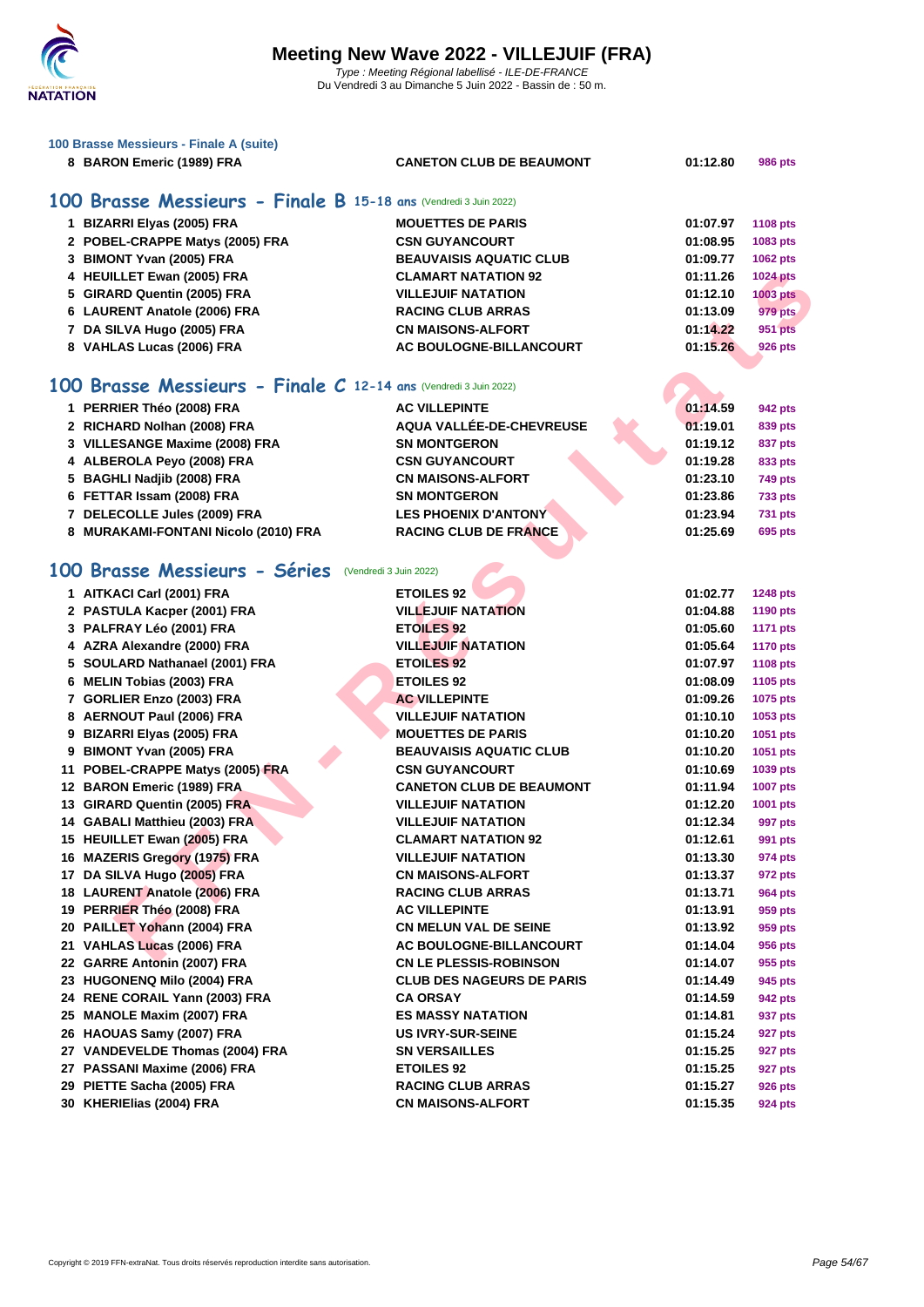# Meeting New Wave 2022 - VILLEJUIF (FRA)

*Type : Meeting Régional labellisé - ILE-DE-FRANCE*
Du Vendredi 3 au Dimanche 5 Juin 2022 - Bassin de : 50 m.

**100 Brasse Messieurs - Finale A (suite)**

| | | | | |
|---|---|---|---|---|
| 8 | BARON Emeric (1989) FRA | CANETON CLUB DE BEAUMONT | 01:12.80 | 986 pts |

## 100 Brasse Messieurs - Finale B 15-18 ans (Vendredi 3 Juin 2022)

| | | | | |
|---|---|---|---|---|
| 1 | BIZARRI Elyas (2005) FRA | MOUETTES DE PARIS | 01:07.97 | 1108 pts |
| 2 | POBEL-CRAPPE Matys (2005) FRA | CSN GUYANCOURT | 01:08.95 | 1083 pts |
| 3 | BIMONT Yvan (2005) FRA | BEAUVAISIS AQUATIC CLUB | 01:09.77 | 1062 pts |
| 4 | HEUILLET Ewan (2005) FRA | CLAMART NATATION 92 | 01:11.26 | 1024 pts |
| 5 | GIRARD Quentin (2005) FRA | VILLEJUIF NATATION | 01:12.10 | 1003 pts |
| 6 | LAURENT Anatole (2006) FRA | RACING CLUB ARRAS | 01:13.09 | 979 pts |
| 7 | DA SILVA Hugo (2005) FRA | CN MAISONS-ALFORT | 01:14.22 | 951 pts |
| 8 | VAHLAS Lucas (2006) FRA | AC BOULOGNE-BILLANCOURT | 01:15.26 | 926 pts |

## 100 Brasse Messieurs - Finale C 12-14 ans (Vendredi 3 Juin 2022)

| | | | | |
|---|---|---|---|---|
| 1 | PERRIER Théo (2008) FRA | AC VILLEPINTE | 01:14.59 | 942 pts |
| 2 | RICHARD Nolhan (2008) FRA | AQUA VALLÉE-DE-CHEVREUSE | 01:19.01 | 839 pts |
| 3 | VILLESANGE Maxime (2008) FRA | SN MONTGERON | 01:19.12 | 837 pts |
| 4 | ALBEROLA Peyo (2008) FRA | CSN GUYANCOURT | 01:19.28 | 833 pts |
| 5 | BAGHLI Nadjib (2008) FRA | CN MAISONS-ALFORT | 01:23.10 | 749 pts |
| 6 | FETTAR Issam (2008) FRA | SN MONTGERON | 01:23.86 | 733 pts |
| 7 | DELECOLLE Jules (2009) FRA | LES PHOENIX D'ANTONY | 01:23.94 | 731 pts |
| 8 | MURAKAMI-FONTANI Nicolo (2010) FRA | RACING CLUB DE FRANCE | 01:25.69 | 695 pts |

## 100 Brasse Messieurs - Séries (Vendredi 3 Juin 2022)

| | | | | |
|---|---|---|---|---|
| 1 | AITKACI Carl (2001) FRA | ETOILES 92 | 01:02.77 | 1248 pts |
| 2 | PASTULA Kacper (2001) FRA | VILLEJUIF NATATION | 01:04.88 | 1190 pts |
| 3 | PALFRAY Léo (2001) FRA | ETOILES 92 | 01:05.60 | 1171 pts |
| 4 | AZRA Alexandre (2000) FRA | VILLEJUIF NATATION | 01:05.64 | 1170 pts |
| 5 | SOULARD Nathanael (2001) FRA | ETOILES 92 | 01:07.97 | 1108 pts |
| 6 | MELIN Tobias (2003) FRA | ETOILES 92 | 01:08.09 | 1105 pts |
| 7 | GORLIER Enzo (2003) FRA | AC VILLEPINTE | 01:09.26 | 1075 pts |
| 8 | AERNOUT Paul (2006) FRA | VILLEJUIF NATATION | 01:10.10 | 1053 pts |
| 9 | BIZARRI Elyas (2005) FRA | MOUETTES DE PARIS | 01:10.20 | 1051 pts |
| 9 | BIMONT Yvan (2005) FRA | BEAUVAISIS AQUATIC CLUB | 01:10.20 | 1051 pts |
| 11 | POBEL-CRAPPE Matys (2005) FRA | CSN GUYANCOURT | 01:10.69 | 1039 pts |
| 12 | BARON Emeric (1989) FRA | CANETON CLUB DE BEAUMONT | 01:11.94 | 1007 pts |
| 13 | GIRARD Quentin (2005) FRA | VILLEJUIF NATATION | 01:12.20 | 1001 pts |
| 14 | GABALI Matthieu (2003) FRA | VILLEJUIF NATATION | 01:12.34 | 997 pts |
| 15 | HEUILLET Ewan (2005) FRA | CLAMART NATATION 92 | 01:12.61 | 991 pts |
| 16 | MAZERIS Gregory (1975) FRA | VILLEJUIF NATATION | 01:13.30 | 974 pts |
| 17 | DA SILVA Hugo (2005) FRA | CN MAISONS-ALFORT | 01:13.37 | 972 pts |
| 18 | LAURENT Anatole (2006) FRA | RACING CLUB ARRAS | 01:13.71 | 964 pts |
| 19 | PERRIER Théo (2008) FRA | AC VILLEPINTE | 01:13.91 | 959 pts |
| 20 | PAILLET Yohann (2004) FRA | CN MELUN VAL DE SEINE | 01:13.92 | 959 pts |
| 21 | VAHLAS Lucas (2006) FRA | AC BOULOGNE-BILLANCOURT | 01:14.04 | 956 pts |
| 22 | GARRE Antonin (2007) FRA | CN LE PLESSIS-ROBINSON | 01:14.07 | 955 pts |
| 23 | HUGONENQ Milo (2004) FRA | CLUB DES NAGEURS DE PARIS | 01:14.49 | 945 pts |
| 24 | RENE CORAIL Yann (2003) FRA | CA ORSAY | 01:14.59 | 942 pts |
| 25 | MANOLE Maxim (2007) FRA | ES MASSY NATATION | 01:14.81 | 937 pts |
| 26 | HAOUAS Samy (2007) FRA | US IVRY-SUR-SEINE | 01:15.24 | 927 pts |
| 27 | VANDEVELDE Thomas (2004) FRA | SN VERSAILLES | 01:15.25 | 927 pts |
| 27 | PASSANI Maxime (2006) FRA | ETOILES 92 | 01:15.25 | 927 pts |
| 29 | PIETTE Sacha (2005) FRA | RACING CLUB ARRAS | 01:15.27 | 926 pts |
| 30 | KHERIElias (2004) FRA | CN MAISONS-ALFORT | 01:15.35 | 924 pts |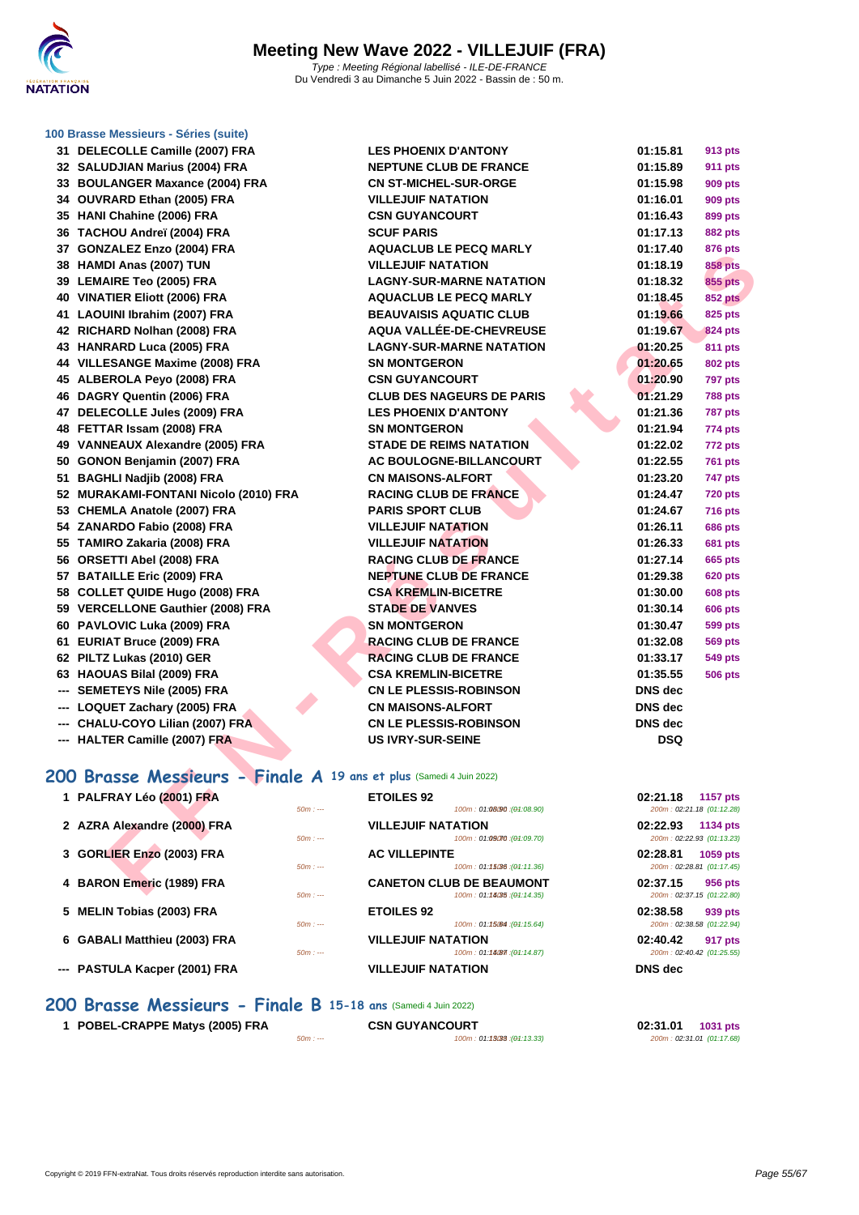# Meeting New Wave 2022 - VILLEJUIF (FRA)

Type : Meeting Régional labellisé - ILE-DE-FRANCE
Du Vendredi 3 au Dimanche 5 Juin 2022 - Bassin de : 50 m.

### 100 Brasse Messieurs - Séries (suite)

| | | | | |
|---|---|---|---|---|
| 31 | DELECOLLE Camille (2007) FRA | LES PHOENIX D'ANTONY | 01:15.81 | 913 pts |
| 32 | SALUDJIAN Marius (2004) FRA | NEPTUNE CLUB DE FRANCE | 01:15.89 | 911 pts |
| 33 | BOULANGER Maxance (2004) FRA | CN ST-MICHEL-SUR-ORGE | 01:15.98 | 909 pts |
| 34 | OUVRARD Ethan (2005) FRA | VILLEJUIF NATATION | 01:16.01 | 909 pts |
| 35 | HANI Chahine (2006) FRA | CSN GUYANCOURT | 01:16.43 | 899 pts |
| 36 | TACHOU Andreï (2004) FRA | SCUF PARIS | 01:17.13 | 882 pts |
| 37 | GONZALEZ Enzo (2004) FRA | AQUACLUB LE PECQ MARLY | 01:17.40 | 876 pts |
| 38 | HAMDI Anas (2007) TUN | VILLEJUIF NATATION | 01:18.19 | 858 pts |
| 39 | LEMAIRE Teo (2005) FRA | LAGNY-SUR-MARNE NATATION | 01:18.32 | 855 pts |
| 40 | VINATIER Eliott (2006) FRA | AQUACLUB LE PECQ MARLY | 01:18.45 | 852 pts |
| 41 | LAOUINI Ibrahim (2007) FRA | BEAUVAISIS AQUATIC CLUB | 01:19.66 | 825 pts |
| 42 | RICHARD Nolhan (2008) FRA | AQUA VALLÉE-DE-CHEVREUSE | 01:19.67 | 824 pts |
| 43 | HANRARD Luca (2005) FRA | LAGNY-SUR-MARNE NATATION | 01:20.25 | 811 pts |
| 44 | VILLESANGE Maxime (2008) FRA | SN MONTGERON | 01:20.65 | 802 pts |
| 45 | ALBEROLA Peyo (2008) FRA | CSN GUYANCOURT | 01:20.90 | 797 pts |
| 46 | DAGRY Quentin (2006) FRA | CLUB DES NAGEURS DE PARIS | 01:21.29 | 788 pts |
| 47 | DELECOLLE Jules (2009) FRA | LES PHOENIX D'ANTONY | 01:21.36 | 787 pts |
| 48 | FETTAR Issam (2008) FRA | SN MONTGERON | 01:21.94 | 774 pts |
| 49 | VANNEAUX Alexandre (2005) FRA | STADE DE REIMS NATATION | 01:22.02 | 772 pts |
| 50 | GONON Benjamin (2007) FRA | AC BOULOGNE-BILLANCOURT | 01:22.55 | 761 pts |
| 51 | BAGHLI Nadjib (2008) FRA | CN MAISONS-ALFORT | 01:23.20 | 747 pts |
| 52 | MURAKAMI-FONTANI Nicolo (2010) FRA | RACING CLUB DE FRANCE | 01:24.47 | 720 pts |
| 53 | CHEMLA Anatole (2007) FRA | PARIS SPORT CLUB | 01:24.67 | 716 pts |
| 54 | ZANARDO Fabio (2008) FRA | VILLEJUIF NATATION | 01:26.11 | 686 pts |
| 55 | TAMIRO Zakaria (2008) FRA | VILLEJUIF NATATION | 01:26.33 | 681 pts |
| 56 | ORSETTI Abel (2008) FRA | RACING CLUB DE FRANCE | 01:27.14 | 665 pts |
| 57 | BATAILLE Eric (2009) FRA | NEPTUNE CLUB DE FRANCE | 01:29.38 | 620 pts |
| 58 | COLLET QUIDE Hugo (2008) FRA | CSA KREMLIN-BICETRE | 01:30.00 | 608 pts |
| 59 | VERCELLONE Gauthier (2008) FRA | STADE DE VANVES | 01:30.14 | 606 pts |
| 60 | PAVLOVIC Luka (2009) FRA | SN MONTGERON | 01:30.47 | 599 pts |
| 61 | EURIAT Bruce (2009) FRA | RACING CLUB DE FRANCE | 01:32.08 | 569 pts |
| 62 | PILTZ Lukas (2010) GER | RACING CLUB DE FRANCE | 01:33.17 | 549 pts |
| 63 | HAOUAS Bilal (2009) FRA | CSA KREMLIN-BICETRE | 01:35.55 | 506 pts |
| --- | SEMETEYS Nile (2005) FRA | CN LE PLESSIS-ROBINSON | DNS dec | |
| --- | LOQUET Zachary (2005) FRA | CN MAISONS-ALFORT | DNS dec | |
| --- | CHALU-COYO Lilian (2007) FRA | CN LE PLESSIS-ROBINSON | DNS dec | |
| --- | HALTER Camille (2007) FRA | US IVRY-SUR-SEINE | DSQ | |

## 200 Brasse Messieurs - Finale A 19 ans et plus (Samedi 4 Juin 2022)

| | | | | | |
|---|---|---|---|---|---|
| 1 | PALFRAY Léo (2001) FRA | ETOILES 92 | | 02:21.18 | 1157 pts |
| | | 50m : --- | 100m : 01:08.90 (01:08.90) | 200m : 02:21.18 (01:12.28) | |
| 2 | AZRA Alexandre (2000) FRA | VILLEJUIF NATATION | | 02:22.93 | 1134 pts |
| | | 50m : --- | 100m : 01:09.70 (01:09.70) | 200m : 02:22.93 (01:13.23) | |
| 3 | GORLIER Enzo (2003) FRA | AC VILLEPINTE | | 02:28.81 | 1059 pts |
| | | 50m : --- | 100m : 01:11.36 (01:11.36) | 200m : 02:28.81 (01:17.45) | |
| 4 | BARON Emeric (1989) FRA | CANETON CLUB DE BEAUMONT | | 02:37.15 | 956 pts |
| | | 50m : --- | 100m : 01:14.35 (01:14.35) | 200m : 02:37.15 (01:22.80) | |
| 5 | MELIN Tobias (2003) FRA | ETOILES 92 | | 02:38.58 | 939 pts |
| | | 50m : --- | 100m : 01:15.64 (01:15.64) | 200m : 02:38.58 (01:22.94) | |
| 6 | GABALI Matthieu (2003) FRA | VILLEJUIF NATATION | | 02:40.42 | 917 pts |
| | | 50m : --- | 100m : 01:14.87 (01:14.87) | 200m : 02:40.42 (01:25.55) | |
| --- | PASTULA Kacper (2001) FRA | VILLEJUIF NATATION | | DNS dec | |

## 200 Brasse Messieurs - Finale B 15-18 ans (Samedi 4 Juin 2022)

| | | | | | |
|---|---|---|---|---|---|
| 1 | POBEL-CRAPPE Matys (2005) FRA | CSN GUYANCOURT | | 02:31.01 | 1031 pts |
| | | 50m : --- | 100m : 01:13.33 (01:13.33) | 200m : 02:31.01 (01:17.68) | |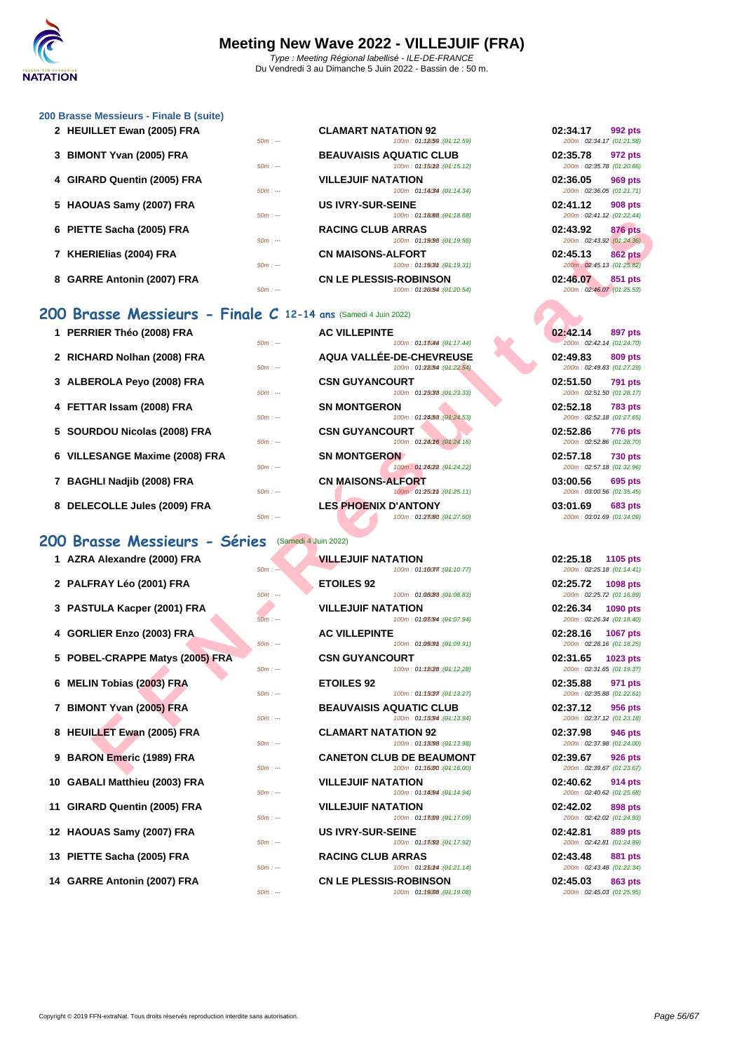# Meeting New Wave 2022 - VILLEJUIF (FRA)

*Type : Meeting Régional labellisé - ILE-DE-FRANCE*
Du Vendredi 3 au Dimanche 5 Juin 2022 - Bassin de : 50 m.

### 200 Brasse Messieurs - Finale B (suite)

| Rang | Nom | 50m | Club | 100m | Temps | Points | 200m |
|---|---|---|---|---|---|---|---|
| 2 | HEUILLET Ewan (2005) FRA | 50m : --- | CLAMART NATATION 92 | 100m : 01:12.59 (01:12.59) | 02:34.17 | 992 pts | 200m : 02:34.17 (01:21.58) |
| 3 | BIMONT Yvan (2005) FRA | 50m : --- | BEAUVAISIS AQUATIC CLUB | 100m : 01:15.12 (01:15.12) | 02:35.78 | 972 pts | 200m : 02:35.78 (01:20.66) |
| 4 | GIRARD Quentin (2005) FRA | 50m : --- | VILLEJUIF NATATION | 100m : 01:14.34 (01:14.34) | 02:36.05 | 969 pts | 200m : 02:36.05 (01:21.71) |
| 5 | HAOUAS Samy (2007) FRA | 50m : --- | US IVRY-SUR-SEINE | 100m : 01:18.68 (01:18.68) | 02:41.12 | 908 pts | 200m : 02:41.12 (01:22.44) |
| 6 | PIETTE Sacha (2005) FRA | 50m : --- | RACING CLUB ARRAS | 100m : 01:19.56 (01:19.56) | 02:43.92 | 876 pts | 200m : 02:43.92 (01:24.36) |
| 7 | KHERIElias (2004) FRA | 50m : --- | CN MAISONS-ALFORT | 100m : 01:19.31 (01:19.31) | 02:45.13 | 862 pts | 200m : 02:45.13 (01:25.82) |
| 8 | GARRE Antonin (2007) FRA | 50m : --- | CN LE PLESSIS-ROBINSON | 100m : 01:20.54 (01:20.54) | 02:46.07 | 851 pts | 200m : 02:46.07 (01:25.53) |

## 200 Brasse Messieurs - Finale C 12-14 ans (Samedi 4 Juin 2022)

| Rang | Nom | 50m | Club | 100m | Temps | Points | 200m |
|---|---|---|---|---|---|---|---|
| 1 | PERRIER Théo (2008) FRA | 50m : --- | AC VILLEPINTE | 100m : 01:17.44 (01:17.44) | 02:42.14 | 897 pts | 200m : 02:42.14 (01:24.70) |
| 2 | RICHARD Nolhan (2008) FRA | 50m : --- | AQUA VALLÉE-DE-CHEVREUSE | 100m : 01:22.54 (01:22.54) | 02:49.83 | 809 pts | 200m : 02:49.83 (01:27.29) |
| 3 | ALBEROLA Peyo (2008) FRA | 50m : --- | CSN GUYANCOURT | 100m : 01:23.33 (01:23.33) | 02:51.50 | 791 pts | 200m : 02:51.50 (01:28.17) |
| 4 | FETTAR Issam (2008) FRA | 50m : --- | SN MONTGERON | 100m : 01:24.53 (01:24.53) | 02:52.18 | 783 pts | 200m : 02:52.18 (01:27.65) |
| 5 | SOURDOU Nicolas (2008) FRA | 50m : --- | CSN GUYANCOURT | 100m : 01:24.16 (01:24.16) | 02:52.86 | 776 pts | 200m : 02:52.86 (01:28.70) |
| 6 | VILLESANGE Maxime (2008) FRA | 50m : --- | SN MONTGERON | 100m : 01:24.22 (01:24.22) | 02:57.18 | 730 pts | 200m : 02:57.18 (01:32.96) |
| 7 | BAGHLI Nadjib (2008) FRA | 50m : --- | CN MAISONS-ALFORT | 100m : 01:25.11 (01:25.11) | 03:00.56 | 695 pts | 200m : 03:00.56 (01:35.45) |
| 8 | DELECOLLE Jules (2009) FRA | 50m : --- | LES PHOENIX D'ANTONY | 100m : 01:27.60 (01:27.60) | 03:01.69 | 683 pts | 200m : 03:01.69 (01:34.09) |

## 200 Brasse Messieurs - Séries (Samedi 4 Juin 2022)

| Rang | Nom | 50m | Club | 100m | Temps | Points | 200m |
|---|---|---|---|---|---|---|---|
| 1 | AZRA Alexandre (2000) FRA | 50m : --- | VILLEJUIF NATATION | 100m : 01:10.77 (01:10.77) | 02:25.18 | 1105 pts | 200m : 02:25.18 (01:14.41) |
| 2 | PALFRAY Léo (2001) FRA | 50m : --- | ETOILES 92 | 100m : 01:08.83 (01:08.83) | 02:25.72 | 1098 pts | 200m : 02:25.72 (01:16.89) |
| 3 | PASTULA Kacper (2001) FRA | 50m : --- | VILLEJUIF NATATION | 100m : 01:07.94 (01:07.94) | 02:26.34 | 1090 pts | 200m : 02:26.34 (01:18.40) |
| 4 | GORLIER Enzo (2003) FRA | 50m : --- | AC VILLEPINTE | 100m : 01:09.91 (01:09.91) | 02:28.16 | 1067 pts | 200m : 02:28.16 (01:18.25) |
| 5 | POBEL-CRAPPE Matys (2005) FRA | 50m : --- | CSN GUYANCOURT | 100m : 01:12.28 (01:12.28) | 02:31.65 | 1023 pts | 200m : 02:31.65 (01:19.37) |
| 6 | MELIN Tobias (2003) FRA | 50m : --- | ETOILES 92 | 100m : 01:13.27 (01:13.27) | 02:35.88 | 971 pts | 200m : 02:35.88 (01:22.61) |
| 7 | BIMONT Yvan (2005) FRA | 50m : --- | BEAUVAISIS AQUATIC CLUB | 100m : 01:13.94 (01:13.94) | 02:37.12 | 956 pts | 200m : 02:37.12 (01:23.18) |
| 8 | HEUILLET Ewan (2005) FRA | 50m : --- | CLAMART NATATION 92 | 100m : 01:13.98 (01:13.98) | 02:37.98 | 946 pts | 200m : 02:37.98 (01:24.00) |
| 9 | BARON Emeric (1989) FRA | 50m : --- | CANETON CLUB DE BEAUMONT | 100m : 01:16.00 (01:16.00) | 02:39.67 | 926 pts | 200m : 02:39.67 (01:23.67) |
| 10 | GABALI Matthieu (2003) FRA | 50m : --- | VILLEJUIF NATATION | 100m : 01:14.94 (01:14.94) | 02:40.62 | 914 pts | 200m : 02:40.62 (01:25.68) |
| 11 | GIRARD Quentin (2005) FRA | 50m : --- | VILLEJUIF NATATION | 100m : 01:17.09 (01:17.09) | 02:42.02 | 898 pts | 200m : 02:42.02 (01:24.93) |
| 12 | HAOUAS Samy (2007) FRA | 50m : --- | US IVRY-SUR-SEINE | 100m : 01:17.92 (01:17.92) | 02:42.81 | 889 pts | 200m : 02:42.81 (01:24.89) |
| 13 | PIETTE Sacha (2005) FRA | 50m : --- | RACING CLUB ARRAS | 100m : 01:21.14 (01:21.14) | 02:43.48 | 881 pts | 200m : 02:43.48 (01:22.34) |
| 14 | GARRE Antonin (2007) FRA | 50m : --- | CN LE PLESSIS-ROBINSON | 100m : 01:19.08 (01:19.08) | 02:45.03 | 863 pts | 200m : 02:45.03 (01:25.95) |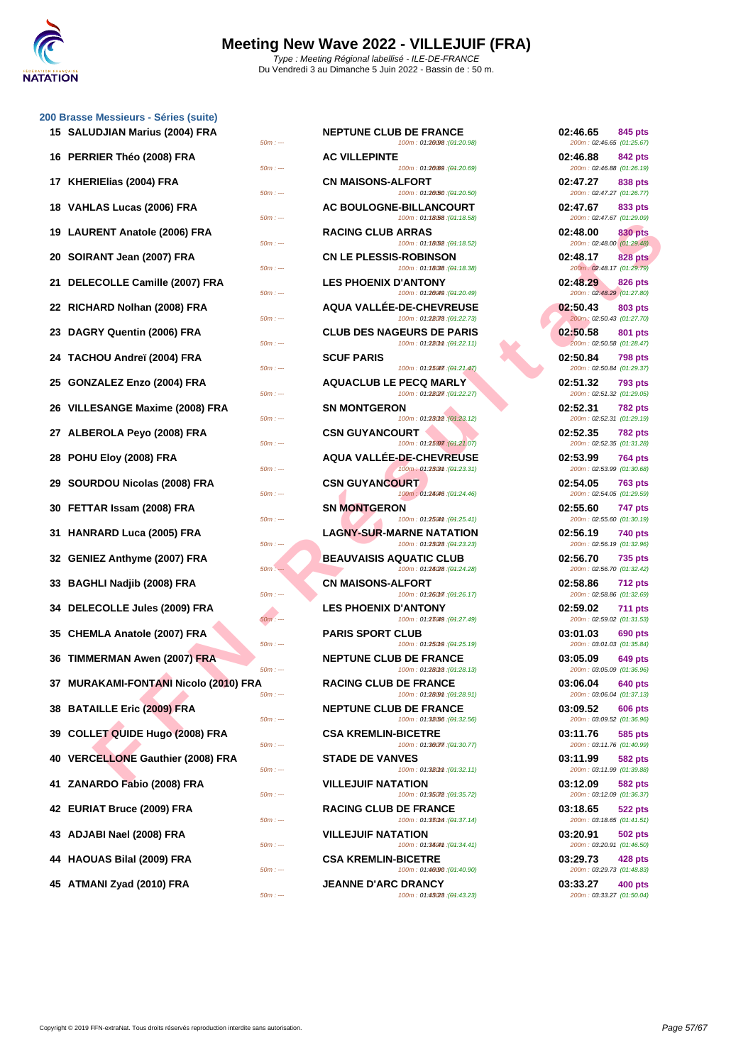# Meeting New Wave 2022 - VILLEJUIF (FRA)

Type : Meeting Régional labellisé - ILE-DE-FRANCE
Du Vendredi 3 au Dimanche 5 Juin 2022 - Bassin de : 50 m.

## 200 Brasse Messieurs - Séries (suite)

| Rang | Nom | Splits 50m | Club | Splits 100m | Temps | Points | Splits 200m |
|---|---|---|---|---|---|---|---|
| 15 | SALUDJIAN Marius (2004) FRA | 50m : --- | NEPTUNE CLUB DE FRANCE | 100m : 01:20.98 (01:20.98) | 02:46.65 | 845 pts | 200m : 02:46.65 (01:25.67) |
| 16 | PERRIER Théo (2008) FRA | 50m : --- | AC VILLEPINTE | 100m : 01:20.69 (01:20.69) | 02:46.88 | 842 pts | 200m : 02:46.88 (01:26.19) |
| 17 | KHERIElias (2004) FRA | 50m : --- | CN MAISONS-ALFORT | 100m : 01:20.50 (01:20.50) | 02:47.27 | 838 pts | 200m : 02:47.27 (01:26.77) |
| 18 | VAHLAS Lucas (2006) FRA | 50m : --- | AC BOULOGNE-BILLANCOURT | 100m : 01:18.58 (01:18.58) | 02:47.67 | 833 pts | 200m : 02:47.67 (01:29.09) |
| 19 | LAURENT Anatole (2006) FRA | 50m : --- | RACING CLUB ARRAS | 100m : 01:18.52 (01:18.52) | 02:48.00 | 830 pts | 200m : 02:48.00 (01:29.48) |
| 20 | SOIRANT Jean (2007) FRA | 50m : --- | CN LE PLESSIS-ROBINSON | 100m : 01:18.38 (01:18.38) | 02:48.17 | 828 pts | 200m : 02:48.17 (01:29.79) |
| 21 | DELECOLLE Camille (2007) FRA | 50m : --- | LES PHOENIX D'ANTONY | 100m : 01:20.49 (01:20.49) | 02:48.29 | 826 pts | 200m : 02:48.29 (01:27.80) |
| 22 | RICHARD Nolhan (2008) FRA | 50m : --- | AQUA VALLÉE-DE-CHEVREUSE | 100m : 01:22.73 (01:22.73) | 02:50.43 | 803 pts | 200m : 02:50.43 (01:27.70) |
| 23 | DAGRY Quentin (2006) FRA | 50m : --- | CLUB DES NAGEURS DE PARIS | 100m : 01:22.11 (01:22.11) | 02:50.58 | 801 pts | 200m : 02:50.58 (01:28.47) |
| 24 | TACHOU Andreï (2004) FRA | 50m : --- | SCUF PARIS | 100m : 01:21.47 (01:21.47) | 02:50.84 | 798 pts | 200m : 02:50.84 (01:29.37) |
| 25 | GONZALEZ Enzo (2004) FRA | 50m : --- | AQUACLUB LE PECQ MARLY | 100m : 01:22.27 (01:22.27) | 02:51.32 | 793 pts | 200m : 02:51.32 (01:29.05) |
| 26 | VILLESANGE Maxime (2008) FRA | 50m : --- | SN MONTGERON | 100m : 01:23.12 (01:23.12) | 02:52.31 | 782 pts | 200m : 02:52.31 (01:29.19) |
| 27 | ALBEROLA Peyo (2008) FRA | 50m : --- | CSN GUYANCOURT | 100m : 01:21.07 (01:21.07) | 02:52.35 | 782 pts | 200m : 02:52.35 (01:31.28) |
| 28 | POHU Eloy (2008) FRA | 50m : --- | AQUA VALLÉE-DE-CHEVREUSE | 100m : 01:23.31 (01:23.31) | 02:53.99 | 764 pts | 200m : 02:53.99 (01:30.68) |
| 29 | SOURDOU Nicolas (2008) FRA | 50m : --- | CSN GUYANCOURT | 100m : 01:24.46 (01:24.46) | 02:54.05 | 763 pts | 200m : 02:54.05 (01:29.59) |
| 30 | FETTAR Issam (2008) FRA | 50m : --- | SN MONTGERON | 100m : 01:25.41 (01:25.41) | 02:55.60 | 747 pts | 200m : 02:55.60 (01:30.19) |
| 31 | HANRARD Luca (2005) FRA | 50m : --- | LAGNY-SUR-MARNE NATATION | 100m : 01:23.23 (01:23.23) | 02:56.19 | 740 pts | 200m : 02:56.19 (01:32.96) |
| 32 | GENIEZ Anthyme (2007) FRA | 50m : --- | BEAUVAISIS AQUATIC CLUB | 100m : 01:24.28 (01:24.28) | 02:56.70 | 735 pts | 200m : 02:56.70 (01:32.42) |
| 33 | BAGHLI Nadjib (2008) FRA | 50m : --- | CN MAISONS-ALFORT | 100m : 01:26.17 (01:26.17) | 02:58.86 | 712 pts | 200m : 02:58.86 (01:32.69) |
| 34 | DELECOLLE Jules (2009) FRA | 50m : --- | LES PHOENIX D'ANTONY | 100m : 01:27.49 (01:27.49) | 02:59.02 | 711 pts | 200m : 02:59.02 (01:31.53) |
| 35 | CHEMLA Anatole (2007) FRA | 50m : --- | PARIS SPORT CLUB | 100m : 01:25.19 (01:25.19) | 03:01.03 | 690 pts | 200m : 03:01.03 (01:35.84) |
| 36 | TIMMERMAN Awen (2007) FRA | 50m : --- | NEPTUNE CLUB DE FRANCE | 100m : 01:28.13 (01:28.13) | 03:05.09 | 649 pts | 200m : 03:05.09 (01:36.96) |
| 37 | MURAKAMI-FONTANI Nicolo (2010) FRA | 50m : --- | RACING CLUB DE FRANCE | 100m : 01:28.91 (01:28.91) | 03:06.04 | 640 pts | 200m : 03:06.04 (01:37.13) |
| 38 | BATAILLE Eric (2009) FRA | 50m : --- | NEPTUNE CLUB DE FRANCE | 100m : 01:32.56 (01:32.56) | 03:09.52 | 606 pts | 200m : 03:09.52 (01:36.96) |
| 39 | COLLET QUIDE Hugo (2008) FRA | 50m : --- | CSA KREMLIN-BICETRE | 100m : 01:30.77 (01:30.77) | 03:11.76 | 585 pts | 200m : 03:11.76 (01:40.99) |
| 40 | VERCELLONE Gauthier (2008) FRA | 50m : --- | STADE DE VANVES | 100m : 01:32.11 (01:32.11) | 03:11.99 | 582 pts | 200m : 03:11.99 (01:39.88) |
| 41 | ZANARDO Fabio (2008) FRA | 50m : --- | VILLEJUIF NATATION | 100m : 01:35.72 (01:35.72) | 03:12.09 | 582 pts | 200m : 03:12.09 (01:36.37) |
| 42 | EURIAT Bruce (2009) FRA | 50m : --- | RACING CLUB DE FRANCE | 100m : 01:37.14 (01:37.14) | 03:18.65 | 522 pts | 200m : 03:18.65 (01:41.51) |
| 43 | ADJABI Nael (2008) FRA | 50m : --- | VILLEJUIF NATATION | 100m : 01:34.41 (01:34.41) | 03:20.91 | 502 pts | 200m : 03:20.91 (01:46.50) |
| 44 | HAOUAS Bilal (2009) FRA | 50m : --- | CSA KREMLIN-BICETRE | 100m : 01:40.90 (01:40.90) | 03:29.73 | 428 pts | 200m : 03:29.73 (01:48.83) |
| 45 | ATMANI Zyad (2010) FRA | 50m : --- | JEANNE D'ARC DRANCY | 100m : 01:43.23 (01:43.23) | 03:33.27 | 400 pts | 200m : 03:33.27 (01:50.04) |

Copyright © 2019 FFN-extraNat. Tous droits réservés reproduction interdite sans autorisation.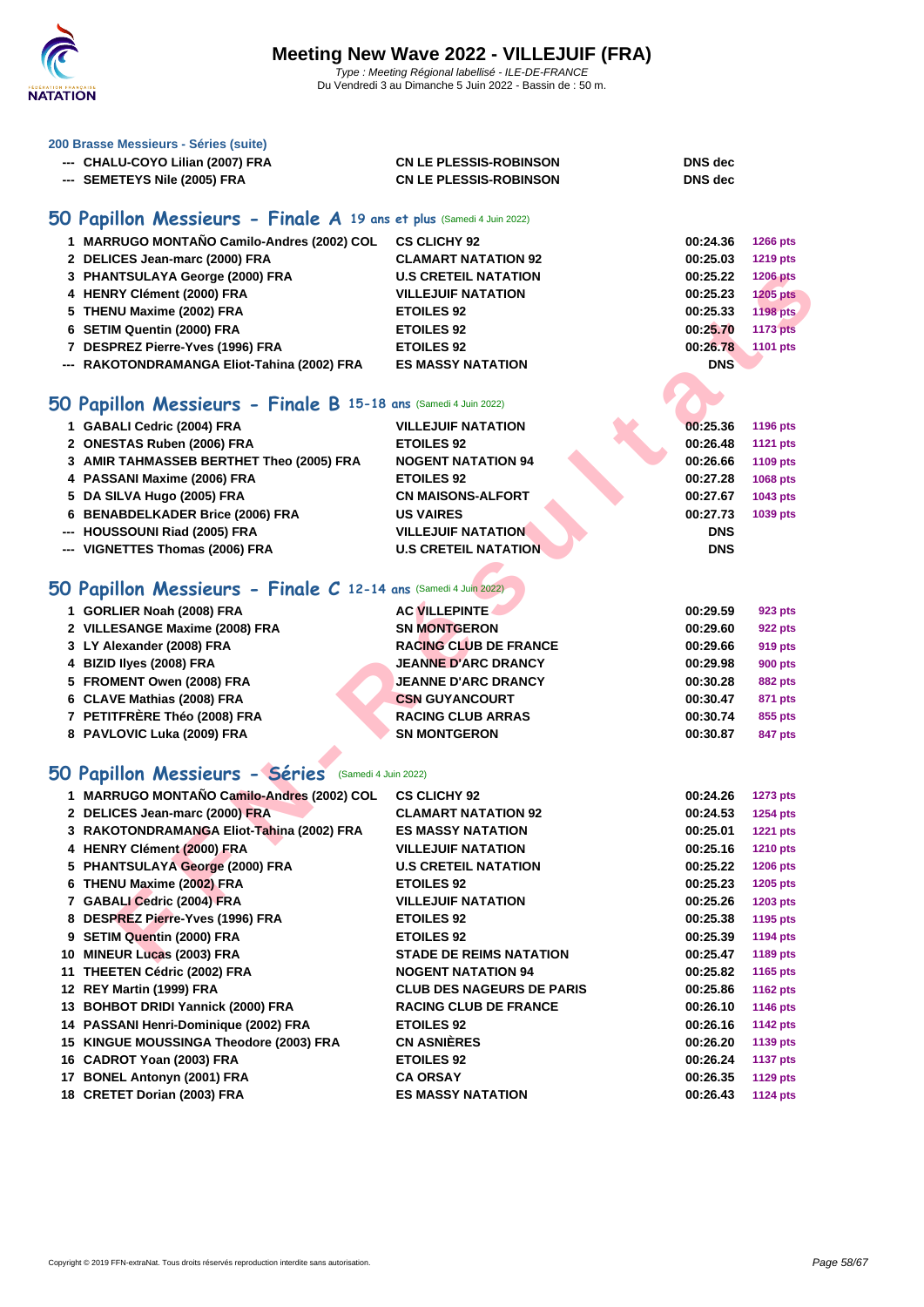### 200 Brasse Messieurs - Séries (suite)

| | | | |
|---|---|---|---|
| --- | CHALU-COYO Lilian (2007) FRA | CN LE PLESSIS-ROBINSON | DNS dec |
| --- | SEMETEYS Nile (2005) FRA | CN LE PLESSIS-ROBINSON | DNS dec |

## 50 Papillon Messieurs - Finale A 19 ans et plus (Samedi 4 Juin 2022)

| | | | | |
|---|---|---|---|---|
| 1 | MARRUGO MONTAÑO Camilo-Andres (2002) COL | CS CLICHY 92 | 00:24.36 | 1266 pts |
| 2 | DELICES Jean-marc (2000) FRA | CLAMART NATATION 92 | 00:25.03 | 1219 pts |
| 3 | PHANTSULAYA George (2000) FRA | U.S CRETEIL NATATION | 00:25.22 | 1206 pts |
| 4 | HENRY Clément (2000) FRA | VILLEJUIF NATATION | 00:25.23 | 1205 pts |
| 5 | THENU Maxime (2002) FRA | ETOILES 92 | 00:25.33 | 1198 pts |
| 6 | SETIM Quentin (2000) FRA | ETOILES 92 | 00:25.70 | 1173 pts |
| 7 | DESPREZ Pierre-Yves (1996) FRA | ETOILES 92 | 00:26.78 | 1101 pts |
| --- | RAKOTONDRAMANGA Eliot-Tahina (2002) FRA | ES MASSY NATATION | DNS | |

## 50 Papillon Messieurs - Finale B 15-18 ans (Samedi 4 Juin 2022)

| | | | | |
|---|---|---|---|---|
| 1 | GABALI Cedric (2004) FRA | VILLEJUIF NATATION | 00:25.36 | 1196 pts |
| 2 | ONESTAS Ruben (2006) FRA | ETOILES 92 | 00:26.48 | 1121 pts |
| 3 | AMIR TAHMASSEB BERTHET Theo (2005) FRA | NOGENT NATATION 94 | 00:26.66 | 1109 pts |
| 4 | PASSANI Maxime (2006) FRA | ETOILES 92 | 00:27.28 | 1068 pts |
| 5 | DA SILVA Hugo (2005) FRA | CN MAISONS-ALFORT | 00:27.67 | 1043 pts |
| 6 | BENABDELKADER Brice (2006) FRA | US VAIRES | 00:27.73 | 1039 pts |
| --- | HOUSSOUNI Riad (2005) FRA | VILLEJUIF NATATION | DNS | |
| --- | VIGNETTES Thomas (2006) FRA | U.S CRETEIL NATATION | DNS | |

## 50 Papillon Messieurs - Finale C 12-14 ans (Samedi 4 Juin 2022)

| | | | | |
|---|---|---|---|---|
| 1 | GORLIER Noah (2008) FRA | AC VILLEPINTE | 00:29.59 | 923 pts |
| 2 | VILLESANGE Maxime (2008) FRA | SN MONTGERON | 00:29.60 | 922 pts |
| 3 | LY Alexander (2008) FRA | RACING CLUB DE FRANCE | 00:29.66 | 919 pts |
| 4 | BIZID Ilyes (2008) FRA | JEANNE D'ARC DRANCY | 00:29.98 | 900 pts |
| 5 | FROMENT Owen (2008) FRA | JEANNE D'ARC DRANCY | 00:30.28 | 882 pts |
| 6 | CLAVE Mathias (2008) FRA | CSN GUYANCOURT | 00:30.47 | 871 pts |
| 7 | PETITFRÈRE Théo (2008) FRA | RACING CLUB ARRAS | 00:30.74 | 855 pts |
| 8 | PAVLOVIC Luka (2009) FRA | SN MONTGERON | 00:30.87 | 847 pts |

## 50 Papillon Messieurs - Séries (Samedi 4 Juin 2022)

| | | | | |
|---|---|---|---|---|
| 1 | MARRUGO MONTAÑO Camilo-Andres (2002) COL | CS CLICHY 92 | 00:24.26 | 1273 pts |
| 2 | DELICES Jean-marc (2000) FRA | CLAMART NATATION 92 | 00:24.53 | 1254 pts |
| 3 | RAKOTONDRAMANGA Eliot-Tahina (2002) FRA | ES MASSY NATATION | 00:25.01 | 1221 pts |
| 4 | HENRY Clément (2000) FRA | VILLEJUIF NATATION | 00:25.16 | 1210 pts |
| 5 | PHANTSULAYA George (2000) FRA | U.S CRETEIL NATATION | 00:25.22 | 1206 pts |
| 6 | THENU Maxime (2002) FRA | ETOILES 92 | 00:25.23 | 1205 pts |
| 7 | GABALI Cedric (2004) FRA | VILLEJUIF NATATION | 00:25.26 | 1203 pts |
| 8 | DESPREZ Pierre-Yves (1996) FRA | ETOILES 92 | 00:25.38 | 1195 pts |
| 9 | SETIM Quentin (2000) FRA | ETOILES 92 | 00:25.39 | 1194 pts |
| 10 | MINEUR Lucas (2003) FRA | STADE DE REIMS NATATION | 00:25.47 | 1189 pts |
| 11 | THEETEN Cédric (2002) FRA | NOGENT NATATION 94 | 00:25.82 | 1165 pts |
| 12 | REY Martin (1999) FRA | CLUB DES NAGEURS DE PARIS | 00:25.86 | 1162 pts |
| 13 | BOHBOT DRIDI Yannick (2000) FRA | RACING CLUB DE FRANCE | 00:26.10 | 1146 pts |
| 14 | PASSANI Henri-Dominique (2002) FRA | ETOILES 92 | 00:26.16 | 1142 pts |
| 15 | KINGUE MOUSSINGA Theodore (2003) FRA | CN ASNIÈRES | 00:26.20 | 1139 pts |
| 16 | CADROT Yoan (2003) FRA | ETOILES 92 | 00:26.24 | 1137 pts |
| 17 | BONEL Antonyn (2001) FRA | CA ORSAY | 00:26.35 | 1129 pts |
| 18 | CRETET Dorian (2003) FRA | ES MASSY NATATION | 00:26.43 | 1124 pts |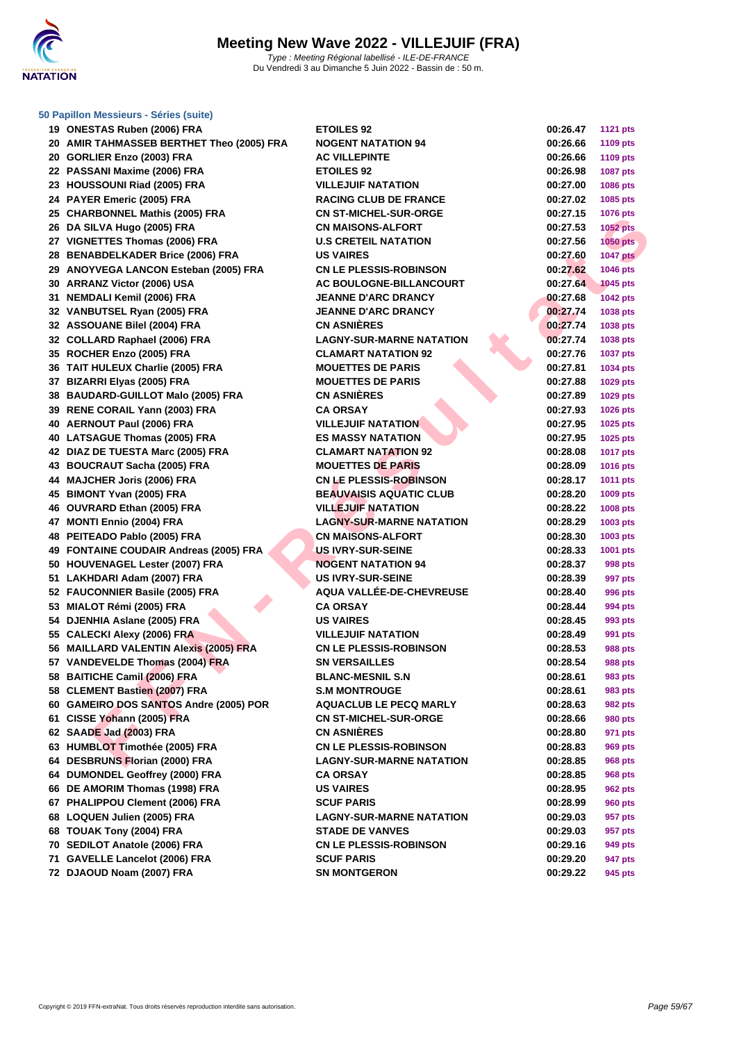# Meeting New Wave 2022 - VILLEJUIF (FRA)

*Type : Meeting Régional labellisé - ILE-DE-FRANCE*
Du Vendredi 3 au Dimanche 5 Juin 2022 - Bassin de : 50 m.

### 50 Papillon Messieurs - Séries (suite)

| | | | | |
|---|---|---|---|---|
| 19 | ONESTAS Ruben (2006) FRA | ETOILES 92 | 00:26.47 | 1121 pts |
| 20 | AMIR TAHMASSEB BERTHET Theo (2005) FRA | NOGENT NATATION 94 | 00:26.66 | 1109 pts |
| 20 | GORLIER Enzo (2003) FRA | AC VILLEPINTE | 00:26.66 | 1109 pts |
| 22 | PASSANI Maxime (2006) FRA | ETOILES 92 | 00:26.98 | 1087 pts |
| 23 | HOUSSOUNI Riad (2005) FRA | VILLEJUIF NATATION | 00:27.00 | 1086 pts |
| 24 | PAYER Emeric (2005) FRA | RACING CLUB DE FRANCE | 00:27.02 | 1085 pts |
| 25 | CHARBONNEL Mathis (2005) FRA | CN ST-MICHEL-SUR-ORGE | 00:27.15 | 1076 pts |
| 26 | DA SILVA Hugo (2005) FRA | CN MAISONS-ALFORT | 00:27.53 | 1052 pts |
| 27 | VIGNETTES Thomas (2006) FRA | U.S CRETEIL NATATION | 00:27.56 | 1050 pts |
| 28 | BENABDELKADER Brice (2006) FRA | US VAIRES | 00:27.60 | 1047 pts |
| 29 | ANOYVEGA LANCON Esteban (2005) FRA | CN LE PLESSIS-ROBINSON | 00:27.62 | 1046 pts |
| 30 | ARRANZ Victor (2006) USA | AC BOULOGNE-BILLANCOURT | 00:27.64 | 1045 pts |
| 31 | NEMDALI Kemil (2006) FRA | JEANNE D'ARC DRANCY | 00:27.68 | 1042 pts |
| 32 | VANBUTSEL Ryan (2005) FRA | JEANNE D'ARC DRANCY | 00:27.74 | 1038 pts |
| 32 | ASSOUANE Bilel (2004) FRA | CN ASNIÈRES | 00:27.74 | 1038 pts |
| 32 | COLLARD Raphael (2006) FRA | LAGNY-SUR-MARNE NATATION | 00:27.74 | 1038 pts |
| 35 | ROCHER Enzo (2005) FRA | CLAMART NATATION 92 | 00:27.76 | 1037 pts |
| 36 | TAIT HULEUX Charlie (2005) FRA | MOUETTES DE PARIS | 00:27.81 | 1034 pts |
| 37 | BIZARRI Elyas (2005) FRA | MOUETTES DE PARIS | 00:27.88 | 1029 pts |
| 38 | BAUDARD-GUILLOT Malo (2005) FRA | CN ASNIÈRES | 00:27.89 | 1029 pts |
| 39 | RENE CORAIL Yann (2003) FRA | CA ORSAY | 00:27.93 | 1026 pts |
| 40 | AERNOUT Paul (2006) FRA | VILLEJUIF NATATION | 00:27.95 | 1025 pts |
| 40 | LATSAGUE Thomas (2005) FRA | ES MASSY NATATION | 00:27.95 | 1025 pts |
| 42 | DIAZ DE TUESTA Marc (2005) FRA | CLAMART NATATION 92 | 00:28.08 | 1017 pts |
| 43 | BOUCRAUT Sacha (2005) FRA | MOUETTES DE PARIS | 00:28.09 | 1016 pts |
| 44 | MAJCHER Joris (2006) FRA | CN LE PLESSIS-ROBINSON | 00:28.17 | 1011 pts |
| 45 | BIMONT Yvan (2005) FRA | BEAUVAISIS AQUATIC CLUB | 00:28.20 | 1009 pts |
| 46 | OUVRARD Ethan (2005) FRA | VILLEJUIF NATATION | 00:28.22 | 1008 pts |
| 47 | MONTI Ennio (2004) FRA | LAGNY-SUR-MARNE NATATION | 00:28.29 | 1003 pts |
| 48 | PEITEADO Pablo (2005) FRA | CN MAISONS-ALFORT | 00:28.30 | 1003 pts |
| 49 | FONTAINE COUDAIR Andreas (2005) FRA | US IVRY-SUR-SEINE | 00:28.33 | 1001 pts |
| 50 | HOUVENAGEL Lester (2007) FRA | NOGENT NATATION 94 | 00:28.37 | 998 pts |
| 51 | LAKHDARI Adam (2007) FRA | US IVRY-SUR-SEINE | 00:28.39 | 997 pts |
| 52 | FAUCONNIER Basile (2005) FRA | AQUA VALLÉE-DE-CHEVREUSE | 00:28.40 | 996 pts |
| 53 | MIALOT Rémi (2005) FRA | CA ORSAY | 00:28.44 | 994 pts |
| 54 | DJENHIA Aslane (2005) FRA | US VAIRES | 00:28.45 | 993 pts |
| 55 | CALECKI Alexy (2006) FRA | VILLEJUIF NATATION | 00:28.49 | 991 pts |
| 56 | MAILLARD VALENTIN Alexis (2005) FRA | CN LE PLESSIS-ROBINSON | 00:28.53 | 988 pts |
| 57 | VANDEVELDE Thomas (2004) FRA | SN VERSAILLES | 00:28.54 | 988 pts |
| 58 | BAITICHE Camil (2006) FRA | BLANC-MESNIL S.N | 00:28.61 | 983 pts |
| 58 | CLEMENT Bastien (2007) FRA | S.M MONTROUGE | 00:28.61 | 983 pts |
| 60 | GAMEIRO DOS SANTOS Andre (2005) POR | AQUACLUB LE PECQ MARLY | 00:28.63 | 982 pts |
| 61 | CISSE Yohann (2005) FRA | CN ST-MICHEL-SUR-ORGE | 00:28.66 | 980 pts |
| 62 | SAADE Jad (2003) FRA | CN ASNIÈRES | 00:28.80 | 971 pts |
| 63 | HUMBLOT Timothée (2005) FRA | CN LE PLESSIS-ROBINSON | 00:28.83 | 969 pts |
| 64 | DESBRUNS Florian (2000) FRA | LAGNY-SUR-MARNE NATATION | 00:28.85 | 968 pts |
| 64 | DUMONDEL Geoffrey (2000) FRA | CA ORSAY | 00:28.85 | 968 pts |
| 66 | DE AMORIM Thomas (1998) FRA | US VAIRES | 00:28.95 | 962 pts |
| 67 | PHALIPPOU Clement (2006) FRA | SCUF PARIS | 00:28.99 | 960 pts |
| 68 | LOQUEN Julien (2005) FRA | LAGNY-SUR-MARNE NATATION | 00:29.03 | 957 pts |
| 68 | TOUAK Tony (2004) FRA | STADE DE VANVES | 00:29.03 | 957 pts |
| 70 | SEDILOT Anatole (2006) FRA | CN LE PLESSIS-ROBINSON | 00:29.16 | 949 pts |
| 71 | GAVELLE Lancelot (2006) FRA | SCUF PARIS | 00:29.20 | 947 pts |
| 72 | DJAOUD Noam (2007) FRA | SN MONTGERON | 00:29.22 | 945 pts |

Copyright © 2019 FFN-extraNat. Tous droits réservés reproduction interdite sans autorisation.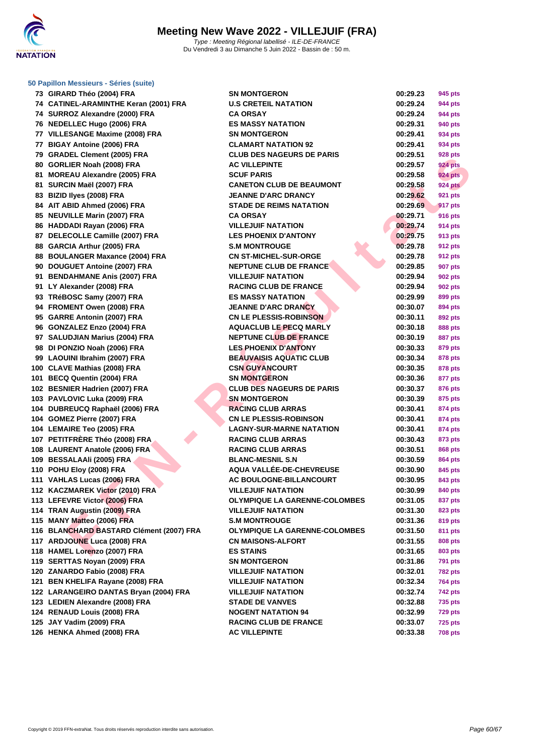# Meeting New Wave 2022 - VILLEJUIF (FRA)

*Type : Meeting Régional labellisé - ILE-DE-FRANCE*
Du Vendredi 3 au Dimanche 5 Juin 2022 - Bassin de : 50 m.

### 50 Papillon Messieurs - Séries (suite)

| Rang | Nom | Club | Temps | Points |
|---|---|---|---|---|
| 73 | GIRARD Théo (2004) FRA | SN MONTGERON | 00:29.23 | 945 pts |
| 74 | CATINEL-ARAMINTHE Keran (2001) FRA | U.S CRETEIL NATATION | 00:29.24 | 944 pts |
| 74 | SURROZ Alexandre (2000) FRA | CA ORSAY | 00:29.24 | 944 pts |
| 76 | NEDELLEC Hugo (2006) FRA | ES MASSY NATATION | 00:29.31 | 940 pts |
| 77 | VILLESANGE Maxime (2008) FRA | SN MONTGERON | 00:29.41 | 934 pts |
| 77 | BIGAY Antoine (2006) FRA | CLAMART NATATION 92 | 00:29.41 | 934 pts |
| 79 | GRADEL Clement (2005) FRA | CLUB DES NAGEURS DE PARIS | 00:29.51 | 928 pts |
| 80 | GORLIER Noah (2008) FRA | AC VILLEPINTE | 00:29.57 | 924 pts |
| 81 | MOREAU Alexandre (2005) FRA | SCUF PARIS | 00:29.58 | 924 pts |
| 81 | SURCIN Maël (2007) FRA | CANETON CLUB DE BEAUMONT | 00:29.58 | 924 pts |
| 83 | BIZID Ilyes (2008) FRA | JEANNE D'ARC DRANCY | 00:29.62 | 921 pts |
| 84 | AIT ABID Ahmed (2006) FRA | STADE DE REIMS NATATION | 00:29.69 | 917 pts |
| 85 | NEUVILLE Marin (2007) FRA | CA ORSAY | 00:29.71 | 916 pts |
| 86 | HADDADI Rayan (2006) FRA | VILLEJUIF NATATION | 00:29.74 | 914 pts |
| 87 | DELECOLLE Camille (2007) FRA | LES PHOENIX D'ANTONY | 00:29.75 | 913 pts |
| 88 | GARCIA Arthur (2005) FRA | S.M MONTROUGE | 00:29.78 | 912 pts |
| 88 | BOULANGER Maxance (2004) FRA | CN ST-MICHEL-SUR-ORGE | 00:29.78 | 912 pts |
| 90 | DOUGUET Antoine (2007) FRA | NEPTUNE CLUB DE FRANCE | 00:29.85 | 907 pts |
| 91 | BENDAHMANE Anis (2007) FRA | VILLEJUIF NATATION | 00:29.94 | 902 pts |
| 91 | LY Alexander (2008) FRA | RACING CLUB DE FRANCE | 00:29.94 | 902 pts |
| 93 | TRéBOSC Samy (2007) FRA | ES MASSY NATATION | 00:29.99 | 899 pts |
| 94 | FROMENT Owen (2008) FRA | JEANNE D'ARC DRANCY | 00:30.07 | 894 pts |
| 95 | GARRE Antonin (2007) FRA | CN LE PLESSIS-ROBINSON | 00:30.11 | 892 pts |
| 96 | GONZALEZ Enzo (2004) FRA | AQUACLUB LE PECQ MARLY | 00:30.18 | 888 pts |
| 97 | SALUDJIAN Marius (2004) FRA | NEPTUNE CLUB DE FRANCE | 00:30.19 | 887 pts |
| 98 | DI PONZIO Noah (2006) FRA | LES PHOENIX D'ANTONY | 00:30.33 | 879 pts |
| 99 | LAOUINI Ibrahim (2007) FRA | BEAUVAISIS AQUATIC CLUB | 00:30.34 | 878 pts |
| 100 | CLAVE Mathias (2008) FRA | CSN GUYANCOURT | 00:30.35 | 878 pts |
| 101 | BECQ Quentin (2004) FRA | SN MONTGERON | 00:30.36 | 877 pts |
| 102 | BESNIER Hadrien (2007) FRA | CLUB DES NAGEURS DE PARIS | 00:30.37 | 876 pts |
| 103 | PAVLOVIC Luka (2009) FRA | SN MONTGERON | 00:30.39 | 875 pts |
| 104 | DUBREUCQ Raphaël (2006) FRA | RACING CLUB ARRAS | 00:30.41 | 874 pts |
| 104 | GOMEZ Pierre (2007) FRA | CN LE PLESSIS-ROBINSON | 00:30.41 | 874 pts |
| 104 | LEMAIRE Teo (2005) FRA | LAGNY-SUR-MARNE NATATION | 00:30.41 | 874 pts |
| 107 | PETITFRÈRE Théo (2008) FRA | RACING CLUB ARRAS | 00:30.43 | 873 pts |
| 108 | LAURENT Anatole (2006) FRA | RACING CLUB ARRAS | 00:30.51 | 868 pts |
| 109 | BESSALAAli (2005) FRA | BLANC-MESNIL S.N | 00:30.59 | 864 pts |
| 110 | POHU Eloy (2008) FRA | AQUA VALLÉE-DE-CHEVREUSE | 00:30.90 | 845 pts |
| 111 | VAHLAS Lucas (2006) FRA | AC BOULOGNE-BILLANCOURT | 00:30.95 | 843 pts |
| 112 | KACZMAREK Victor (2010) FRA | VILLEJUIF NATATION | 00:30.99 | 840 pts |
| 113 | LEFEVRE Victor (2006) FRA | OLYMPIQUE LA GARENNE-COLOMBES | 00:31.05 | 837 pts |
| 114 | TRAN Augustin (2009) FRA | VILLEJUIF NATATION | 00:31.30 | 823 pts |
| 115 | MANY Matteo (2006) FRA | S.M MONTROUGE | 00:31.36 | 819 pts |
| 116 | BLANCHARD BASTARD Clément (2007) FRA | OLYMPIQUE LA GARENNE-COLOMBES | 00:31.50 | 811 pts |
| 117 | ARDJOUNE Luca (2008) FRA | CN MAISONS-ALFORT | 00:31.55 | 808 pts |
| 118 | HAMEL Lorenzo (2007) FRA | ES STAINS | 00:31.65 | 803 pts |
| 119 | SERTTAS Noyan (2009) FRA | SN MONTGERON | 00:31.86 | 791 pts |
| 120 | ZANARDO Fabio (2008) FRA | VILLEJUIF NATATION | 00:32.01 | 782 pts |
| 121 | BEN KHELIFA Rayane (2008) FRA | VILLEJUIF NATATION | 00:32.34 | 764 pts |
| 122 | LARANGEIRO DANTAS Bryan (2004) FRA | VILLEJUIF NATATION | 00:32.74 | 742 pts |
| 123 | LEDIEN Alexandre (2008) FRA | STADE DE VANVES | 00:32.88 | 735 pts |
| 124 | RENAUD Louis (2008) FRA | NOGENT NATATION 94 | 00:32.99 | 729 pts |
| 125 | JAY Vadim (2009) FRA | RACING CLUB DE FRANCE | 00:33.07 | 725 pts |
| 126 | HENKA Ahmed (2008) FRA | AC VILLEPINTE | 00:33.38 | 708 pts |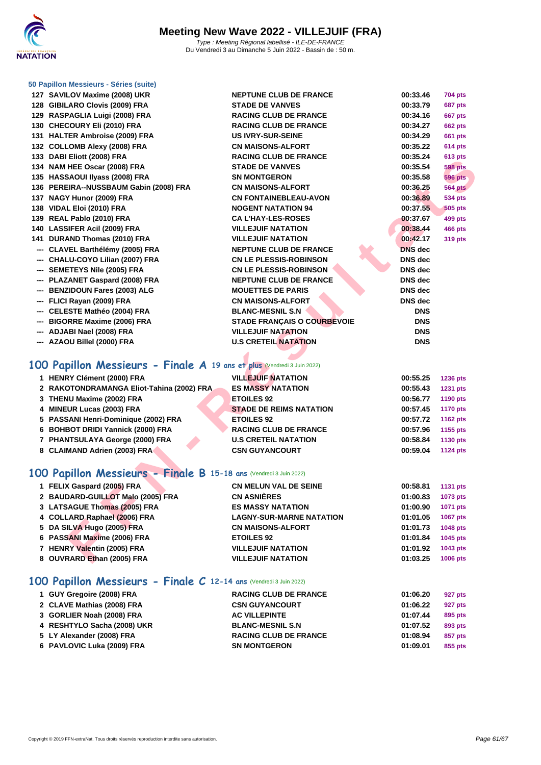# Meeting New Wave 2022 - VILLEJUIF (FRA)

*Type : Meeting Régional labellisé - ILE-DE-FRANCE*
Du Vendredi 3 au Dimanche 5 Juin 2022 - Bassin de : 50 m.

### 50 Papillon Messieurs - Séries (suite)

| | | | | |
|---|---|---|---|---|
| 127 | SAVILOV Maxime (2008) UKR | NEPTUNE CLUB DE FRANCE | 00:33.46 | 704 pts |
| 128 | GIBILARO Clovis (2009) FRA | STADE DE VANVES | 00:33.79 | 687 pts |
| 129 | RASPAGLIA Luigi (2008) FRA | RACING CLUB DE FRANCE | 00:34.16 | 667 pts |
| 130 | CHECOURY Eli (2010) FRA | RACING CLUB DE FRANCE | 00:34.27 | 662 pts |
| 131 | HALTER Ambroise (2009) FRA | US IVRY-SUR-SEINE | 00:34.29 | 661 pts |
| 132 | COLLOMB Alexy (2008) FRA | CN MAISONS-ALFORT | 00:35.22 | 614 pts |
| 133 | DABI Eliott (2008) FRA | RACING CLUB DE FRANCE | 00:35.24 | 613 pts |
| 134 | NAM HEE Oscar (2008) FRA | STADE DE VANVES | 00:35.54 | 598 pts |
| 135 | HASSAOUI Ilyass (2008) FRA | SN MONTGERON | 00:35.58 | 596 pts |
| 136 | PEREIRA--NUSSBAUM Gabin (2008) FRA | CN MAISONS-ALFORT | 00:36.25 | 564 pts |
| 137 | NAGY Hunor (2009) FRA | CN FONTAINEBLEAU-AVON | 00:36.89 | 534 pts |
| 138 | VIDAL Eloi (2010) FRA | NOGENT NATATION 94 | 00:37.55 | 505 pts |
| 139 | REAL Pablo (2010) FRA | CA L'HAY-LES-ROSES | 00:37.67 | 499 pts |
| 140 | LASSIFER Acil (2009) FRA | VILLEJUIF NATATION | 00:38.44 | 466 pts |
| 141 | DURAND Thomas (2010) FRA | VILLEJUIF NATATION | 00:42.17 | 319 pts |
| --- | CLAVEL Barthélémy (2005) FRA | NEPTUNE CLUB DE FRANCE | DNS dec | |
| --- | CHALU-COYO Lilian (2007) FRA | CN LE PLESSIS-ROBINSON | DNS dec | |
| --- | SEMETEYS Nile (2005) FRA | CN LE PLESSIS-ROBINSON | DNS dec | |
| --- | PLAZANET Gaspard (2008) FRA | NEPTUNE CLUB DE FRANCE | DNS dec | |
| --- | BENZIDOUN Fares (2003) ALG | MOUETTES DE PARIS | DNS dec | |
| --- | FLICI Rayan (2009) FRA | CN MAISONS-ALFORT | DNS dec | |
| --- | CELESTE Mathéo (2004) FRA | BLANC-MESNIL S.N | DNS | |
| --- | BIGORRE Maxime (2006) FRA | STADE FRANÇAIS O COURBEVOIE | DNS | |
| --- | ADJABI Nael (2008) FRA | VILLEJUIF NATATION | DNS | |
| --- | AZAOU Billel (2000) FRA | U.S CRETEIL NATATION | DNS | |

## 100 Papillon Messieurs - Finale A 19 ans et plus (Vendredi 3 Juin 2022)

| | | | | |
|---|---|---|---|---|
| 1 | HENRY Clément (2000) FRA | VILLEJUIF NATATION | 00:55.25 | 1236 pts |
| 2 | RAKOTONDRAMANGA Eliot-Tahina (2002) FRA | ES MASSY NATATION | 00:55.43 | 1231 pts |
| 3 | THENU Maxime (2002) FRA | ETOILES 92 | 00:56.77 | 1190 pts |
| 4 | MINEUR Lucas (2003) FRA | STADE DE REIMS NATATION | 00:57.45 | 1170 pts |
| 5 | PASSANI Henri-Dominique (2002) FRA | ETOILES 92 | 00:57.72 | 1162 pts |
| 6 | BOHBOT DRIDI Yannick (2000) FRA | RACING CLUB DE FRANCE | 00:57.96 | 1155 pts |
| 7 | PHANTSULAYA George (2000) FRA | U.S CRETEIL NATATION | 00:58.84 | 1130 pts |
| 8 | CLAIMAND Adrien (2003) FRA | CSN GUYANCOURT | 00:59.04 | 1124 pts |

## 100 Papillon Messieurs - Finale B 15-18 ans (Vendredi 3 Juin 2022)

| | | | | |
|---|---|---|---|---|
| 1 | FELIX Gaspard (2005) FRA | CN MELUN VAL DE SEINE | 00:58.81 | 1131 pts |
| 2 | BAUDARD-GUILLOT Malo (2005) FRA | CN ASNIÈRES | 01:00.83 | 1073 pts |
| 3 | LATSAGUE Thomas (2005) FRA | ES MASSY NATATION | 01:00.90 | 1071 pts |
| 4 | COLLARD Raphael (2006) FRA | LAGNY-SUR-MARNE NATATION | 01:01.05 | 1067 pts |
| 5 | DA SILVA Hugo (2005) FRA | CN MAISONS-ALFORT | 01:01.73 | 1048 pts |
| 6 | PASSANI Maxime (2006) FRA | ETOILES 92 | 01:01.84 | 1045 pts |
| 7 | HENRY Valentin (2005) FRA | VILLEJUIF NATATION | 01:01.92 | 1043 pts |
| 8 | OUVRARD Ethan (2005) FRA | VILLEJUIF NATATION | 01:03.25 | 1006 pts |

## 100 Papillon Messieurs - Finale C 12-14 ans (Vendredi 3 Juin 2022)

| | | | | |
|---|---|---|---|---|
| 1 | GUY Gregoire (2008) FRA | RACING CLUB DE FRANCE | 01:06.20 | 927 pts |
| 2 | CLAVE Mathias (2008) FRA | CSN GUYANCOURT | 01:06.22 | 927 pts |
| 3 | GORLIER Noah (2008) FRA | AC VILLEPINTE | 01:07.44 | 895 pts |
| 4 | RESHTYLO Sacha (2008) UKR | BLANC-MESNIL S.N | 01:07.52 | 893 pts |
| 5 | LY Alexander (2008) FRA | RACING CLUB DE FRANCE | 01:08.94 | 857 pts |
| 6 | PAVLOVIC Luka (2009) FRA | SN MONTGERON | 01:09.01 | 855 pts |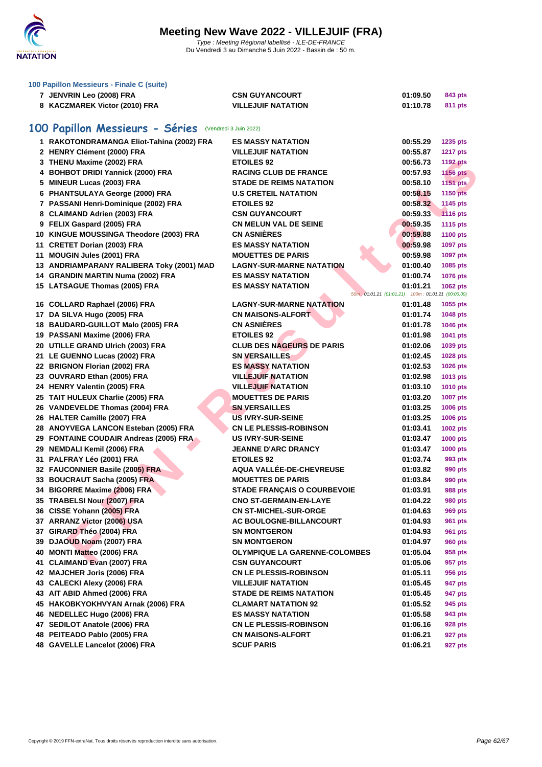### 100 Papillon Messieurs - Finale C (suite)

| | | | |
|---|---|---|---|
| 7 JENVRIN Leo (2008) FRA | CSN GUYANCOURT | 01:09.50 | 843 pts |
| 8 KACZMAREK Victor (2010) FRA | VILLEJUIF NATATION | 01:10.78 | 811 pts |

## 100 Papillon Messieurs - Séries (Vendredi 3 Juin 2022)

| | | | |
|---|---|---|---|
| 1 RAKOTONDRAMANGA Eliot-Tahina (2002) FRA | ES MASSY NATATION | 00:55.29 | 1235 pts |
| 2 HENRY Clément (2000) FRA | VILLEJUIF NATATION | 00:55.87 | 1217 pts |
| 3 THENU Maxime (2002) FRA | ETOILES 92 | 00:56.73 | 1192 pts |
| 4 BOHBOT DRIDI Yannick (2000) FRA | RACING CLUB DE FRANCE | 00:57.93 | 1156 pts |
| 5 MINEUR Lucas (2003) FRA | STADE DE REIMS NATATION | 00:58.10 | 1151 pts |
| 6 PHANTSULAYA George (2000) FRA | U.S CRETEIL NATATION | 00:58.15 | 1150 pts |
| 7 PASSANI Henri-Dominique (2002) FRA | ETOILES 92 | 00:58.32 | 1145 pts |
| 8 CLAIMAND Adrien (2003) FRA | CSN GUYANCOURT | 00:59.33 | 1116 pts |
| 9 FELIX Gaspard (2005) FRA | CN MELUN VAL DE SEINE | 00:59.35 | 1115 pts |
| 10 KINGUE MOUSSINGA Theodore (2003) FRA | CN ASNIÈRES | 00:59.88 | 1100 pts |
| 11 CRETET Dorian (2003) FRA | ES MASSY NATATION | 00:59.98 | 1097 pts |
| 11 MOUGIN Jules (2001) FRA | MOUETTES DE PARIS | 00:59.98 | 1097 pts |
| 13 ANDRIAMPARANY RALIBERA Toky (2001) MAD | LAGNY-SUR-MARNE NATATION | 01:00.40 | 1085 pts |
| 14 GRANDIN MARTIN Numa (2002) FRA | ES MASSY NATATION | 01:00.74 | 1076 pts |
| 15 LATSAGUE Thomas (2005) FRA | ES MASSY NATATION | 01:01.21 | 1062 pts |
| | | 50m : 01:01.21 (01:01.21) 100m : 01:01.21 (00:00.00) | |
| 16 COLLARD Raphael (2006) FRA | LAGNY-SUR-MARNE NATATION | 01:01.48 | 1055 pts |
| 17 DA SILVA Hugo (2005) FRA | CN MAISONS-ALFORT | 01:01.74 | 1048 pts |
| 18 BAUDARD-GUILLOT Malo (2005) FRA | CN ASNIÈRES | 01:01.78 | 1046 pts |
| 19 PASSANI Maxime (2006) FRA | ETOILES 92 | 01:01.98 | 1041 pts |
| 20 UTILLE GRAND Ulrich (2003) FRA | CLUB DES NAGEURS DE PARIS | 01:02.06 | 1039 pts |
| 21 LE GUENNO Lucas (2002) FRA | SN VERSAILLES | 01:02.45 | 1028 pts |
| 22 BRIGNON Florian (2002) FRA | ES MASSY NATATION | 01:02.53 | 1026 pts |
| 23 OUVRARD Ethan (2005) FRA | VILLEJUIF NATATION | 01:02.98 | 1013 pts |
| 24 HENRY Valentin (2005) FRA | VILLEJUIF NATATION | 01:03.10 | 1010 pts |
| 25 TAIT HULEUX Charlie (2005) FRA | MOUETTES DE PARIS | 01:03.20 | 1007 pts |
| 26 VANDEVELDE Thomas (2004) FRA | SN VERSAILLES | 01:03.25 | 1006 pts |
| 26 HALTER Camille (2007) FRA | US IVRY-SUR-SEINE | 01:03.25 | 1006 pts |
| 28 ANOYVEGA LANCON Esteban (2005) FRA | CN LE PLESSIS-ROBINSON | 01:03.41 | 1002 pts |
| 29 FONTAINE COUDAIR Andreas (2005) FRA | US IVRY-SUR-SEINE | 01:03.47 | 1000 pts |
| 29 NEMDALI Kemil (2006) FRA | JEANNE D'ARC DRANCY | 01:03.47 | 1000 pts |
| 31 PALFRAY Léo (2001) FRA | ETOILES 92 | 01:03.74 | 993 pts |
| 32 FAUCONNIER Basile (2005) FRA | AQUA VALLÉE-DE-CHEVREUSE | 01:03.82 | 990 pts |
| 33 BOUCRAUT Sacha (2005) FRA | MOUETTES DE PARIS | 01:03.84 | 990 pts |
| 34 BIGORRE Maxime (2006) FRA | STADE FRANÇAIS O COURBEVOIE | 01:03.91 | 988 pts |
| 35 TRABELSI Nour (2007) FRA | CNO ST-GERMAIN-EN-LAYE | 01:04.22 | 980 pts |
| 36 CISSE Yohann (2005) FRA | CN ST-MICHEL-SUR-ORGE | 01:04.63 | 969 pts |
| 37 ARRANZ Victor (2006) USA | AC BOULOGNE-BILLANCOURT | 01:04.93 | 961 pts |
| 37 GIRARD Théo (2004) FRA | SN MONTGERON | 01:04.93 | 961 pts |
| 39 DJAOUD Noam (2007) FRA | SN MONTGERON | 01:04.97 | 960 pts |
| 40 MONTI Matteo (2006) FRA | OLYMPIQUE LA GARENNE-COLOMBES | 01:05.04 | 958 pts |
| 41 CLAIMAND Evan (2007) FRA | CSN GUYANCOURT | 01:05.06 | 957 pts |
| 42 MAJCHER Joris (2006) FRA | CN LE PLESSIS-ROBINSON | 01:05.11 | 956 pts |
| 43 CALECKI Alexy (2006) FRA | VILLEJUIF NATATION | 01:05.45 | 947 pts |
| 43 AIT ABID Ahmed (2006) FRA | STADE DE REIMS NATATION | 01:05.45 | 947 pts |
| 45 HAKOBKYOKHVYAN Arnak (2006) FRA | CLAMART NATATION 92 | 01:05.52 | 945 pts |
| 46 NEDELLEC Hugo (2006) FRA | ES MASSY NATATION | 01:05.58 | 943 pts |
| 47 SEDILOT Anatole (2006) FRA | CN LE PLESSIS-ROBINSON | 01:06.16 | 928 pts |
| 48 PEITEADO Pablo (2005) FRA | CN MAISONS-ALFORT | 01:06.21 | 927 pts |
| 48 GAVELLE Lancelot (2006) FRA | SCUF PARIS | 01:06.21 | 927 pts |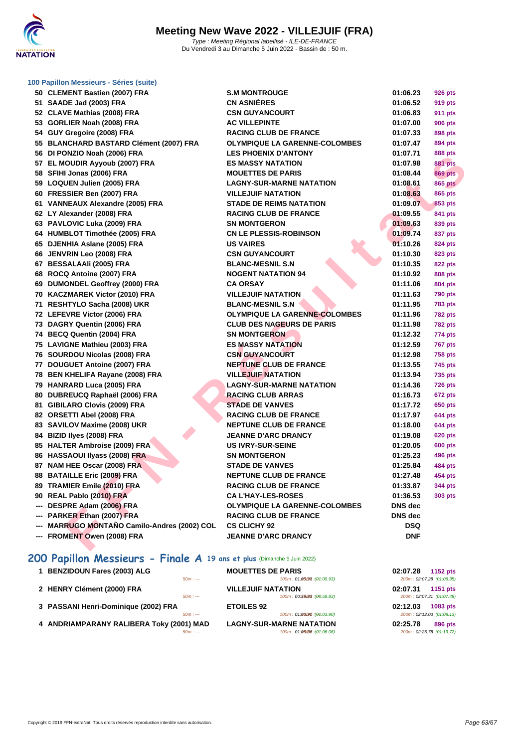### 100 Papillon Messieurs - Séries (suite)

| Rang | Nom | Club | Temps | Points |
|---|---|---|---|---|
| 50 | CLEMENT Bastien (2007) FRA | S.M MONTROUGE | 01:06.23 | 926 pts |
| 51 | SAADE Jad (2003) FRA | CN ASNIÈRES | 01:06.52 | 919 pts |
| 52 | CLAVE Mathias (2008) FRA | CSN GUYANCOURT | 01:06.83 | 911 pts |
| 53 | GORLIER Noah (2008) FRA | AC VILLEPINTE | 01:07.00 | 906 pts |
| 54 | GUY Gregoire (2008) FRA | RACING CLUB DE FRANCE | 01:07.33 | 898 pts |
| 55 | BLANCHARD BASTARD Clément (2007) FRA | OLYMPIQUE LA GARENNE-COLOMBES | 01:07.47 | 894 pts |
| 56 | DI PONZIO Noah (2006) FRA | LES PHOENIX D'ANTONY | 01:07.71 | 888 pts |
| 57 | EL MOUDIR Ayyoub (2007) FRA | ES MASSY NATATION | 01:07.98 | 881 pts |
| 58 | SFIHI Jonas (2006) FRA | MOUETTES DE PARIS | 01:08.44 | 869 pts |
| 59 | LOQUEN Julien (2005) FRA | LAGNY-SUR-MARNE NATATION | 01:08.61 | 865 pts |
| 60 | FRESSIER Ben (2007) FRA | VILLEJUIF NATATION | 01:08.63 | 865 pts |
| 61 | VANNEAUX Alexandre (2005) FRA | STADE DE REIMS NATATION | 01:09.07 | 853 pts |
| 62 | LY Alexander (2008) FRA | RACING CLUB DE FRANCE | 01:09.55 | 841 pts |
| 63 | PAVLOVIC Luka (2009) FRA | SN MONTGERON | 01:09.63 | 839 pts |
| 64 | HUMBLOT Timothée (2005) FRA | CN LE PLESSIS-ROBINSON | 01:09.74 | 837 pts |
| 65 | DJENHIA Aslane (2005) FRA | US VAIRES | 01:10.26 | 824 pts |
| 66 | JENVRIN Leo (2008) FRA | CSN GUYANCOURT | 01:10.30 | 823 pts |
| 67 | BESSALAAli (2005) FRA | BLANC-MESNIL S.N | 01:10.35 | 822 pts |
| 68 | ROCQ Antoine (2007) FRA | NOGENT NATATION 94 | 01:10.92 | 808 pts |
| 69 | DUMONDEL Geoffrey (2000) FRA | CA ORSAY | 01:11.06 | 804 pts |
| 70 | KACZMAREK Victor (2010) FRA | VILLEJUIF NATATION | 01:11.63 | 790 pts |
| 71 | RESHTYLO Sacha (2008) UKR | BLANC-MESNIL S.N | 01:11.95 | 783 pts |
| 72 | LEFEVRE Victor (2006) FRA | OLYMPIQUE LA GARENNE-COLOMBES | 01:11.96 | 782 pts |
| 73 | DAGRY Quentin (2006) FRA | CLUB DES NAGEURS DE PARIS | 01:11.98 | 782 pts |
| 74 | BECQ Quentin (2004) FRA | SN MONTGERON | 01:12.32 | 774 pts |
| 75 | LAVIGNE Mathieu (2003) FRA | ES MASSY NATATION | 01:12.59 | 767 pts |
| 76 | SOURDOU Nicolas (2008) FRA | CSN GUYANCOURT | 01:12.98 | 758 pts |
| 77 | DOUGUET Antoine (2007) FRA | NEPTUNE CLUB DE FRANCE | 01:13.55 | 745 pts |
| 78 | BEN KHELIFA Rayane (2008) FRA | VILLEJUIF NATATION | 01:13.94 | 735 pts |
| 79 | HANRARD Luca (2005) FRA | LAGNY-SUR-MARNE NATATION | 01:14.36 | 726 pts |
| 80 | DUBREUCQ Raphaël (2006) FRA | RACING CLUB ARRAS | 01:16.73 | 672 pts |
| 81 | GIBILARO Clovis (2009) FRA | STADE DE VANVES | 01:17.72 | 650 pts |
| 82 | ORSETTI Abel (2008) FRA | RACING CLUB DE FRANCE | 01:17.97 | 644 pts |
| 83 | SAVILOV Maxime (2008) UKR | NEPTUNE CLUB DE FRANCE | 01:18.00 | 644 pts |
| 84 | BIZID Ilyes (2008) FRA | JEANNE D'ARC DRANCY | 01:19.08 | 620 pts |
| 85 | HALTER Ambroise (2009) FRA | US IVRY-SUR-SEINE | 01:20.05 | 600 pts |
| 86 | HASSAOUI Ilyass (2008) FRA | SN MONTGERON | 01:25.23 | 496 pts |
| 87 | NAM HEE Oscar (2008) FRA | STADE DE VANVES | 01:25.84 | 484 pts |
| 88 | BATAILLE Eric (2009) FRA | NEPTUNE CLUB DE FRANCE | 01:27.48 | 454 pts |
| 89 | TRAMIER Emile (2010) FRA | RACING CLUB DE FRANCE | 01:33.87 | 344 pts |
| 90 | REAL Pablo (2010) FRA | CA L'HAY-LES-ROSES | 01:36.53 | 303 pts |
| --- | DESPRE Adam (2006) FRA | OLYMPIQUE LA GARENNE-COLOMBES | DNS dec | |
| --- | PARKER Ethan (2007) FRA | RACING CLUB DE FRANCE | DNS dec | |
| --- | MARRUGO MONTAÑO Camilo-Andres (2002) COL | CS CLICHY 92 | DSQ | |
| --- | FROMENT Owen (2008) FRA | JEANNE D'ARC DRANCY | DNF | |

## 200 Papillon Messieurs - Finale A 19 ans et plus (Dimanche 5 Juin 2022)

| Rang | Nom | Club | Temps | Points |
|---|---|---|---|---|
| 1 | BENZIDOUN Fares (2003) ALG | MOUETTES DE PARIS | 02:07.28 | 1152 pts |
| | 50m : --- | 100m : 01:00.93 (01:00.93) | 200m : 02:07.28 (01:06.35) | |
| 2 | HENRY Clément (2000) FRA | VILLEJUIF NATATION | 02:07.31 | 1151 pts |
| | 50m : --- | 100m : 00:59.83 (00:59.83) | 200m : 02:07.31 (01:07.48) | |
| 3 | PASSANI Henri-Dominique (2002) FRA | ETOILES 92 | 02:12.03 | 1083 pts |
| | 50m : --- | 100m : 01:03.90 (01:03.90) | 200m : 02:12.03 (01:08.13) | |
| 4 | ANDRIAMPARANY RALIBERA Toky (2001) MAD | LAGNY-SUR-MARNE NATATION | 02:25.78 | 896 pts |
| | 50m : --- | 100m : 01:06.06 (01:06.06) | 200m : 02:25.78 (01:19.72) | |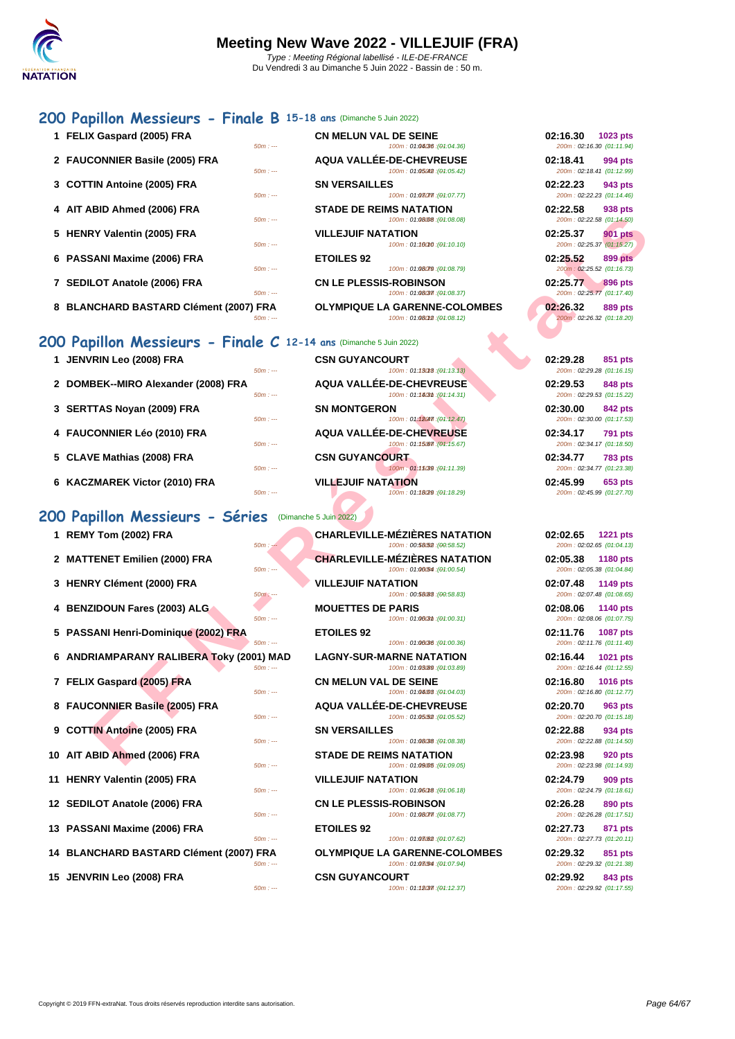# Meeting New Wave 2022 - VILLEJUIF (FRA)

*Type : Meeting Régional labellisé - ILE-DE-FRANCE*
Du Vendredi 3 au Dimanche 5 Juin 2022 - Bassin de : 50 m.

## 200 Papillon Messieurs - Finale B 15-18 ans (Dimanche 5 Juin 2022)

| Rang | Nom | Club | Temps | Points |
|---|---|---|---|---|
| 1 | FELIX Gaspard (2005) FRA | CN MELUN VAL DE SEINE | 02:16.30 | 1023 pts |
| | 50m : --- | 100m : 01:04.36 (01:04.36) | 200m : 02:16.30 (01:11.94) | |
| 2 | FAUCONNIER Basile (2005) FRA | AQUA VALLÉE-DE-CHEVREUSE | 02:18.41 | 994 pts |
| | 50m : --- | 100m : 01:05.42 (01:05.42) | 200m : 02:18.41 (01:12.99) | |
| 3 | COTTIN Antoine (2005) FRA | SN VERSAILLES | 02:22.23 | 943 pts |
| | 50m : --- | 100m : 01:07.77 (01:07.77) | 200m : 02:22.23 (01:14.46) | |
| 4 | AIT ABID Ahmed (2006) FRA | STADE DE REIMS NATATION | 02:22.58 | 938 pts |
| | 50m : --- | 100m : 01:08.08 (01:08.08) | 200m : 02:22.58 (01:14.50) | |
| 5 | HENRY Valentin (2005) FRA | VILLEJUIF NATATION | 02:25.37 | 901 pts |
| | 50m : --- | 100m : 01:10.10 (01:10.10) | 200m : 02:25.37 (01:15.27) | |
| 6 | PASSANI Maxime (2006) FRA | ETOILES 92 | 02:25.52 | 899 pts |
| | 50m : --- | 100m : 01:08.79 (01:08.79) | 200m : 02:25.52 (01:16.73) | |
| 7 | SEDILOT Anatole (2006) FRA | CN LE PLESSIS-ROBINSON | 02:25.77 | 896 pts |
| | 50m : --- | 100m : 01:08.37 (01:08.37) | 200m : 02:25.77 (01:17.40) | |
| 8 | BLANCHARD BASTARD Clément (2007) FRA | OLYMPIQUE LA GARENNE-COLOMBES | 02:26.32 | 889 pts |
| | 50m : --- | 100m : 01:08.12 (01:08.12) | 200m : 02:26.32 (01:18.20) | |

## 200 Papillon Messieurs - Finale C 12-14 ans (Dimanche 5 Juin 2022)

| Rang | Nom | Club | Temps | Points |
|---|---|---|---|---|
| 1 | JENVRIN Leo (2008) FRA | CSN GUYANCOURT | 02:29.28 | 851 pts |
| | 50m : --- | 100m : 01:13.13 (01:13.13) | 200m : 02:29.28 (01:16.15) | |
| 2 | DOMBEK--MIRO Alexander (2008) FRA | AQUA VALLÉE-DE-CHEVREUSE | 02:29.53 | 848 pts |
| | 50m : --- | 100m : 01:14.31 (01:14.31) | 200m : 02:29.53 (01:15.22) | |
| 3 | SERTTAS Noyan (2009) FRA | SN MONTGERON | 02:30.00 | 842 pts |
| | 50m : --- | 100m : 01:12.47 (01:12.47) | 200m : 02:30.00 (01:17.53) | |
| 4 | FAUCONNIER Léo (2010) FRA | AQUA VALLÉE-DE-CHEVREUSE | 02:34.17 | 791 pts |
| | 50m : --- | 100m : 01:15.67 (01:15.67) | 200m : 02:34.17 (01:18.50) | |
| 5 | CLAVE Mathias (2008) FRA | CSN GUYANCOURT | 02:34.77 | 783 pts |
| | 50m : --- | 100m : 01:11.39 (01:11.39) | 200m : 02:34.77 (01:23.38) | |
| 6 | KACZMAREK Victor (2010) FRA | VILLEJUIF NATATION | 02:45.99 | 653 pts |
| | 50m : --- | 100m : 01:18.29 (01:18.29) | 200m : 02:45.99 (01:27.70) | |

## 200 Papillon Messieurs - Séries (Dimanche 5 Juin 2022)

| Rang | Nom | Club | Temps | Points |
|---|---|---|---|---|
| 1 | REMY Tom (2002) FRA | CHARLEVILLE-MÉZIÈRES NATATION | 02:02.65 | 1221 pts |
| | 50m : --- | 100m : 00:58.52 (00:58.52) | 200m : 02:02.65 (01:04.13) | |
| 2 | MATTENET Emilien (2000) FRA | CHARLEVILLE-MÉZIÈRES NATATION | 02:05.38 | 1180 pts |
| | 50m : --- | 100m : 01:00.54 (01:00.54) | 200m : 02:05.38 (01:04.84) | |
| 3 | HENRY Clément (2000) FRA | VILLEJUIF NATATION | 02:07.48 | 1149 pts |
| | 50m : --- | 100m : 00:58.83 (00:58.83) | 200m : 02:07.48 (01:08.65) | |
| 4 | BENZIDOUN Fares (2003) ALG | MOUETTES DE PARIS | 02:08.06 | 1140 pts |
| | 50m : --- | 100m : 01:00.31 (01:00.31) | 200m : 02:08.06 (01:07.75) | |
| 5 | PASSANI Henri-Dominique (2002) FRA | ETOILES 92 | 02:11.76 | 1087 pts |
| | 50m : --- | 100m : 01:00.36 (01:00.36) | 200m : 02:11.76 (01:11.40) | |
| 6 | ANDRIAMPARANY RALIBERA Toky (2001) MAD | LAGNY-SUR-MARNE NATATION | 02:16.44 | 1021 pts |
| | 50m : --- | 100m : 01:03.89 (01:03.89) | 200m : 02:16.44 (01:12.55) | |
| 7 | FELIX Gaspard (2005) FRA | CN MELUN VAL DE SEINE | 02:16.80 | 1016 pts |
| | 50m : --- | 100m : 01:04.03 (01:04.03) | 200m : 02:16.80 (01:12.77) | |
| 8 | FAUCONNIER Basile (2005) FRA | AQUA VALLÉE-DE-CHEVREUSE | 02:20.70 | 963 pts |
| | 50m : --- | 100m : 01:05.52 (01:05.52) | 200m : 02:20.70 (01:15.18) | |
| 9 | COTTIN Antoine (2005) FRA | SN VERSAILLES | 02:22.88 | 934 pts |
| | 50m : --- | 100m : 01:08.38 (01:08.38) | 200m : 02:22.88 (01:14.50) | |
| 10 | AIT ABID Ahmed (2006) FRA | STADE DE REIMS NATATION | 02:23.98 | 920 pts |
| | 50m : --- | 100m : 01:09.05 (01:09.05) | 200m : 02:23.98 (01:14.93) | |
| 11 | HENRY Valentin (2005) FRA | VILLEJUIF NATATION | 02:24.79 | 909 pts |
| | 50m : --- | 100m : 01:06.18 (01:06.18) | 200m : 02:24.79 (01:18.61) | |
| 12 | SEDILOT Anatole (2006) FRA | CN LE PLESSIS-ROBINSON | 02:26.28 | 890 pts |
| | 50m : --- | 100m : 01:08.77 (01:08.77) | 200m : 02:26.28 (01:17.51) | |
| 13 | PASSANI Maxime (2006) FRA | ETOILES 92 | 02:27.73 | 871 pts |
| | 50m : --- | 100m : 01:07.62 (01:07.62) | 200m : 02:27.73 (01:20.11) | |
| 14 | BLANCHARD BASTARD Clément (2007) FRA | OLYMPIQUE LA GARENNE-COLOMBES | 02:29.32 | 851 pts |
| | 50m : --- | 100m : 01:07.94 (01:07.94) | 200m : 02:29.32 (01:21.38) | |
| 15 | JENVRIN Leo (2008) FRA | CSN GUYANCOURT | 02:29.92 | 843 pts |
| | 50m : --- | 100m : 01:12.37 (01:12.37) | 200m : 02:29.92 (01:17.55) | |

Copyright © 2019 FFN-extraNat. Tous droits réservés reproduction interdite sans autorisation.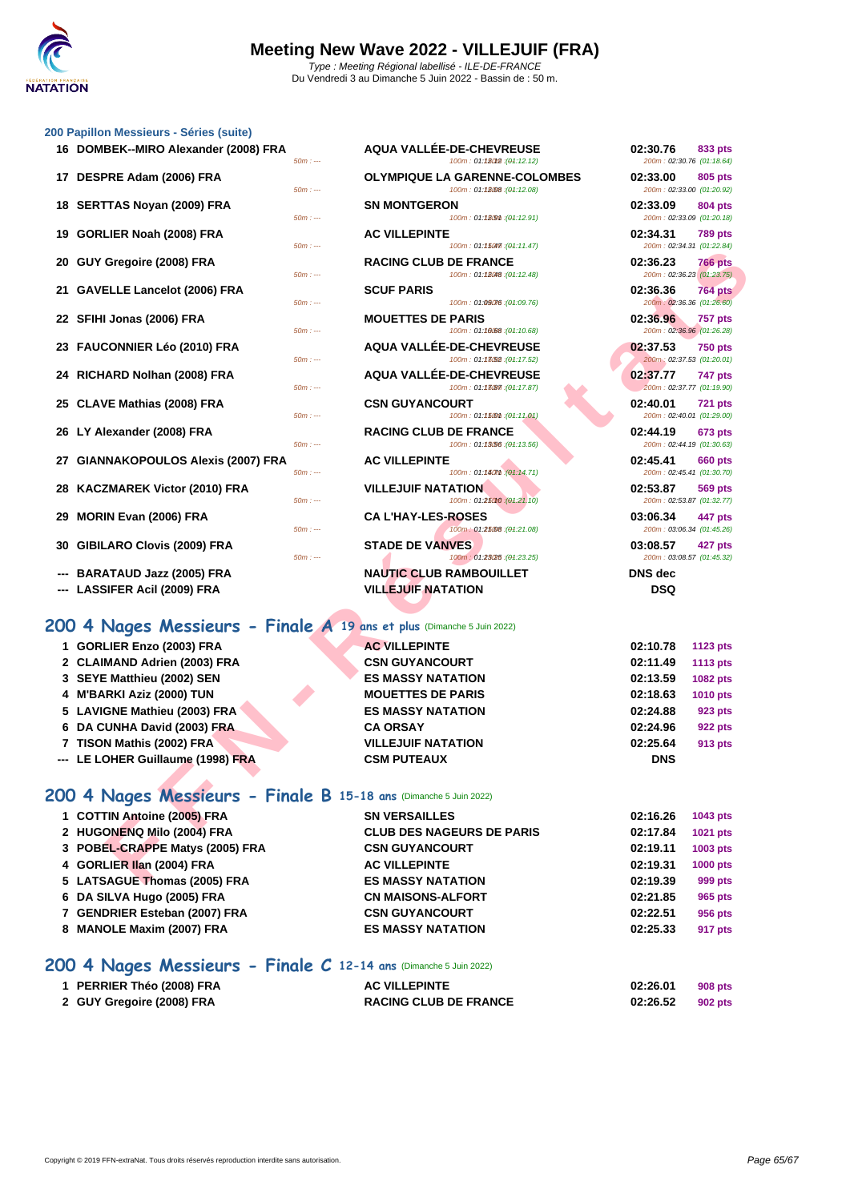# Meeting New Wave 2022 - VILLEJUIF (FRA)

*Type : Meeting Régional labellisé - ILE-DE-FRANCE*
Du Vendredi 3 au Dimanche 5 Juin 2022 - Bassin de : 50 m.

## 200 Papillon Messieurs - Séries (suite)

| | Nom | Club | Temps | Points |
|---|---|---|---|---|
| 16 | DOMBEK--MIRO Alexander (2008) FRA | AQUA VALLÉE-DE-CHEVREUSE | 02:30.76 | 833 pts |
| | 50m : --- | 100m : 01:12.12 (01:12.12) | 200m : 02:30.76 (01:18.64) | |
| 17 | DESPRE Adam (2006) FRA | OLYMPIQUE LA GARENNE-COLOMBES | 02:33.00 | 805 pts |
| | 50m : --- | 100m : 01:12.08 (01:12.08) | 200m : 02:33.00 (01:20.92) | |
| 18 | SERTTAS Noyan (2009) FRA | SN MONTGERON | 02:33.09 | 804 pts |
| | 50m : --- | 100m : 01:12.91 (01:12.91) | 200m : 02:33.09 (01:20.18) | |
| 19 | GORLIER Noah (2008) FRA | AC VILLEPINTE | 02:34.31 | 789 pts |
| | 50m : --- | 100m : 01:11.47 (01:11.47) | 200m : 02:34.31 (01:22.84) | |
| 20 | GUY Gregoire (2008) FRA | RACING CLUB DE FRANCE | 02:36.23 | 766 pts |
| | 50m : --- | 100m : 01:12.48 (01:12.48) | 200m : 02:36.23 (01:23.75) | |
| 21 | GAVELLE Lancelot (2006) FRA | SCUF PARIS | 02:36.36 | 764 pts |
| | 50m : --- | 100m : 01:09.76 (01:09.76) | 200m : 02:36.36 (01:26.60) | |
| 22 | SFIHI Jonas (2006) FRA | MOUETTES DE PARIS | 02:36.96 | 757 pts |
| | 50m : --- | 100m : 01:10.68 (01:10.68) | 200m : 02:36.96 (01:26.28) | |
| 23 | FAUCONNIER Léo (2010) FRA | AQUA VALLÉE-DE-CHEVREUSE | 02:37.53 | 750 pts |
| | 50m : --- | 100m : 01:17.52 (01:17.52) | 200m : 02:37.53 (01:20.01) | |
| 24 | RICHARD Nolhan (2008) FRA | AQUA VALLÉE-DE-CHEVREUSE | 02:37.77 | 747 pts |
| | 50m : --- | 100m : 01:17.87 (01:17.87) | 200m : 02:37.77 (01:19.90) | |
| 25 | CLAVE Mathias (2008) FRA | CSN GUYANCOURT | 02:40.01 | 721 pts |
| | 50m : --- | 100m : 01:11.01 (01:11.01) | 200m : 02:40.01 (01:29.00) | |
| 26 | LY Alexander (2008) FRA | RACING CLUB DE FRANCE | 02:44.19 | 673 pts |
| | 50m : --- | 100m : 01:13.56 (01:13.56) | 200m : 02:44.19 (01:30.63) | |
| 27 | GIANNAKOPOULOS Alexis (2007) FRA | AC VILLEPINTE | 02:45.41 | 660 pts |
| | 50m : --- | 100m : 01:14.71 (01:14.71) | 200m : 02:45.41 (01:30.70) | |
| 28 | KACZMAREK Victor (2010) FRA | VILLEJUIF NATATION | 02:53.87 | 569 pts |
| | 50m : --- | 100m : 01:21.10 (01:21.10) | 200m : 02:53.87 (01:32.77) | |
| 29 | MORIN Evan (2006) FRA | CA L'HAY-LES-ROSES | 03:06.34 | 447 pts |
| | 50m : --- | 100m : 01:21.08 (01:21.08) | 200m : 03:06.34 (01:45.26) | |
| 30 | GIBILARO Clovis (2009) FRA | STADE DE VANVES | 03:08.57 | 427 pts |
| | 50m : --- | 100m : 01:23.25 (01:23.25) | 200m : 03:08.57 (01:45.32) | |
| --- | BARATAUD Jazz (2005) FRA | NAUTIC CLUB RAMBOUILLET | DNS dec | |
| --- | LASSIFER Acil (2009) FRA | VILLEJUIF NATATION | DSQ | |

## 200 4 Nages Messieurs - Finale A 19 ans et plus (Dimanche 5 Juin 2022)

| | Nom | Club | Temps | Points |
|---|---|---|---|---|
| 1 | GORLIER Enzo (2003) FRA | AC VILLEPINTE | 02:10.78 | 1123 pts |
| 2 | CLAIMAND Adrien (2003) FRA | CSN GUYANCOURT | 02:11.49 | 1113 pts |
| 3 | SEYE Matthieu (2002) SEN | ES MASSY NATATION | 02:13.59 | 1082 pts |
| 4 | M'BARKI Aziz (2000) TUN | MOUETTES DE PARIS | 02:18.63 | 1010 pts |
| 5 | LAVIGNE Mathieu (2003) FRA | ES MASSY NATATION | 02:24.88 | 923 pts |
| 6 | DA CUNHA David (2003) FRA | CA ORSAY | 02:24.96 | 922 pts |
| 7 | TISON Mathis (2002) FRA | VILLEJUIF NATATION | 02:25.64 | 913 pts |
| --- | LE LOHER Guillaume (1998) FRA | CSM PUTEAUX | DNS | |

## 200 4 Nages Messieurs - Finale B 15-18 ans (Dimanche 5 Juin 2022)

| | Nom | Club | Temps | Points |
|---|---|---|---|---|
| 1 | COTTIN Antoine (2005) FRA | SN VERSAILLES | 02:16.26 | 1043 pts |
| 2 | HUGONENQ Milo (2004) FRA | CLUB DES NAGEURS DE PARIS | 02:17.84 | 1021 pts |
| 3 | POBEL-CRAPPE Matys (2005) FRA | CSN GUYANCOURT | 02:19.11 | 1003 pts |
| 4 | GORLIER Ilan (2004) FRA | AC VILLEPINTE | 02:19.31 | 1000 pts |
| 5 | LATSAGUE Thomas (2005) FRA | ES MASSY NATATION | 02:19.39 | 999 pts |
| 6 | DA SILVA Hugo (2005) FRA | CN MAISONS-ALFORT | 02:21.85 | 965 pts |
| 7 | GENDRIER Esteban (2007) FRA | CSN GUYANCOURT | 02:22.51 | 956 pts |
| 8 | MANOLE Maxim (2007) FRA | ES MASSY NATATION | 02:25.33 | 917 pts |

## 200 4 Nages Messieurs - Finale C 12-14 ans (Dimanche 5 Juin 2022)

| | Nom | Club | Temps | Points |
|---|---|---|---|---|
| 1 | PERRIER Théo (2008) FRA | AC VILLEPINTE | 02:26.01 | 908 pts |
| 2 | GUY Gregoire (2008) FRA | RACING CLUB DE FRANCE | 02:26.52 | 902 pts |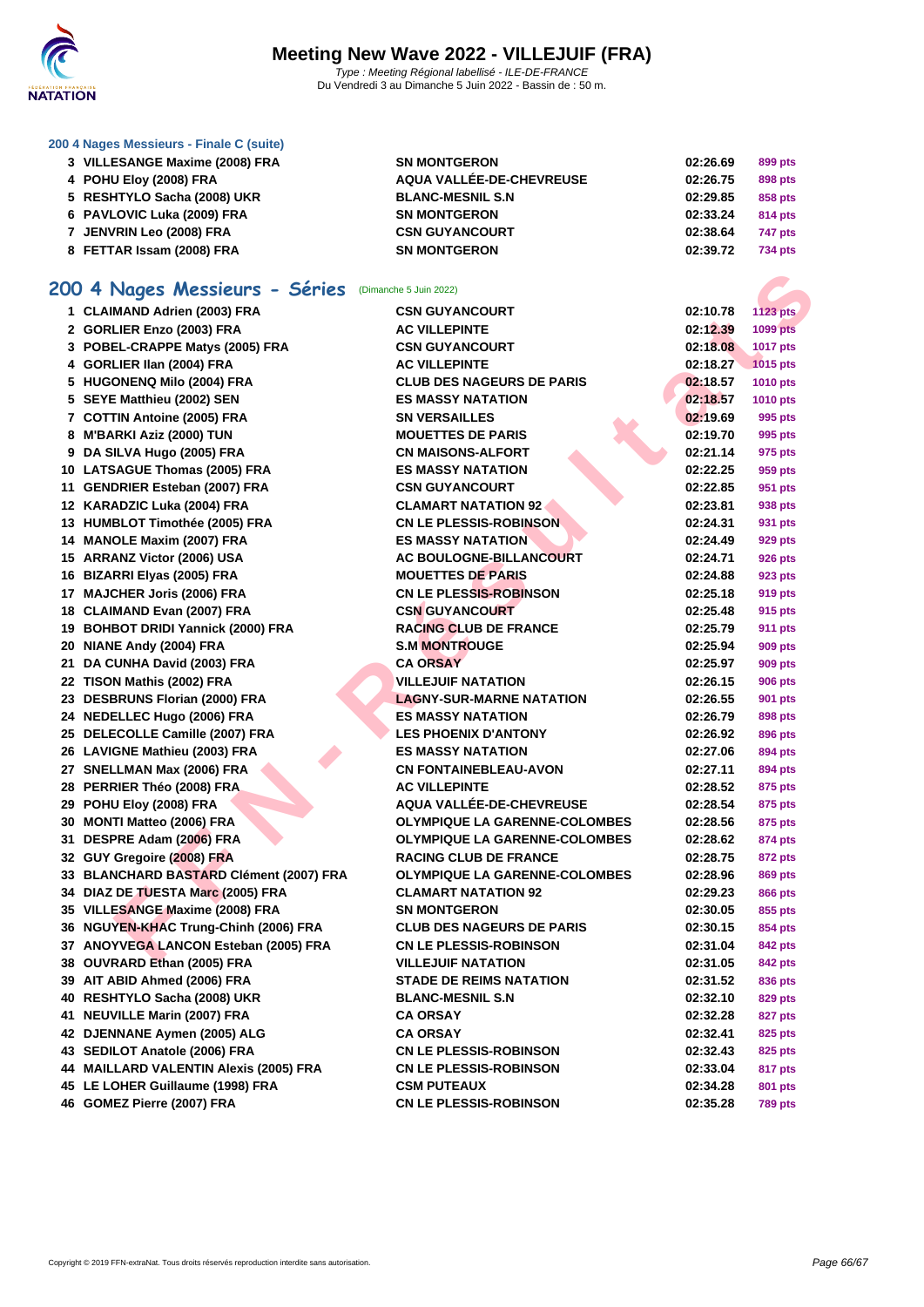# Meeting New Wave 2022 - VILLEJUIF (FRA)

*Type : Meeting Régional labellisé - ILE-DE-FRANCE*
Du Vendredi 3 au Dimanche 5 Juin 2022 - Bassin de : 50 m.

### 200 4 Nages Messieurs - Finale C (suite)

| | | | | |
|---|---|---|---|---|
| 3 | VILLESANGE Maxime (2008) FRA | SN MONTGERON | 02:26.69 | 899 pts |
| 4 | POHU Eloy (2008) FRA | AQUA VALLÉE-DE-CHEVREUSE | 02:26.75 | 898 pts |
| 5 | RESHTYLO Sacha (2008) UKR | BLANC-MESNIL S.N | 02:29.85 | 858 pts |
| 6 | PAVLOVIC Luka (2009) FRA | SN MONTGERON | 02:33.24 | 814 pts |
| 7 | JENVRIN Leo (2008) FRA | CSN GUYANCOURT | 02:38.64 | 747 pts |
| 8 | FETTAR Issam (2008) FRA | SN MONTGERON | 02:39.72 | 734 pts |

## 200 4 Nages Messieurs - Séries (Dimanche 5 Juin 2022)

| | | | | |
|---|---|---|---|---|
| 1 | CLAIMAND Adrien (2003) FRA | CSN GUYANCOURT | 02:10.78 | 1123 pts |
| 2 | GORLIER Enzo (2003) FRA | AC VILLEPINTE | 02:12.39 | 1099 pts |
| 3 | POBEL-CRAPPE Matys (2005) FRA | CSN GUYANCOURT | 02:18.08 | 1017 pts |
| 4 | GORLIER Ilan (2004) FRA | AC VILLEPINTE | 02:18.27 | 1015 pts |
| 5 | HUGONENQ Milo (2004) FRA | CLUB DES NAGEURS DE PARIS | 02:18.57 | 1010 pts |
| 5 | SEYE Matthieu (2002) SEN | ES MASSY NATATION | 02:18.57 | 1010 pts |
| 7 | COTTIN Antoine (2005) FRA | SN VERSAILLES | 02:19.69 | 995 pts |
| 8 | M'BARKI Aziz (2000) TUN | MOUETTES DE PARIS | 02:19.70 | 995 pts |
| 9 | DA SILVA Hugo (2005) FRA | CN MAISONS-ALFORT | 02:21.14 | 975 pts |
| 10 | LATSAGUE Thomas (2005) FRA | ES MASSY NATATION | 02:22.25 | 959 pts |
| 11 | GENDRIER Esteban (2007) FRA | CSN GUYANCOURT | 02:22.85 | 951 pts |
| 12 | KARADZIC Luka (2004) FRA | CLAMART NATATION 92 | 02:23.81 | 938 pts |
| 13 | HUMBLOT Timothée (2005) FRA | CN LE PLESSIS-ROBINSON | 02:24.31 | 931 pts |
| 14 | MANOLE Maxim (2007) FRA | ES MASSY NATATION | 02:24.49 | 929 pts |
| 15 | ARRANZ Victor (2006) USA | AC BOULOGNE-BILLANCOURT | 02:24.71 | 926 pts |
| 16 | BIZARRI Elyas (2005) FRA | MOUETTES DE PARIS | 02:24.88 | 923 pts |
| 17 | MAJCHER Joris (2006) FRA | CN LE PLESSIS-ROBINSON | 02:25.18 | 919 pts |
| 18 | CLAIMAND Evan (2007) FRA | CSN GUYANCOURT | 02:25.48 | 915 pts |
| 19 | BOHBOT DRIDI Yannick (2000) FRA | RACING CLUB DE FRANCE | 02:25.79 | 911 pts |
| 20 | NIANE Andy (2004) FRA | S.M MONTROUGE | 02:25.94 | 909 pts |
| 21 | DA CUNHA David (2003) FRA | CA ORSAY | 02:25.97 | 909 pts |
| 22 | TISON Mathis (2002) FRA | VILLEJUIF NATATION | 02:26.15 | 906 pts |
| 23 | DESBRUNS Florian (2000) FRA | LAGNY-SUR-MARNE NATATION | 02:26.55 | 901 pts |
| 24 | NEDELLEC Hugo (2006) FRA | ES MASSY NATATION | 02:26.79 | 898 pts |
| 25 | DELECOLLE Camille (2007) FRA | LES PHOENIX D'ANTONY | 02:26.92 | 896 pts |
| 26 | LAVIGNE Mathieu (2003) FRA | ES MASSY NATATION | 02:27.06 | 894 pts |
| 27 | SNELLMAN Max (2006) FRA | CN FONTAINEBLEAU-AVON | 02:27.11 | 894 pts |
| 28 | PERRIER Théo (2008) FRA | AC VILLEPINTE | 02:28.52 | 875 pts |
| 29 | POHU Eloy (2008) FRA | AQUA VALLÉE-DE-CHEVREUSE | 02:28.54 | 875 pts |
| 30 | MONTI Matteo (2006) FRA | OLYMPIQUE LA GARENNE-COLOMBES | 02:28.56 | 875 pts |
| 31 | DESPRE Adam (2006) FRA | OLYMPIQUE LA GARENNE-COLOMBES | 02:28.62 | 874 pts |
| 32 | GUY Gregoire (2008) FRA | RACING CLUB DE FRANCE | 02:28.75 | 872 pts |
| 33 | BLANCHARD BASTARD Clément (2007) FRA | OLYMPIQUE LA GARENNE-COLOMBES | 02:28.96 | 869 pts |
| 34 | DIAZ DE TUESTA Marc (2005) FRA | CLAMART NATATION 92 | 02:29.23 | 866 pts |
| 35 | VILLESANGE Maxime (2008) FRA | SN MONTGERON | 02:30.05 | 855 pts |
| 36 | NGUYEN-KHAC Trung-Chinh (2006) FRA | CLUB DES NAGEURS DE PARIS | 02:30.15 | 854 pts |
| 37 | ANOYVEGA LANCON Esteban (2005) FRA | CN LE PLESSIS-ROBINSON | 02:31.04 | 842 pts |
| 38 | OUVRARD Ethan (2005) FRA | VILLEJUIF NATATION | 02:31.05 | 842 pts |
| 39 | AIT ABID Ahmed (2006) FRA | STADE DE REIMS NATATION | 02:31.52 | 836 pts |
| 40 | RESHTYLO Sacha (2008) UKR | BLANC-MESNIL S.N | 02:32.10 | 829 pts |
| 41 | NEUVILLE Marin (2007) FRA | CA ORSAY | 02:32.28 | 827 pts |
| 42 | DJENNANE Aymen (2005) ALG | CA ORSAY | 02:32.41 | 825 pts |
| 43 | SEDILOT Anatole (2006) FRA | CN LE PLESSIS-ROBINSON | 02:32.43 | 825 pts |
| 44 | MAILLARD VALENTIN Alexis (2005) FRA | CN LE PLESSIS-ROBINSON | 02:33.04 | 817 pts |
| 45 | LE LOHER Guillaume (1998) FRA | CSM PUTEAUX | 02:34.28 | 801 pts |
| 46 | GOMEZ Pierre (2007) FRA | CN LE PLESSIS-ROBINSON | 02:35.28 | 789 pts |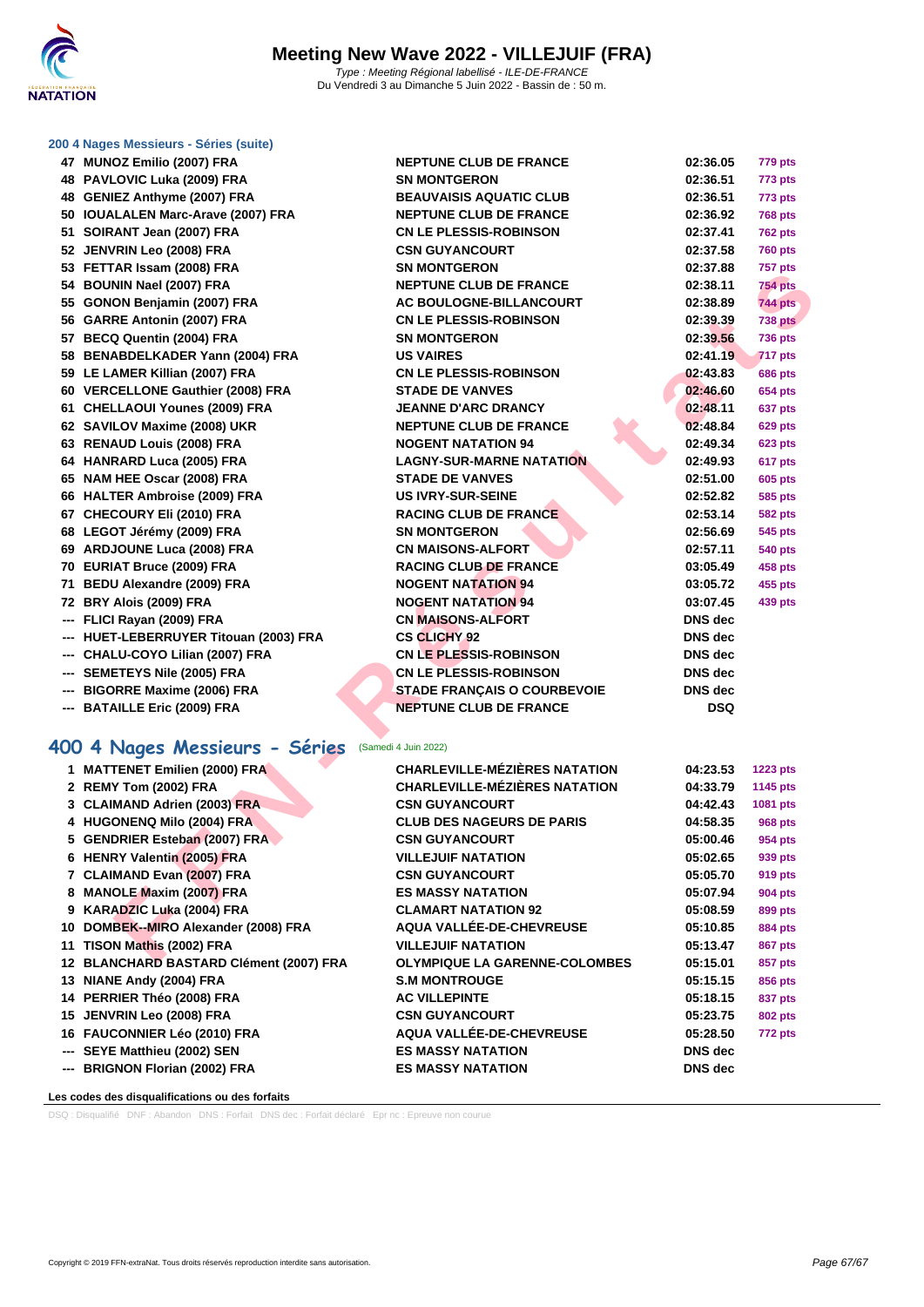# Meeting New Wave 2022 - VILLEJUIF (FRA)

*Type : Meeting Régional labellisé - ILE-DE-FRANCE*
Du Vendredi 3 au Dimanche 5 Juin 2022 - Bassin de : 50 m.

### 200 4 Nages Messieurs - Séries (suite)

| | | | | |
|---|---|---|---|---|
| 47 | MUNOZ Emilio (2007) FRA | NEPTUNE CLUB DE FRANCE | 02:36.05 | 779 pts |
| 48 | PAVLOVIC Luka (2009) FRA | SN MONTGERON | 02:36.51 | 773 pts |
| 48 | GENIEZ Anthyme (2007) FRA | BEAUVAISIS AQUATIC CLUB | 02:36.51 | 773 pts |
| 50 | IOUALALEN Marc-Arave (2007) FRA | NEPTUNE CLUB DE FRANCE | 02:36.92 | 768 pts |
| 51 | SOIRANT Jean (2007) FRA | CN LE PLESSIS-ROBINSON | 02:37.41 | 762 pts |
| 52 | JENVRIN Leo (2008) FRA | CSN GUYANCOURT | 02:37.58 | 760 pts |
| 53 | FETTAR Issam (2008) FRA | SN MONTGERON | 02:37.88 | 757 pts |
| 54 | BOUNIN Nael (2007) FRA | NEPTUNE CLUB DE FRANCE | 02:38.11 | 754 pts |
| 55 | GONON Benjamin (2007) FRA | AC BOULOGNE-BILLANCOURT | 02:38.89 | 744 pts |
| 56 | GARRE Antonin (2007) FRA | CN LE PLESSIS-ROBINSON | 02:39.39 | 738 pts |
| 57 | BECQ Quentin (2004) FRA | SN MONTGERON | 02:39.56 | 736 pts |
| 58 | BENABDELKADER Yann (2004) FRA | US VAIRES | 02:41.19 | 717 pts |
| 59 | LE LAMER Killian (2007) FRA | CN LE PLESSIS-ROBINSON | 02:43.83 | 686 pts |
| 60 | VERCELLONE Gauthier (2008) FRA | STADE DE VANVES | 02:46.60 | 654 pts |
| 61 | CHELLAOUI Younes (2009) FRA | JEANNE D'ARC DRANCY | 02:48.11 | 637 pts |
| 62 | SAVILOV Maxime (2008) UKR | NEPTUNE CLUB DE FRANCE | 02:48.84 | 629 pts |
| 63 | RENAUD Louis (2008) FRA | NOGENT NATATION 94 | 02:49.34 | 623 pts |
| 64 | HANRARD Luca (2005) FRA | LAGNY-SUR-MARNE NATATION | 02:49.93 | 617 pts |
| 65 | NAM HEE Oscar (2008) FRA | STADE DE VANVES | 02:51.00 | 605 pts |
| 66 | HALTER Ambroise (2009) FRA | US IVRY-SUR-SEINE | 02:52.82 | 585 pts |
| 67 | CHECOURY Eli (2010) FRA | RACING CLUB DE FRANCE | 02:53.14 | 582 pts |
| 68 | LEGOT Jérémy (2009) FRA | SN MONTGERON | 02:56.69 | 545 pts |
| 69 | ARDJOUNE Luca (2008) FRA | CN MAISONS-ALFORT | 02:57.11 | 540 pts |
| 70 | EURIAT Bruce (2009) FRA | RACING CLUB DE FRANCE | 03:05.49 | 458 pts |
| 71 | BEDU Alexandre (2009) FRA | NOGENT NATATION 94 | 03:05.72 | 455 pts |
| 72 | BRY Alois (2009) FRA | NOGENT NATATION 94 | 03:07.45 | 439 pts |
| --- | FLICI Rayan (2009) FRA | CN MAISONS-ALFORT | DNS dec | |
| --- | HUET-LEBERRUYER Titouan (2003) FRA | CS CLICHY 92 | DNS dec | |
| --- | CHALU-COYO Lilian (2007) FRA | CN LE PLESSIS-ROBINSON | DNS dec | |
| --- | SEMETEYS Nile (2005) FRA | CN LE PLESSIS-ROBINSON | DNS dec | |
| --- | BIGORRE Maxime (2006) FRA | STADE FRANÇAIS O COURBEVOIE | DNS dec | |
| --- | BATAILLE Eric (2009) FRA | NEPTUNE CLUB DE FRANCE | DSQ | |

## 400 4 Nages Messieurs - Séries (Samedi 4 Juin 2022)

| | | | | |
|---|---|---|---|---|
| 1 | MATTENET Emilien (2000) FRA | CHARLEVILLE-MÉZIÈRES NATATION | 04:23.53 | 1223 pts |
| 2 | REMY Tom (2002) FRA | CHARLEVILLE-MÉZIÈRES NATATION | 04:33.79 | 1145 pts |
| 3 | CLAIMAND Adrien (2003) FRA | CSN GUYANCOURT | 04:42.43 | 1081 pts |
| 4 | HUGONENQ Milo (2004) FRA | CLUB DES NAGEURS DE PARIS | 04:58.35 | 968 pts |
| 5 | GENDRIER Esteban (2007) FRA | CSN GUYANCOURT | 05:00.46 | 954 pts |
| 6 | HENRY Valentin (2005) FRA | VILLEJUIF NATATION | 05:02.65 | 939 pts |
| 7 | CLAIMAND Evan (2007) FRA | CSN GUYANCOURT | 05:05.70 | 919 pts |
| 8 | MANOLE Maxim (2007) FRA | ES MASSY NATATION | 05:07.94 | 904 pts |
| 9 | KARADZIC Luka (2004) FRA | CLAMART NATATION 92 | 05:08.59 | 899 pts |
| 10 | DOMBEK--MIRO Alexander (2008) FRA | AQUA VALLÉE-DE-CHEVREUSE | 05:10.85 | 884 pts |
| 11 | TISON Mathis (2002) FRA | VILLEJUIF NATATION | 05:13.47 | 867 pts |
| 12 | BLANCHARD BASTARD Clément (2007) FRA | OLYMPIQUE LA GARENNE-COLOMBES | 05:15.01 | 857 pts |
| 13 | NIANE Andy (2004) FRA | S.M MONTROUGE | 05:15.15 | 856 pts |
| 14 | PERRIER Théo (2008) FRA | AC VILLEPINTE | 05:18.15 | 837 pts |
| 15 | JENVRIN Leo (2008) FRA | CSN GUYANCOURT | 05:23.75 | 802 pts |
| 16 | FAUCONNIER Léo (2010) FRA | AQUA VALLÉE-DE-CHEVREUSE | 05:28.50 | 772 pts |
| --- | SEYE Matthieu (2002) SEN | ES MASSY NATATION | DNS dec | |
| --- | BRIGNON Florian (2002) FRA | ES MASSY NATATION | DNS dec | |

**Les codes des disqualifications ou des forfaits**

DSQ : Disqualifié DNF : Abandon DNS : Forfait DNS dec : Forfait déclaré Epr nc : Epreuve non courue